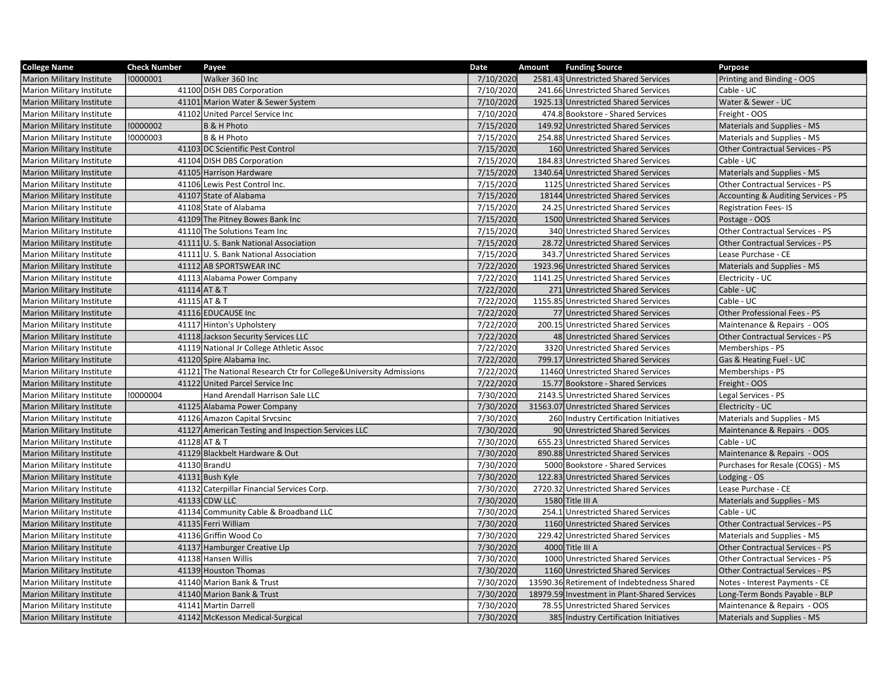| College Name | Check Number | Payee | Date | Amount | Funding Source | Purpose |
|---|---|---|---|---|---|---|
| Marion Military Institute | !0000001 | Walker 360 Inc | 7/10/2020 | 2581.43 | Unrestricted Shared Services | Printing and Binding - OOS |
| Marion Military Institute | 41100 | DISH DBS Corporation | 7/10/2020 | 241.66 | Unrestricted Shared Services | Cable - UC |
| Marion Military Institute | 41101 | Marion Water & Sewer System | 7/10/2020 | 1925.13 | Unrestricted Shared Services | Water & Sewer - UC |
| Marion Military Institute | 41102 | United Parcel Service Inc | 7/10/2020 | 474.8 | Bookstore - Shared Services | Freight - OOS |
| Marion Military Institute | !0000002 | B & H Photo | 7/15/2020 | 149.92 | Unrestricted Shared Services | Materials and Supplies - MS |
| Marion Military Institute | !0000003 | B & H Photo | 7/15/2020 | 254.88 | Unrestricted Shared Services | Materials and Supplies - MS |
| Marion Military Institute | 41103 | DC Scientific Pest Control | 7/15/2020 | 160 | Unrestricted Shared Services | Other Contractual Services - PS |
| Marion Military Institute | 41104 | DISH DBS Corporation | 7/15/2020 | 184.83 | Unrestricted Shared Services | Cable - UC |
| Marion Military Institute | 41105 | Harrison Hardware | 7/15/2020 | 1340.64 | Unrestricted Shared Services | Materials and Supplies - MS |
| Marion Military Institute | 41106 | Lewis Pest Control Inc. | 7/15/2020 | 1125 | Unrestricted Shared Services | Other Contractual Services - PS |
| Marion Military Institute | 41107 | State of Alabama | 7/15/2020 | 18144 | Unrestricted Shared Services | Accounting & Auditing Services - PS |
| Marion Military Institute | 41108 | State of Alabama | 7/15/2020 | 24.25 | Unrestricted Shared Services | Registration Fees- IS |
| Marion Military Institute | 41109 | The Pitney Bowes Bank Inc | 7/15/2020 | 1500 | Unrestricted Shared Services | Postage - OOS |
| Marion Military Institute | 41110 | The Solutions Team Inc | 7/15/2020 | 340 | Unrestricted Shared Services | Other Contractual Services - PS |
| Marion Military Institute | 41111 | U. S. Bank National Association | 7/15/2020 | 28.72 | Unrestricted Shared Services | Other Contractual Services - PS |
| Marion Military Institute | 41111 | U. S. Bank National Association | 7/15/2020 | 343.7 | Unrestricted Shared Services | Lease Purchase - CE |
| Marion Military Institute | 41112 | AB SPORTSWEAR INC | 7/22/2020 | 1923.96 | Unrestricted Shared Services | Materials and Supplies - MS |
| Marion Military Institute | 41113 | Alabama Power Company | 7/22/2020 | 1141.25 | Unrestricted Shared Services | Electricity - UC |
| Marion Military Institute | 41114 | AT & T | 7/22/2020 | 271 | Unrestricted Shared Services | Cable - UC |
| Marion Military Institute | 41115 | AT & T | 7/22/2020 | 1155.85 | Unrestricted Shared Services | Cable - UC |
| Marion Military Institute | 41116 | EDUCAUSE Inc | 7/22/2020 | 77 | Unrestricted Shared Services | Other Professional Fees - PS |
| Marion Military Institute | 41117 | Hinton's Upholstery | 7/22/2020 | 200.15 | Unrestricted Shared Services | Maintenance & Repairs - OOS |
| Marion Military Institute | 41118 | Jackson Security Services LLC | 7/22/2020 | 48 | Unrestricted Shared Services | Other Contractual Services - PS |
| Marion Military Institute | 41119 | National Jr College Athletic Assoc | 7/22/2020 | 3320 | Unrestricted Shared Services | Memberships - PS |
| Marion Military Institute | 41120 | Spire Alabama Inc. | 7/22/2020 | 799.17 | Unrestricted Shared Services | Gas & Heating Fuel - UC |
| Marion Military Institute | 41121 | The National Research Ctr for College&University Admissions | 7/22/2020 | 11460 | Unrestricted Shared Services | Memberships - PS |
| Marion Military Institute | 41122 | United Parcel Service Inc | 7/22/2020 | 15.77 | Bookstore - Shared Services | Freight - OOS |
| Marion Military Institute | !0000004 | Hand Arendall Harrison Sale LLC | 7/30/2020 | 2143.5 | Unrestricted Shared Services | Legal Services - PS |
| Marion Military Institute | 41125 | Alabama Power Company | 7/30/2020 | 31563.07 | Unrestricted Shared Services | Electricity - UC |
| Marion Military Institute | 41126 | Amazon Capital Srvcsinc | 7/30/2020 | 260 | Industry Certification Initiatives | Materials and Supplies - MS |
| Marion Military Institute | 41127 | American Testing and Inspection Services LLC | 7/30/2020 | 90 | Unrestricted Shared Services | Maintenance & Repairs - OOS |
| Marion Military Institute | 41128 | AT & T | 7/30/2020 | 655.23 | Unrestricted Shared Services | Cable - UC |
| Marion Military Institute | 41129 | Blackbelt Hardware & Out | 7/30/2020 | 890.88 | Unrestricted Shared Services | Maintenance & Repairs - OOS |
| Marion Military Institute | 41130 | BrandU | 7/30/2020 | 5000 | Bookstore - Shared Services | Purchases for Resale (COGS) - MS |
| Marion Military Institute | 41131 | Bush Kyle | 7/30/2020 | 122.83 | Unrestricted Shared Services | Lodging - OS |
| Marion Military Institute | 41132 | Caterpillar Financial Services Corp. | 7/30/2020 | 2720.32 | Unrestricted Shared Services | Lease Purchase - CE |
| Marion Military Institute | 41133 | CDW LLC | 7/30/2020 | 1580 | Title III A | Materials and Supplies - MS |
| Marion Military Institute | 41134 | Community Cable & Broadband LLC | 7/30/2020 | 254.1 | Unrestricted Shared Services | Cable - UC |
| Marion Military Institute | 41135 | Ferri William | 7/30/2020 | 1160 | Unrestricted Shared Services | Other Contractual Services - PS |
| Marion Military Institute | 41136 | Griffin Wood Co | 7/30/2020 | 229.42 | Unrestricted Shared Services | Materials and Supplies - MS |
| Marion Military Institute | 41137 | Hamburger Creative Llp | 7/30/2020 | 4000 | Title III A | Other Contractual Services - PS |
| Marion Military Institute | 41138 | Hansen Willis | 7/30/2020 | 1000 | Unrestricted Shared Services | Other Contractual Services - PS |
| Marion Military Institute | 41139 | Houston Thomas | 7/30/2020 | 1160 | Unrestricted Shared Services | Other Contractual Services - PS |
| Marion Military Institute | 41140 | Marion Bank & Trust | 7/30/2020 | 13590.36 | Retirement of Indebtedness Shared | Notes - Interest Payments - CE |
| Marion Military Institute | 41140 | Marion Bank & Trust | 7/30/2020 | 18979.59 | Investment in Plant-Shared Services | Long-Term Bonds Payable - BLP |
| Marion Military Institute | 41141 | Martin Darrell | 7/30/2020 | 78.55 | Unrestricted Shared Services | Maintenance & Repairs - OOS |
| Marion Military Institute | 41142 | McKesson Medical-Surgical | 7/30/2020 | 385 | Industry Certification Initiatives | Materials and Supplies - MS |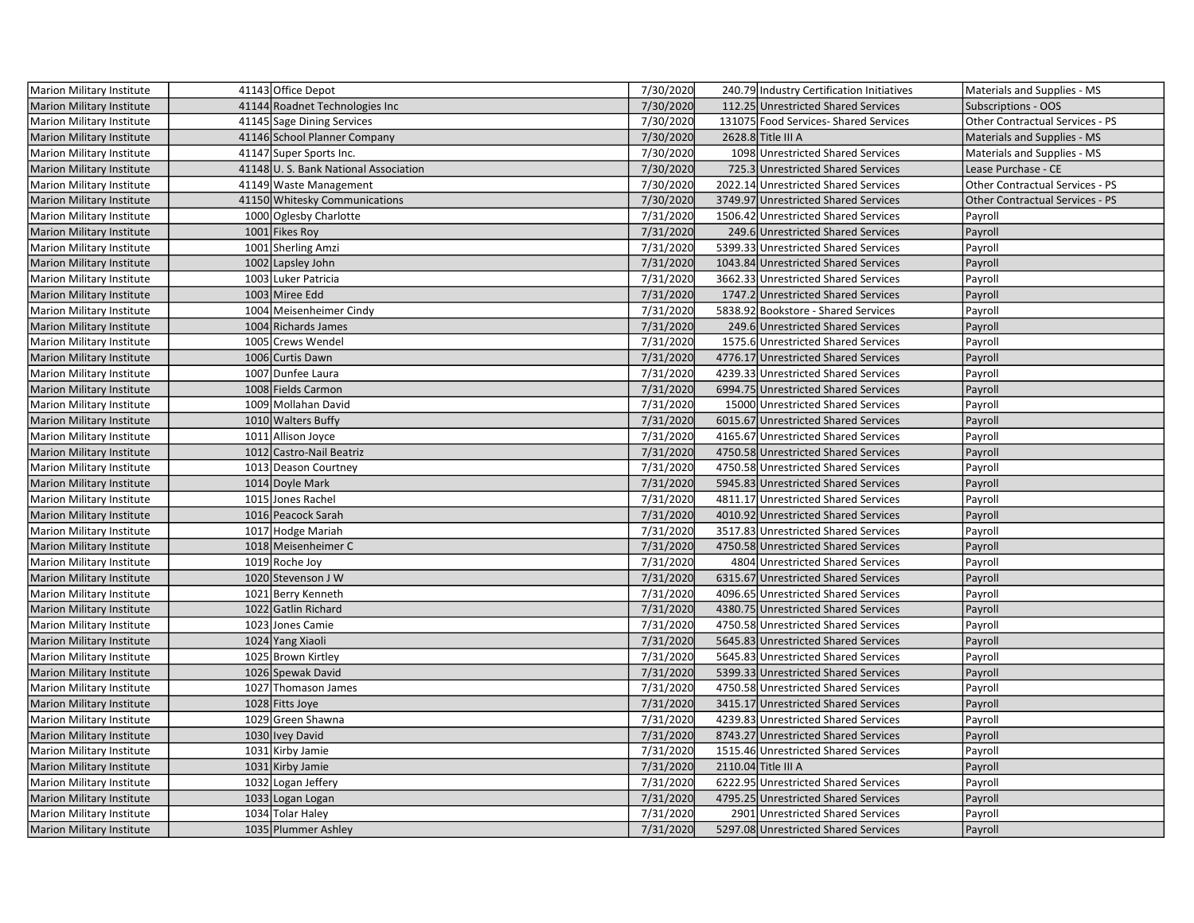| | | | | | | |
|---|---|---|---|---|---|---|
| Marion Military Institute | 41143 | Office Depot | 7/30/2020 | 240.79 | Industry Certification Initiatives | Materials and Supplies - MS |
| Marion Military Institute | 41144 | Roadnet Technologies Inc | 7/30/2020 | 112.25 | Unrestricted Shared Services | Subscriptions - OOS |
| Marion Military Institute | 41145 | Sage Dining Services | 7/30/2020 | 131075 | Food Services- Shared Services | Other Contractual Services - PS |
| Marion Military Institute | 41146 | School Planner Company | 7/30/2020 | 2628.8 | Title III A | Materials and Supplies - MS |
| Marion Military Institute | 41147 | Super Sports Inc. | 7/30/2020 | 1098 | Unrestricted Shared Services | Materials and Supplies - MS |
| Marion Military Institute | 41148 | U. S. Bank National Association | 7/30/2020 | 725.3 | Unrestricted Shared Services | Lease Purchase - CE |
| Marion Military Institute | 41149 | Waste Management | 7/30/2020 | 2022.14 | Unrestricted Shared Services | Other Contractual Services - PS |
| Marion Military Institute | 41150 | Whitesky Communications | 7/30/2020 | 3749.97 | Unrestricted Shared Services | Other Contractual Services - PS |
| Marion Military Institute | 1000 | Oglesby Charlotte | 7/31/2020 | 1506.42 | Unrestricted Shared Services | Payroll |
| Marion Military Institute | 1001 | Fikes Roy | 7/31/2020 | 249.6 | Unrestricted Shared Services | Payroll |
| Marion Military Institute | 1001 | Sherling Amzi | 7/31/2020 | 5399.33 | Unrestricted Shared Services | Payroll |
| Marion Military Institute | 1002 | Lapsley John | 7/31/2020 | 1043.84 | Unrestricted Shared Services | Payroll |
| Marion Military Institute | 1003 | Luker Patricia | 7/31/2020 | 3662.33 | Unrestricted Shared Services | Payroll |
| Marion Military Institute | 1003 | Miree Edd | 7/31/2020 | 1747.2 | Unrestricted Shared Services | Payroll |
| Marion Military Institute | 1004 | Meisenheimer Cindy | 7/31/2020 | 5838.92 | Bookstore - Shared Services | Payroll |
| Marion Military Institute | 1004 | Richards James | 7/31/2020 | 249.6 | Unrestricted Shared Services | Payroll |
| Marion Military Institute | 1005 | Crews Wendel | 7/31/2020 | 1575.6 | Unrestricted Shared Services | Payroll |
| Marion Military Institute | 1006 | Curtis Dawn | 7/31/2020 | 4776.17 | Unrestricted Shared Services | Payroll |
| Marion Military Institute | 1007 | Dunfee Laura | 7/31/2020 | 4239.33 | Unrestricted Shared Services | Payroll |
| Marion Military Institute | 1008 | Fields Carmon | 7/31/2020 | 6994.75 | Unrestricted Shared Services | Payroll |
| Marion Military Institute | 1009 | Mollahan David | 7/31/2020 | 15000 | Unrestricted Shared Services | Payroll |
| Marion Military Institute | 1010 | Walters Buffy | 7/31/2020 | 6015.67 | Unrestricted Shared Services | Payroll |
| Marion Military Institute | 1011 | Allison Joyce | 7/31/2020 | 4165.67 | Unrestricted Shared Services | Payroll |
| Marion Military Institute | 1012 | Castro-Nail Beatriz | 7/31/2020 | 4750.58 | Unrestricted Shared Services | Payroll |
| Marion Military Institute | 1013 | Deason Courtney | 7/31/2020 | 4750.58 | Unrestricted Shared Services | Payroll |
| Marion Military Institute | 1014 | Doyle Mark | 7/31/2020 | 5945.83 | Unrestricted Shared Services | Payroll |
| Marion Military Institute | 1015 | Jones Rachel | 7/31/2020 | 4811.17 | Unrestricted Shared Services | Payroll |
| Marion Military Institute | 1016 | Peacock Sarah | 7/31/2020 | 4010.92 | Unrestricted Shared Services | Payroll |
| Marion Military Institute | 1017 | Hodge Mariah | 7/31/2020 | 3517.83 | Unrestricted Shared Services | Payroll |
| Marion Military Institute | 1018 | Meisenheimer C | 7/31/2020 | 4750.58 | Unrestricted Shared Services | Payroll |
| Marion Military Institute | 1019 | Roche Joy | 7/31/2020 | 4804 | Unrestricted Shared Services | Payroll |
| Marion Military Institute | 1020 | Stevenson J W | 7/31/2020 | 6315.67 | Unrestricted Shared Services | Payroll |
| Marion Military Institute | 1021 | Berry Kenneth | 7/31/2020 | 4096.65 | Unrestricted Shared Services | Payroll |
| Marion Military Institute | 1022 | Gatlin Richard | 7/31/2020 | 4380.75 | Unrestricted Shared Services | Payroll |
| Marion Military Institute | 1023 | Jones Camie | 7/31/2020 | 4750.58 | Unrestricted Shared Services | Payroll |
| Marion Military Institute | 1024 | Yang Xiaoli | 7/31/2020 | 5645.83 | Unrestricted Shared Services | Payroll |
| Marion Military Institute | 1025 | Brown Kirtley | 7/31/2020 | 5645.83 | Unrestricted Shared Services | Payroll |
| Marion Military Institute | 1026 | Spewak David | 7/31/2020 | 5399.33 | Unrestricted Shared Services | Payroll |
| Marion Military Institute | 1027 | Thomason James | 7/31/2020 | 4750.58 | Unrestricted Shared Services | Payroll |
| Marion Military Institute | 1028 | Fitts Joye | 7/31/2020 | 3415.17 | Unrestricted Shared Services | Payroll |
| Marion Military Institute | 1029 | Green Shawna | 7/31/2020 | 4239.83 | Unrestricted Shared Services | Payroll |
| Marion Military Institute | 1030 | Ivey David | 7/31/2020 | 8743.27 | Unrestricted Shared Services | Payroll |
| Marion Military Institute | 1031 | Kirby Jamie | 7/31/2020 | 1515.46 | Unrestricted Shared Services | Payroll |
| Marion Military Institute | 1031 | Kirby Jamie | 7/31/2020 | 2110.04 | Title III A | Payroll |
| Marion Military Institute | 1032 | Logan Jeffery | 7/31/2020 | 6222.95 | Unrestricted Shared Services | Payroll |
| Marion Military Institute | 1033 | Logan Logan | 7/31/2020 | 4795.25 | Unrestricted Shared Services | Payroll |
| Marion Military Institute | 1034 | Tolar Haley | 7/31/2020 | 2901 | Unrestricted Shared Services | Payroll |
| Marion Military Institute | 1035 | Plummer Ashley | 7/31/2020 | 5297.08 | Unrestricted Shared Services | Payroll |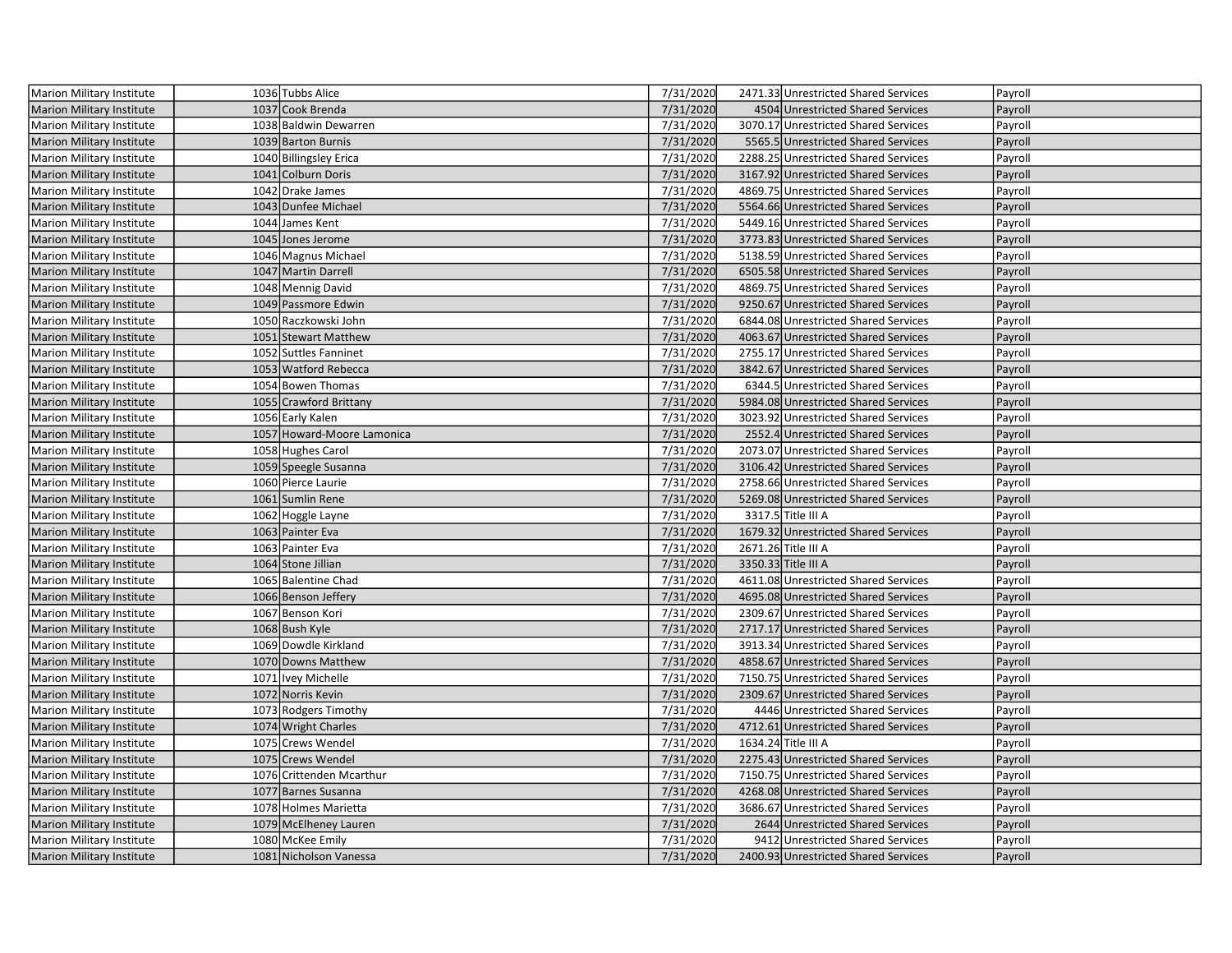| Marion Military Institute | 1036 | Tubbs Alice | 7/31/2020 | 2471.33 | Unrestricted Shared Services | Payroll |
|---|---|---|---|---|---|---|
| Marion Military Institute | 1037 | Cook Brenda | 7/31/2020 | 4504 | Unrestricted Shared Services | Payroll |
| Marion Military Institute | 1038 | Baldwin Dewarren | 7/31/2020 | 3070.17 | Unrestricted Shared Services | Payroll |
| Marion Military Institute | 1039 | Barton Burnis | 7/31/2020 | 5565.5 | Unrestricted Shared Services | Payroll |
| Marion Military Institute | 1040 | Billingsley Erica | 7/31/2020 | 2288.25 | Unrestricted Shared Services | Payroll |
| Marion Military Institute | 1041 | Colburn Doris | 7/31/2020 | 3167.92 | Unrestricted Shared Services | Payroll |
| Marion Military Institute | 1042 | Drake James | 7/31/2020 | 4869.75 | Unrestricted Shared Services | Payroll |
| Marion Military Institute | 1043 | Dunfee Michael | 7/31/2020 | 5564.66 | Unrestricted Shared Services | Payroll |
| Marion Military Institute | 1044 | James Kent | 7/31/2020 | 5449.16 | Unrestricted Shared Services | Payroll |
| Marion Military Institute | 1045 | Jones Jerome | 7/31/2020 | 3773.83 | Unrestricted Shared Services | Payroll |
| Marion Military Institute | 1046 | Magnus Michael | 7/31/2020 | 5138.59 | Unrestricted Shared Services | Payroll |
| Marion Military Institute | 1047 | Martin Darrell | 7/31/2020 | 6505.58 | Unrestricted Shared Services | Payroll |
| Marion Military Institute | 1048 | Mennig David | 7/31/2020 | 4869.75 | Unrestricted Shared Services | Payroll |
| Marion Military Institute | 1049 | Passmore Edwin | 7/31/2020 | 9250.67 | Unrestricted Shared Services | Payroll |
| Marion Military Institute | 1050 | Raczkowski John | 7/31/2020 | 6844.08 | Unrestricted Shared Services | Payroll |
| Marion Military Institute | 1051 | Stewart Matthew | 7/31/2020 | 4063.67 | Unrestricted Shared Services | Payroll |
| Marion Military Institute | 1052 | Suttles Fanninet | 7/31/2020 | 2755.17 | Unrestricted Shared Services | Payroll |
| Marion Military Institute | 1053 | Watford Rebecca | 7/31/2020 | 3842.67 | Unrestricted Shared Services | Payroll |
| Marion Military Institute | 1054 | Bowen Thomas | 7/31/2020 | 6344.5 | Unrestricted Shared Services | Payroll |
| Marion Military Institute | 1055 | Crawford Brittany | 7/31/2020 | 5984.08 | Unrestricted Shared Services | Payroll |
| Marion Military Institute | 1056 | Early Kalen | 7/31/2020 | 3023.92 | Unrestricted Shared Services | Payroll |
| Marion Military Institute | 1057 | Howard-Moore Lamonica | 7/31/2020 | 2552.4 | Unrestricted Shared Services | Payroll |
| Marion Military Institute | 1058 | Hughes Carol | 7/31/2020 | 2073.07 | Unrestricted Shared Services | Payroll |
| Marion Military Institute | 1059 | Speegle Susanna | 7/31/2020 | 3106.42 | Unrestricted Shared Services | Payroll |
| Marion Military Institute | 1060 | Pierce Laurie | 7/31/2020 | 2758.66 | Unrestricted Shared Services | Payroll |
| Marion Military Institute | 1061 | Sumlin Rene | 7/31/2020 | 5269.08 | Unrestricted Shared Services | Payroll |
| Marion Military Institute | 1062 | Hoggle Layne | 7/31/2020 | 3317.5 | Title III A | Payroll |
| Marion Military Institute | 1063 | Painter Eva | 7/31/2020 | 1679.32 | Unrestricted Shared Services | Payroll |
| Marion Military Institute | 1063 | Painter Eva | 7/31/2020 | 2671.26 | Title III A | Payroll |
| Marion Military Institute | 1064 | Stone Jillian | 7/31/2020 | 3350.33 | Title III A | Payroll |
| Marion Military Institute | 1065 | Balentine Chad | 7/31/2020 | 4611.08 | Unrestricted Shared Services | Payroll |
| Marion Military Institute | 1066 | Benson Jeffery | 7/31/2020 | 4695.08 | Unrestricted Shared Services | Payroll |
| Marion Military Institute | 1067 | Benson Kori | 7/31/2020 | 2309.67 | Unrestricted Shared Services | Payroll |
| Marion Military Institute | 1068 | Bush Kyle | 7/31/2020 | 2717.17 | Unrestricted Shared Services | Payroll |
| Marion Military Institute | 1069 | Dowdle Kirkland | 7/31/2020 | 3913.34 | Unrestricted Shared Services | Payroll |
| Marion Military Institute | 1070 | Downs Matthew | 7/31/2020 | 4858.67 | Unrestricted Shared Services | Payroll |
| Marion Military Institute | 1071 | Ivey Michelle | 7/31/2020 | 7150.75 | Unrestricted Shared Services | Payroll |
| Marion Military Institute | 1072 | Norris Kevin | 7/31/2020 | 2309.67 | Unrestricted Shared Services | Payroll |
| Marion Military Institute | 1073 | Rodgers Timothy | 7/31/2020 | 4446 | Unrestricted Shared Services | Payroll |
| Marion Military Institute | 1074 | Wright Charles | 7/31/2020 | 4712.61 | Unrestricted Shared Services | Payroll |
| Marion Military Institute | 1075 | Crews Wendel | 7/31/2020 | 1634.24 | Title III A | Payroll |
| Marion Military Institute | 1075 | Crews Wendel | 7/31/2020 | 2275.43 | Unrestricted Shared Services | Payroll |
| Marion Military Institute | 1076 | Crittenden Mcarthur | 7/31/2020 | 7150.75 | Unrestricted Shared Services | Payroll |
| Marion Military Institute | 1077 | Barnes Susanna | 7/31/2020 | 4268.08 | Unrestricted Shared Services | Payroll |
| Marion Military Institute | 1078 | Holmes Marietta | 7/31/2020 | 3686.67 | Unrestricted Shared Services | Payroll |
| Marion Military Institute | 1079 | McElheney Lauren | 7/31/2020 | 2644 | Unrestricted Shared Services | Payroll |
| Marion Military Institute | 1080 | McKee Emily | 7/31/2020 | 9412 | Unrestricted Shared Services | Payroll |
| Marion Military Institute | 1081 | Nicholson Vanessa | 7/31/2020 | 2400.93 | Unrestricted Shared Services | Payroll |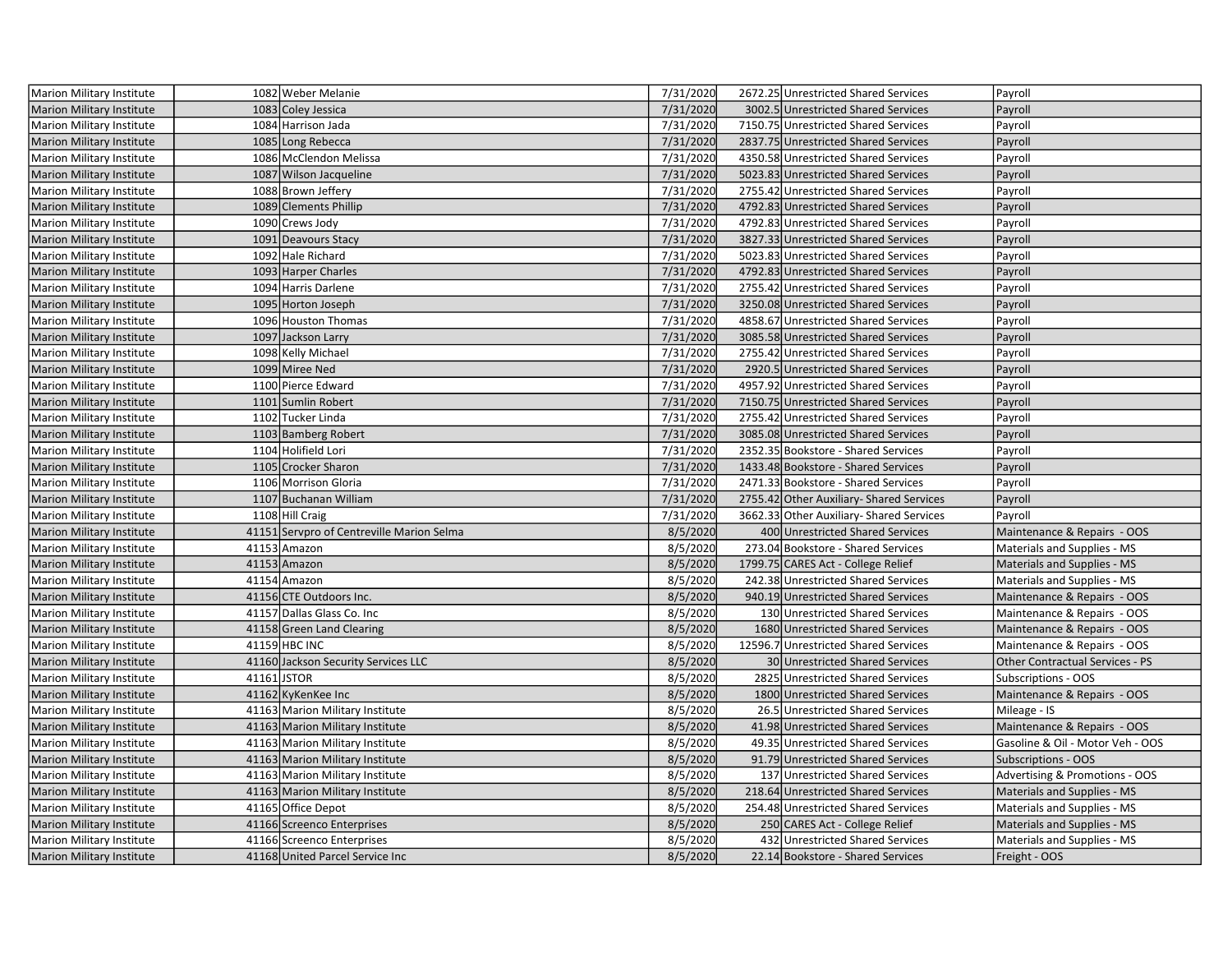| Marion Military Institute | 1082 | Weber Melanie | 7/31/2020 | 2672.25 | Unrestricted Shared Services | Payroll |
|---|---|---|---|---|---|---|
| Marion Military Institute | 1083 | Coley Jessica | 7/31/2020 | 3002.5 | Unrestricted Shared Services | Payroll |
| Marion Military Institute | 1084 | Harrison Jada | 7/31/2020 | 7150.75 | Unrestricted Shared Services | Payroll |
| Marion Military Institute | 1085 | Long Rebecca | 7/31/2020 | 2837.75 | Unrestricted Shared Services | Payroll |
| Marion Military Institute | 1086 | McClendon Melissa | 7/31/2020 | 4350.58 | Unrestricted Shared Services | Payroll |
| Marion Military Institute | 1087 | Wilson Jacqueline | 7/31/2020 | 5023.83 | Unrestricted Shared Services | Payroll |
| Marion Military Institute | 1088 | Brown Jeffery | 7/31/2020 | 2755.42 | Unrestricted Shared Services | Payroll |
| Marion Military Institute | 1089 | Clements Phillip | 7/31/2020 | 4792.83 | Unrestricted Shared Services | Payroll |
| Marion Military Institute | 1090 | Crews Jody | 7/31/2020 | 4792.83 | Unrestricted Shared Services | Payroll |
| Marion Military Institute | 1091 | Deavours Stacy | 7/31/2020 | 3827.33 | Unrestricted Shared Services | Payroll |
| Marion Military Institute | 1092 | Hale Richard | 7/31/2020 | 5023.83 | Unrestricted Shared Services | Payroll |
| Marion Military Institute | 1093 | Harper Charles | 7/31/2020 | 4792.83 | Unrestricted Shared Services | Payroll |
| Marion Military Institute | 1094 | Harris Darlene | 7/31/2020 | 2755.42 | Unrestricted Shared Services | Payroll |
| Marion Military Institute | 1095 | Horton Joseph | 7/31/2020 | 3250.08 | Unrestricted Shared Services | Payroll |
| Marion Military Institute | 1096 | Houston Thomas | 7/31/2020 | 4858.67 | Unrestricted Shared Services | Payroll |
| Marion Military Institute | 1097 | Jackson Larry | 7/31/2020 | 3085.58 | Unrestricted Shared Services | Payroll |
| Marion Military Institute | 1098 | Kelly Michael | 7/31/2020 | 2755.42 | Unrestricted Shared Services | Payroll |
| Marion Military Institute | 1099 | Miree Ned | 7/31/2020 | 2920.5 | Unrestricted Shared Services | Payroll |
| Marion Military Institute | 1100 | Pierce Edward | 7/31/2020 | 4957.92 | Unrestricted Shared Services | Payroll |
| Marion Military Institute | 1101 | Sumlin Robert | 7/31/2020 | 7150.75 | Unrestricted Shared Services | Payroll |
| Marion Military Institute | 1102 | Tucker Linda | 7/31/2020 | 2755.42 | Unrestricted Shared Services | Payroll |
| Marion Military Institute | 1103 | Bamberg Robert | 7/31/2020 | 3085.08 | Unrestricted Shared Services | Payroll |
| Marion Military Institute | 1104 | Holifield Lori | 7/31/2020 | 2352.35 | Bookstore - Shared Services | Payroll |
| Marion Military Institute | 1105 | Crocker Sharon | 7/31/2020 | 1433.48 | Bookstore - Shared Services | Payroll |
| Marion Military Institute | 1106 | Morrison Gloria | 7/31/2020 | 2471.33 | Bookstore - Shared Services | Payroll |
| Marion Military Institute | 1107 | Buchanan William | 7/31/2020 | 2755.42 | Other Auxiliary- Shared Services | Payroll |
| Marion Military Institute | 1108 | Hill Craig | 7/31/2020 | 3662.33 | Other Auxiliary- Shared Services | Payroll |
| Marion Military Institute | 41151 | Servpro of Centreville Marion Selma | 8/5/2020 | 400 | Unrestricted Shared Services | Maintenance & Repairs - OOS |
| Marion Military Institute | 41153 | Amazon | 8/5/2020 | 273.04 | Bookstore - Shared Services | Materials and Supplies - MS |
| Marion Military Institute | 41153 | Amazon | 8/5/2020 | 1799.75 | CARES Act - College Relief | Materials and Supplies - MS |
| Marion Military Institute | 41154 | Amazon | 8/5/2020 | 242.38 | Unrestricted Shared Services | Materials and Supplies - MS |
| Marion Military Institute | 41156 | CTE Outdoors Inc. | 8/5/2020 | 940.19 | Unrestricted Shared Services | Maintenance & Repairs - OOS |
| Marion Military Institute | 41157 | Dallas Glass Co. Inc | 8/5/2020 | 130 | Unrestricted Shared Services | Maintenance & Repairs - OOS |
| Marion Military Institute | 41158 | Green Land Clearing | 8/5/2020 | 1680 | Unrestricted Shared Services | Maintenance & Repairs - OOS |
| Marion Military Institute | 41159 | HBC INC | 8/5/2020 | 12596.7 | Unrestricted Shared Services | Maintenance & Repairs - OOS |
| Marion Military Institute | 41160 | Jackson Security Services LLC | 8/5/2020 | 30 | Unrestricted Shared Services | Other Contractual Services - PS |
| Marion Military Institute | 41161 | JSTOR | 8/5/2020 | 2825 | Unrestricted Shared Services | Subscriptions - OOS |
| Marion Military Institute | 41162 | KyKenKee Inc | 8/5/2020 | 1800 | Unrestricted Shared Services | Maintenance & Repairs - OOS |
| Marion Military Institute | 41163 | Marion Military Institute | 8/5/2020 | 26.5 | Unrestricted Shared Services | Mileage - IS |
| Marion Military Institute | 41163 | Marion Military Institute | 8/5/2020 | 41.98 | Unrestricted Shared Services | Maintenance & Repairs - OOS |
| Marion Military Institute | 41163 | Marion Military Institute | 8/5/2020 | 49.35 | Unrestricted Shared Services | Gasoline & Oil - Motor Veh - OOS |
| Marion Military Institute | 41163 | Marion Military Institute | 8/5/2020 | 91.79 | Unrestricted Shared Services | Subscriptions - OOS |
| Marion Military Institute | 41163 | Marion Military Institute | 8/5/2020 | 137 | Unrestricted Shared Services | Advertising & Promotions - OOS |
| Marion Military Institute | 41163 | Marion Military Institute | 8/5/2020 | 218.64 | Unrestricted Shared Services | Materials and Supplies - MS |
| Marion Military Institute | 41165 | Office Depot | 8/5/2020 | 254.48 | Unrestricted Shared Services | Materials and Supplies - MS |
| Marion Military Institute | 41166 | Screenco Enterprises | 8/5/2020 | 250 | CARES Act - College Relief | Materials and Supplies - MS |
| Marion Military Institute | 41166 | Screenco Enterprises | 8/5/2020 | 432 | Unrestricted Shared Services | Materials and Supplies - MS |
| Marion Military Institute | 41168 | United Parcel Service Inc | 8/5/2020 | 22.14 | Bookstore - Shared Services | Freight - OOS |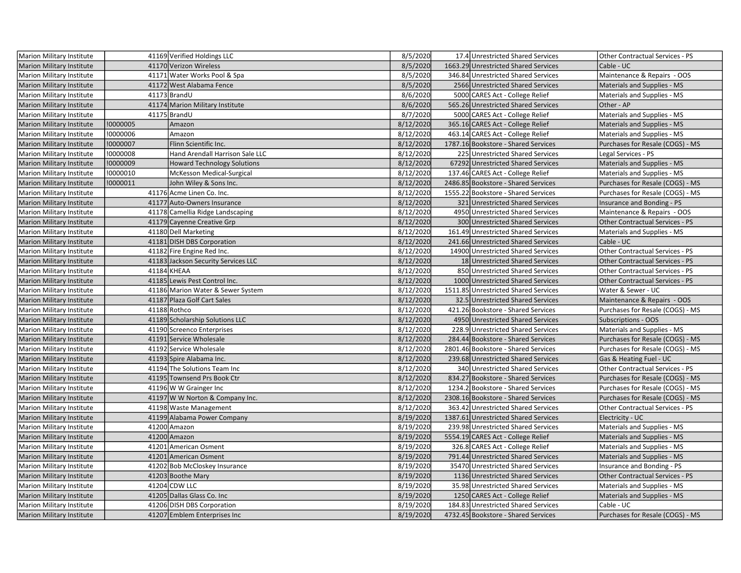| | | | | | | |
|---|---|---|---|---|---|---|
| Marion Military Institute | | 41169 | Verified Holdings LLC | 8/5/2020 | 17.4 | Unrestricted Shared Services | Other Contractual Services - PS |
| Marion Military Institute | | 41170 | Verizon Wireless | 8/5/2020 | 1663.29 | Unrestricted Shared Services | Cable - UC |
| Marion Military Institute | | 41171 | Water Works Pool & Spa | 8/5/2020 | 346.84 | Unrestricted Shared Services | Maintenance & Repairs - OOS |
| Marion Military Institute | | 41172 | West Alabama Fence | 8/5/2020 | 2566 | Unrestricted Shared Services | Materials and Supplies - MS |
| Marion Military Institute | | 41173 | BrandU | 8/6/2020 | 5000 | CARES Act - College Relief | Materials and Supplies - MS |
| Marion Military Institute | | 41174 | Marion Military Institute | 8/6/2020 | 565.26 | Unrestricted Shared Services | Other - AP |
| Marion Military Institute | | 41175 | BrandU | 8/7/2020 | 5000 | CARES Act - College Relief | Materials and Supplies - MS |
| Marion Military Institute | !0000005 | | Amazon | 8/12/2020 | 365.16 | CARES Act - College Relief | Materials and Supplies - MS |
| Marion Military Institute | !0000006 | | Amazon | 8/12/2020 | 463.14 | CARES Act - College Relief | Materials and Supplies - MS |
| Marion Military Institute | !0000007 | | Flinn Scientific Inc. | 8/12/2020 | 1787.16 | Bookstore - Shared Services | Purchases for Resale (COGS) - MS |
| Marion Military Institute | !0000008 | | Hand Arendall Harrison Sale LLC | 8/12/2020 | 225 | Unrestricted Shared Services | Legal Services - PS |
| Marion Military Institute | !0000009 | | Howard Technology Solutions | 8/12/2020 | 67292 | Unrestricted Shared Services | Materials and Supplies - MS |
| Marion Military Institute | !0000010 | | McKesson Medical-Surgical | 8/12/2020 | 137.46 | CARES Act - College Relief | Materials and Supplies - MS |
| Marion Military Institute | !0000011 | | John Wiley & Sons Inc. | 8/12/2020 | 2486.85 | Bookstore - Shared Services | Purchases for Resale (COGS) - MS |
| Marion Military Institute | | 41176 | Acme Linen Co. Inc. | 8/12/2020 | 1555.22 | Bookstore - Shared Services | Purchases for Resale (COGS) - MS |
| Marion Military Institute | | 41177 | Auto-Owners Insurance | 8/12/2020 | 321 | Unrestricted Shared Services | Insurance and Bonding - PS |
| Marion Military Institute | | 41178 | Camellia Ridge Landscaping | 8/12/2020 | 4950 | Unrestricted Shared Services | Maintenance & Repairs - OOS |
| Marion Military Institute | | 41179 | Cayenne Creative Grp | 8/12/2020 | 300 | Unrestricted Shared Services | Other Contractual Services - PS |
| Marion Military Institute | | 41180 | Dell Marketing | 8/12/2020 | 161.49 | Unrestricted Shared Services | Materials and Supplies - MS |
| Marion Military Institute | | 41181 | DISH DBS Corporation | 8/12/2020 | 241.66 | Unrestricted Shared Services | Cable - UC |
| Marion Military Institute | | 41182 | Fire Engine Red Inc. | 8/12/2020 | 14900 | Unrestricted Shared Services | Other Contractual Services - PS |
| Marion Military Institute | | 41183 | Jackson Security Services LLC | 8/12/2020 | 18 | Unrestricted Shared Services | Other Contractual Services - PS |
| Marion Military Institute | | 41184 | KHEAA | 8/12/2020 | 850 | Unrestricted Shared Services | Other Contractual Services - PS |
| Marion Military Institute | | 41185 | Lewis Pest Control Inc. | 8/12/2020 | 1000 | Unrestricted Shared Services | Other Contractual Services - PS |
| Marion Military Institute | | 41186 | Marion Water & Sewer System | 8/12/2020 | 1511.85 | Unrestricted Shared Services | Water & Sewer - UC |
| Marion Military Institute | | 41187 | Plaza Golf Cart Sales | 8/12/2020 | 32.5 | Unrestricted Shared Services | Maintenance & Repairs - OOS |
| Marion Military Institute | | 41188 | Rothco | 8/12/2020 | 421.26 | Bookstore - Shared Services | Purchases for Resale (COGS) - MS |
| Marion Military Institute | | 41189 | Scholarship Solutions LLC | 8/12/2020 | 4950 | Unrestricted Shared Services | Subscriptions - OOS |
| Marion Military Institute | | 41190 | Screenco Enterprises | 8/12/2020 | 228.9 | Unrestricted Shared Services | Materials and Supplies - MS |
| Marion Military Institute | | 41191 | Service Wholesale | 8/12/2020 | 284.44 | Bookstore - Shared Services | Purchases for Resale (COGS) - MS |
| Marion Military Institute | | 41192 | Service Wholesale | 8/12/2020 | 2801.46 | Bookstore - Shared Services | Purchases for Resale (COGS) - MS |
| Marion Military Institute | | 41193 | Spire Alabama Inc. | 8/12/2020 | 239.68 | Unrestricted Shared Services | Gas & Heating Fuel - UC |
| Marion Military Institute | | 41194 | The Solutions Team Inc | 8/12/2020 | 340 | Unrestricted Shared Services | Other Contractual Services - PS |
| Marion Military Institute | | 41195 | Townsend Prs Book Ctr | 8/12/2020 | 834.27 | Bookstore - Shared Services | Purchases for Resale (COGS) - MS |
| Marion Military Institute | | 41196 | W W Grainger Inc | 8/12/2020 | 1234.2 | Bookstore - Shared Services | Purchases for Resale (COGS) - MS |
| Marion Military Institute | | 41197 | W W Norton & Company Inc. | 8/12/2020 | 2308.16 | Bookstore - Shared Services | Purchases for Resale (COGS) - MS |
| Marion Military Institute | | 41198 | Waste Management | 8/12/2020 | 363.42 | Unrestricted Shared Services | Other Contractual Services - PS |
| Marion Military Institute | | 41199 | Alabama Power Company | 8/19/2020 | 1387.61 | Unrestricted Shared Services | Electricity - UC |
| Marion Military Institute | | 41200 | Amazon | 8/19/2020 | 239.98 | Unrestricted Shared Services | Materials and Supplies - MS |
| Marion Military Institute | | 41200 | Amazon | 8/19/2020 | 5554.19 | CARES Act - College Relief | Materials and Supplies - MS |
| Marion Military Institute | | 41201 | American Osment | 8/19/2020 | 326.8 | CARES Act - College Relief | Materials and Supplies - MS |
| Marion Military Institute | | 41201 | American Osment | 8/19/2020 | 791.44 | Unrestricted Shared Services | Materials and Supplies - MS |
| Marion Military Institute | | 41202 | Bob McCloskey Insurance | 8/19/2020 | 35470 | Unrestricted Shared Services | Insurance and Bonding - PS |
| Marion Military Institute | | 41203 | Boothe Mary | 8/19/2020 | 1136 | Unrestricted Shared Services | Other Contractual Services - PS |
| Marion Military Institute | | 41204 | CDW LLC | 8/19/2020 | 35.98 | Unrestricted Shared Services | Materials and Supplies - MS |
| Marion Military Institute | | 41205 | Dallas Glass Co. Inc | 8/19/2020 | 1250 | CARES Act - College Relief | Materials and Supplies - MS |
| Marion Military Institute | | 41206 | DISH DBS Corporation | 8/19/2020 | 184.83 | Unrestricted Shared Services | Cable - UC |
| Marion Military Institute | | 41207 | Emblem Enterprises Inc | 8/19/2020 | 4732.45 | Bookstore - Shared Services | Purchases for Resale (COGS) - MS |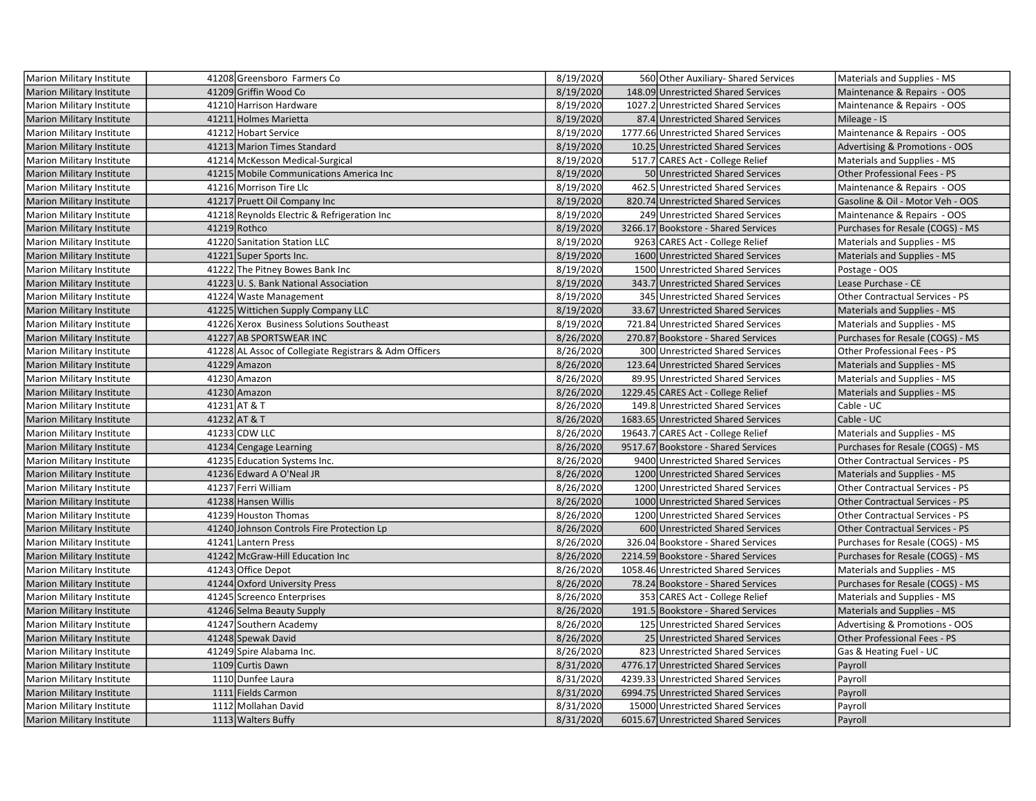| | | | | | | |
|---|---|---|---|---|---|---|
| Marion Military Institute | 41208 | Greensboro Farmers Co | 8/19/2020 | 560 | Other Auxiliary- Shared Services | Materials and Supplies - MS |
| Marion Military Institute | 41209 | Griffin Wood Co | 8/19/2020 | 148.09 | Unrestricted Shared Services | Maintenance & Repairs - OOS |
| Marion Military Institute | 41210 | Harrison Hardware | 8/19/2020 | 1027.2 | Unrestricted Shared Services | Maintenance & Repairs - OOS |
| Marion Military Institute | 41211 | Holmes Marietta | 8/19/2020 | 87.4 | Unrestricted Shared Services | Mileage - IS |
| Marion Military Institute | 41212 | Hobart Service | 8/19/2020 | 1777.66 | Unrestricted Shared Services | Maintenance & Repairs - OOS |
| Marion Military Institute | 41213 | Marion Times Standard | 8/19/2020 | 10.25 | Unrestricted Shared Services | Advertising & Promotions - OOS |
| Marion Military Institute | 41214 | McKesson Medical-Surgical | 8/19/2020 | 517.7 | CARES Act - College Relief | Materials and Supplies - MS |
| Marion Military Institute | 41215 | Mobile Communications America Inc | 8/19/2020 | 50 | Unrestricted Shared Services | Other Professional Fees - PS |
| Marion Military Institute | 41216 | Morrison Tire Llc | 8/19/2020 | 462.5 | Unrestricted Shared Services | Maintenance & Repairs - OOS |
| Marion Military Institute | 41217 | Pruett Oil Company Inc | 8/19/2020 | 820.74 | Unrestricted Shared Services | Gasoline & Oil - Motor Veh - OOS |
| Marion Military Institute | 41218 | Reynolds Electric & Refrigeration Inc | 8/19/2020 | 249 | Unrestricted Shared Services | Maintenance & Repairs - OOS |
| Marion Military Institute | 41219 | Rothco | 8/19/2020 | 3266.17 | Bookstore - Shared Services | Purchases for Resale (COGS) - MS |
| Marion Military Institute | 41220 | Sanitation Station LLC | 8/19/2020 | 9263 | CARES Act - College Relief | Materials and Supplies - MS |
| Marion Military Institute | 41221 | Super Sports Inc. | 8/19/2020 | 1600 | Unrestricted Shared Services | Materials and Supplies - MS |
| Marion Military Institute | 41222 | The Pitney Bowes Bank Inc | 8/19/2020 | 1500 | Unrestricted Shared Services | Postage - OOS |
| Marion Military Institute | 41223 | U. S. Bank National Association | 8/19/2020 | 343.7 | Unrestricted Shared Services | Lease Purchase - CE |
| Marion Military Institute | 41224 | Waste Management | 8/19/2020 | 345 | Unrestricted Shared Services | Other Contractual Services - PS |
| Marion Military Institute | 41225 | Wittichen Supply Company LLC | 8/19/2020 | 33.67 | Unrestricted Shared Services | Materials and Supplies - MS |
| Marion Military Institute | 41226 | Xerox Business Solutions Southeast | 8/19/2020 | 721.84 | Unrestricted Shared Services | Materials and Supplies - MS |
| Marion Military Institute | 41227 | AB SPORTSWEAR INC | 8/26/2020 | 270.87 | Bookstore - Shared Services | Purchases for Resale (COGS) - MS |
| Marion Military Institute | 41228 | AL Assoc of Collegiate Registrars & Adm Officers | 8/26/2020 | 300 | Unrestricted Shared Services | Other Professional Fees - PS |
| Marion Military Institute | 41229 | Amazon | 8/26/2020 | 123.64 | Unrestricted Shared Services | Materials and Supplies - MS |
| Marion Military Institute | 41230 | Amazon | 8/26/2020 | 89.95 | Unrestricted Shared Services | Materials and Supplies - MS |
| Marion Military Institute | 41230 | Amazon | 8/26/2020 | 1229.45 | CARES Act - College Relief | Materials and Supplies - MS |
| Marion Military Institute | 41231 | AT & T | 8/26/2020 | 149.8 | Unrestricted Shared Services | Cable - UC |
| Marion Military Institute | 41232 | AT & T | 8/26/2020 | 1683.65 | Unrestricted Shared Services | Cable - UC |
| Marion Military Institute | 41233 | CDW LLC | 8/26/2020 | 19643.7 | CARES Act - College Relief | Materials and Supplies - MS |
| Marion Military Institute | 41234 | Cengage Learning | 8/26/2020 | 9517.67 | Bookstore - Shared Services | Purchases for Resale (COGS) - MS |
| Marion Military Institute | 41235 | Education Systems Inc. | 8/26/2020 | 9400 | Unrestricted Shared Services | Other Contractual Services - PS |
| Marion Military Institute | 41236 | Edward A O'Neal JR | 8/26/2020 | 1200 | Unrestricted Shared Services | Materials and Supplies - MS |
| Marion Military Institute | 41237 | Ferri William | 8/26/2020 | 1200 | Unrestricted Shared Services | Other Contractual Services - PS |
| Marion Military Institute | 41238 | Hansen Willis | 8/26/2020 | 1000 | Unrestricted Shared Services | Other Contractual Services - PS |
| Marion Military Institute | 41239 | Houston Thomas | 8/26/2020 | 1200 | Unrestricted Shared Services | Other Contractual Services - PS |
| Marion Military Institute | 41240 | Johnson Controls Fire Protection Lp | 8/26/2020 | 600 | Unrestricted Shared Services | Other Contractual Services - PS |
| Marion Military Institute | 41241 | Lantern Press | 8/26/2020 | 326.04 | Bookstore - Shared Services | Purchases for Resale (COGS) - MS |
| Marion Military Institute | 41242 | McGraw-Hill Education Inc | 8/26/2020 | 2214.59 | Bookstore - Shared Services | Purchases for Resale (COGS) - MS |
| Marion Military Institute | 41243 | Office Depot | 8/26/2020 | 1058.46 | Unrestricted Shared Services | Materials and Supplies - MS |
| Marion Military Institute | 41244 | Oxford University Press | 8/26/2020 | 78.24 | Bookstore - Shared Services | Purchases for Resale (COGS) - MS |
| Marion Military Institute | 41245 | Screenco Enterprises | 8/26/2020 | 353 | CARES Act - College Relief | Materials and Supplies - MS |
| Marion Military Institute | 41246 | Selma Beauty Supply | 8/26/2020 | 191.5 | Bookstore - Shared Services | Materials and Supplies - MS |
| Marion Military Institute | 41247 | Southern Academy | 8/26/2020 | 125 | Unrestricted Shared Services | Advertising & Promotions - OOS |
| Marion Military Institute | 41248 | Spewak David | 8/26/2020 | 25 | Unrestricted Shared Services | Other Professional Fees - PS |
| Marion Military Institute | 41249 | Spire Alabama Inc. | 8/26/2020 | 823 | Unrestricted Shared Services | Gas & Heating Fuel - UC |
| Marion Military Institute | 1109 | Curtis Dawn | 8/31/2020 | 4776.17 | Unrestricted Shared Services | Payroll |
| Marion Military Institute | 1110 | Dunfee Laura | 8/31/2020 | 4239.33 | Unrestricted Shared Services | Payroll |
| Marion Military Institute | 1111 | Fields Carmon | 8/31/2020 | 6994.75 | Unrestricted Shared Services | Payroll |
| Marion Military Institute | 1112 | Mollahan David | 8/31/2020 | 15000 | Unrestricted Shared Services | Payroll |
| Marion Military Institute | 1113 | Walters Buffy | 8/31/2020 | 6015.67 | Unrestricted Shared Services | Payroll |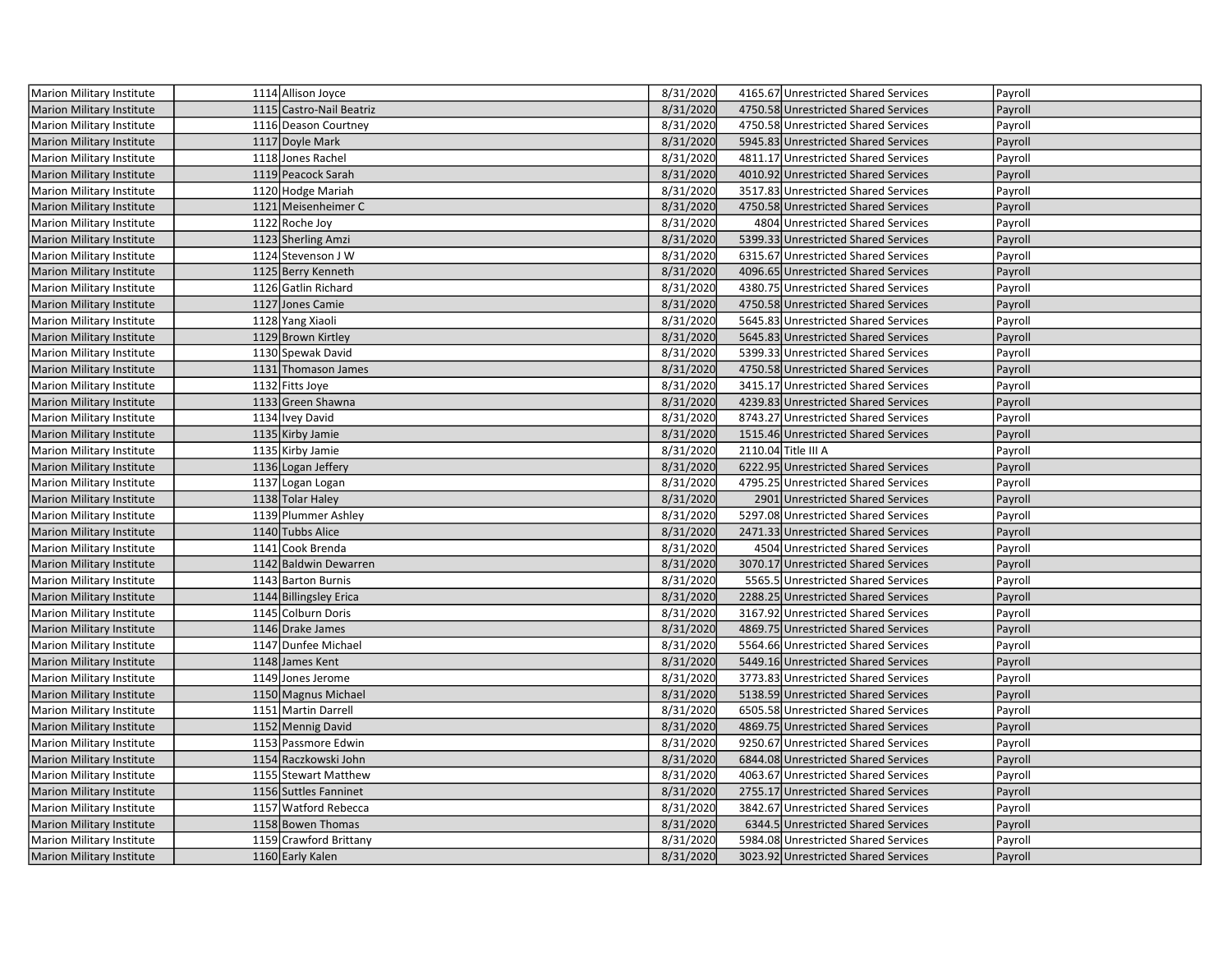| | | | | | | |
|---|---|---|---|---|---|---|
| Marion Military Institute | 1114 | Allison Joyce | 8/31/2020 | 4165.67 | Unrestricted Shared Services | Payroll |
| Marion Military Institute | 1115 | Castro-Nail Beatriz | 8/31/2020 | 4750.58 | Unrestricted Shared Services | Payroll |
| Marion Military Institute | 1116 | Deason Courtney | 8/31/2020 | 4750.58 | Unrestricted Shared Services | Payroll |
| Marion Military Institute | 1117 | Doyle Mark | 8/31/2020 | 5945.83 | Unrestricted Shared Services | Payroll |
| Marion Military Institute | 1118 | Jones Rachel | 8/31/2020 | 4811.17 | Unrestricted Shared Services | Payroll |
| Marion Military Institute | 1119 | Peacock Sarah | 8/31/2020 | 4010.92 | Unrestricted Shared Services | Payroll |
| Marion Military Institute | 1120 | Hodge Mariah | 8/31/2020 | 3517.83 | Unrestricted Shared Services | Payroll |
| Marion Military Institute | 1121 | Meisenheimer C | 8/31/2020 | 4750.58 | Unrestricted Shared Services | Payroll |
| Marion Military Institute | 1122 | Roche Joy | 8/31/2020 | 4804 | Unrestricted Shared Services | Payroll |
| Marion Military Institute | 1123 | Sherling Amzi | 8/31/2020 | 5399.33 | Unrestricted Shared Services | Payroll |
| Marion Military Institute | 1124 | Stevenson J W | 8/31/2020 | 6315.67 | Unrestricted Shared Services | Payroll |
| Marion Military Institute | 1125 | Berry Kenneth | 8/31/2020 | 4096.65 | Unrestricted Shared Services | Payroll |
| Marion Military Institute | 1126 | Gatlin Richard | 8/31/2020 | 4380.75 | Unrestricted Shared Services | Payroll |
| Marion Military Institute | 1127 | Jones Camie | 8/31/2020 | 4750.58 | Unrestricted Shared Services | Payroll |
| Marion Military Institute | 1128 | Yang Xiaoli | 8/31/2020 | 5645.83 | Unrestricted Shared Services | Payroll |
| Marion Military Institute | 1129 | Brown Kirtley | 8/31/2020 | 5645.83 | Unrestricted Shared Services | Payroll |
| Marion Military Institute | 1130 | Spewak David | 8/31/2020 | 5399.33 | Unrestricted Shared Services | Payroll |
| Marion Military Institute | 1131 | Thomason James | 8/31/2020 | 4750.58 | Unrestricted Shared Services | Payroll |
| Marion Military Institute | 1132 | Fitts Joye | 8/31/2020 | 3415.17 | Unrestricted Shared Services | Payroll |
| Marion Military Institute | 1133 | Green Shawna | 8/31/2020 | 4239.83 | Unrestricted Shared Services | Payroll |
| Marion Military Institute | 1134 | Ivey David | 8/31/2020 | 8743.27 | Unrestricted Shared Services | Payroll |
| Marion Military Institute | 1135 | Kirby Jamie | 8/31/2020 | 1515.46 | Unrestricted Shared Services | Payroll |
| Marion Military Institute | 1135 | Kirby Jamie | 8/31/2020 | 2110.04 | Title III A | Payroll |
| Marion Military Institute | 1136 | Logan Jeffery | 8/31/2020 | 6222.95 | Unrestricted Shared Services | Payroll |
| Marion Military Institute | 1137 | Logan Logan | 8/31/2020 | 4795.25 | Unrestricted Shared Services | Payroll |
| Marion Military Institute | 1138 | Tolar Haley | 8/31/2020 | 2901 | Unrestricted Shared Services | Payroll |
| Marion Military Institute | 1139 | Plummer Ashley | 8/31/2020 | 5297.08 | Unrestricted Shared Services | Payroll |
| Marion Military Institute | 1140 | Tubbs Alice | 8/31/2020 | 2471.33 | Unrestricted Shared Services | Payroll |
| Marion Military Institute | 1141 | Cook Brenda | 8/31/2020 | 4504 | Unrestricted Shared Services | Payroll |
| Marion Military Institute | 1142 | Baldwin Dewarren | 8/31/2020 | 3070.17 | Unrestricted Shared Services | Payroll |
| Marion Military Institute | 1143 | Barton Burnis | 8/31/2020 | 5565.5 | Unrestricted Shared Services | Payroll |
| Marion Military Institute | 1144 | Billingsley Erica | 8/31/2020 | 2288.25 | Unrestricted Shared Services | Payroll |
| Marion Military Institute | 1145 | Colburn Doris | 8/31/2020 | 3167.92 | Unrestricted Shared Services | Payroll |
| Marion Military Institute | 1146 | Drake James | 8/31/2020 | 4869.75 | Unrestricted Shared Services | Payroll |
| Marion Military Institute | 1147 | Dunfee Michael | 8/31/2020 | 5564.66 | Unrestricted Shared Services | Payroll |
| Marion Military Institute | 1148 | James Kent | 8/31/2020 | 5449.16 | Unrestricted Shared Services | Payroll |
| Marion Military Institute | 1149 | Jones Jerome | 8/31/2020 | 3773.83 | Unrestricted Shared Services | Payroll |
| Marion Military Institute | 1150 | Magnus Michael | 8/31/2020 | 5138.59 | Unrestricted Shared Services | Payroll |
| Marion Military Institute | 1151 | Martin Darrell | 8/31/2020 | 6505.58 | Unrestricted Shared Services | Payroll |
| Marion Military Institute | 1152 | Mennig David | 8/31/2020 | 4869.75 | Unrestricted Shared Services | Payroll |
| Marion Military Institute | 1153 | Passmore Edwin | 8/31/2020 | 9250.67 | Unrestricted Shared Services | Payroll |
| Marion Military Institute | 1154 | Raczkowski John | 8/31/2020 | 6844.08 | Unrestricted Shared Services | Payroll |
| Marion Military Institute | 1155 | Stewart Matthew | 8/31/2020 | 4063.67 | Unrestricted Shared Services | Payroll |
| Marion Military Institute | 1156 | Suttles Fanninet | 8/31/2020 | 2755.17 | Unrestricted Shared Services | Payroll |
| Marion Military Institute | 1157 | Watford Rebecca | 8/31/2020 | 3842.67 | Unrestricted Shared Services | Payroll |
| Marion Military Institute | 1158 | Bowen Thomas | 8/31/2020 | 6344.5 | Unrestricted Shared Services | Payroll |
| Marion Military Institute | 1159 | Crawford Brittany | 8/31/2020 | 5984.08 | Unrestricted Shared Services | Payroll |
| Marion Military Institute | 1160 | Early Kalen | 8/31/2020 | 3023.92 | Unrestricted Shared Services | Payroll |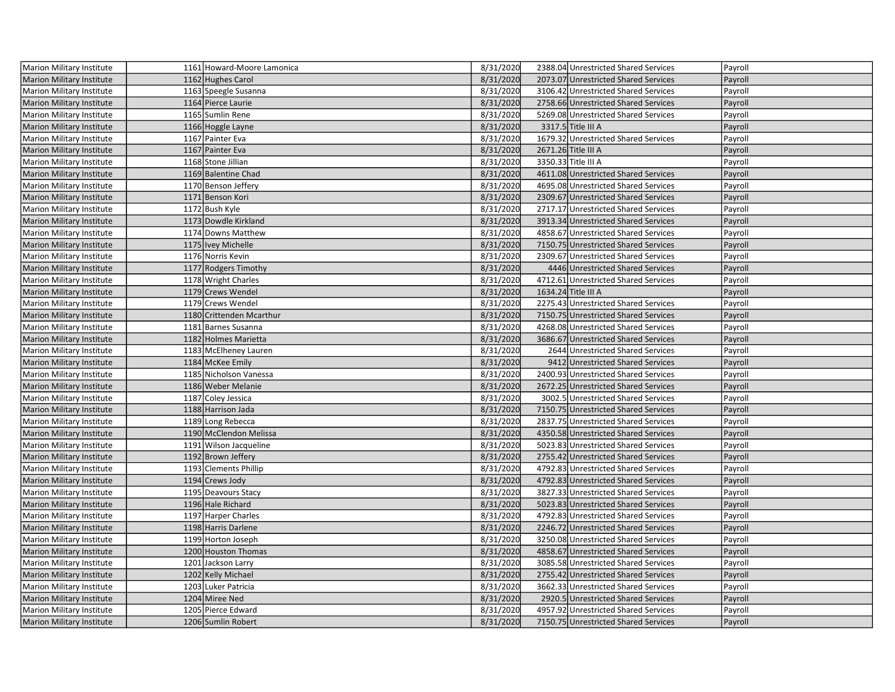| | | | | | | |
|---|---|---|---|---|---|---|
| Marion Military Institute | 1161 | Howard-Moore Lamonica | 8/31/2020 | 2388.04 | Unrestricted Shared Services | Payroll |
| Marion Military Institute | 1162 | Hughes Carol | 8/31/2020 | 2073.07 | Unrestricted Shared Services | Payroll |
| Marion Military Institute | 1163 | Speegle Susanna | 8/31/2020 | 3106.42 | Unrestricted Shared Services | Payroll |
| Marion Military Institute | 1164 | Pierce Laurie | 8/31/2020 | 2758.66 | Unrestricted Shared Services | Payroll |
| Marion Military Institute | 1165 | Sumlin Rene | 8/31/2020 | 5269.08 | Unrestricted Shared Services | Payroll |
| Marion Military Institute | 1166 | Hoggle Layne | 8/31/2020 | 3317.5 | Title III A | Payroll |
| Marion Military Institute | 1167 | Painter Eva | 8/31/2020 | 1679.32 | Unrestricted Shared Services | Payroll |
| Marion Military Institute | 1167 | Painter Eva | 8/31/2020 | 2671.26 | Title III A | Payroll |
| Marion Military Institute | 1168 | Stone Jillian | 8/31/2020 | 3350.33 | Title III A | Payroll |
| Marion Military Institute | 1169 | Balentine Chad | 8/31/2020 | 4611.08 | Unrestricted Shared Services | Payroll |
| Marion Military Institute | 1170 | Benson Jeffery | 8/31/2020 | 4695.08 | Unrestricted Shared Services | Payroll |
| Marion Military Institute | 1171 | Benson Kori | 8/31/2020 | 2309.67 | Unrestricted Shared Services | Payroll |
| Marion Military Institute | 1172 | Bush Kyle | 8/31/2020 | 2717.17 | Unrestricted Shared Services | Payroll |
| Marion Military Institute | 1173 | Dowdle Kirkland | 8/31/2020 | 3913.34 | Unrestricted Shared Services | Payroll |
| Marion Military Institute | 1174 | Downs Matthew | 8/31/2020 | 4858.67 | Unrestricted Shared Services | Payroll |
| Marion Military Institute | 1175 | Ivey Michelle | 8/31/2020 | 7150.75 | Unrestricted Shared Services | Payroll |
| Marion Military Institute | 1176 | Norris Kevin | 8/31/2020 | 2309.67 | Unrestricted Shared Services | Payroll |
| Marion Military Institute | 1177 | Rodgers Timothy | 8/31/2020 | 4446 | Unrestricted Shared Services | Payroll |
| Marion Military Institute | 1178 | Wright Charles | 8/31/2020 | 4712.61 | Unrestricted Shared Services | Payroll |
| Marion Military Institute | 1179 | Crews Wendel | 8/31/2020 | 1634.24 | Title III A | Payroll |
| Marion Military Institute | 1179 | Crews Wendel | 8/31/2020 | 2275.43 | Unrestricted Shared Services | Payroll |
| Marion Military Institute | 1180 | Crittenden Mcarthur | 8/31/2020 | 7150.75 | Unrestricted Shared Services | Payroll |
| Marion Military Institute | 1181 | Barnes Susanna | 8/31/2020 | 4268.08 | Unrestricted Shared Services | Payroll |
| Marion Military Institute | 1182 | Holmes Marietta | 8/31/2020 | 3686.67 | Unrestricted Shared Services | Payroll |
| Marion Military Institute | 1183 | McElheney Lauren | 8/31/2020 | 2644 | Unrestricted Shared Services | Payroll |
| Marion Military Institute | 1184 | McKee Emily | 8/31/2020 | 9412 | Unrestricted Shared Services | Payroll |
| Marion Military Institute | 1185 | Nicholson Vanessa | 8/31/2020 | 2400.93 | Unrestricted Shared Services | Payroll |
| Marion Military Institute | 1186 | Weber Melanie | 8/31/2020 | 2672.25 | Unrestricted Shared Services | Payroll |
| Marion Military Institute | 1187 | Coley Jessica | 8/31/2020 | 3002.5 | Unrestricted Shared Services | Payroll |
| Marion Military Institute | 1188 | Harrison Jada | 8/31/2020 | 7150.75 | Unrestricted Shared Services | Payroll |
| Marion Military Institute | 1189 | Long Rebecca | 8/31/2020 | 2837.75 | Unrestricted Shared Services | Payroll |
| Marion Military Institute | 1190 | McClendon Melissa | 8/31/2020 | 4350.58 | Unrestricted Shared Services | Payroll |
| Marion Military Institute | 1191 | Wilson Jacqueline | 8/31/2020 | 5023.83 | Unrestricted Shared Services | Payroll |
| Marion Military Institute | 1192 | Brown Jeffery | 8/31/2020 | 2755.42 | Unrestricted Shared Services | Payroll |
| Marion Military Institute | 1193 | Clements Phillip | 8/31/2020 | 4792.83 | Unrestricted Shared Services | Payroll |
| Marion Military Institute | 1194 | Crews Jody | 8/31/2020 | 4792.83 | Unrestricted Shared Services | Payroll |
| Marion Military Institute | 1195 | Deavours Stacy | 8/31/2020 | 3827.33 | Unrestricted Shared Services | Payroll |
| Marion Military Institute | 1196 | Hale Richard | 8/31/2020 | 5023.83 | Unrestricted Shared Services | Payroll |
| Marion Military Institute | 1197 | Harper Charles | 8/31/2020 | 4792.83 | Unrestricted Shared Services | Payroll |
| Marion Military Institute | 1198 | Harris Darlene | 8/31/2020 | 2246.72 | Unrestricted Shared Services | Payroll |
| Marion Military Institute | 1199 | Horton Joseph | 8/31/2020 | 3250.08 | Unrestricted Shared Services | Payroll |
| Marion Military Institute | 1200 | Houston Thomas | 8/31/2020 | 4858.67 | Unrestricted Shared Services | Payroll |
| Marion Military Institute | 1201 | Jackson Larry | 8/31/2020 | 3085.58 | Unrestricted Shared Services | Payroll |
| Marion Military Institute | 1202 | Kelly Michael | 8/31/2020 | 2755.42 | Unrestricted Shared Services | Payroll |
| Marion Military Institute | 1203 | Luker Patricia | 8/31/2020 | 3662.33 | Unrestricted Shared Services | Payroll |
| Marion Military Institute | 1204 | Miree Ned | 8/31/2020 | 2920.5 | Unrestricted Shared Services | Payroll |
| Marion Military Institute | 1205 | Pierce Edward | 8/31/2020 | 4957.92 | Unrestricted Shared Services | Payroll |
| Marion Military Institute | 1206 | Sumlin Robert | 8/31/2020 | 7150.75 | Unrestricted Shared Services | Payroll |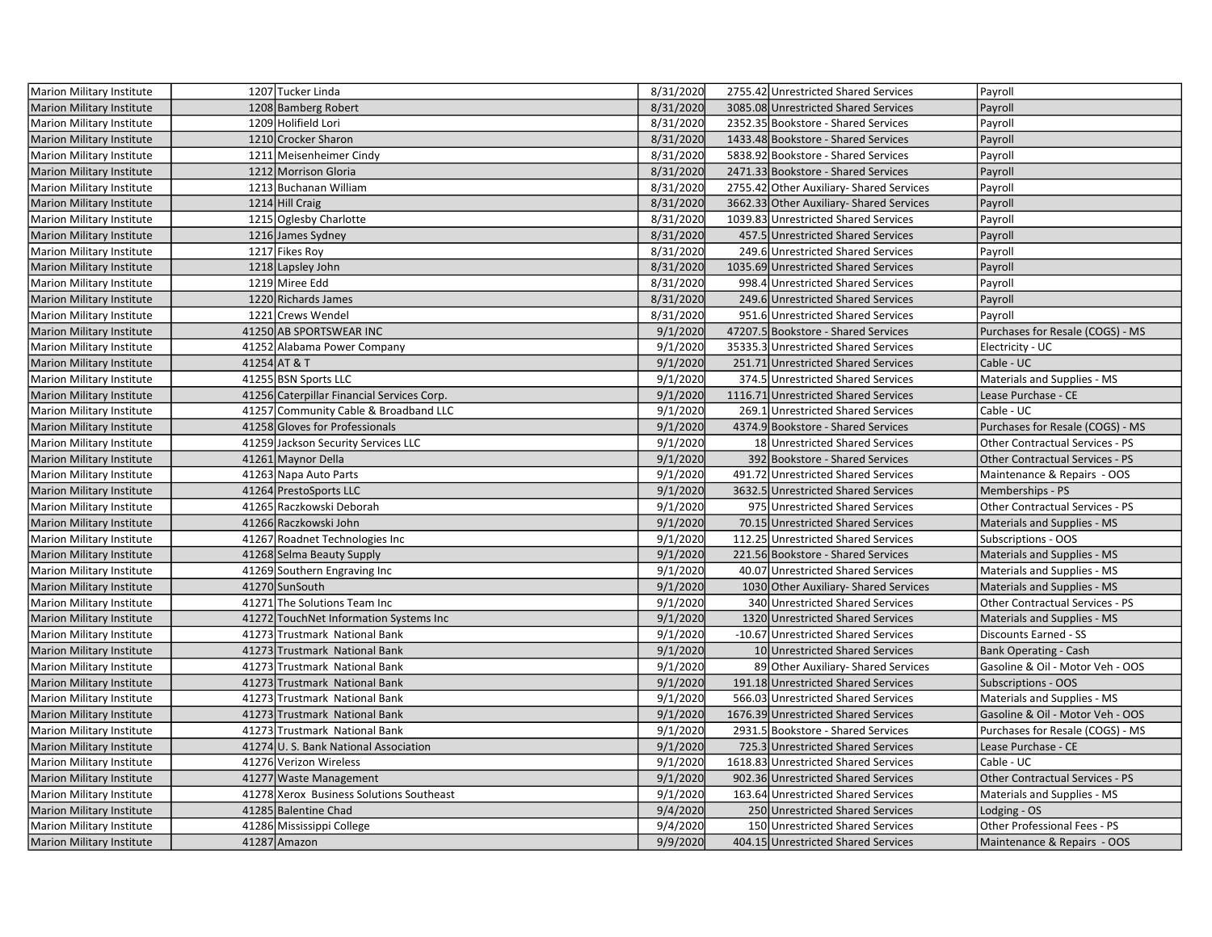| | | | | | | |
|---|---|---|---|---|---|---|
| Marion Military Institute | 1207 | Tucker Linda | 8/31/2020 | 2755.42 | Unrestricted Shared Services | Payroll |
| Marion Military Institute | 1208 | Bamberg Robert | 8/31/2020 | 3085.08 | Unrestricted Shared Services | Payroll |
| Marion Military Institute | 1209 | Holifield Lori | 8/31/2020 | 2352.35 | Bookstore - Shared Services | Payroll |
| Marion Military Institute | 1210 | Crocker Sharon | 8/31/2020 | 1433.48 | Bookstore - Shared Services | Payroll |
| Marion Military Institute | 1211 | Meisenheimer Cindy | 8/31/2020 | 5838.92 | Bookstore - Shared Services | Payroll |
| Marion Military Institute | 1212 | Morrison Gloria | 8/31/2020 | 2471.33 | Bookstore - Shared Services | Payroll |
| Marion Military Institute | 1213 | Buchanan William | 8/31/2020 | 2755.42 | Other Auxiliary- Shared Services | Payroll |
| Marion Military Institute | 1214 | Hill Craig | 8/31/2020 | 3662.33 | Other Auxiliary- Shared Services | Payroll |
| Marion Military Institute | 1215 | Oglesby Charlotte | 8/31/2020 | 1039.83 | Unrestricted Shared Services | Payroll |
| Marion Military Institute | 1216 | James Sydney | 8/31/2020 | 457.5 | Unrestricted Shared Services | Payroll |
| Marion Military Institute | 1217 | Fikes Roy | 8/31/2020 | 249.6 | Unrestricted Shared Services | Payroll |
| Marion Military Institute | 1218 | Lapsley John | 8/31/2020 | 1035.69 | Unrestricted Shared Services | Payroll |
| Marion Military Institute | 1219 | Miree Edd | 8/31/2020 | 998.4 | Unrestricted Shared Services | Payroll |
| Marion Military Institute | 1220 | Richards James | 8/31/2020 | 249.6 | Unrestricted Shared Services | Payroll |
| Marion Military Institute | 1221 | Crews Wendel | 8/31/2020 | 951.6 | Unrestricted Shared Services | Payroll |
| Marion Military Institute | 41250 | AB SPORTSWEAR INC | 9/1/2020 | 47207.5 | Bookstore - Shared Services | Purchases for Resale (COGS) - MS |
| Marion Military Institute | 41252 | Alabama Power Company | 9/1/2020 | 35335.3 | Unrestricted Shared Services | Electricity - UC |
| Marion Military Institute | 41254 | AT & T | 9/1/2020 | 251.71 | Unrestricted Shared Services | Cable - UC |
| Marion Military Institute | 41255 | BSN Sports LLC | 9/1/2020 | 374.5 | Unrestricted Shared Services | Materials and Supplies - MS |
| Marion Military Institute | 41256 | Caterpillar Financial Services Corp. | 9/1/2020 | 1116.71 | Unrestricted Shared Services | Lease Purchase - CE |
| Marion Military Institute | 41257 | Community Cable & Broadband LLC | 9/1/2020 | 269.1 | Unrestricted Shared Services | Cable - UC |
| Marion Military Institute | 41258 | Gloves for Professionals | 9/1/2020 | 4374.9 | Bookstore - Shared Services | Purchases for Resale (COGS) - MS |
| Marion Military Institute | 41259 | Jackson Security Services LLC | 9/1/2020 | 18 | Unrestricted Shared Services | Other Contractual Services - PS |
| Marion Military Institute | 41261 | Maynor Della | 9/1/2020 | 392 | Bookstore - Shared Services | Other Contractual Services - PS |
| Marion Military Institute | 41263 | Napa Auto Parts | 9/1/2020 | 491.72 | Unrestricted Shared Services | Maintenance & Repairs - OOS |
| Marion Military Institute | 41264 | PrestoSports LLC | 9/1/2020 | 3632.5 | Unrestricted Shared Services | Memberships - PS |
| Marion Military Institute | 41265 | Raczkowski Deborah | 9/1/2020 | 975 | Unrestricted Shared Services | Other Contractual Services - PS |
| Marion Military Institute | 41266 | Raczkowski John | 9/1/2020 | 70.15 | Unrestricted Shared Services | Materials and Supplies - MS |
| Marion Military Institute | 41267 | Roadnet Technologies Inc | 9/1/2020 | 112.25 | Unrestricted Shared Services | Subscriptions - OOS |
| Marion Military Institute | 41268 | Selma Beauty Supply | 9/1/2020 | 221.56 | Bookstore - Shared Services | Materials and Supplies - MS |
| Marion Military Institute | 41269 | Southern Engraving Inc | 9/1/2020 | 40.07 | Unrestricted Shared Services | Materials and Supplies - MS |
| Marion Military Institute | 41270 | SunSouth | 9/1/2020 | 1030 | Other Auxiliary- Shared Services | Materials and Supplies - MS |
| Marion Military Institute | 41271 | The Solutions Team Inc | 9/1/2020 | 340 | Unrestricted Shared Services | Other Contractual Services - PS |
| Marion Military Institute | 41272 | TouchNet Information Systems Inc | 9/1/2020 | 1320 | Unrestricted Shared Services | Materials and Supplies - MS |
| Marion Military Institute | 41273 | Trustmark National Bank | 9/1/2020 | -10.67 | Unrestricted Shared Services | Discounts Earned - SS |
| Marion Military Institute | 41273 | Trustmark National Bank | 9/1/2020 | 10 | Unrestricted Shared Services | Bank Operating - Cash |
| Marion Military Institute | 41273 | Trustmark National Bank | 9/1/2020 | 89 | Other Auxiliary- Shared Services | Gasoline & Oil - Motor Veh - OOS |
| Marion Military Institute | 41273 | Trustmark National Bank | 9/1/2020 | 191.18 | Unrestricted Shared Services | Subscriptions - OOS |
| Marion Military Institute | 41273 | Trustmark National Bank | 9/1/2020 | 566.03 | Unrestricted Shared Services | Materials and Supplies - MS |
| Marion Military Institute | 41273 | Trustmark National Bank | 9/1/2020 | 1676.39 | Unrestricted Shared Services | Gasoline & Oil - Motor Veh - OOS |
| Marion Military Institute | 41273 | Trustmark National Bank | 9/1/2020 | 2931.5 | Bookstore - Shared Services | Purchases for Resale (COGS) - MS |
| Marion Military Institute | 41274 | U. S. Bank National Association | 9/1/2020 | 725.3 | Unrestricted Shared Services | Lease Purchase - CE |
| Marion Military Institute | 41276 | Verizon Wireless | 9/1/2020 | 1618.83 | Unrestricted Shared Services | Cable - UC |
| Marion Military Institute | 41277 | Waste Management | 9/1/2020 | 902.36 | Unrestricted Shared Services | Other Contractual Services - PS |
| Marion Military Institute | 41278 | Xerox Business Solutions Southeast | 9/1/2020 | 163.64 | Unrestricted Shared Services | Materials and Supplies - MS |
| Marion Military Institute | 41285 | Balentine Chad | 9/4/2020 | 250 | Unrestricted Shared Services | Lodging - OS |
| Marion Military Institute | 41286 | Mississippi College | 9/4/2020 | 150 | Unrestricted Shared Services | Other Professional Fees - PS |
| Marion Military Institute | 41287 | Amazon | 9/9/2020 | 404.15 | Unrestricted Shared Services | Maintenance & Repairs - OOS |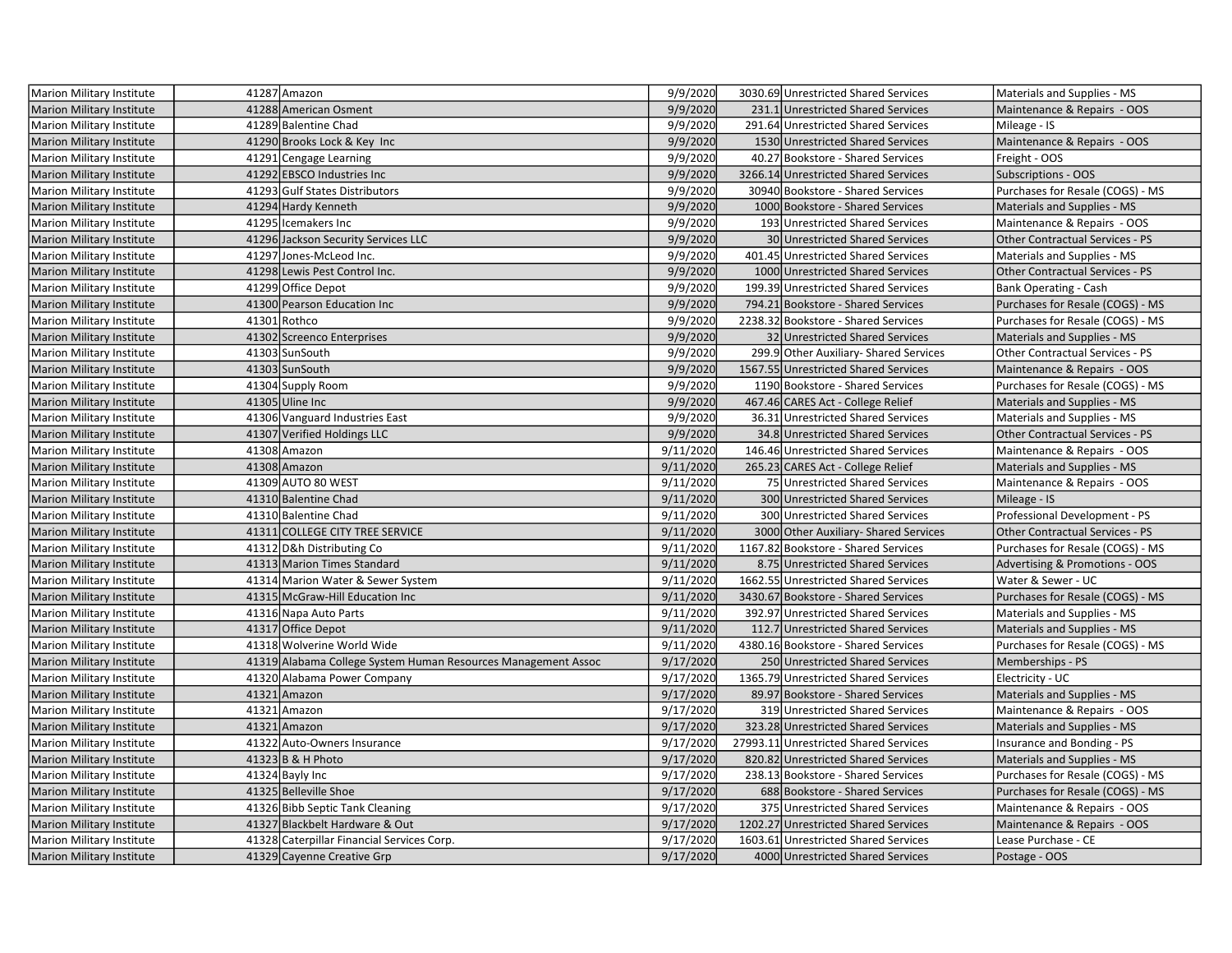| | | | | | | |
|---|---|---|---|---|---|---|
| Marion Military Institute | 41287 | Amazon | 9/9/2020 | 3030.69 | Unrestricted Shared Services | Materials and Supplies - MS |
| Marion Military Institute | 41288 | American Osment | 9/9/2020 | 231.1 | Unrestricted Shared Services | Maintenance & Repairs - OOS |
| Marion Military Institute | 41289 | Balentine Chad | 9/9/2020 | 291.64 | Unrestricted Shared Services | Mileage - IS |
| Marion Military Institute | 41290 | Brooks Lock & Key Inc | 9/9/2020 | 1530 | Unrestricted Shared Services | Maintenance & Repairs - OOS |
| Marion Military Institute | 41291 | Cengage Learning | 9/9/2020 | 40.27 | Bookstore - Shared Services | Freight - OOS |
| Marion Military Institute | 41292 | EBSCO Industries Inc | 9/9/2020 | 3266.14 | Unrestricted Shared Services | Subscriptions - OOS |
| Marion Military Institute | 41293 | Gulf States Distributors | 9/9/2020 | 30940 | Bookstore - Shared Services | Purchases for Resale (COGS) - MS |
| Marion Military Institute | 41294 | Hardy Kenneth | 9/9/2020 | 1000 | Bookstore - Shared Services | Materials and Supplies - MS |
| Marion Military Institute | 41295 | Icemakers Inc | 9/9/2020 | 193 | Unrestricted Shared Services | Maintenance & Repairs - OOS |
| Marion Military Institute | 41296 | Jackson Security Services LLC | 9/9/2020 | 30 | Unrestricted Shared Services | Other Contractual Services - PS |
| Marion Military Institute | 41297 | Jones-McLeod Inc. | 9/9/2020 | 401.45 | Unrestricted Shared Services | Materials and Supplies - MS |
| Marion Military Institute | 41298 | Lewis Pest Control Inc. | 9/9/2020 | 1000 | Unrestricted Shared Services | Other Contractual Services - PS |
| Marion Military Institute | 41299 | Office Depot | 9/9/2020 | 199.39 | Unrestricted Shared Services | Bank Operating - Cash |
| Marion Military Institute | 41300 | Pearson Education Inc | 9/9/2020 | 794.21 | Bookstore - Shared Services | Purchases for Resale (COGS) - MS |
| Marion Military Institute | 41301 | Rothco | 9/9/2020 | 2238.32 | Bookstore - Shared Services | Purchases for Resale (COGS) - MS |
| Marion Military Institute | 41302 | Screenco Enterprises | 9/9/2020 | 32 | Unrestricted Shared Services | Materials and Supplies - MS |
| Marion Military Institute | 41303 | SunSouth | 9/9/2020 | 299.9 | Other Auxiliary- Shared Services | Other Contractual Services - PS |
| Marion Military Institute | 41303 | SunSouth | 9/9/2020 | 1567.55 | Unrestricted Shared Services | Maintenance & Repairs - OOS |
| Marion Military Institute | 41304 | Supply Room | 9/9/2020 | 1190 | Bookstore - Shared Services | Purchases for Resale (COGS) - MS |
| Marion Military Institute | 41305 | Uline Inc | 9/9/2020 | 467.46 | CARES Act - College Relief | Materials and Supplies - MS |
| Marion Military Institute | 41306 | Vanguard Industries East | 9/9/2020 | 36.31 | Unrestricted Shared Services | Materials and Supplies - MS |
| Marion Military Institute | 41307 | Verified Holdings LLC | 9/9/2020 | 34.8 | Unrestricted Shared Services | Other Contractual Services - PS |
| Marion Military Institute | 41308 | Amazon | 9/11/2020 | 146.46 | Unrestricted Shared Services | Maintenance & Repairs - OOS |
| Marion Military Institute | 41308 | Amazon | 9/11/2020 | 265.23 | CARES Act - College Relief | Materials and Supplies - MS |
| Marion Military Institute | 41309 | AUTO 80 WEST | 9/11/2020 | 75 | Unrestricted Shared Services | Maintenance & Repairs - OOS |
| Marion Military Institute | 41310 | Balentine Chad | 9/11/2020 | 300 | Unrestricted Shared Services | Mileage - IS |
| Marion Military Institute | 41310 | Balentine Chad | 9/11/2020 | 300 | Unrestricted Shared Services | Professional Development - PS |
| Marion Military Institute | 41311 | COLLEGE CITY TREE SERVICE | 9/11/2020 | 3000 | Other Auxiliary- Shared Services | Other Contractual Services - PS |
| Marion Military Institute | 41312 | D&h Distributing Co | 9/11/2020 | 1167.82 | Bookstore - Shared Services | Purchases for Resale (COGS) - MS |
| Marion Military Institute | 41313 | Marion Times Standard | 9/11/2020 | 8.75 | Unrestricted Shared Services | Advertising & Promotions - OOS |
| Marion Military Institute | 41314 | Marion Water & Sewer System | 9/11/2020 | 1662.55 | Unrestricted Shared Services | Water & Sewer - UC |
| Marion Military Institute | 41315 | McGraw-Hill Education Inc | 9/11/2020 | 3430.67 | Bookstore - Shared Services | Purchases for Resale (COGS) - MS |
| Marion Military Institute | 41316 | Napa Auto Parts | 9/11/2020 | 392.97 | Unrestricted Shared Services | Materials and Supplies - MS |
| Marion Military Institute | 41317 | Office Depot | 9/11/2020 | 112.7 | Unrestricted Shared Services | Materials and Supplies - MS |
| Marion Military Institute | 41318 | Wolverine World Wide | 9/11/2020 | 4380.16 | Bookstore - Shared Services | Purchases for Resale (COGS) - MS |
| Marion Military Institute | 41319 | Alabama College System Human Resources Management Assoc | 9/17/2020 | 250 | Unrestricted Shared Services | Memberships - PS |
| Marion Military Institute | 41320 | Alabama Power Company | 9/17/2020 | 1365.79 | Unrestricted Shared Services | Electricity - UC |
| Marion Military Institute | 41321 | Amazon | 9/17/2020 | 89.97 | Bookstore - Shared Services | Materials and Supplies - MS |
| Marion Military Institute | 41321 | Amazon | 9/17/2020 | 319 | Unrestricted Shared Services | Maintenance & Repairs - OOS |
| Marion Military Institute | 41321 | Amazon | 9/17/2020 | 323.28 | Unrestricted Shared Services | Materials and Supplies - MS |
| Marion Military Institute | 41322 | Auto-Owners Insurance | 9/17/2020 | 27993.11 | Unrestricted Shared Services | Insurance and Bonding - PS |
| Marion Military Institute | 41323 | B & H Photo | 9/17/2020 | 820.82 | Unrestricted Shared Services | Materials and Supplies - MS |
| Marion Military Institute | 41324 | Bayly Inc | 9/17/2020 | 238.13 | Bookstore - Shared Services | Purchases for Resale (COGS) - MS |
| Marion Military Institute | 41325 | Belleville Shoe | 9/17/2020 | 688 | Bookstore - Shared Services | Purchases for Resale (COGS) - MS |
| Marion Military Institute | 41326 | Bibb Septic Tank Cleaning | 9/17/2020 | 375 | Unrestricted Shared Services | Maintenance & Repairs - OOS |
| Marion Military Institute | 41327 | Blackbelt Hardware & Out | 9/17/2020 | 1202.27 | Unrestricted Shared Services | Maintenance & Repairs - OOS |
| Marion Military Institute | 41328 | Caterpillar Financial Services Corp. | 9/17/2020 | 1603.61 | Unrestricted Shared Services | Lease Purchase - CE |
| Marion Military Institute | 41329 | Cayenne Creative Grp | 9/17/2020 | 4000 | Unrestricted Shared Services | Postage - OOS |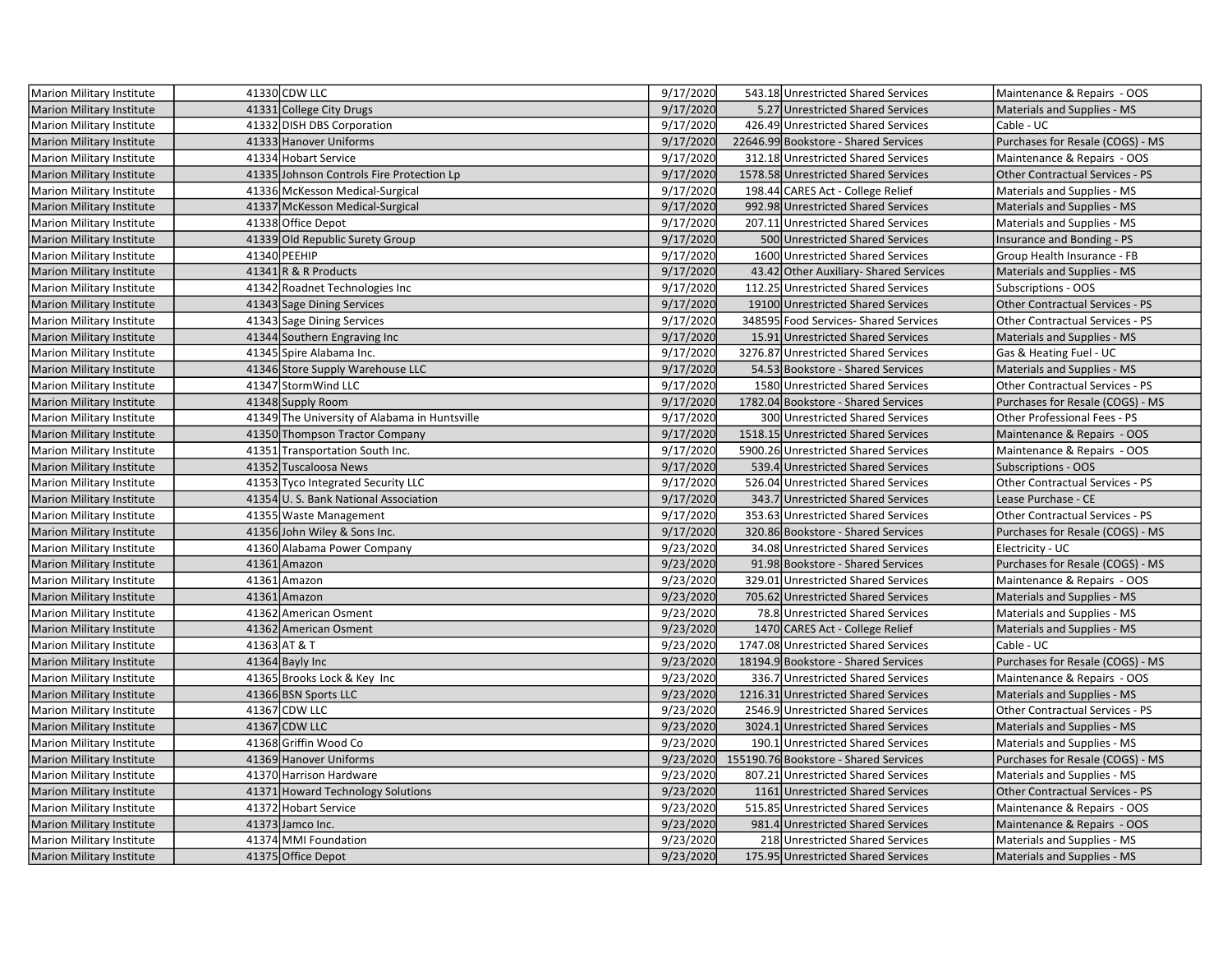| | | | | | | |
|---|---|---|---|---|---|---|
| Marion Military Institute | 41330 | CDW LLC | 9/17/2020 | 543.18 | Unrestricted Shared Services | Maintenance & Repairs - OOS |
| Marion Military Institute | 41331 | College City Drugs | 9/17/2020 | 5.27 | Unrestricted Shared Services | Materials and Supplies - MS |
| Marion Military Institute | 41332 | DISH DBS Corporation | 9/17/2020 | 426.49 | Unrestricted Shared Services | Cable - UC |
| Marion Military Institute | 41333 | Hanover Uniforms | 9/17/2020 | 22646.99 | Bookstore - Shared Services | Purchases for Resale (COGS) - MS |
| Marion Military Institute | 41334 | Hobart Service | 9/17/2020 | 312.18 | Unrestricted Shared Services | Maintenance & Repairs - OOS |
| Marion Military Institute | 41335 | Johnson Controls Fire Protection Lp | 9/17/2020 | 1578.58 | Unrestricted Shared Services | Other Contractual Services - PS |
| Marion Military Institute | 41336 | McKesson Medical-Surgical | 9/17/2020 | 198.44 | CARES Act - College Relief | Materials and Supplies - MS |
| Marion Military Institute | 41337 | McKesson Medical-Surgical | 9/17/2020 | 992.98 | Unrestricted Shared Services | Materials and Supplies - MS |
| Marion Military Institute | 41338 | Office Depot | 9/17/2020 | 207.11 | Unrestricted Shared Services | Materials and Supplies - MS |
| Marion Military Institute | 41339 | Old Republic Surety Group | 9/17/2020 | 500 | Unrestricted Shared Services | Insurance and Bonding - PS |
| Marion Military Institute | 41340 | PEEHIP | 9/17/2020 | 1600 | Unrestricted Shared Services | Group Health Insurance - FB |
| Marion Military Institute | 41341 | R & R Products | 9/17/2020 | 43.42 | Other Auxiliary- Shared Services | Materials and Supplies - MS |
| Marion Military Institute | 41342 | Roadnet Technologies Inc | 9/17/2020 | 112.25 | Unrestricted Shared Services | Subscriptions - OOS |
| Marion Military Institute | 41343 | Sage Dining Services | 9/17/2020 | 19100 | Unrestricted Shared Services | Other Contractual Services - PS |
| Marion Military Institute | 41343 | Sage Dining Services | 9/17/2020 | 348595 | Food Services- Shared Services | Other Contractual Services - PS |
| Marion Military Institute | 41344 | Southern Engraving Inc | 9/17/2020 | 15.91 | Unrestricted Shared Services | Materials and Supplies - MS |
| Marion Military Institute | 41345 | Spire Alabama Inc. | 9/17/2020 | 3276.87 | Unrestricted Shared Services | Gas & Heating Fuel - UC |
| Marion Military Institute | 41346 | Store Supply Warehouse LLC | 9/17/2020 | 54.53 | Bookstore - Shared Services | Materials and Supplies - MS |
| Marion Military Institute | 41347 | StormWind LLC | 9/17/2020 | 1580 | Unrestricted Shared Services | Other Contractual Services - PS |
| Marion Military Institute | 41348 | Supply Room | 9/17/2020 | 1782.04 | Bookstore - Shared Services | Purchases for Resale (COGS) - MS |
| Marion Military Institute | 41349 | The University of Alabama in Huntsville | 9/17/2020 | 300 | Unrestricted Shared Services | Other Professional Fees - PS |
| Marion Military Institute | 41350 | Thompson Tractor Company | 9/17/2020 | 1518.15 | Unrestricted Shared Services | Maintenance & Repairs - OOS |
| Marion Military Institute | 41351 | Transportation South Inc. | 9/17/2020 | 5900.26 | Unrestricted Shared Services | Maintenance & Repairs - OOS |
| Marion Military Institute | 41352 | Tuscaloosa News | 9/17/2020 | 539.4 | Unrestricted Shared Services | Subscriptions - OOS |
| Marion Military Institute | 41353 | Tyco Integrated Security LLC | 9/17/2020 | 526.04 | Unrestricted Shared Services | Other Contractual Services - PS |
| Marion Military Institute | 41354 | U. S. Bank National Association | 9/17/2020 | 343.7 | Unrestricted Shared Services | Lease Purchase - CE |
| Marion Military Institute | 41355 | Waste Management | 9/17/2020 | 353.63 | Unrestricted Shared Services | Other Contractual Services - PS |
| Marion Military Institute | 41356 | John Wiley & Sons Inc. | 9/17/2020 | 320.86 | Bookstore - Shared Services | Purchases for Resale (COGS) - MS |
| Marion Military Institute | 41360 | Alabama Power Company | 9/23/2020 | 34.08 | Unrestricted Shared Services | Electricity - UC |
| Marion Military Institute | 41361 | Amazon | 9/23/2020 | 91.98 | Bookstore - Shared Services | Purchases for Resale (COGS) - MS |
| Marion Military Institute | 41361 | Amazon | 9/23/2020 | 329.01 | Unrestricted Shared Services | Maintenance & Repairs - OOS |
| Marion Military Institute | 41361 | Amazon | 9/23/2020 | 705.62 | Unrestricted Shared Services | Materials and Supplies - MS |
| Marion Military Institute | 41362 | American Osment | 9/23/2020 | 78.8 | Unrestricted Shared Services | Materials and Supplies - MS |
| Marion Military Institute | 41362 | American Osment | 9/23/2020 | 1470 | CARES Act - College Relief | Materials and Supplies - MS |
| Marion Military Institute | 41363 | AT & T | 9/23/2020 | 1747.08 | Unrestricted Shared Services | Cable - UC |
| Marion Military Institute | 41364 | Bayly Inc | 9/23/2020 | 18194.9 | Bookstore - Shared Services | Purchases for Resale (COGS) - MS |
| Marion Military Institute | 41365 | Brooks Lock & Key Inc | 9/23/2020 | 336.7 | Unrestricted Shared Services | Maintenance & Repairs - OOS |
| Marion Military Institute | 41366 | BSN Sports LLC | 9/23/2020 | 1216.31 | Unrestricted Shared Services | Materials and Supplies - MS |
| Marion Military Institute | 41367 | CDW LLC | 9/23/2020 | 2546.9 | Unrestricted Shared Services | Other Contractual Services - PS |
| Marion Military Institute | 41367 | CDW LLC | 9/23/2020 | 3024.1 | Unrestricted Shared Services | Materials and Supplies - MS |
| Marion Military Institute | 41368 | Griffin Wood Co | 9/23/2020 | 190.1 | Unrestricted Shared Services | Materials and Supplies - MS |
| Marion Military Institute | 41369 | Hanover Uniforms | 9/23/2020 | 155190.76 | Bookstore - Shared Services | Purchases for Resale (COGS) - MS |
| Marion Military Institute | 41370 | Harrison Hardware | 9/23/2020 | 807.21 | Unrestricted Shared Services | Materials and Supplies - MS |
| Marion Military Institute | 41371 | Howard Technology Solutions | 9/23/2020 | 1161 | Unrestricted Shared Services | Other Contractual Services - PS |
| Marion Military Institute | 41372 | Hobart Service | 9/23/2020 | 515.85 | Unrestricted Shared Services | Maintenance & Repairs - OOS |
| Marion Military Institute | 41373 | Jamco Inc. | 9/23/2020 | 981.4 | Unrestricted Shared Services | Maintenance & Repairs - OOS |
| Marion Military Institute | 41374 | MMI Foundation | 9/23/2020 | 218 | Unrestricted Shared Services | Materials and Supplies - MS |
| Marion Military Institute | 41375 | Office Depot | 9/23/2020 | 175.95 | Unrestricted Shared Services | Materials and Supplies - MS |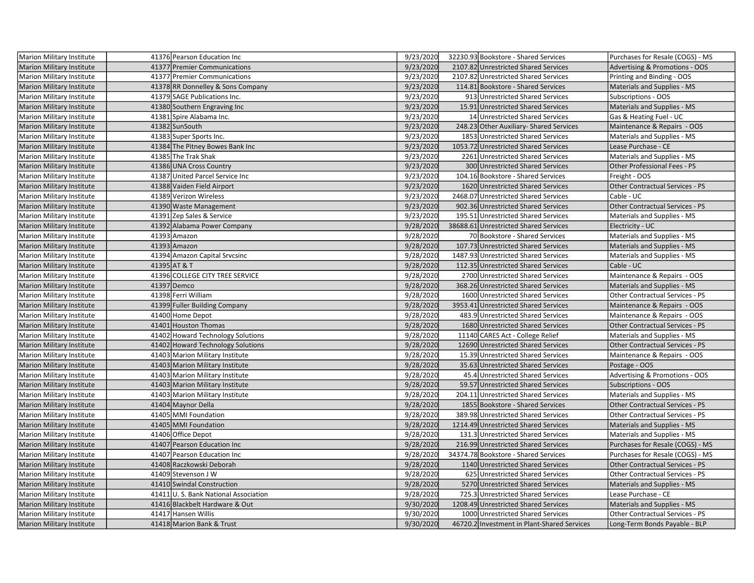| Marion Military Institute | 41376 | Pearson Education Inc | 9/23/2020 | 32230.93 | Bookstore - Shared Services | Purchases for Resale (COGS) - MS |
|---|---|---|---|---|---|---|
| Marion Military Institute | 41377 | Premier Communications | 9/23/2020 | 2107.82 | Unrestricted Shared Services | Advertising & Promotions - OOS |
| Marion Military Institute | 41377 | Premier Communications | 9/23/2020 | 2107.82 | Unrestricted Shared Services | Printing and Binding - OOS |
| Marion Military Institute | 41378 | RR Donnelley & Sons Company | 9/23/2020 | 114.81 | Bookstore - Shared Services | Materials and Supplies - MS |
| Marion Military Institute | 41379 | SAGE Publications Inc. | 9/23/2020 | 913 | Unrestricted Shared Services | Subscriptions - OOS |
| Marion Military Institute | 41380 | Southern Engraving Inc | 9/23/2020 | 15.91 | Unrestricted Shared Services | Materials and Supplies - MS |
| Marion Military Institute | 41381 | Spire Alabama Inc. | 9/23/2020 | 14 | Unrestricted Shared Services | Gas & Heating Fuel - UC |
| Marion Military Institute | 41382 | SunSouth | 9/23/2020 | 248.23 | Other Auxiliary- Shared Services | Maintenance & Repairs - OOS |
| Marion Military Institute | 41383 | Super Sports Inc. | 9/23/2020 | 1853 | Unrestricted Shared Services | Materials and Supplies - MS |
| Marion Military Institute | 41384 | The Pitney Bowes Bank Inc | 9/23/2020 | 1053.72 | Unrestricted Shared Services | Lease Purchase - CE |
| Marion Military Institute | 41385 | The Trak Shak | 9/23/2020 | 2261 | Unrestricted Shared Services | Materials and Supplies - MS |
| Marion Military Institute | 41386 | UNA Cross Country | 9/23/2020 | 300 | Unrestricted Shared Services | Other Professional Fees - PS |
| Marion Military Institute | 41387 | United Parcel Service Inc | 9/23/2020 | 104.16 | Bookstore - Shared Services | Freight - OOS |
| Marion Military Institute | 41388 | Vaiden Field Airport | 9/23/2020 | 1620 | Unrestricted Shared Services | Other Contractual Services - PS |
| Marion Military Institute | 41389 | Verizon Wireless | 9/23/2020 | 2468.07 | Unrestricted Shared Services | Cable - UC |
| Marion Military Institute | 41390 | Waste Management | 9/23/2020 | 902.36 | Unrestricted Shared Services | Other Contractual Services - PS |
| Marion Military Institute | 41391 | Zep Sales & Service | 9/23/2020 | 195.51 | Unrestricted Shared Services | Materials and Supplies - MS |
| Marion Military Institute | 41392 | Alabama Power Company | 9/28/2020 | 38688.61 | Unrestricted Shared Services | Electricity - UC |
| Marion Military Institute | 41393 | Amazon | 9/28/2020 | 70 | Bookstore - Shared Services | Materials and Supplies - MS |
| Marion Military Institute | 41393 | Amazon | 9/28/2020 | 107.73 | Unrestricted Shared Services | Materials and Supplies - MS |
| Marion Military Institute | 41394 | Amazon Capital Srvcsinc | 9/28/2020 | 1487.93 | Unrestricted Shared Services | Materials and Supplies - MS |
| Marion Military Institute | 41395 | AT & T | 9/28/2020 | 112.35 | Unrestricted Shared Services | Cable - UC |
| Marion Military Institute | 41396 | COLLEGE CITY TREE SERVICE | 9/28/2020 | 2700 | Unrestricted Shared Services | Maintenance & Repairs - OOS |
| Marion Military Institute | 41397 | Demco | 9/28/2020 | 368.26 | Unrestricted Shared Services | Materials and Supplies - MS |
| Marion Military Institute | 41398 | Ferri William | 9/28/2020 | 1600 | Unrestricted Shared Services | Other Contractual Services - PS |
| Marion Military Institute | 41399 | Fuller Building Company | 9/28/2020 | 3953.41 | Unrestricted Shared Services | Maintenance & Repairs - OOS |
| Marion Military Institute | 41400 | Home Depot | 9/28/2020 | 483.9 | Unrestricted Shared Services | Maintenance & Repairs - OOS |
| Marion Military Institute | 41401 | Houston Thomas | 9/28/2020 | 1680 | Unrestricted Shared Services | Other Contractual Services - PS |
| Marion Military Institute | 41402 | Howard Technology Solutions | 9/28/2020 | 11140 | CARES Act - College Relief | Materials and Supplies - MS |
| Marion Military Institute | 41402 | Howard Technology Solutions | 9/28/2020 | 12690 | Unrestricted Shared Services | Other Contractual Services - PS |
| Marion Military Institute | 41403 | Marion Military Institute | 9/28/2020 | 15.39 | Unrestricted Shared Services | Maintenance & Repairs - OOS |
| Marion Military Institute | 41403 | Marion Military Institute | 9/28/2020 | 35.63 | Unrestricted Shared Services | Postage - OOS |
| Marion Military Institute | 41403 | Marion Military Institute | 9/28/2020 | 45.4 | Unrestricted Shared Services | Advertising & Promotions - OOS |
| Marion Military Institute | 41403 | Marion Military Institute | 9/28/2020 | 59.57 | Unrestricted Shared Services | Subscriptions - OOS |
| Marion Military Institute | 41403 | Marion Military Institute | 9/28/2020 | 204.11 | Unrestricted Shared Services | Materials and Supplies - MS |
| Marion Military Institute | 41404 | Maynor Della | 9/28/2020 | 1855 | Bookstore - Shared Services | Other Contractual Services - PS |
| Marion Military Institute | 41405 | MMI Foundation | 9/28/2020 | 389.98 | Unrestricted Shared Services | Other Contractual Services - PS |
| Marion Military Institute | 41405 | MMI Foundation | 9/28/2020 | 1214.49 | Unrestricted Shared Services | Materials and Supplies - MS |
| Marion Military Institute | 41406 | Office Depot | 9/28/2020 | 131.3 | Unrestricted Shared Services | Materials and Supplies - MS |
| Marion Military Institute | 41407 | Pearson Education Inc | 9/28/2020 | 216.99 | Unrestricted Shared Services | Purchases for Resale (COGS) - MS |
| Marion Military Institute | 41407 | Pearson Education Inc | 9/28/2020 | 34374.78 | Bookstore - Shared Services | Purchases for Resale (COGS) - MS |
| Marion Military Institute | 41408 | Raczkowski Deborah | 9/28/2020 | 1140 | Unrestricted Shared Services | Other Contractual Services - PS |
| Marion Military Institute | 41409 | Stevenson J W | 9/28/2020 | 625 | Unrestricted Shared Services | Other Contractual Services - PS |
| Marion Military Institute | 41410 | Swindal Construction | 9/28/2020 | 5270 | Unrestricted Shared Services | Materials and Supplies - MS |
| Marion Military Institute | 41411 | U. S. Bank National Association | 9/28/2020 | 725.3 | Unrestricted Shared Services | Lease Purchase - CE |
| Marion Military Institute | 41416 | Blackbelt Hardware & Out | 9/30/2020 | 1208.49 | Unrestricted Shared Services | Materials and Supplies - MS |
| Marion Military Institute | 41417 | Hansen Willis | 9/30/2020 | 1000 | Unrestricted Shared Services | Other Contractual Services - PS |
| Marion Military Institute | 41418 | Marion Bank & Trust | 9/30/2020 | 46720.2 | Investment in Plant-Shared Services | Long-Term Bonds Payable - BLP |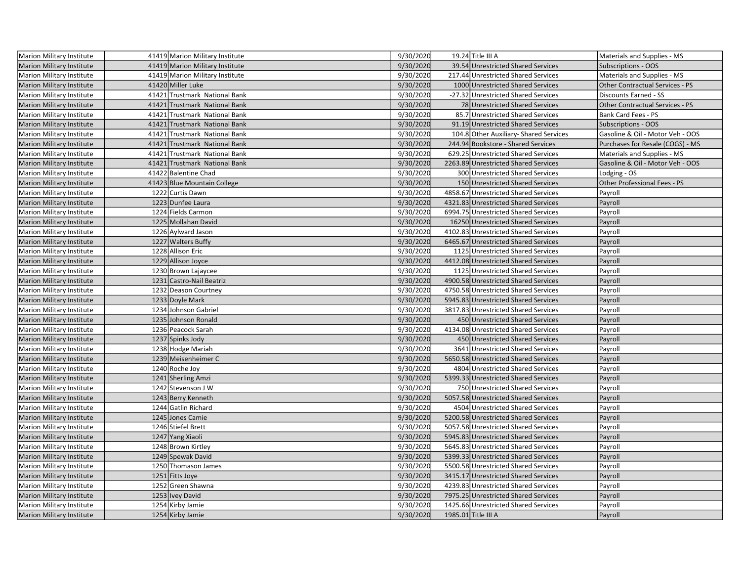| Marion Military Institute | 41419 | Marion Military Institute | 9/30/2020 | 19.24 | Title III A | Materials and Supplies - MS |
|---|---|---|---|---|---|---|
| Marion Military Institute | 41419 | Marion Military Institute | 9/30/2020 | 39.54 | Unrestricted Shared Services | Subscriptions - OOS |
| Marion Military Institute | 41419 | Marion Military Institute | 9/30/2020 | 217.44 | Unrestricted Shared Services | Materials and Supplies - MS |
| Marion Military Institute | 41420 | Miller Luke | 9/30/2020 | 1000 | Unrestricted Shared Services | Other Contractual Services - PS |
| Marion Military Institute | 41421 | Trustmark National Bank | 9/30/2020 | -27.32 | Unrestricted Shared Services | Discounts Earned - SS |
| Marion Military Institute | 41421 | Trustmark National Bank | 9/30/2020 | 78 | Unrestricted Shared Services | Other Contractual Services - PS |
| Marion Military Institute | 41421 | Trustmark National Bank | 9/30/2020 | 85.7 | Unrestricted Shared Services | Bank Card Fees - PS |
| Marion Military Institute | 41421 | Trustmark National Bank | 9/30/2020 | 91.19 | Unrestricted Shared Services | Subscriptions - OOS |
| Marion Military Institute | 41421 | Trustmark National Bank | 9/30/2020 | 104.8 | Other Auxiliary- Shared Services | Gasoline & Oil - Motor Veh - OOS |
| Marion Military Institute | 41421 | Trustmark National Bank | 9/30/2020 | 244.94 | Bookstore - Shared Services | Purchases for Resale (COGS) - MS |
| Marion Military Institute | 41421 | Trustmark National Bank | 9/30/2020 | 629.25 | Unrestricted Shared Services | Materials and Supplies - MS |
| Marion Military Institute | 41421 | Trustmark National Bank | 9/30/2020 | 2263.89 | Unrestricted Shared Services | Gasoline & Oil - Motor Veh - OOS |
| Marion Military Institute | 41422 | Balentine Chad | 9/30/2020 | 300 | Unrestricted Shared Services | Lodging - OS |
| Marion Military Institute | 41423 | Blue Mountain College | 9/30/2020 | 150 | Unrestricted Shared Services | Other Professional Fees - PS |
| Marion Military Institute | 1222 | Curtis Dawn | 9/30/2020 | 4858.67 | Unrestricted Shared Services | Payroll |
| Marion Military Institute | 1223 | Dunfee Laura | 9/30/2020 | 4321.83 | Unrestricted Shared Services | Payroll |
| Marion Military Institute | 1224 | Fields Carmon | 9/30/2020 | 6994.75 | Unrestricted Shared Services | Payroll |
| Marion Military Institute | 1225 | Mollahan David | 9/30/2020 | 16250 | Unrestricted Shared Services | Payroll |
| Marion Military Institute | 1226 | Aylward Jason | 9/30/2020 | 4102.83 | Unrestricted Shared Services | Payroll |
| Marion Military Institute | 1227 | Walters Buffy | 9/30/2020 | 6465.67 | Unrestricted Shared Services | Payroll |
| Marion Military Institute | 1228 | Allison Eric | 9/30/2020 | 1125 | Unrestricted Shared Services | Payroll |
| Marion Military Institute | 1229 | Allison Joyce | 9/30/2020 | 4412.08 | Unrestricted Shared Services | Payroll |
| Marion Military Institute | 1230 | Brown Lajaycee | 9/30/2020 | 1125 | Unrestricted Shared Services | Payroll |
| Marion Military Institute | 1231 | Castro-Nail Beatriz | 9/30/2020 | 4900.58 | Unrestricted Shared Services | Payroll |
| Marion Military Institute | 1232 | Deason Courtney | 9/30/2020 | 4750.58 | Unrestricted Shared Services | Payroll |
| Marion Military Institute | 1233 | Doyle Mark | 9/30/2020 | 5945.83 | Unrestricted Shared Services | Payroll |
| Marion Military Institute | 1234 | Johnson Gabriel | 9/30/2020 | 3817.83 | Unrestricted Shared Services | Payroll |
| Marion Military Institute | 1235 | Johnson Ronald | 9/30/2020 | 450 | Unrestricted Shared Services | Payroll |
| Marion Military Institute | 1236 | Peacock Sarah | 9/30/2020 | 4134.08 | Unrestricted Shared Services | Payroll |
| Marion Military Institute | 1237 | Spinks Jody | 9/30/2020 | 450 | Unrestricted Shared Services | Payroll |
| Marion Military Institute | 1238 | Hodge Mariah | 9/30/2020 | 3641 | Unrestricted Shared Services | Payroll |
| Marion Military Institute | 1239 | Meisenheimer C | 9/30/2020 | 5650.58 | Unrestricted Shared Services | Payroll |
| Marion Military Institute | 1240 | Roche Joy | 9/30/2020 | 4804 | Unrestricted Shared Services | Payroll |
| Marion Military Institute | 1241 | Sherling Amzi | 9/30/2020 | 5399.33 | Unrestricted Shared Services | Payroll |
| Marion Military Institute | 1242 | Stevenson J W | 9/30/2020 | 750 | Unrestricted Shared Services | Payroll |
| Marion Military Institute | 1243 | Berry Kenneth | 9/30/2020 | 5057.58 | Unrestricted Shared Services | Payroll |
| Marion Military Institute | 1244 | Gatlin Richard | 9/30/2020 | 4504 | Unrestricted Shared Services | Payroll |
| Marion Military Institute | 1245 | Jones Camie | 9/30/2020 | 5200.58 | Unrestricted Shared Services | Payroll |
| Marion Military Institute | 1246 | Stiefel Brett | 9/30/2020 | 5057.58 | Unrestricted Shared Services | Payroll |
| Marion Military Institute | 1247 | Yang Xiaoli | 9/30/2020 | 5945.83 | Unrestricted Shared Services | Payroll |
| Marion Military Institute | 1248 | Brown Kirtley | 9/30/2020 | 5645.83 | Unrestricted Shared Services | Payroll |
| Marion Military Institute | 1249 | Spewak David | 9/30/2020 | 5399.33 | Unrestricted Shared Services | Payroll |
| Marion Military Institute | 1250 | Thomason James | 9/30/2020 | 5500.58 | Unrestricted Shared Services | Payroll |
| Marion Military Institute | 1251 | Fitts Joye | 9/30/2020 | 3415.17 | Unrestricted Shared Services | Payroll |
| Marion Military Institute | 1252 | Green Shawna | 9/30/2020 | 4239.83 | Unrestricted Shared Services | Payroll |
| Marion Military Institute | 1253 | Ivey David | 9/30/2020 | 7975.25 | Unrestricted Shared Services | Payroll |
| Marion Military Institute | 1254 | Kirby Jamie | 9/30/2020 | 1425.66 | Unrestricted Shared Services | Payroll |
| Marion Military Institute | 1254 | Kirby Jamie | 9/30/2020 | 1985.01 | Title III A | Payroll |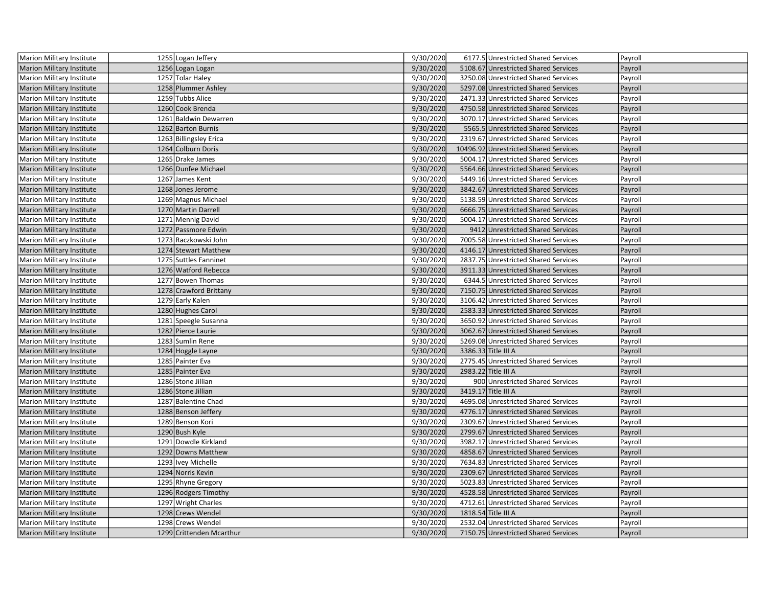| Marion Military Institute | 1255 | Logan Jeffery | 9/30/2020 | 6177.5 | Unrestricted Shared Services | Payroll |
|---|---|---|---|---|---|---|
| Marion Military Institute | 1256 | Logan Logan | 9/30/2020 | 5108.67 | Unrestricted Shared Services | Payroll |
| Marion Military Institute | 1257 | Tolar Haley | 9/30/2020 | 3250.08 | Unrestricted Shared Services | Payroll |
| Marion Military Institute | 1258 | Plummer Ashley | 9/30/2020 | 5297.08 | Unrestricted Shared Services | Payroll |
| Marion Military Institute | 1259 | Tubbs Alice | 9/30/2020 | 2471.33 | Unrestricted Shared Services | Payroll |
| Marion Military Institute | 1260 | Cook Brenda | 9/30/2020 | 4750.58 | Unrestricted Shared Services | Payroll |
| Marion Military Institute | 1261 | Baldwin Dewarren | 9/30/2020 | 3070.17 | Unrestricted Shared Services | Payroll |
| Marion Military Institute | 1262 | Barton Burnis | 9/30/2020 | 5565.5 | Unrestricted Shared Services | Payroll |
| Marion Military Institute | 1263 | Billingsley Erica | 9/30/2020 | 2319.67 | Unrestricted Shared Services | Payroll |
| Marion Military Institute | 1264 | Colburn Doris | 9/30/2020 | 10496.92 | Unrestricted Shared Services | Payroll |
| Marion Military Institute | 1265 | Drake James | 9/30/2020 | 5004.17 | Unrestricted Shared Services | Payroll |
| Marion Military Institute | 1266 | Dunfee Michael | 9/30/2020 | 5564.66 | Unrestricted Shared Services | Payroll |
| Marion Military Institute | 1267 | James Kent | 9/30/2020 | 5449.16 | Unrestricted Shared Services | Payroll |
| Marion Military Institute | 1268 | Jones Jerome | 9/30/2020 | 3842.67 | Unrestricted Shared Services | Payroll |
| Marion Military Institute | 1269 | Magnus Michael | 9/30/2020 | 5138.59 | Unrestricted Shared Services | Payroll |
| Marion Military Institute | 1270 | Martin Darrell | 9/30/2020 | 6666.75 | Unrestricted Shared Services | Payroll |
| Marion Military Institute | 1271 | Mennig David | 9/30/2020 | 5004.17 | Unrestricted Shared Services | Payroll |
| Marion Military Institute | 1272 | Passmore Edwin | 9/30/2020 | 9412 | Unrestricted Shared Services | Payroll |
| Marion Military Institute | 1273 | Raczkowski John | 9/30/2020 | 7005.58 | Unrestricted Shared Services | Payroll |
| Marion Military Institute | 1274 | Stewart Matthew | 9/30/2020 | 4146.17 | Unrestricted Shared Services | Payroll |
| Marion Military Institute | 1275 | Suttles Fanninet | 9/30/2020 | 2837.75 | Unrestricted Shared Services | Payroll |
| Marion Military Institute | 1276 | Watford Rebecca | 9/30/2020 | 3911.33 | Unrestricted Shared Services | Payroll |
| Marion Military Institute | 1277 | Bowen Thomas | 9/30/2020 | 6344.5 | Unrestricted Shared Services | Payroll |
| Marion Military Institute | 1278 | Crawford Brittany | 9/30/2020 | 7150.75 | Unrestricted Shared Services | Payroll |
| Marion Military Institute | 1279 | Early Kalen | 9/30/2020 | 3106.42 | Unrestricted Shared Services | Payroll |
| Marion Military Institute | 1280 | Hughes Carol | 9/30/2020 | 2583.33 | Unrestricted Shared Services | Payroll |
| Marion Military Institute | 1281 | Speegle Susanna | 9/30/2020 | 3650.92 | Unrestricted Shared Services | Payroll |
| Marion Military Institute | 1282 | Pierce Laurie | 9/30/2020 | 3062.67 | Unrestricted Shared Services | Payroll |
| Marion Military Institute | 1283 | Sumlin Rene | 9/30/2020 | 5269.08 | Unrestricted Shared Services | Payroll |
| Marion Military Institute | 1284 | Hoggle Layne | 9/30/2020 | 3386.33 | Title III A | Payroll |
| Marion Military Institute | 1285 | Painter Eva | 9/30/2020 | 2775.45 | Unrestricted Shared Services | Payroll |
| Marion Military Institute | 1285 | Painter Eva | 9/30/2020 | 2983.22 | Title III A | Payroll |
| Marion Military Institute | 1286 | Stone Jillian | 9/30/2020 | 900 | Unrestricted Shared Services | Payroll |
| Marion Military Institute | 1286 | Stone Jillian | 9/30/2020 | 3419.17 | Title III A | Payroll |
| Marion Military Institute | 1287 | Balentine Chad | 9/30/2020 | 4695.08 | Unrestricted Shared Services | Payroll |
| Marion Military Institute | 1288 | Benson Jeffery | 9/30/2020 | 4776.17 | Unrestricted Shared Services | Payroll |
| Marion Military Institute | 1289 | Benson Kori | 9/30/2020 | 2309.67 | Unrestricted Shared Services | Payroll |
| Marion Military Institute | 1290 | Bush Kyle | 9/30/2020 | 2799.67 | Unrestricted Shared Services | Payroll |
| Marion Military Institute | 1291 | Dowdle Kirkland | 9/30/2020 | 3982.17 | Unrestricted Shared Services | Payroll |
| Marion Military Institute | 1292 | Downs Matthew | 9/30/2020 | 4858.67 | Unrestricted Shared Services | Payroll |
| Marion Military Institute | 1293 | Ivey Michelle | 9/30/2020 | 7634.83 | Unrestricted Shared Services | Payroll |
| Marion Military Institute | 1294 | Norris Kevin | 9/30/2020 | 2309.67 | Unrestricted Shared Services | Payroll |
| Marion Military Institute | 1295 | Rhyne Gregory | 9/30/2020 | 5023.83 | Unrestricted Shared Services | Payroll |
| Marion Military Institute | 1296 | Rodgers Timothy | 9/30/2020 | 4528.58 | Unrestricted Shared Services | Payroll |
| Marion Military Institute | 1297 | Wright Charles | 9/30/2020 | 4712.61 | Unrestricted Shared Services | Payroll |
| Marion Military Institute | 1298 | Crews Wendel | 9/30/2020 | 1818.54 | Title III A | Payroll |
| Marion Military Institute | 1298 | Crews Wendel | 9/30/2020 | 2532.04 | Unrestricted Shared Services | Payroll |
| Marion Military Institute | 1299 | Crittenden Mcarthur | 9/30/2020 | 7150.75 | Unrestricted Shared Services | Payroll |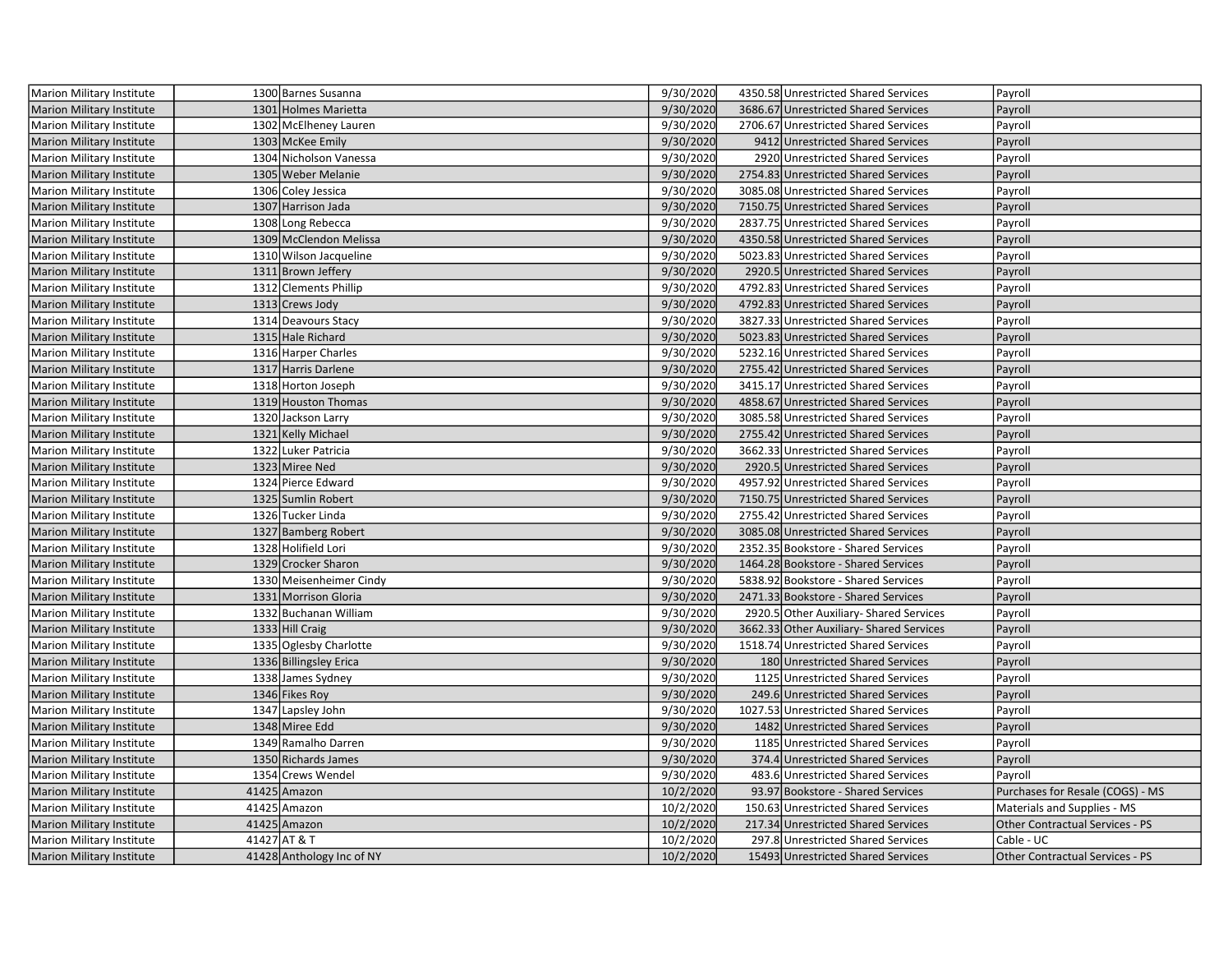| Marion Military Institute | 1300 | Barnes Susanna | 9/30/2020 | 4350.58 | Unrestricted Shared Services | Payroll |
|---|---|---|---|---|---|---|
| Marion Military Institute | 1301 | Holmes Marietta | 9/30/2020 | 3686.67 | Unrestricted Shared Services | Payroll |
| Marion Military Institute | 1302 | McElheney Lauren | 9/30/2020 | 2706.67 | Unrestricted Shared Services | Payroll |
| Marion Military Institute | 1303 | McKee Emily | 9/30/2020 | 9412 | Unrestricted Shared Services | Payroll |
| Marion Military Institute | 1304 | Nicholson Vanessa | 9/30/2020 | 2920 | Unrestricted Shared Services | Payroll |
| Marion Military Institute | 1305 | Weber Melanie | 9/30/2020 | 2754.83 | Unrestricted Shared Services | Payroll |
| Marion Military Institute | 1306 | Coley Jessica | 9/30/2020 | 3085.08 | Unrestricted Shared Services | Payroll |
| Marion Military Institute | 1307 | Harrison Jada | 9/30/2020 | 7150.75 | Unrestricted Shared Services | Payroll |
| Marion Military Institute | 1308 | Long Rebecca | 9/30/2020 | 2837.75 | Unrestricted Shared Services | Payroll |
| Marion Military Institute | 1309 | McClendon Melissa | 9/30/2020 | 4350.58 | Unrestricted Shared Services | Payroll |
| Marion Military Institute | 1310 | Wilson Jacqueline | 9/30/2020 | 5023.83 | Unrestricted Shared Services | Payroll |
| Marion Military Institute | 1311 | Brown Jeffery | 9/30/2020 | 2920.5 | Unrestricted Shared Services | Payroll |
| Marion Military Institute | 1312 | Clements Phillip | 9/30/2020 | 4792.83 | Unrestricted Shared Services | Payroll |
| Marion Military Institute | 1313 | Crews Jody | 9/30/2020 | 4792.83 | Unrestricted Shared Services | Payroll |
| Marion Military Institute | 1314 | Deavours Stacy | 9/30/2020 | 3827.33 | Unrestricted Shared Services | Payroll |
| Marion Military Institute | 1315 | Hale Richard | 9/30/2020 | 5023.83 | Unrestricted Shared Services | Payroll |
| Marion Military Institute | 1316 | Harper Charles | 9/30/2020 | 5232.16 | Unrestricted Shared Services | Payroll |
| Marion Military Institute | 1317 | Harris Darlene | 9/30/2020 | 2755.42 | Unrestricted Shared Services | Payroll |
| Marion Military Institute | 1318 | Horton Joseph | 9/30/2020 | 3415.17 | Unrestricted Shared Services | Payroll |
| Marion Military Institute | 1319 | Houston Thomas | 9/30/2020 | 4858.67 | Unrestricted Shared Services | Payroll |
| Marion Military Institute | 1320 | Jackson Larry | 9/30/2020 | 3085.58 | Unrestricted Shared Services | Payroll |
| Marion Military Institute | 1321 | Kelly Michael | 9/30/2020 | 2755.42 | Unrestricted Shared Services | Payroll |
| Marion Military Institute | 1322 | Luker Patricia | 9/30/2020 | 3662.33 | Unrestricted Shared Services | Payroll |
| Marion Military Institute | 1323 | Miree Ned | 9/30/2020 | 2920.5 | Unrestricted Shared Services | Payroll |
| Marion Military Institute | 1324 | Pierce Edward | 9/30/2020 | 4957.92 | Unrestricted Shared Services | Payroll |
| Marion Military Institute | 1325 | Sumlin Robert | 9/30/2020 | 7150.75 | Unrestricted Shared Services | Payroll |
| Marion Military Institute | 1326 | Tucker Linda | 9/30/2020 | 2755.42 | Unrestricted Shared Services | Payroll |
| Marion Military Institute | 1327 | Bamberg Robert | 9/30/2020 | 3085.08 | Unrestricted Shared Services | Payroll |
| Marion Military Institute | 1328 | Holifield Lori | 9/30/2020 | 2352.35 | Bookstore - Shared Services | Payroll |
| Marion Military Institute | 1329 | Crocker Sharon | 9/30/2020 | 1464.28 | Bookstore - Shared Services | Payroll |
| Marion Military Institute | 1330 | Meisenheimer Cindy | 9/30/2020 | 5838.92 | Bookstore - Shared Services | Payroll |
| Marion Military Institute | 1331 | Morrison Gloria | 9/30/2020 | 2471.33 | Bookstore - Shared Services | Payroll |
| Marion Military Institute | 1332 | Buchanan William | 9/30/2020 | 2920.5 | Other Auxiliary- Shared Services | Payroll |
| Marion Military Institute | 1333 | Hill Craig | 9/30/2020 | 3662.33 | Other Auxiliary- Shared Services | Payroll |
| Marion Military Institute | 1335 | Oglesby Charlotte | 9/30/2020 | 1518.74 | Unrestricted Shared Services | Payroll |
| Marion Military Institute | 1336 | Billingsley Erica | 9/30/2020 | 180 | Unrestricted Shared Services | Payroll |
| Marion Military Institute | 1338 | James Sydney | 9/30/2020 | 1125 | Unrestricted Shared Services | Payroll |
| Marion Military Institute | 1346 | Fikes Roy | 9/30/2020 | 249.6 | Unrestricted Shared Services | Payroll |
| Marion Military Institute | 1347 | Lapsley John | 9/30/2020 | 1027.53 | Unrestricted Shared Services | Payroll |
| Marion Military Institute | 1348 | Miree Edd | 9/30/2020 | 1482 | Unrestricted Shared Services | Payroll |
| Marion Military Institute | 1349 | Ramalho Darren | 9/30/2020 | 1185 | Unrestricted Shared Services | Payroll |
| Marion Military Institute | 1350 | Richards James | 9/30/2020 | 374.4 | Unrestricted Shared Services | Payroll |
| Marion Military Institute | 1354 | Crews Wendel | 9/30/2020 | 483.6 | Unrestricted Shared Services | Payroll |
| Marion Military Institute | 41425 | Amazon | 10/2/2020 | 93.97 | Bookstore - Shared Services | Purchases for Resale (COGS) - MS |
| Marion Military Institute | 41425 | Amazon | 10/2/2020 | 150.63 | Unrestricted Shared Services | Materials and Supplies - MS |
| Marion Military Institute | 41425 | Amazon | 10/2/2020 | 217.34 | Unrestricted Shared Services | Other Contractual Services - PS |
| Marion Military Institute | 41427 | AT & T | 10/2/2020 | 297.8 | Unrestricted Shared Services | Cable - UC |
| Marion Military Institute | 41428 | Anthology Inc of NY | 10/2/2020 | 15493 | Unrestricted Shared Services | Other Contractual Services - PS |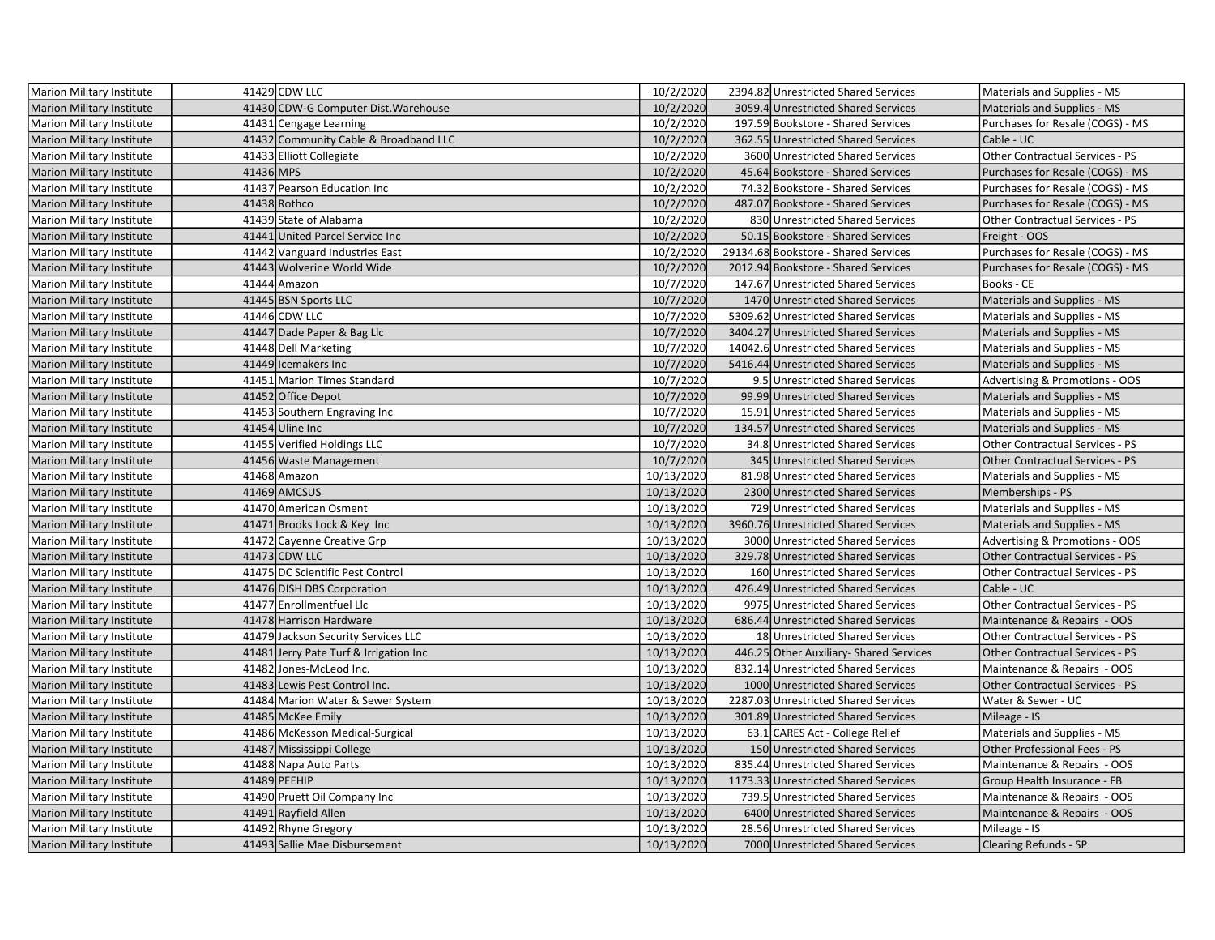| | | | | | | |
|---|---|---|---|---|---|---|
| Marion Military Institute | 41429 | CDW LLC | 10/2/2020 | 2394.82 | Unrestricted Shared Services | Materials and Supplies - MS |
| Marion Military Institute | 41430 | CDW-G Computer Dist.Warehouse | 10/2/2020 | 3059.4 | Unrestricted Shared Services | Materials and Supplies - MS |
| Marion Military Institute | 41431 | Cengage Learning | 10/2/2020 | 197.59 | Bookstore - Shared Services | Purchases for Resale (COGS) - MS |
| Marion Military Institute | 41432 | Community Cable & Broadband LLC | 10/2/2020 | 362.55 | Unrestricted Shared Services | Cable - UC |
| Marion Military Institute | 41433 | Elliott Collegiate | 10/2/2020 | 3600 | Unrestricted Shared Services | Other Contractual Services - PS |
| Marion Military Institute | 41436 | MPS | 10/2/2020 | 45.64 | Bookstore - Shared Services | Purchases for Resale (COGS) - MS |
| Marion Military Institute | 41437 | Pearson Education Inc | 10/2/2020 | 74.32 | Bookstore - Shared Services | Purchases for Resale (COGS) - MS |
| Marion Military Institute | 41438 | Rothco | 10/2/2020 | 487.07 | Bookstore - Shared Services | Purchases for Resale (COGS) - MS |
| Marion Military Institute | 41439 | State of Alabama | 10/2/2020 | 830 | Unrestricted Shared Services | Other Contractual Services - PS |
| Marion Military Institute | 41441 | United Parcel Service Inc | 10/2/2020 | 50.15 | Bookstore - Shared Services | Freight - OOS |
| Marion Military Institute | 41442 | Vanguard Industries East | 10/2/2020 | 29134.68 | Bookstore - Shared Services | Purchases for Resale (COGS) - MS |
| Marion Military Institute | 41443 | Wolverine World Wide | 10/2/2020 | 2012.94 | Bookstore - Shared Services | Purchases for Resale (COGS) - MS |
| Marion Military Institute | 41444 | Amazon | 10/7/2020 | 147.67 | Unrestricted Shared Services | Books - CE |
| Marion Military Institute | 41445 | BSN Sports LLC | 10/7/2020 | 1470 | Unrestricted Shared Services | Materials and Supplies - MS |
| Marion Military Institute | 41446 | CDW LLC | 10/7/2020 | 5309.62 | Unrestricted Shared Services | Materials and Supplies - MS |
| Marion Military Institute | 41447 | Dade Paper & Bag Llc | 10/7/2020 | 3404.27 | Unrestricted Shared Services | Materials and Supplies - MS |
| Marion Military Institute | 41448 | Dell Marketing | 10/7/2020 | 14042.6 | Unrestricted Shared Services | Materials and Supplies - MS |
| Marion Military Institute | 41449 | Icemakers Inc | 10/7/2020 | 5416.44 | Unrestricted Shared Services | Materials and Supplies - MS |
| Marion Military Institute | 41451 | Marion Times Standard | 10/7/2020 | 9.5 | Unrestricted Shared Services | Advertising & Promotions - OOS |
| Marion Military Institute | 41452 | Office Depot | 10/7/2020 | 99.99 | Unrestricted Shared Services | Materials and Supplies - MS |
| Marion Military Institute | 41453 | Southern Engraving Inc | 10/7/2020 | 15.91 | Unrestricted Shared Services | Materials and Supplies - MS |
| Marion Military Institute | 41454 | Uline Inc | 10/7/2020 | 134.57 | Unrestricted Shared Services | Materials and Supplies - MS |
| Marion Military Institute | 41455 | Verified Holdings LLC | 10/7/2020 | 34.8 | Unrestricted Shared Services | Other Contractual Services - PS |
| Marion Military Institute | 41456 | Waste Management | 10/7/2020 | 345 | Unrestricted Shared Services | Other Contractual Services - PS |
| Marion Military Institute | 41468 | Amazon | 10/13/2020 | 81.98 | Unrestricted Shared Services | Materials and Supplies - MS |
| Marion Military Institute | 41469 | AMCSUS | 10/13/2020 | 2300 | Unrestricted Shared Services | Memberships - PS |
| Marion Military Institute | 41470 | American Osment | 10/13/2020 | 729 | Unrestricted Shared Services | Materials and Supplies - MS |
| Marion Military Institute | 41471 | Brooks Lock & Key Inc | 10/13/2020 | 3960.76 | Unrestricted Shared Services | Materials and Supplies - MS |
| Marion Military Institute | 41472 | Cayenne Creative Grp | 10/13/2020 | 3000 | Unrestricted Shared Services | Advertising & Promotions - OOS |
| Marion Military Institute | 41473 | CDW LLC | 10/13/2020 | 329.78 | Unrestricted Shared Services | Other Contractual Services - PS |
| Marion Military Institute | 41475 | DC Scientific Pest Control | 10/13/2020 | 160 | Unrestricted Shared Services | Other Contractual Services - PS |
| Marion Military Institute | 41476 | DISH DBS Corporation | 10/13/2020 | 426.49 | Unrestricted Shared Services | Cable - UC |
| Marion Military Institute | 41477 | Enrollmentfuel Llc | 10/13/2020 | 9975 | Unrestricted Shared Services | Other Contractual Services - PS |
| Marion Military Institute | 41478 | Harrison Hardware | 10/13/2020 | 686.44 | Unrestricted Shared Services | Maintenance & Repairs - OOS |
| Marion Military Institute | 41479 | Jackson Security Services LLC | 10/13/2020 | 18 | Unrestricted Shared Services | Other Contractual Services - PS |
| Marion Military Institute | 41481 | Jerry Pate Turf & Irrigation Inc | 10/13/2020 | 446.25 | Other Auxiliary- Shared Services | Other Contractual Services - PS |
| Marion Military Institute | 41482 | Jones-McLeod Inc. | 10/13/2020 | 832.14 | Unrestricted Shared Services | Maintenance & Repairs - OOS |
| Marion Military Institute | 41483 | Lewis Pest Control Inc. | 10/13/2020 | 1000 | Unrestricted Shared Services | Other Contractual Services - PS |
| Marion Military Institute | 41484 | Marion Water & Sewer System | 10/13/2020 | 2287.03 | Unrestricted Shared Services | Water & Sewer - UC |
| Marion Military Institute | 41485 | McKee Emily | 10/13/2020 | 301.89 | Unrestricted Shared Services | Mileage - IS |
| Marion Military Institute | 41486 | McKesson Medical-Surgical | 10/13/2020 | 63.1 | CARES Act - College Relief | Materials and Supplies - MS |
| Marion Military Institute | 41487 | Mississippi College | 10/13/2020 | 150 | Unrestricted Shared Services | Other Professional Fees - PS |
| Marion Military Institute | 41488 | Napa Auto Parts | 10/13/2020 | 835.44 | Unrestricted Shared Services | Maintenance & Repairs - OOS |
| Marion Military Institute | 41489 | PEEHIP | 10/13/2020 | 1173.33 | Unrestricted Shared Services | Group Health Insurance - FB |
| Marion Military Institute | 41490 | Pruett Oil Company Inc | 10/13/2020 | 739.5 | Unrestricted Shared Services | Maintenance & Repairs - OOS |
| Marion Military Institute | 41491 | Rayfield Allen | 10/13/2020 | 6400 | Unrestricted Shared Services | Maintenance & Repairs - OOS |
| Marion Military Institute | 41492 | Rhyne Gregory | 10/13/2020 | 28.56 | Unrestricted Shared Services | Mileage - IS |
| Marion Military Institute | 41493 | Sallie Mae Disbursement | 10/13/2020 | 7000 | Unrestricted Shared Services | Clearing Refunds - SP |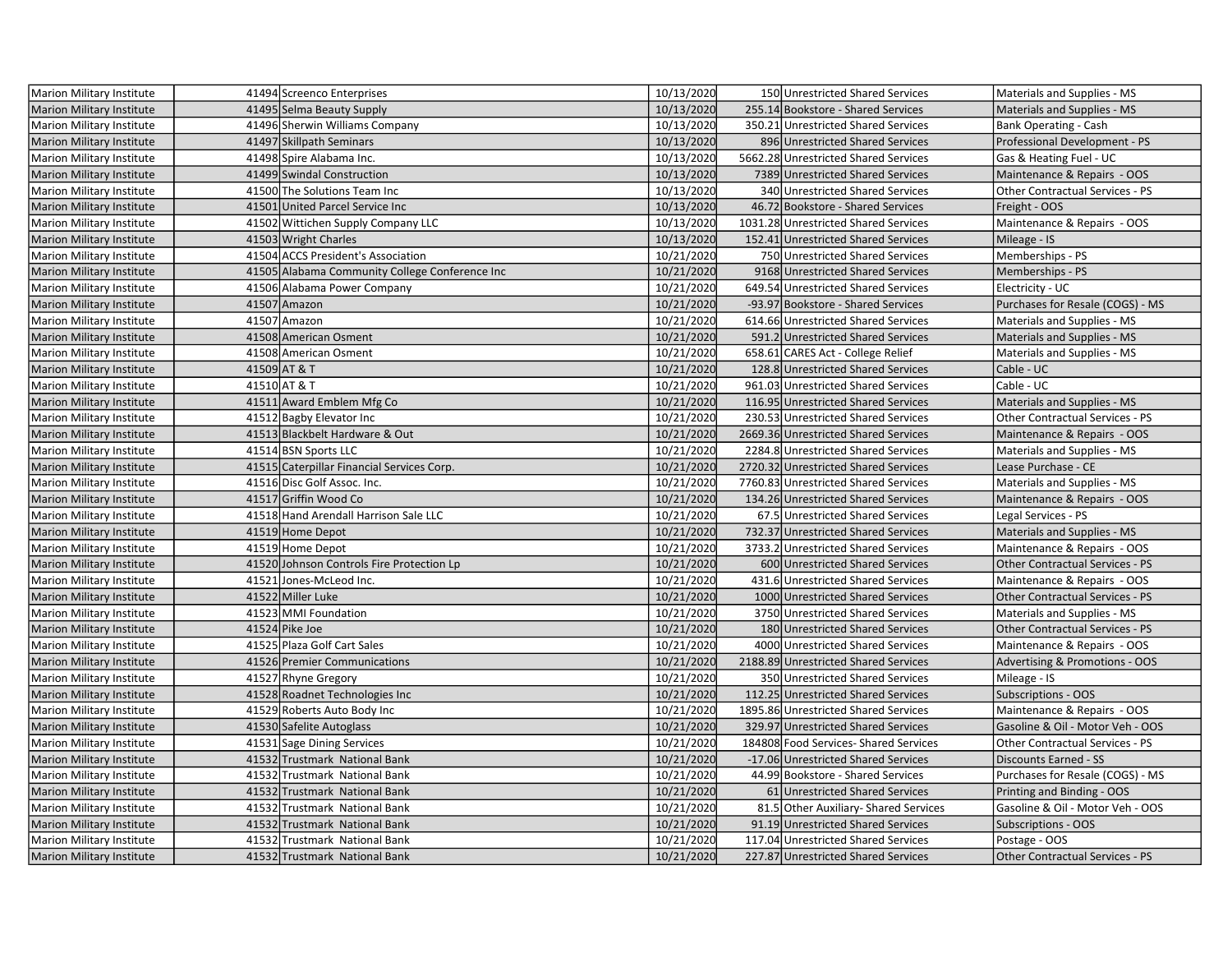| Marion Military Institute | 41494 | Screenco Enterprises | 10/13/2020 | 150 | Unrestricted Shared Services | Materials and Supplies - MS |
|---|---|---|---|---|---|---|
| Marion Military Institute | 41495 | Selma Beauty Supply | 10/13/2020 | 255.14 | Bookstore - Shared Services | Materials and Supplies - MS |
| Marion Military Institute | 41496 | Sherwin Williams Company | 10/13/2020 | 350.21 | Unrestricted Shared Services | Bank Operating - Cash |
| Marion Military Institute | 41497 | Skillpath Seminars | 10/13/2020 | 896 | Unrestricted Shared Services | Professional Development - PS |
| Marion Military Institute | 41498 | Spire Alabama Inc. | 10/13/2020 | 5662.28 | Unrestricted Shared Services | Gas & Heating Fuel - UC |
| Marion Military Institute | 41499 | Swindal Construction | 10/13/2020 | 7389 | Unrestricted Shared Services | Maintenance & Repairs - OOS |
| Marion Military Institute | 41500 | The Solutions Team Inc | 10/13/2020 | 340 | Unrestricted Shared Services | Other Contractual Services - PS |
| Marion Military Institute | 41501 | United Parcel Service Inc | 10/13/2020 | 46.72 | Bookstore - Shared Services | Freight - OOS |
| Marion Military Institute | 41502 | Wittichen Supply Company LLC | 10/13/2020 | 1031.28 | Unrestricted Shared Services | Maintenance & Repairs - OOS |
| Marion Military Institute | 41503 | Wright Charles | 10/13/2020 | 152.41 | Unrestricted Shared Services | Mileage - IS |
| Marion Military Institute | 41504 | ACCS President's Association | 10/21/2020 | 750 | Unrestricted Shared Services | Memberships - PS |
| Marion Military Institute | 41505 | Alabama Community College Conference Inc | 10/21/2020 | 9168 | Unrestricted Shared Services | Memberships - PS |
| Marion Military Institute | 41506 | Alabama Power Company | 10/21/2020 | 649.54 | Unrestricted Shared Services | Electricity - UC |
| Marion Military Institute | 41507 | Amazon | 10/21/2020 | -93.97 | Bookstore - Shared Services | Purchases for Resale (COGS) - MS |
| Marion Military Institute | 41507 | Amazon | 10/21/2020 | 614.66 | Unrestricted Shared Services | Materials and Supplies - MS |
| Marion Military Institute | 41508 | American Osment | 10/21/2020 | 591.2 | Unrestricted Shared Services | Materials and Supplies - MS |
| Marion Military Institute | 41508 | American Osment | 10/21/2020 | 658.61 | CARES Act - College Relief | Materials and Supplies - MS |
| Marion Military Institute | 41509 | AT & T | 10/21/2020 | 128.8 | Unrestricted Shared Services | Cable - UC |
| Marion Military Institute | 41510 | AT & T | 10/21/2020 | 961.03 | Unrestricted Shared Services | Cable - UC |
| Marion Military Institute | 41511 | Award Emblem Mfg Co | 10/21/2020 | 116.95 | Unrestricted Shared Services | Materials and Supplies - MS |
| Marion Military Institute | 41512 | Bagby Elevator Inc | 10/21/2020 | 230.53 | Unrestricted Shared Services | Other Contractual Services - PS |
| Marion Military Institute | 41513 | Blackbelt Hardware & Out | 10/21/2020 | 2669.36 | Unrestricted Shared Services | Maintenance & Repairs - OOS |
| Marion Military Institute | 41514 | BSN Sports LLC | 10/21/2020 | 2284.8 | Unrestricted Shared Services | Materials and Supplies - MS |
| Marion Military Institute | 41515 | Caterpillar Financial Services Corp. | 10/21/2020 | 2720.32 | Unrestricted Shared Services | Lease Purchase - CE |
| Marion Military Institute | 41516 | Disc Golf Assoc. Inc. | 10/21/2020 | 7760.83 | Unrestricted Shared Services | Materials and Supplies - MS |
| Marion Military Institute | 41517 | Griffin Wood Co | 10/21/2020 | 134.26 | Unrestricted Shared Services | Maintenance & Repairs - OOS |
| Marion Military Institute | 41518 | Hand Arendall Harrison Sale LLC | 10/21/2020 | 67.5 | Unrestricted Shared Services | Legal Services - PS |
| Marion Military Institute | 41519 | Home Depot | 10/21/2020 | 732.37 | Unrestricted Shared Services | Materials and Supplies - MS |
| Marion Military Institute | 41519 | Home Depot | 10/21/2020 | 3733.2 | Unrestricted Shared Services | Maintenance & Repairs - OOS |
| Marion Military Institute | 41520 | Johnson Controls Fire Protection Lp | 10/21/2020 | 600 | Unrestricted Shared Services | Other Contractual Services - PS |
| Marion Military Institute | 41521 | Jones-McLeod Inc. | 10/21/2020 | 431.6 | Unrestricted Shared Services | Maintenance & Repairs - OOS |
| Marion Military Institute | 41522 | Miller Luke | 10/21/2020 | 1000 | Unrestricted Shared Services | Other Contractual Services - PS |
| Marion Military Institute | 41523 | MMI Foundation | 10/21/2020 | 3750 | Unrestricted Shared Services | Materials and Supplies - MS |
| Marion Military Institute | 41524 | Pike Joe | 10/21/2020 | 180 | Unrestricted Shared Services | Other Contractual Services - PS |
| Marion Military Institute | 41525 | Plaza Golf Cart Sales | 10/21/2020 | 4000 | Unrestricted Shared Services | Maintenance & Repairs - OOS |
| Marion Military Institute | 41526 | Premier Communications | 10/21/2020 | 2188.89 | Unrestricted Shared Services | Advertising & Promotions - OOS |
| Marion Military Institute | 41527 | Rhyne Gregory | 10/21/2020 | 350 | Unrestricted Shared Services | Mileage - IS |
| Marion Military Institute | 41528 | Roadnet Technologies Inc | 10/21/2020 | 112.25 | Unrestricted Shared Services | Subscriptions - OOS |
| Marion Military Institute | 41529 | Roberts Auto Body Inc | 10/21/2020 | 1895.86 | Unrestricted Shared Services | Maintenance & Repairs - OOS |
| Marion Military Institute | 41530 | Safelite Autoglass | 10/21/2020 | 329.97 | Unrestricted Shared Services | Gasoline & Oil - Motor Veh - OOS |
| Marion Military Institute | 41531 | Sage Dining Services | 10/21/2020 | 184808 | Food Services- Shared Services | Other Contractual Services - PS |
| Marion Military Institute | 41532 | Trustmark National Bank | 10/21/2020 | -17.06 | Unrestricted Shared Services | Discounts Earned - SS |
| Marion Military Institute | 41532 | Trustmark National Bank | 10/21/2020 | 44.99 | Bookstore - Shared Services | Purchases for Resale (COGS) - MS |
| Marion Military Institute | 41532 | Trustmark National Bank | 10/21/2020 | 61 | Unrestricted Shared Services | Printing and Binding - OOS |
| Marion Military Institute | 41532 | Trustmark National Bank | 10/21/2020 | 81.5 | Other Auxiliary- Shared Services | Gasoline & Oil - Motor Veh - OOS |
| Marion Military Institute | 41532 | Trustmark National Bank | 10/21/2020 | 91.19 | Unrestricted Shared Services | Subscriptions - OOS |
| Marion Military Institute | 41532 | Trustmark National Bank | 10/21/2020 | 117.04 | Unrestricted Shared Services | Postage - OOS |
| Marion Military Institute | 41532 | Trustmark National Bank | 10/21/2020 | 227.87 | Unrestricted Shared Services | Other Contractual Services - PS |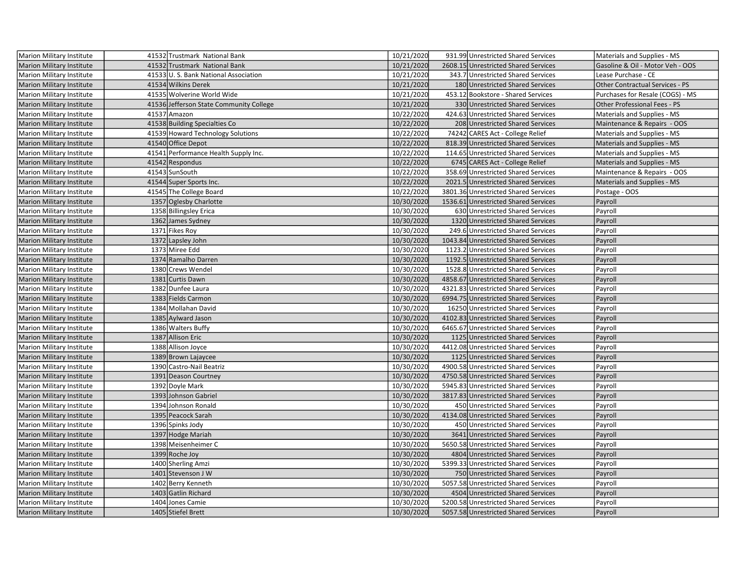| | | | | | | |
|---|---|---|---|---|---|---|
| Marion Military Institute | 41532 | Trustmark National Bank | 10/21/2020 | 931.99 | Unrestricted Shared Services | Materials and Supplies - MS |
| Marion Military Institute | 41532 | Trustmark National Bank | 10/21/2020 | 2608.15 | Unrestricted Shared Services | Gasoline & Oil - Motor Veh - OOS |
| Marion Military Institute | 41533 | U. S. Bank National Association | 10/21/2020 | 343.7 | Unrestricted Shared Services | Lease Purchase - CE |
| Marion Military Institute | 41534 | Wilkins Derek | 10/21/2020 | 180 | Unrestricted Shared Services | Other Contractual Services - PS |
| Marion Military Institute | 41535 | Wolverine World Wide | 10/21/2020 | 453.12 | Bookstore - Shared Services | Purchases for Resale (COGS) - MS |
| Marion Military Institute | 41536 | Jefferson State Community College | 10/21/2020 | 330 | Unrestricted Shared Services | Other Professional Fees - PS |
| Marion Military Institute | 41537 | Amazon | 10/22/2020 | 424.63 | Unrestricted Shared Services | Materials and Supplies - MS |
| Marion Military Institute | 41538 | Building Specialties Co | 10/22/2020 | 208 | Unrestricted Shared Services | Maintenance & Repairs - OOS |
| Marion Military Institute | 41539 | Howard Technology Solutions | 10/22/2020 | 74242 | CARES Act - College Relief | Materials and Supplies - MS |
| Marion Military Institute | 41540 | Office Depot | 10/22/2020 | 818.39 | Unrestricted Shared Services | Materials and Supplies - MS |
| Marion Military Institute | 41541 | Performance Health Supply Inc. | 10/22/2020 | 114.65 | Unrestricted Shared Services | Materials and Supplies - MS |
| Marion Military Institute | 41542 | Respondus | 10/22/2020 | 6745 | CARES Act - College Relief | Materials and Supplies - MS |
| Marion Military Institute | 41543 | SunSouth | 10/22/2020 | 358.69 | Unrestricted Shared Services | Maintenance & Repairs - OOS |
| Marion Military Institute | 41544 | Super Sports Inc. | 10/22/2020 | 2021.5 | Unrestricted Shared Services | Materials and Supplies - MS |
| Marion Military Institute | 41545 | The College Board | 10/22/2020 | 3801.36 | Unrestricted Shared Services | Postage - OOS |
| Marion Military Institute | 1357 | Oglesby Charlotte | 10/30/2020 | 1536.61 | Unrestricted Shared Services | Payroll |
| Marion Military Institute | 1358 | Billingsley Erica | 10/30/2020 | 630 | Unrestricted Shared Services | Payroll |
| Marion Military Institute | 1362 | James Sydney | 10/30/2020 | 1320 | Unrestricted Shared Services | Payroll |
| Marion Military Institute | 1371 | Fikes Roy | 10/30/2020 | 249.6 | Unrestricted Shared Services | Payroll |
| Marion Military Institute | 1372 | Lapsley John | 10/30/2020 | 1043.84 | Unrestricted Shared Services | Payroll |
| Marion Military Institute | 1373 | Miree Edd | 10/30/2020 | 1123.2 | Unrestricted Shared Services | Payroll |
| Marion Military Institute | 1374 | Ramalho Darren | 10/30/2020 | 1192.5 | Unrestricted Shared Services | Payroll |
| Marion Military Institute | 1380 | Crews Wendel | 10/30/2020 | 1528.8 | Unrestricted Shared Services | Payroll |
| Marion Military Institute | 1381 | Curtis Dawn | 10/30/2020 | 4858.67 | Unrestricted Shared Services | Payroll |
| Marion Military Institute | 1382 | Dunfee Laura | 10/30/2020 | 4321.83 | Unrestricted Shared Services | Payroll |
| Marion Military Institute | 1383 | Fields Carmon | 10/30/2020 | 6994.75 | Unrestricted Shared Services | Payroll |
| Marion Military Institute | 1384 | Mollahan David | 10/30/2020 | 16250 | Unrestricted Shared Services | Payroll |
| Marion Military Institute | 1385 | Aylward Jason | 10/30/2020 | 4102.83 | Unrestricted Shared Services | Payroll |
| Marion Military Institute | 1386 | Walters Buffy | 10/30/2020 | 6465.67 | Unrestricted Shared Services | Payroll |
| Marion Military Institute | 1387 | Allison Eric | 10/30/2020 | 1125 | Unrestricted Shared Services | Payroll |
| Marion Military Institute | 1388 | Allison Joyce | 10/30/2020 | 4412.08 | Unrestricted Shared Services | Payroll |
| Marion Military Institute | 1389 | Brown Lajaycee | 10/30/2020 | 1125 | Unrestricted Shared Services | Payroll |
| Marion Military Institute | 1390 | Castro-Nail Beatriz | 10/30/2020 | 4900.58 | Unrestricted Shared Services | Payroll |
| Marion Military Institute | 1391 | Deason Courtney | 10/30/2020 | 4750.58 | Unrestricted Shared Services | Payroll |
| Marion Military Institute | 1392 | Doyle Mark | 10/30/2020 | 5945.83 | Unrestricted Shared Services | Payroll |
| Marion Military Institute | 1393 | Johnson Gabriel | 10/30/2020 | 3817.83 | Unrestricted Shared Services | Payroll |
| Marion Military Institute | 1394 | Johnson Ronald | 10/30/2020 | 450 | Unrestricted Shared Services | Payroll |
| Marion Military Institute | 1395 | Peacock Sarah | 10/30/2020 | 4134.08 | Unrestricted Shared Services | Payroll |
| Marion Military Institute | 1396 | Spinks Jody | 10/30/2020 | 450 | Unrestricted Shared Services | Payroll |
| Marion Military Institute | 1397 | Hodge Mariah | 10/30/2020 | 3641 | Unrestricted Shared Services | Payroll |
| Marion Military Institute | 1398 | Meisenheimer C | 10/30/2020 | 5650.58 | Unrestricted Shared Services | Payroll |
| Marion Military Institute | 1399 | Roche Joy | 10/30/2020 | 4804 | Unrestricted Shared Services | Payroll |
| Marion Military Institute | 1400 | Sherling Amzi | 10/30/2020 | 5399.33 | Unrestricted Shared Services | Payroll |
| Marion Military Institute | 1401 | Stevenson J W | 10/30/2020 | 750 | Unrestricted Shared Services | Payroll |
| Marion Military Institute | 1402 | Berry Kenneth | 10/30/2020 | 5057.58 | Unrestricted Shared Services | Payroll |
| Marion Military Institute | 1403 | Gatlin Richard | 10/30/2020 | 4504 | Unrestricted Shared Services | Payroll |
| Marion Military Institute | 1404 | Jones Camie | 10/30/2020 | 5200.58 | Unrestricted Shared Services | Payroll |
| Marion Military Institute | 1405 | Stiefel Brett | 10/30/2020 | 5057.58 | Unrestricted Shared Services | Payroll |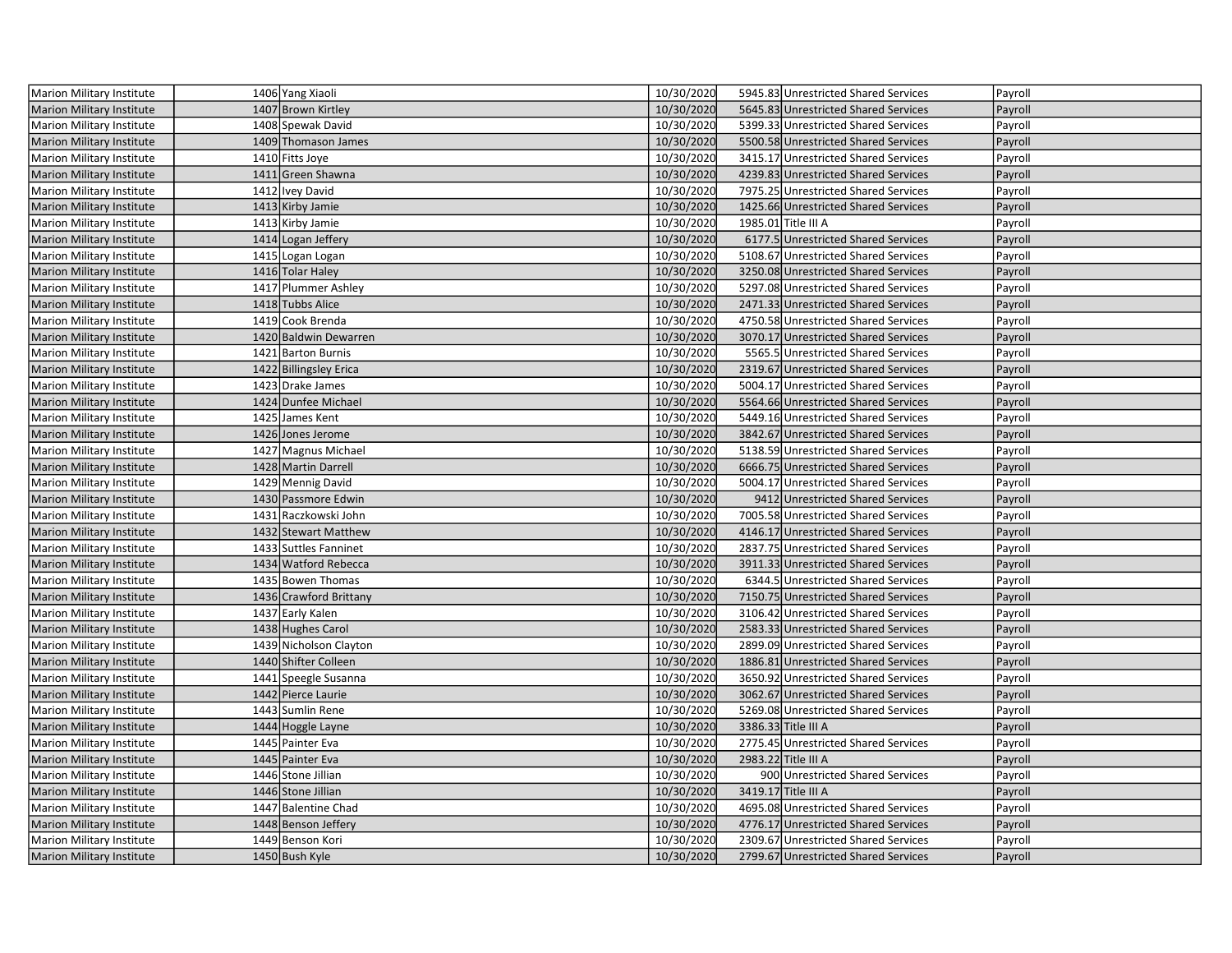| Marion Military Institute | 1406 | Yang Xiaoli | 10/30/2020 | 5945.83 | Unrestricted Shared Services | Payroll |
|---|---|---|---|---|---|---|
| Marion Military Institute | 1407 | Brown Kirtley | 10/30/2020 | 5645.83 | Unrestricted Shared Services | Payroll |
| Marion Military Institute | 1408 | Spewak David | 10/30/2020 | 5399.33 | Unrestricted Shared Services | Payroll |
| Marion Military Institute | 1409 | Thomason James | 10/30/2020 | 5500.58 | Unrestricted Shared Services | Payroll |
| Marion Military Institute | 1410 | Fitts Joye | 10/30/2020 | 3415.17 | Unrestricted Shared Services | Payroll |
| Marion Military Institute | 1411 | Green Shawna | 10/30/2020 | 4239.83 | Unrestricted Shared Services | Payroll |
| Marion Military Institute | 1412 | Ivey David | 10/30/2020 | 7975.25 | Unrestricted Shared Services | Payroll |
| Marion Military Institute | 1413 | Kirby Jamie | 10/30/2020 | 1425.66 | Unrestricted Shared Services | Payroll |
| Marion Military Institute | 1413 | Kirby Jamie | 10/30/2020 | 1985.01 | Title III A | Payroll |
| Marion Military Institute | 1414 | Logan Jeffery | 10/30/2020 | 6177.5 | Unrestricted Shared Services | Payroll |
| Marion Military Institute | 1415 | Logan Logan | 10/30/2020 | 5108.67 | Unrestricted Shared Services | Payroll |
| Marion Military Institute | 1416 | Tolar Haley | 10/30/2020 | 3250.08 | Unrestricted Shared Services | Payroll |
| Marion Military Institute | 1417 | Plummer Ashley | 10/30/2020 | 5297.08 | Unrestricted Shared Services | Payroll |
| Marion Military Institute | 1418 | Tubbs Alice | 10/30/2020 | 2471.33 | Unrestricted Shared Services | Payroll |
| Marion Military Institute | 1419 | Cook Brenda | 10/30/2020 | 4750.58 | Unrestricted Shared Services | Payroll |
| Marion Military Institute | 1420 | Baldwin Dewarren | 10/30/2020 | 3070.17 | Unrestricted Shared Services | Payroll |
| Marion Military Institute | 1421 | Barton Burnis | 10/30/2020 | 5565.5 | Unrestricted Shared Services | Payroll |
| Marion Military Institute | 1422 | Billingsley Erica | 10/30/2020 | 2319.67 | Unrestricted Shared Services | Payroll |
| Marion Military Institute | 1423 | Drake James | 10/30/2020 | 5004.17 | Unrestricted Shared Services | Payroll |
| Marion Military Institute | 1424 | Dunfee Michael | 10/30/2020 | 5564.66 | Unrestricted Shared Services | Payroll |
| Marion Military Institute | 1425 | James Kent | 10/30/2020 | 5449.16 | Unrestricted Shared Services | Payroll |
| Marion Military Institute | 1426 | Jones Jerome | 10/30/2020 | 3842.67 | Unrestricted Shared Services | Payroll |
| Marion Military Institute | 1427 | Magnus Michael | 10/30/2020 | 5138.59 | Unrestricted Shared Services | Payroll |
| Marion Military Institute | 1428 | Martin Darrell | 10/30/2020 | 6666.75 | Unrestricted Shared Services | Payroll |
| Marion Military Institute | 1429 | Mennig David | 10/30/2020 | 5004.17 | Unrestricted Shared Services | Payroll |
| Marion Military Institute | 1430 | Passmore Edwin | 10/30/2020 | 9412 | Unrestricted Shared Services | Payroll |
| Marion Military Institute | 1431 | Raczkowski John | 10/30/2020 | 7005.58 | Unrestricted Shared Services | Payroll |
| Marion Military Institute | 1432 | Stewart Matthew | 10/30/2020 | 4146.17 | Unrestricted Shared Services | Payroll |
| Marion Military Institute | 1433 | Suttles Fanninet | 10/30/2020 | 2837.75 | Unrestricted Shared Services | Payroll |
| Marion Military Institute | 1434 | Watford Rebecca | 10/30/2020 | 3911.33 | Unrestricted Shared Services | Payroll |
| Marion Military Institute | 1435 | Bowen Thomas | 10/30/2020 | 6344.5 | Unrestricted Shared Services | Payroll |
| Marion Military Institute | 1436 | Crawford Brittany | 10/30/2020 | 7150.75 | Unrestricted Shared Services | Payroll |
| Marion Military Institute | 1437 | Early Kalen | 10/30/2020 | 3106.42 | Unrestricted Shared Services | Payroll |
| Marion Military Institute | 1438 | Hughes Carol | 10/30/2020 | 2583.33 | Unrestricted Shared Services | Payroll |
| Marion Military Institute | 1439 | Nicholson Clayton | 10/30/2020 | 2899.09 | Unrestricted Shared Services | Payroll |
| Marion Military Institute | 1440 | Shifter Colleen | 10/30/2020 | 1886.81 | Unrestricted Shared Services | Payroll |
| Marion Military Institute | 1441 | Speegle Susanna | 10/30/2020 | 3650.92 | Unrestricted Shared Services | Payroll |
| Marion Military Institute | 1442 | Pierce Laurie | 10/30/2020 | 3062.67 | Unrestricted Shared Services | Payroll |
| Marion Military Institute | 1443 | Sumlin Rene | 10/30/2020 | 5269.08 | Unrestricted Shared Services | Payroll |
| Marion Military Institute | 1444 | Hoggle Layne | 10/30/2020 | 3386.33 | Title III A | Payroll |
| Marion Military Institute | 1445 | Painter Eva | 10/30/2020 | 2775.45 | Unrestricted Shared Services | Payroll |
| Marion Military Institute | 1445 | Painter Eva | 10/30/2020 | 2983.22 | Title III A | Payroll |
| Marion Military Institute | 1446 | Stone Jillian | 10/30/2020 | 900 | Unrestricted Shared Services | Payroll |
| Marion Military Institute | 1446 | Stone Jillian | 10/30/2020 | 3419.17 | Title III A | Payroll |
| Marion Military Institute | 1447 | Balentine Chad | 10/30/2020 | 4695.08 | Unrestricted Shared Services | Payroll |
| Marion Military Institute | 1448 | Benson Jeffery | 10/30/2020 | 4776.17 | Unrestricted Shared Services | Payroll |
| Marion Military Institute | 1449 | Benson Kori | 10/30/2020 | 2309.67 | Unrestricted Shared Services | Payroll |
| Marion Military Institute | 1450 | Bush Kyle | 10/30/2020 | 2799.67 | Unrestricted Shared Services | Payroll |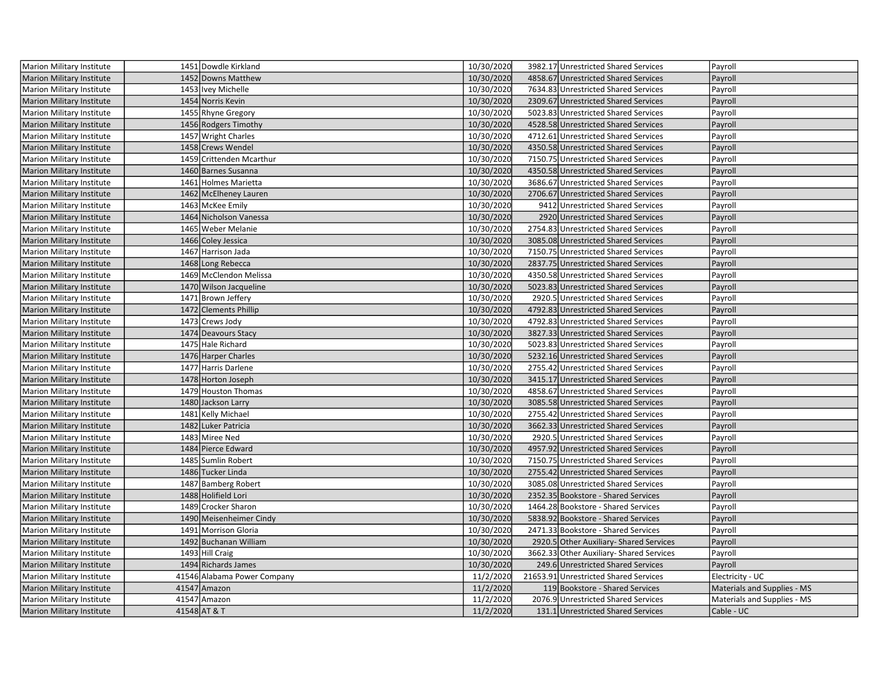| | | | | | |
|---|---|---|---|---|---|
| Marion Military Institute | 1451 | Dowdle Kirkland | 10/30/2020 | 3982.17 | Unrestricted Shared Services | Payroll |
| Marion Military Institute | 1452 | Downs Matthew | 10/30/2020 | 4858.67 | Unrestricted Shared Services | Payroll |
| Marion Military Institute | 1453 | Ivey Michelle | 10/30/2020 | 7634.83 | Unrestricted Shared Services | Payroll |
| Marion Military Institute | 1454 | Norris Kevin | 10/30/2020 | 2309.67 | Unrestricted Shared Services | Payroll |
| Marion Military Institute | 1455 | Rhyne Gregory | 10/30/2020 | 5023.83 | Unrestricted Shared Services | Payroll |
| Marion Military Institute | 1456 | Rodgers Timothy | 10/30/2020 | 4528.58 | Unrestricted Shared Services | Payroll |
| Marion Military Institute | 1457 | Wright Charles | 10/30/2020 | 4712.61 | Unrestricted Shared Services | Payroll |
| Marion Military Institute | 1458 | Crews Wendel | 10/30/2020 | 4350.58 | Unrestricted Shared Services | Payroll |
| Marion Military Institute | 1459 | Crittenden Mcarthur | 10/30/2020 | 7150.75 | Unrestricted Shared Services | Payroll |
| Marion Military Institute | 1460 | Barnes Susanna | 10/30/2020 | 4350.58 | Unrestricted Shared Services | Payroll |
| Marion Military Institute | 1461 | Holmes Marietta | 10/30/2020 | 3686.67 | Unrestricted Shared Services | Payroll |
| Marion Military Institute | 1462 | McElheney Lauren | 10/30/2020 | 2706.67 | Unrestricted Shared Services | Payroll |
| Marion Military Institute | 1463 | McKee Emily | 10/30/2020 | 9412 | Unrestricted Shared Services | Payroll |
| Marion Military Institute | 1464 | Nicholson Vanessa | 10/30/2020 | 2920 | Unrestricted Shared Services | Payroll |
| Marion Military Institute | 1465 | Weber Melanie | 10/30/2020 | 2754.83 | Unrestricted Shared Services | Payroll |
| Marion Military Institute | 1466 | Coley Jessica | 10/30/2020 | 3085.08 | Unrestricted Shared Services | Payroll |
| Marion Military Institute | 1467 | Harrison Jada | 10/30/2020 | 7150.75 | Unrestricted Shared Services | Payroll |
| Marion Military Institute | 1468 | Long Rebecca | 10/30/2020 | 2837.75 | Unrestricted Shared Services | Payroll |
| Marion Military Institute | 1469 | McClendon Melissa | 10/30/2020 | 4350.58 | Unrestricted Shared Services | Payroll |
| Marion Military Institute | 1470 | Wilson Jacqueline | 10/30/2020 | 5023.83 | Unrestricted Shared Services | Payroll |
| Marion Military Institute | 1471 | Brown Jeffery | 10/30/2020 | 2920.5 | Unrestricted Shared Services | Payroll |
| Marion Military Institute | 1472 | Clements Phillip | 10/30/2020 | 4792.83 | Unrestricted Shared Services | Payroll |
| Marion Military Institute | 1473 | Crews Jody | 10/30/2020 | 4792.83 | Unrestricted Shared Services | Payroll |
| Marion Military Institute | 1474 | Deavours Stacy | 10/30/2020 | 3827.33 | Unrestricted Shared Services | Payroll |
| Marion Military Institute | 1475 | Hale Richard | 10/30/2020 | 5023.83 | Unrestricted Shared Services | Payroll |
| Marion Military Institute | 1476 | Harper Charles | 10/30/2020 | 5232.16 | Unrestricted Shared Services | Payroll |
| Marion Military Institute | 1477 | Harris Darlene | 10/30/2020 | 2755.42 | Unrestricted Shared Services | Payroll |
| Marion Military Institute | 1478 | Horton Joseph | 10/30/2020 | 3415.17 | Unrestricted Shared Services | Payroll |
| Marion Military Institute | 1479 | Houston Thomas | 10/30/2020 | 4858.67 | Unrestricted Shared Services | Payroll |
| Marion Military Institute | 1480 | Jackson Larry | 10/30/2020 | 3085.58 | Unrestricted Shared Services | Payroll |
| Marion Military Institute | 1481 | Kelly Michael | 10/30/2020 | 2755.42 | Unrestricted Shared Services | Payroll |
| Marion Military Institute | 1482 | Luker Patricia | 10/30/2020 | 3662.33 | Unrestricted Shared Services | Payroll |
| Marion Military Institute | 1483 | Miree Ned | 10/30/2020 | 2920.5 | Unrestricted Shared Services | Payroll |
| Marion Military Institute | 1484 | Pierce Edward | 10/30/2020 | 4957.92 | Unrestricted Shared Services | Payroll |
| Marion Military Institute | 1485 | Sumlin Robert | 10/30/2020 | 7150.75 | Unrestricted Shared Services | Payroll |
| Marion Military Institute | 1486 | Tucker Linda | 10/30/2020 | 2755.42 | Unrestricted Shared Services | Payroll |
| Marion Military Institute | 1487 | Bamberg Robert | 10/30/2020 | 3085.08 | Unrestricted Shared Services | Payroll |
| Marion Military Institute | 1488 | Holifield Lori | 10/30/2020 | 2352.35 | Bookstore - Shared Services | Payroll |
| Marion Military Institute | 1489 | Crocker Sharon | 10/30/2020 | 1464.28 | Bookstore - Shared Services | Payroll |
| Marion Military Institute | 1490 | Meisenheimer Cindy | 10/30/2020 | 5838.92 | Bookstore - Shared Services | Payroll |
| Marion Military Institute | 1491 | Morrison Gloria | 10/30/2020 | 2471.33 | Bookstore - Shared Services | Payroll |
| Marion Military Institute | 1492 | Buchanan William | 10/30/2020 | 2920.5 | Other Auxiliary- Shared Services | Payroll |
| Marion Military Institute | 1493 | Hill Craig | 10/30/2020 | 3662.33 | Other Auxiliary- Shared Services | Payroll |
| Marion Military Institute | 1494 | Richards James | 10/30/2020 | 249.6 | Unrestricted Shared Services | Payroll |
| Marion Military Institute | 41546 | Alabama Power Company | 11/2/2020 | 21653.91 | Unrestricted Shared Services | Electricity - UC |
| Marion Military Institute | 41547 | Amazon | 11/2/2020 | 119 | Bookstore - Shared Services | Materials and Supplies - MS |
| Marion Military Institute | 41547 | Amazon | 11/2/2020 | 2076.9 | Unrestricted Shared Services | Materials and Supplies - MS |
| Marion Military Institute | 41548 | AT & T | 11/2/2020 | 131.1 | Unrestricted Shared Services | Cable - UC |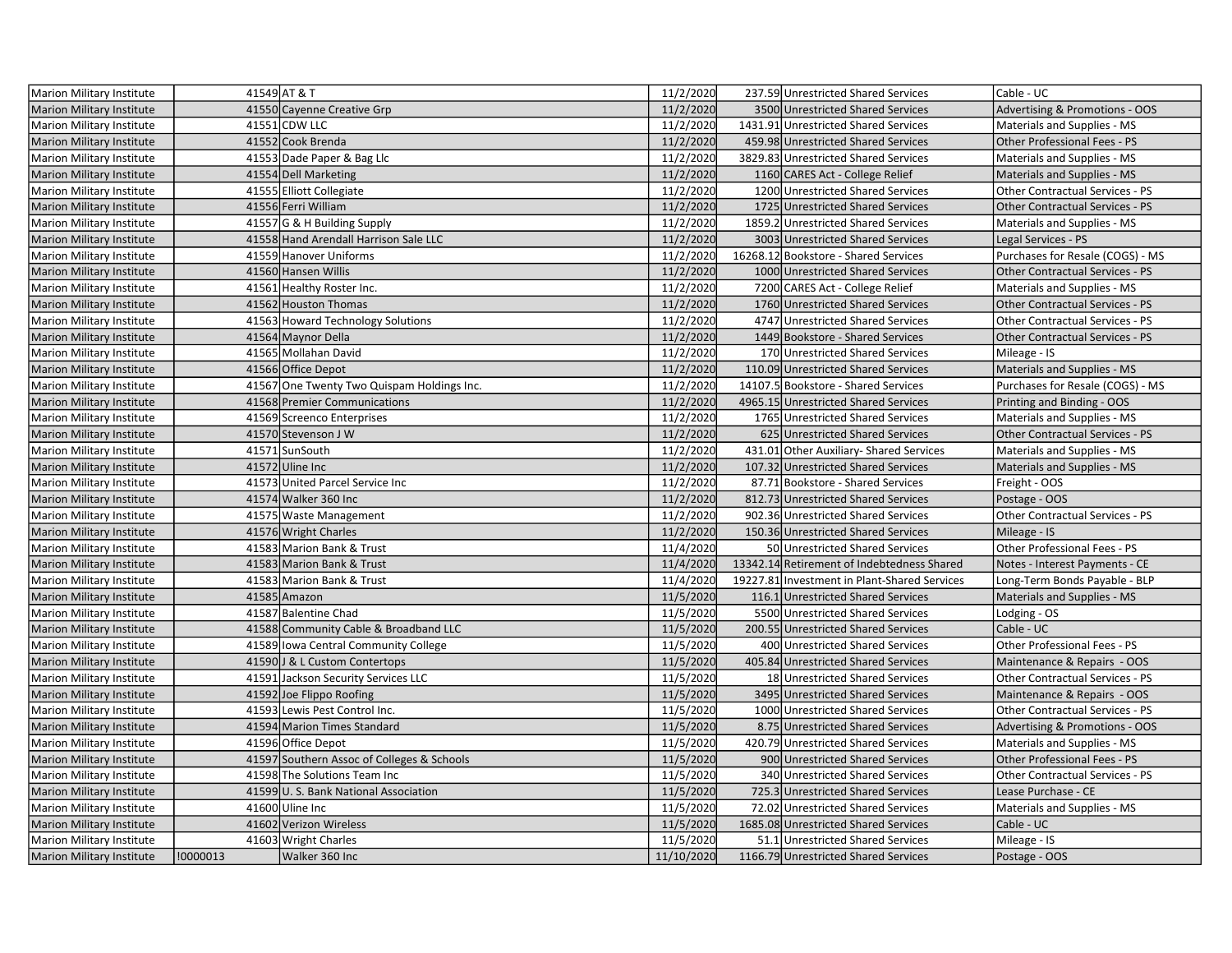| Marion Military Institute | 41549 | AT & T | 11/2/2020 | 237.59 | Unrestricted Shared Services | Cable - UC |
|---|---|---|---|---|---|---|
| Marion Military Institute | 41550 | Cayenne Creative Grp | 11/2/2020 | 3500 | Unrestricted Shared Services | Advertising & Promotions - OOS |
| Marion Military Institute | 41551 | CDW LLC | 11/2/2020 | 1431.91 | Unrestricted Shared Services | Materials and Supplies - MS |
| Marion Military Institute | 41552 | Cook Brenda | 11/2/2020 | 459.98 | Unrestricted Shared Services | Other Professional Fees - PS |
| Marion Military Institute | 41553 | Dade Paper & Bag Llc | 11/2/2020 | 3829.83 | Unrestricted Shared Services | Materials and Supplies - MS |
| Marion Military Institute | 41554 | Dell Marketing | 11/2/2020 | 1160 | CARES Act - College Relief | Materials and Supplies - MS |
| Marion Military Institute | 41555 | Elliott Collegiate | 11/2/2020 | 1200 | Unrestricted Shared Services | Other Contractual Services - PS |
| Marion Military Institute | 41556 | Ferri William | 11/2/2020 | 1725 | Unrestricted Shared Services | Other Contractual Services - PS |
| Marion Military Institute | 41557 | G & H Building Supply | 11/2/2020 | 1859.2 | Unrestricted Shared Services | Materials and Supplies - MS |
| Marion Military Institute | 41558 | Hand Arendall Harrison Sale LLC | 11/2/2020 | 3003 | Unrestricted Shared Services | Legal Services - PS |
| Marion Military Institute | 41559 | Hanover Uniforms | 11/2/2020 | 16268.12 | Bookstore - Shared Services | Purchases for Resale (COGS) - MS |
| Marion Military Institute | 41560 | Hansen Willis | 11/2/2020 | 1000 | Unrestricted Shared Services | Other Contractual Services - PS |
| Marion Military Institute | 41561 | Healthy Roster Inc. | 11/2/2020 | 7200 | CARES Act - College Relief | Materials and Supplies - MS |
| Marion Military Institute | 41562 | Houston Thomas | 11/2/2020 | 1760 | Unrestricted Shared Services | Other Contractual Services - PS |
| Marion Military Institute | 41563 | Howard Technology Solutions | 11/2/2020 | 4747 | Unrestricted Shared Services | Other Contractual Services - PS |
| Marion Military Institute | 41564 | Maynor Della | 11/2/2020 | 1449 | Bookstore - Shared Services | Other Contractual Services - PS |
| Marion Military Institute | 41565 | Mollahan David | 11/2/2020 | 170 | Unrestricted Shared Services | Mileage - IS |
| Marion Military Institute | 41566 | Office Depot | 11/2/2020 | 110.09 | Unrestricted Shared Services | Materials and Supplies - MS |
| Marion Military Institute | 41567 | One Twenty Two Quispam Holdings Inc. | 11/2/2020 | 14107.5 | Bookstore - Shared Services | Purchases for Resale (COGS) - MS |
| Marion Military Institute | 41568 | Premier Communications | 11/2/2020 | 4965.15 | Unrestricted Shared Services | Printing and Binding - OOS |
| Marion Military Institute | 41569 | Screenco Enterprises | 11/2/2020 | 1765 | Unrestricted Shared Services | Materials and Supplies - MS |
| Marion Military Institute | 41570 | Stevenson J W | 11/2/2020 | 625 | Unrestricted Shared Services | Other Contractual Services - PS |
| Marion Military Institute | 41571 | SunSouth | 11/2/2020 | 431.01 | Other Auxiliary- Shared Services | Materials and Supplies - MS |
| Marion Military Institute | 41572 | Uline Inc | 11/2/2020 | 107.32 | Unrestricted Shared Services | Materials and Supplies - MS |
| Marion Military Institute | 41573 | United Parcel Service Inc | 11/2/2020 | 87.71 | Bookstore - Shared Services | Freight - OOS |
| Marion Military Institute | 41574 | Walker 360 Inc | 11/2/2020 | 812.73 | Unrestricted Shared Services | Postage - OOS |
| Marion Military Institute | 41575 | Waste Management | 11/2/2020 | 902.36 | Unrestricted Shared Services | Other Contractual Services - PS |
| Marion Military Institute | 41576 | Wright Charles | 11/2/2020 | 150.36 | Unrestricted Shared Services | Mileage - IS |
| Marion Military Institute | 41583 | Marion Bank & Trust | 11/4/2020 | 50 | Unrestricted Shared Services | Other Professional Fees - PS |
| Marion Military Institute | 41583 | Marion Bank & Trust | 11/4/2020 | 13342.14 | Retirement of Indebtedness Shared | Notes - Interest Payments - CE |
| Marion Military Institute | 41583 | Marion Bank & Trust | 11/4/2020 | 19227.81 | Investment in Plant-Shared Services | Long-Term Bonds Payable - BLP |
| Marion Military Institute | 41585 | Amazon | 11/5/2020 | 116.1 | Unrestricted Shared Services | Materials and Supplies - MS |
| Marion Military Institute | 41587 | Balentine Chad | 11/5/2020 | 5500 | Unrestricted Shared Services | Lodging - OS |
| Marion Military Institute | 41588 | Community Cable & Broadband LLC | 11/5/2020 | 200.55 | Unrestricted Shared Services | Cable - UC |
| Marion Military Institute | 41589 | Iowa Central Community College | 11/5/2020 | 400 | Unrestricted Shared Services | Other Professional Fees - PS |
| Marion Military Institute | 41590 | J & L Custom Contertops | 11/5/2020 | 405.84 | Unrestricted Shared Services | Maintenance & Repairs - OOS |
| Marion Military Institute | 41591 | Jackson Security Services LLC | 11/5/2020 | 18 | Unrestricted Shared Services | Other Contractual Services - PS |
| Marion Military Institute | 41592 | Joe Flippo Roofing | 11/5/2020 | 3495 | Unrestricted Shared Services | Maintenance & Repairs - OOS |
| Marion Military Institute | 41593 | Lewis Pest Control Inc. | 11/5/2020 | 1000 | Unrestricted Shared Services | Other Contractual Services - PS |
| Marion Military Institute | 41594 | Marion Times Standard | 11/5/2020 | 8.75 | Unrestricted Shared Services | Advertising & Promotions - OOS |
| Marion Military Institute | 41596 | Office Depot | 11/5/2020 | 420.79 | Unrestricted Shared Services | Materials and Supplies - MS |
| Marion Military Institute | 41597 | Southern Assoc of Colleges & Schools | 11/5/2020 | 900 | Unrestricted Shared Services | Other Professional Fees - PS |
| Marion Military Institute | 41598 | The Solutions Team Inc | 11/5/2020 | 340 | Unrestricted Shared Services | Other Contractual Services - PS |
| Marion Military Institute | 41599 | U. S. Bank National Association | 11/5/2020 | 725.3 | Unrestricted Shared Services | Lease Purchase - CE |
| Marion Military Institute | 41600 | Uline Inc | 11/5/2020 | 72.02 | Unrestricted Shared Services | Materials and Supplies - MS |
| Marion Military Institute | 41602 | Verizon Wireless | 11/5/2020 | 1685.08 | Unrestricted Shared Services | Cable - UC |
| Marion Military Institute | 41603 | Wright Charles | 11/5/2020 | 51.1 | Unrestricted Shared Services | Mileage - IS |
| Marion Military Institute | !0000013 | Walker 360 Inc | 11/10/2020 | 1166.79 | Unrestricted Shared Services | Postage - OOS |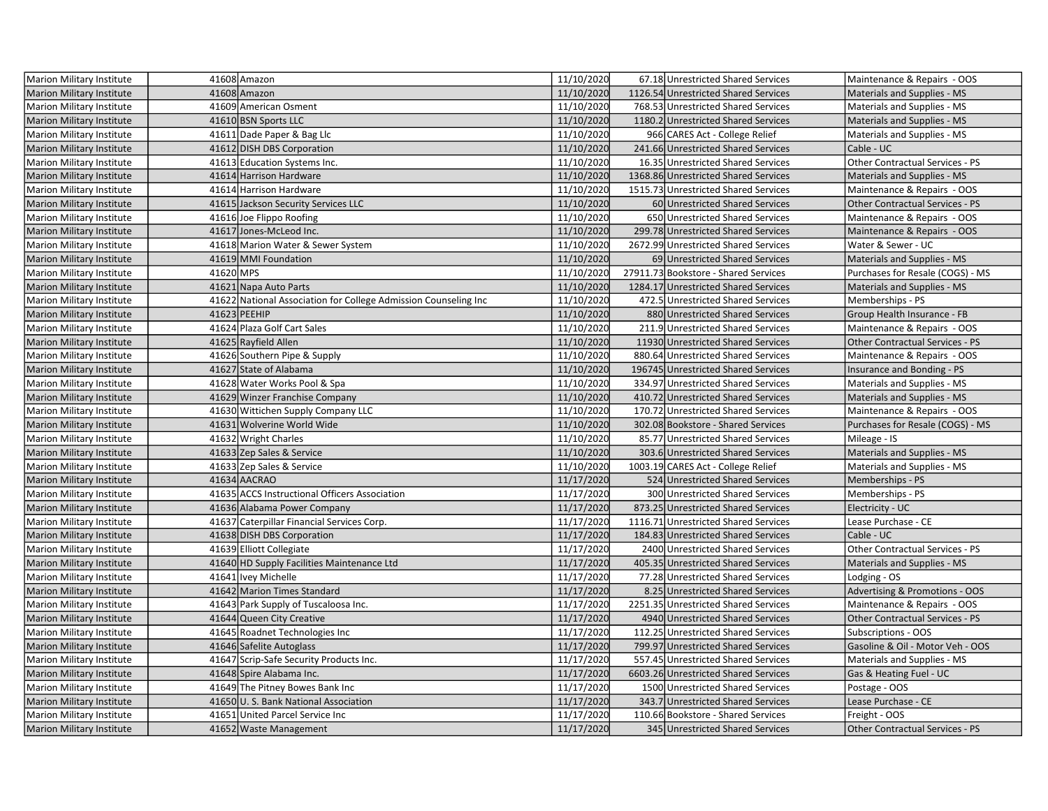| | | | | | | |
|---|---|---|---|---|---|---|
| Marion Military Institute | 41608 | Amazon | 11/10/2020 | 67.18 | Unrestricted Shared Services | Maintenance & Repairs - OOS |
| Marion Military Institute | 41608 | Amazon | 11/10/2020 | 1126.54 | Unrestricted Shared Services | Materials and Supplies - MS |
| Marion Military Institute | 41609 | American Osment | 11/10/2020 | 768.53 | Unrestricted Shared Services | Materials and Supplies - MS |
| Marion Military Institute | 41610 | BSN Sports LLC | 11/10/2020 | 1180.2 | Unrestricted Shared Services | Materials and Supplies - MS |
| Marion Military Institute | 41611 | Dade Paper & Bag Llc | 11/10/2020 | 966 | CARES Act - College Relief | Materials and Supplies - MS |
| Marion Military Institute | 41612 | DISH DBS Corporation | 11/10/2020 | 241.66 | Unrestricted Shared Services | Cable - UC |
| Marion Military Institute | 41613 | Education Systems Inc. | 11/10/2020 | 16.35 | Unrestricted Shared Services | Other Contractual Services - PS |
| Marion Military Institute | 41614 | Harrison Hardware | 11/10/2020 | 1368.86 | Unrestricted Shared Services | Materials and Supplies - MS |
| Marion Military Institute | 41614 | Harrison Hardware | 11/10/2020 | 1515.73 | Unrestricted Shared Services | Maintenance & Repairs - OOS |
| Marion Military Institute | 41615 | Jackson Security Services LLC | 11/10/2020 | 60 | Unrestricted Shared Services | Other Contractual Services - PS |
| Marion Military Institute | 41616 | Joe Flippo Roofing | 11/10/2020 | 650 | Unrestricted Shared Services | Maintenance & Repairs - OOS |
| Marion Military Institute | 41617 | Jones-McLeod Inc. | 11/10/2020 | 299.78 | Unrestricted Shared Services | Maintenance & Repairs - OOS |
| Marion Military Institute | 41618 | Marion Water & Sewer System | 11/10/2020 | 2672.99 | Unrestricted Shared Services | Water & Sewer - UC |
| Marion Military Institute | 41619 | MMI Foundation | 11/10/2020 | 69 | Unrestricted Shared Services | Materials and Supplies - MS |
| Marion Military Institute | 41620 | MPS | 11/10/2020 | 27911.73 | Bookstore - Shared Services | Purchases for Resale (COGS) - MS |
| Marion Military Institute | 41621 | Napa Auto Parts | 11/10/2020 | 1284.17 | Unrestricted Shared Services | Materials and Supplies - MS |
| Marion Military Institute | 41622 | National Association for College Admission Counseling Inc | 11/10/2020 | 472.5 | Unrestricted Shared Services | Memberships - PS |
| Marion Military Institute | 41623 | PEEHIP | 11/10/2020 | 880 | Unrestricted Shared Services | Group Health Insurance - FB |
| Marion Military Institute | 41624 | Plaza Golf Cart Sales | 11/10/2020 | 211.9 | Unrestricted Shared Services | Maintenance & Repairs - OOS |
| Marion Military Institute | 41625 | Rayfield Allen | 11/10/2020 | 11930 | Unrestricted Shared Services | Other Contractual Services - PS |
| Marion Military Institute | 41626 | Southern Pipe & Supply | 11/10/2020 | 880.64 | Unrestricted Shared Services | Maintenance & Repairs - OOS |
| Marion Military Institute | 41627 | State of Alabama | 11/10/2020 | 196745 | Unrestricted Shared Services | Insurance and Bonding - PS |
| Marion Military Institute | 41628 | Water Works Pool & Spa | 11/10/2020 | 334.97 | Unrestricted Shared Services | Materials and Supplies - MS |
| Marion Military Institute | 41629 | Winzer Franchise Company | 11/10/2020 | 410.72 | Unrestricted Shared Services | Materials and Supplies - MS |
| Marion Military Institute | 41630 | Wittichen Supply Company LLC | 11/10/2020 | 170.72 | Unrestricted Shared Services | Maintenance & Repairs - OOS |
| Marion Military Institute | 41631 | Wolverine World Wide | 11/10/2020 | 302.08 | Bookstore - Shared Services | Purchases for Resale (COGS) - MS |
| Marion Military Institute | 41632 | Wright Charles | 11/10/2020 | 85.77 | Unrestricted Shared Services | Mileage - IS |
| Marion Military Institute | 41633 | Zep Sales & Service | 11/10/2020 | 303.6 | Unrestricted Shared Services | Materials and Supplies - MS |
| Marion Military Institute | 41633 | Zep Sales & Service | 11/10/2020 | 1003.19 | CARES Act - College Relief | Materials and Supplies - MS |
| Marion Military Institute | 41634 | AACRAO | 11/17/2020 | 524 | Unrestricted Shared Services | Memberships - PS |
| Marion Military Institute | 41635 | ACCS Instructional Officers Association | 11/17/2020 | 300 | Unrestricted Shared Services | Memberships - PS |
| Marion Military Institute | 41636 | Alabama Power Company | 11/17/2020 | 873.25 | Unrestricted Shared Services | Electricity - UC |
| Marion Military Institute | 41637 | Caterpillar Financial Services Corp. | 11/17/2020 | 1116.71 | Unrestricted Shared Services | Lease Purchase - CE |
| Marion Military Institute | 41638 | DISH DBS Corporation | 11/17/2020 | 184.83 | Unrestricted Shared Services | Cable - UC |
| Marion Military Institute | 41639 | Elliott Collegiate | 11/17/2020 | 2400 | Unrestricted Shared Services | Other Contractual Services - PS |
| Marion Military Institute | 41640 | HD Supply Facilities Maintenance Ltd | 11/17/2020 | 405.35 | Unrestricted Shared Services | Materials and Supplies - MS |
| Marion Military Institute | 41641 | Ivey Michelle | 11/17/2020 | 77.28 | Unrestricted Shared Services | Lodging - OS |
| Marion Military Institute | 41642 | Marion Times Standard | 11/17/2020 | 8.25 | Unrestricted Shared Services | Advertising & Promotions - OOS |
| Marion Military Institute | 41643 | Park Supply of Tuscaloosa Inc. | 11/17/2020 | 2251.35 | Unrestricted Shared Services | Maintenance & Repairs - OOS |
| Marion Military Institute | 41644 | Queen City Creative | 11/17/2020 | 4940 | Unrestricted Shared Services | Other Contractual Services - PS |
| Marion Military Institute | 41645 | Roadnet Technologies Inc | 11/17/2020 | 112.25 | Unrestricted Shared Services | Subscriptions - OOS |
| Marion Military Institute | 41646 | Safelite Autoglass | 11/17/2020 | 799.97 | Unrestricted Shared Services | Gasoline & Oil - Motor Veh - OOS |
| Marion Military Institute | 41647 | Scrip-Safe Security Products Inc. | 11/17/2020 | 557.45 | Unrestricted Shared Services | Materials and Supplies - MS |
| Marion Military Institute | 41648 | Spire Alabama Inc. | 11/17/2020 | 6603.26 | Unrestricted Shared Services | Gas & Heating Fuel - UC |
| Marion Military Institute | 41649 | The Pitney Bowes Bank Inc | 11/17/2020 | 1500 | Unrestricted Shared Services | Postage - OOS |
| Marion Military Institute | 41650 | U. S. Bank National Association | 11/17/2020 | 343.7 | Unrestricted Shared Services | Lease Purchase - CE |
| Marion Military Institute | 41651 | United Parcel Service Inc | 11/17/2020 | 110.66 | Bookstore - Shared Services | Freight - OOS |
| Marion Military Institute | 41652 | Waste Management | 11/17/2020 | 345 | Unrestricted Shared Services | Other Contractual Services - PS |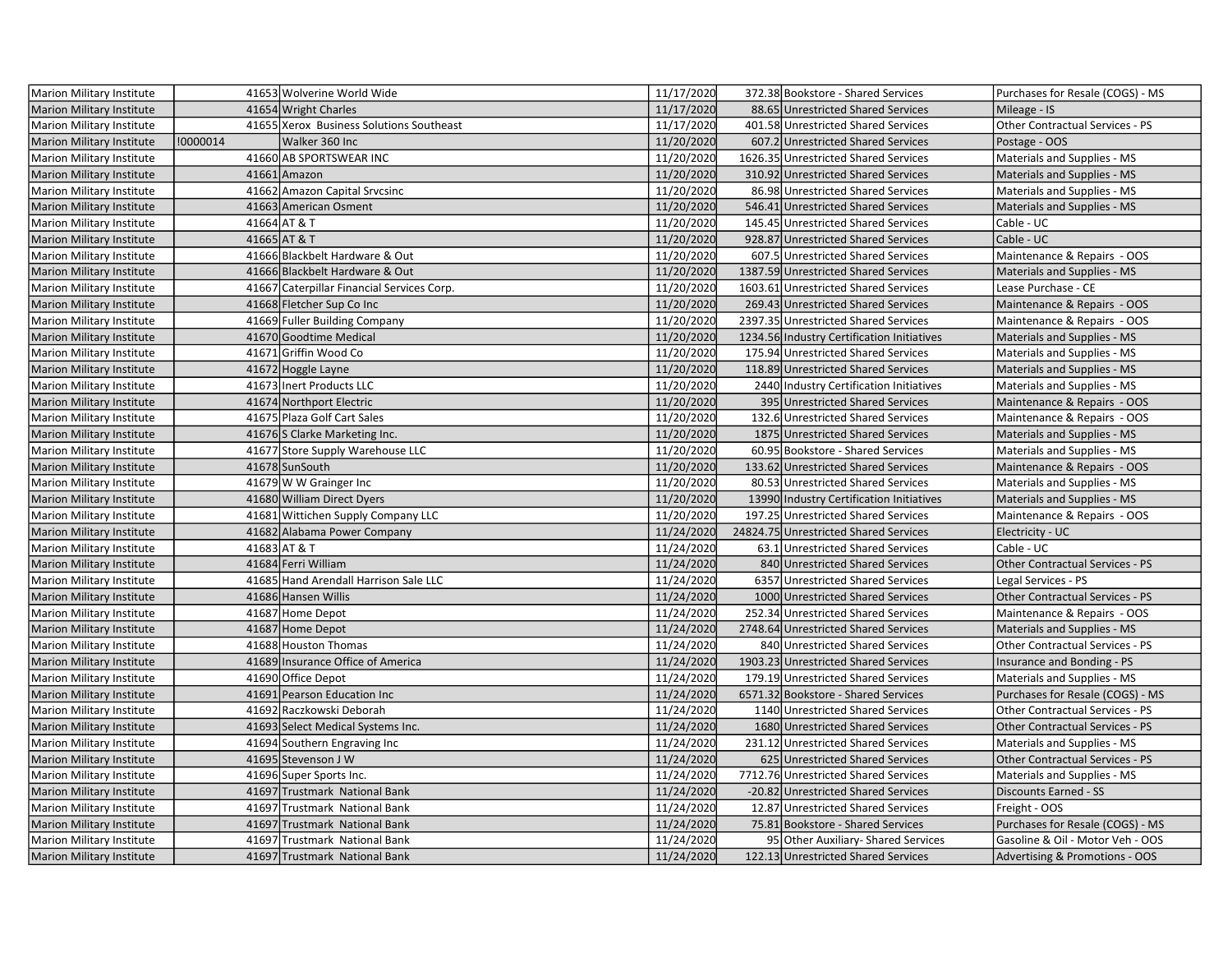| | | | | | | |
|---|---|---|---|---|---|---|
| Marion Military Institute | | 41653 | Wolverine World Wide | 11/17/2020 | 372.38 | Bookstore - Shared Services | Purchases for Resale (COGS) - MS |
| Marion Military Institute | | 41654 | Wright Charles | 11/17/2020 | 88.65 | Unrestricted Shared Services | Mileage - IS |
| Marion Military Institute | | 41655 | Xerox Business Solutions Southeast | 11/17/2020 | 401.58 | Unrestricted Shared Services | Other Contractual Services - PS |
| Marion Military Institute | !0000014 | | Walker 360 Inc | 11/20/2020 | 607.2 | Unrestricted Shared Services | Postage - OOS |
| Marion Military Institute | | 41660 | AB SPORTSWEAR INC | 11/20/2020 | 1626.35 | Unrestricted Shared Services | Materials and Supplies - MS |
| Marion Military Institute | | 41661 | Amazon | 11/20/2020 | 310.92 | Unrestricted Shared Services | Materials and Supplies - MS |
| Marion Military Institute | | 41662 | Amazon Capital Srvcsinc | 11/20/2020 | 86.98 | Unrestricted Shared Services | Materials and Supplies - MS |
| Marion Military Institute | | 41663 | American Osment | 11/20/2020 | 546.41 | Unrestricted Shared Services | Materials and Supplies - MS |
| Marion Military Institute | | 41664 | AT & T | 11/20/2020 | 145.45 | Unrestricted Shared Services | Cable - UC |
| Marion Military Institute | | 41665 | AT & T | 11/20/2020 | 928.87 | Unrestricted Shared Services | Cable - UC |
| Marion Military Institute | | 41666 | Blackbelt Hardware & Out | 11/20/2020 | 607.5 | Unrestricted Shared Services | Maintenance & Repairs - OOS |
| Marion Military Institute | | 41666 | Blackbelt Hardware & Out | 11/20/2020 | 1387.59 | Unrestricted Shared Services | Materials and Supplies - MS |
| Marion Military Institute | | 41667 | Caterpillar Financial Services Corp. | 11/20/2020 | 1603.61 | Unrestricted Shared Services | Lease Purchase - CE |
| Marion Military Institute | | 41668 | Fletcher Sup Co Inc | 11/20/2020 | 269.43 | Unrestricted Shared Services | Maintenance & Repairs - OOS |
| Marion Military Institute | | 41669 | Fuller Building Company | 11/20/2020 | 2397.35 | Unrestricted Shared Services | Maintenance & Repairs - OOS |
| Marion Military Institute | | 41670 | Goodtime Medical | 11/20/2020 | 1234.56 | Industry Certification Initiatives | Materials and Supplies - MS |
| Marion Military Institute | | 41671 | Griffin Wood Co | 11/20/2020 | 175.94 | Unrestricted Shared Services | Materials and Supplies - MS |
| Marion Military Institute | | 41672 | Hoggle Layne | 11/20/2020 | 118.89 | Unrestricted Shared Services | Materials and Supplies - MS |
| Marion Military Institute | | 41673 | Inert Products LLC | 11/20/2020 | 2440 | Industry Certification Initiatives | Materials and Supplies - MS |
| Marion Military Institute | | 41674 | Northport Electric | 11/20/2020 | 395 | Unrestricted Shared Services | Maintenance & Repairs - OOS |
| Marion Military Institute | | 41675 | Plaza Golf Cart Sales | 11/20/2020 | 132.6 | Unrestricted Shared Services | Maintenance & Repairs - OOS |
| Marion Military Institute | | 41676 | S Clarke Marketing Inc. | 11/20/2020 | 1875 | Unrestricted Shared Services | Materials and Supplies - MS |
| Marion Military Institute | | 41677 | Store Supply Warehouse LLC | 11/20/2020 | 60.95 | Bookstore - Shared Services | Materials and Supplies - MS |
| Marion Military Institute | | 41678 | SunSouth | 11/20/2020 | 133.62 | Unrestricted Shared Services | Maintenance & Repairs - OOS |
| Marion Military Institute | | 41679 | W W Grainger Inc | 11/20/2020 | 80.53 | Unrestricted Shared Services | Materials and Supplies - MS |
| Marion Military Institute | | 41680 | William Direct Dyers | 11/20/2020 | 13990 | Industry Certification Initiatives | Materials and Supplies - MS |
| Marion Military Institute | | 41681 | Wittichen Supply Company LLC | 11/20/2020 | 197.25 | Unrestricted Shared Services | Maintenance & Repairs - OOS |
| Marion Military Institute | | 41682 | Alabama Power Company | 11/24/2020 | 24824.75 | Unrestricted Shared Services | Electricity - UC |
| Marion Military Institute | | 41683 | AT & T | 11/24/2020 | 63.1 | Unrestricted Shared Services | Cable - UC |
| Marion Military Institute | | 41684 | Ferri William | 11/24/2020 | 840 | Unrestricted Shared Services | Other Contractual Services - PS |
| Marion Military Institute | | 41685 | Hand Arendall Harrison Sale LLC | 11/24/2020 | 6357 | Unrestricted Shared Services | Legal Services - PS |
| Marion Military Institute | | 41686 | Hansen Willis | 11/24/2020 | 1000 | Unrestricted Shared Services | Other Contractual Services - PS |
| Marion Military Institute | | 41687 | Home Depot | 11/24/2020 | 252.34 | Unrestricted Shared Services | Maintenance & Repairs - OOS |
| Marion Military Institute | | 41687 | Home Depot | 11/24/2020 | 2748.64 | Unrestricted Shared Services | Materials and Supplies - MS |
| Marion Military Institute | | 41688 | Houston Thomas | 11/24/2020 | 840 | Unrestricted Shared Services | Other Contractual Services - PS |
| Marion Military Institute | | 41689 | Insurance Office of America | 11/24/2020 | 1903.23 | Unrestricted Shared Services | Insurance and Bonding - PS |
| Marion Military Institute | | 41690 | Office Depot | 11/24/2020 | 179.19 | Unrestricted Shared Services | Materials and Supplies - MS |
| Marion Military Institute | | 41691 | Pearson Education Inc | 11/24/2020 | 6571.32 | Bookstore - Shared Services | Purchases for Resale (COGS) - MS |
| Marion Military Institute | | 41692 | Raczkowski Deborah | 11/24/2020 | 1140 | Unrestricted Shared Services | Other Contractual Services - PS |
| Marion Military Institute | | 41693 | Select Medical Systems Inc. | 11/24/2020 | 1680 | Unrestricted Shared Services | Other Contractual Services - PS |
| Marion Military Institute | | 41694 | Southern Engraving Inc | 11/24/2020 | 231.12 | Unrestricted Shared Services | Materials and Supplies - MS |
| Marion Military Institute | | 41695 | Stevenson J W | 11/24/2020 | 625 | Unrestricted Shared Services | Other Contractual Services - PS |
| Marion Military Institute | | 41696 | Super Sports Inc. | 11/24/2020 | 7712.76 | Unrestricted Shared Services | Materials and Supplies - MS |
| Marion Military Institute | | 41697 | Trustmark National Bank | 11/24/2020 | -20.82 | Unrestricted Shared Services | Discounts Earned - SS |
| Marion Military Institute | | 41697 | Trustmark National Bank | 11/24/2020 | 12.87 | Unrestricted Shared Services | Freight - OOS |
| Marion Military Institute | | 41697 | Trustmark National Bank | 11/24/2020 | 75.81 | Bookstore - Shared Services | Purchases for Resale (COGS) - MS |
| Marion Military Institute | | 41697 | Trustmark National Bank | 11/24/2020 | 95 | Other Auxiliary- Shared Services | Gasoline & Oil - Motor Veh - OOS |
| Marion Military Institute | | 41697 | Trustmark National Bank | 11/24/2020 | 122.13 | Unrestricted Shared Services | Advertising & Promotions - OOS |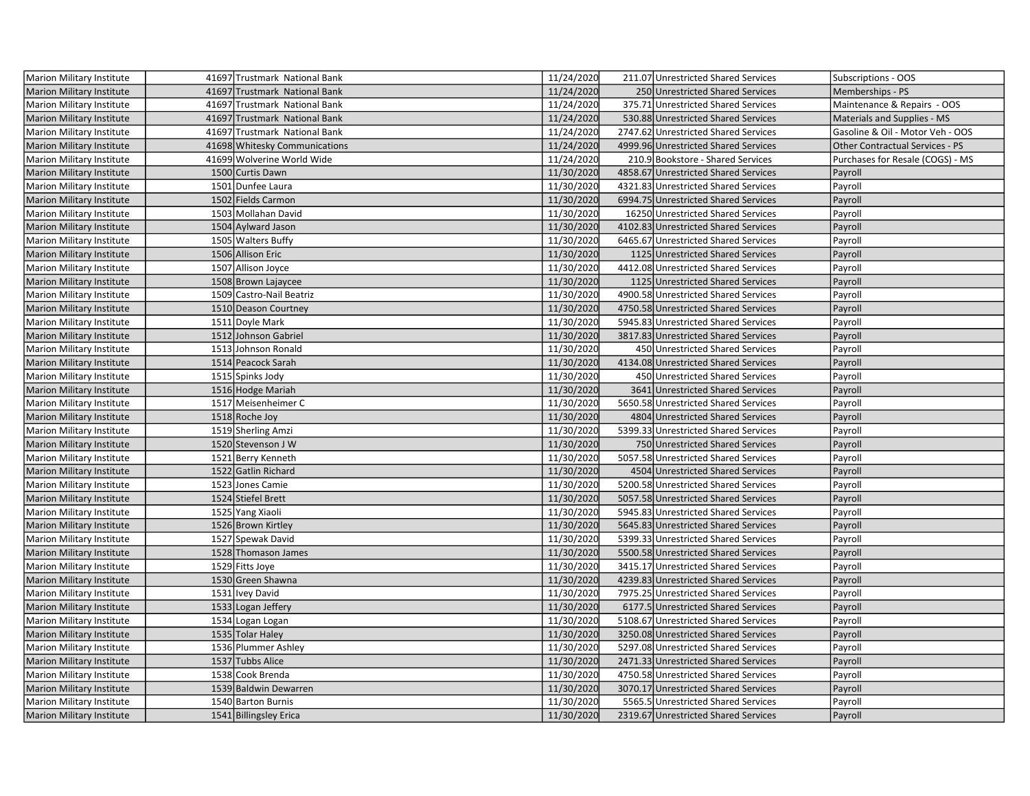| | | | | | | |
|---|---|---|---|---|---|---|
| Marion Military Institute | 41697 | Trustmark National Bank | 11/24/2020 | 211.07 | Unrestricted Shared Services | Subscriptions - OOS |
| Marion Military Institute | 41697 | Trustmark National Bank | 11/24/2020 | 250 | Unrestricted Shared Services | Memberships - PS |
| Marion Military Institute | 41697 | Trustmark National Bank | 11/24/2020 | 375.71 | Unrestricted Shared Services | Maintenance & Repairs - OOS |
| Marion Military Institute | 41697 | Trustmark National Bank | 11/24/2020 | 530.88 | Unrestricted Shared Services | Materials and Supplies - MS |
| Marion Military Institute | 41697 | Trustmark National Bank | 11/24/2020 | 2747.62 | Unrestricted Shared Services | Gasoline & Oil - Motor Veh - OOS |
| Marion Military Institute | 41698 | Whitesky Communications | 11/24/2020 | 4999.96 | Unrestricted Shared Services | Other Contractual Services - PS |
| Marion Military Institute | 41699 | Wolverine World Wide | 11/24/2020 | 210.9 | Bookstore - Shared Services | Purchases for Resale (COGS) - MS |
| Marion Military Institute | 1500 | Curtis Dawn | 11/30/2020 | 4858.67 | Unrestricted Shared Services | Payroll |
| Marion Military Institute | 1501 | Dunfee Laura | 11/30/2020 | 4321.83 | Unrestricted Shared Services | Payroll |
| Marion Military Institute | 1502 | Fields Carmon | 11/30/2020 | 6994.75 | Unrestricted Shared Services | Payroll |
| Marion Military Institute | 1503 | Mollahan David | 11/30/2020 | 16250 | Unrestricted Shared Services | Payroll |
| Marion Military Institute | 1504 | Aylward Jason | 11/30/2020 | 4102.83 | Unrestricted Shared Services | Payroll |
| Marion Military Institute | 1505 | Walters Buffy | 11/30/2020 | 6465.67 | Unrestricted Shared Services | Payroll |
| Marion Military Institute | 1506 | Allison Eric | 11/30/2020 | 1125 | Unrestricted Shared Services | Payroll |
| Marion Military Institute | 1507 | Allison Joyce | 11/30/2020 | 4412.08 | Unrestricted Shared Services | Payroll |
| Marion Military Institute | 1508 | Brown Lajaycee | 11/30/2020 | 1125 | Unrestricted Shared Services | Payroll |
| Marion Military Institute | 1509 | Castro-Nail Beatriz | 11/30/2020 | 4900.58 | Unrestricted Shared Services | Payroll |
| Marion Military Institute | 1510 | Deason Courtney | 11/30/2020 | 4750.58 | Unrestricted Shared Services | Payroll |
| Marion Military Institute | 1511 | Doyle Mark | 11/30/2020 | 5945.83 | Unrestricted Shared Services | Payroll |
| Marion Military Institute | 1512 | Johnson Gabriel | 11/30/2020 | 3817.83 | Unrestricted Shared Services | Payroll |
| Marion Military Institute | 1513 | Johnson Ronald | 11/30/2020 | 450 | Unrestricted Shared Services | Payroll |
| Marion Military Institute | 1514 | Peacock Sarah | 11/30/2020 | 4134.08 | Unrestricted Shared Services | Payroll |
| Marion Military Institute | 1515 | Spinks Jody | 11/30/2020 | 450 | Unrestricted Shared Services | Payroll |
| Marion Military Institute | 1516 | Hodge Mariah | 11/30/2020 | 3641 | Unrestricted Shared Services | Payroll |
| Marion Military Institute | 1517 | Meisenheimer C | 11/30/2020 | 5650.58 | Unrestricted Shared Services | Payroll |
| Marion Military Institute | 1518 | Roche Joy | 11/30/2020 | 4804 | Unrestricted Shared Services | Payroll |
| Marion Military Institute | 1519 | Sherling Amzi | 11/30/2020 | 5399.33 | Unrestricted Shared Services | Payroll |
| Marion Military Institute | 1520 | Stevenson J W | 11/30/2020 | 750 | Unrestricted Shared Services | Payroll |
| Marion Military Institute | 1521 | Berry Kenneth | 11/30/2020 | 5057.58 | Unrestricted Shared Services | Payroll |
| Marion Military Institute | 1522 | Gatlin Richard | 11/30/2020 | 4504 | Unrestricted Shared Services | Payroll |
| Marion Military Institute | 1523 | Jones Camie | 11/30/2020 | 5200.58 | Unrestricted Shared Services | Payroll |
| Marion Military Institute | 1524 | Stiefel Brett | 11/30/2020 | 5057.58 | Unrestricted Shared Services | Payroll |
| Marion Military Institute | 1525 | Yang Xiaoli | 11/30/2020 | 5945.83 | Unrestricted Shared Services | Payroll |
| Marion Military Institute | 1526 | Brown Kirtley | 11/30/2020 | 5645.83 | Unrestricted Shared Services | Payroll |
| Marion Military Institute | 1527 | Spewak David | 11/30/2020 | 5399.33 | Unrestricted Shared Services | Payroll |
| Marion Military Institute | 1528 | Thomason James | 11/30/2020 | 5500.58 | Unrestricted Shared Services | Payroll |
| Marion Military Institute | 1529 | Fitts Joye | 11/30/2020 | 3415.17 | Unrestricted Shared Services | Payroll |
| Marion Military Institute | 1530 | Green Shawna | 11/30/2020 | 4239.83 | Unrestricted Shared Services | Payroll |
| Marion Military Institute | 1531 | Ivey David | 11/30/2020 | 7975.25 | Unrestricted Shared Services | Payroll |
| Marion Military Institute | 1533 | Logan Jeffery | 11/30/2020 | 6177.5 | Unrestricted Shared Services | Payroll |
| Marion Military Institute | 1534 | Logan Logan | 11/30/2020 | 5108.67 | Unrestricted Shared Services | Payroll |
| Marion Military Institute | 1535 | Tolar Haley | 11/30/2020 | 3250.08 | Unrestricted Shared Services | Payroll |
| Marion Military Institute | 1536 | Plummer Ashley | 11/30/2020 | 5297.08 | Unrestricted Shared Services | Payroll |
| Marion Military Institute | 1537 | Tubbs Alice | 11/30/2020 | 2471.33 | Unrestricted Shared Services | Payroll |
| Marion Military Institute | 1538 | Cook Brenda | 11/30/2020 | 4750.58 | Unrestricted Shared Services | Payroll |
| Marion Military Institute | 1539 | Baldwin Dewarren | 11/30/2020 | 3070.17 | Unrestricted Shared Services | Payroll |
| Marion Military Institute | 1540 | Barton Burnis | 11/30/2020 | 5565.5 | Unrestricted Shared Services | Payroll |
| Marion Military Institute | 1541 | Billingsley Erica | 11/30/2020 | 2319.67 | Unrestricted Shared Services | Payroll |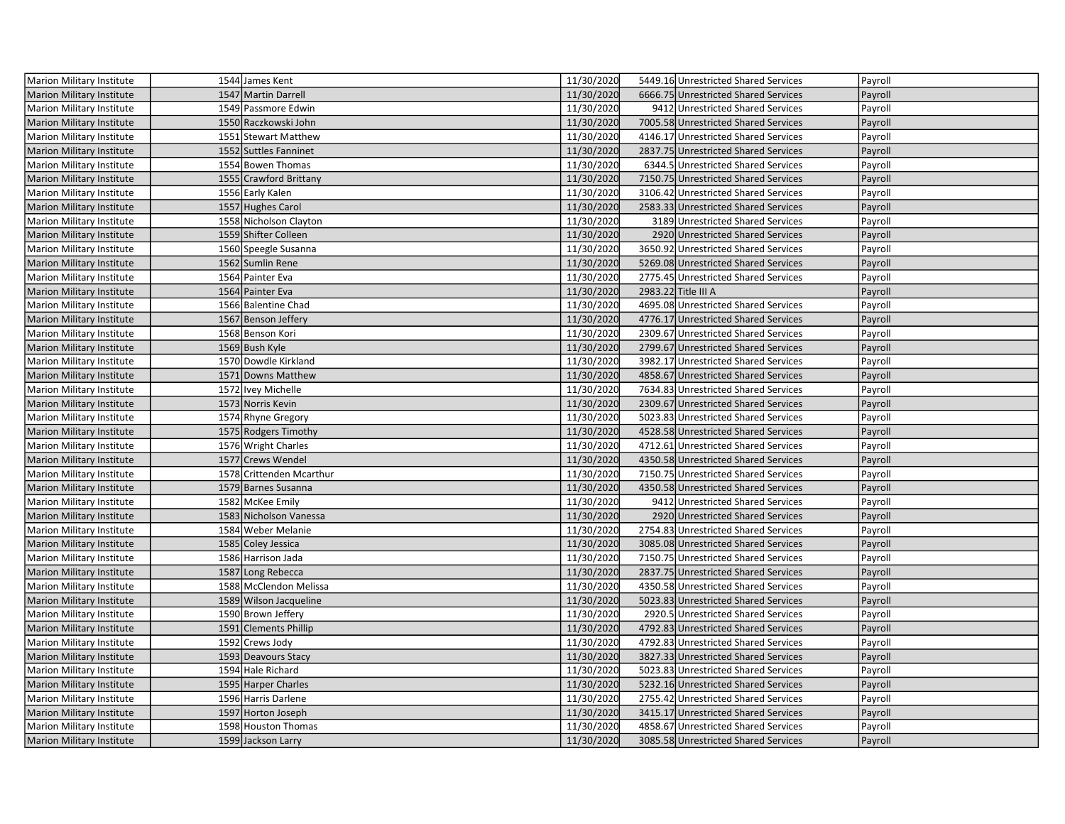| | | | | | | |
|---|---|---|---|---|---|---|
| Marion Military Institute | 1544 | James Kent | 11/30/2020 | 5449.16 | Unrestricted Shared Services | Payroll |
| Marion Military Institute | 1547 | Martin Darrell | 11/30/2020 | 6666.75 | Unrestricted Shared Services | Payroll |
| Marion Military Institute | 1549 | Passmore Edwin | 11/30/2020 | 9412 | Unrestricted Shared Services | Payroll |
| Marion Military Institute | 1550 | Raczkowski John | 11/30/2020 | 7005.58 | Unrestricted Shared Services | Payroll |
| Marion Military Institute | 1551 | Stewart Matthew | 11/30/2020 | 4146.17 | Unrestricted Shared Services | Payroll |
| Marion Military Institute | 1552 | Suttles Fanninet | 11/30/2020 | 2837.75 | Unrestricted Shared Services | Payroll |
| Marion Military Institute | 1554 | Bowen Thomas | 11/30/2020 | 6344.5 | Unrestricted Shared Services | Payroll |
| Marion Military Institute | 1555 | Crawford Brittany | 11/30/2020 | 7150.75 | Unrestricted Shared Services | Payroll |
| Marion Military Institute | 1556 | Early Kalen | 11/30/2020 | 3106.42 | Unrestricted Shared Services | Payroll |
| Marion Military Institute | 1557 | Hughes Carol | 11/30/2020 | 2583.33 | Unrestricted Shared Services | Payroll |
| Marion Military Institute | 1558 | Nicholson Clayton | 11/30/2020 | 3189 | Unrestricted Shared Services | Payroll |
| Marion Military Institute | 1559 | Shifter Colleen | 11/30/2020 | 2920 | Unrestricted Shared Services | Payroll |
| Marion Military Institute | 1560 | Speegle Susanna | 11/30/2020 | 3650.92 | Unrestricted Shared Services | Payroll |
| Marion Military Institute | 1562 | Sumlin Rene | 11/30/2020 | 5269.08 | Unrestricted Shared Services | Payroll |
| Marion Military Institute | 1564 | Painter Eva | 11/30/2020 | 2775.45 | Unrestricted Shared Services | Payroll |
| Marion Military Institute | 1564 | Painter Eva | 11/30/2020 | 2983.22 | Title III A | Payroll |
| Marion Military Institute | 1566 | Balentine Chad | 11/30/2020 | 4695.08 | Unrestricted Shared Services | Payroll |
| Marion Military Institute | 1567 | Benson Jeffery | 11/30/2020 | 4776.17 | Unrestricted Shared Services | Payroll |
| Marion Military Institute | 1568 | Benson Kori | 11/30/2020 | 2309.67 | Unrestricted Shared Services | Payroll |
| Marion Military Institute | 1569 | Bush Kyle | 11/30/2020 | 2799.67 | Unrestricted Shared Services | Payroll |
| Marion Military Institute | 1570 | Dowdle Kirkland | 11/30/2020 | 3982.17 | Unrestricted Shared Services | Payroll |
| Marion Military Institute | 1571 | Downs Matthew | 11/30/2020 | 4858.67 | Unrestricted Shared Services | Payroll |
| Marion Military Institute | 1572 | Ivey Michelle | 11/30/2020 | 7634.83 | Unrestricted Shared Services | Payroll |
| Marion Military Institute | 1573 | Norris Kevin | 11/30/2020 | 2309.67 | Unrestricted Shared Services | Payroll |
| Marion Military Institute | 1574 | Rhyne Gregory | 11/30/2020 | 5023.83 | Unrestricted Shared Services | Payroll |
| Marion Military Institute | 1575 | Rodgers Timothy | 11/30/2020 | 4528.58 | Unrestricted Shared Services | Payroll |
| Marion Military Institute | 1576 | Wright Charles | 11/30/2020 | 4712.61 | Unrestricted Shared Services | Payroll |
| Marion Military Institute | 1577 | Crews Wendel | 11/30/2020 | 4350.58 | Unrestricted Shared Services | Payroll |
| Marion Military Institute | 1578 | Crittenden Mcarthur | 11/30/2020 | 7150.75 | Unrestricted Shared Services | Payroll |
| Marion Military Institute | 1579 | Barnes Susanna | 11/30/2020 | 4350.58 | Unrestricted Shared Services | Payroll |
| Marion Military Institute | 1582 | McKee Emily | 11/30/2020 | 9412 | Unrestricted Shared Services | Payroll |
| Marion Military Institute | 1583 | Nicholson Vanessa | 11/30/2020 | 2920 | Unrestricted Shared Services | Payroll |
| Marion Military Institute | 1584 | Weber Melanie | 11/30/2020 | 2754.83 | Unrestricted Shared Services | Payroll |
| Marion Military Institute | 1585 | Coley Jessica | 11/30/2020 | 3085.08 | Unrestricted Shared Services | Payroll |
| Marion Military Institute | 1586 | Harrison Jada | 11/30/2020 | 7150.75 | Unrestricted Shared Services | Payroll |
| Marion Military Institute | 1587 | Long Rebecca | 11/30/2020 | 2837.75 | Unrestricted Shared Services | Payroll |
| Marion Military Institute | 1588 | McClendon Melissa | 11/30/2020 | 4350.58 | Unrestricted Shared Services | Payroll |
| Marion Military Institute | 1589 | Wilson Jacqueline | 11/30/2020 | 5023.83 | Unrestricted Shared Services | Payroll |
| Marion Military Institute | 1590 | Brown Jeffery | 11/30/2020 | 2920.5 | Unrestricted Shared Services | Payroll |
| Marion Military Institute | 1591 | Clements Phillip | 11/30/2020 | 4792.83 | Unrestricted Shared Services | Payroll |
| Marion Military Institute | 1592 | Crews Jody | 11/30/2020 | 4792.83 | Unrestricted Shared Services | Payroll |
| Marion Military Institute | 1593 | Deavours Stacy | 11/30/2020 | 3827.33 | Unrestricted Shared Services | Payroll |
| Marion Military Institute | 1594 | Hale Richard | 11/30/2020 | 5023.83 | Unrestricted Shared Services | Payroll |
| Marion Military Institute | 1595 | Harper Charles | 11/30/2020 | 5232.16 | Unrestricted Shared Services | Payroll |
| Marion Military Institute | 1596 | Harris Darlene | 11/30/2020 | 2755.42 | Unrestricted Shared Services | Payroll |
| Marion Military Institute | 1597 | Horton Joseph | 11/30/2020 | 3415.17 | Unrestricted Shared Services | Payroll |
| Marion Military Institute | 1598 | Houston Thomas | 11/30/2020 | 4858.67 | Unrestricted Shared Services | Payroll |
| Marion Military Institute | 1599 | Jackson Larry | 11/30/2020 | 3085.58 | Unrestricted Shared Services | Payroll |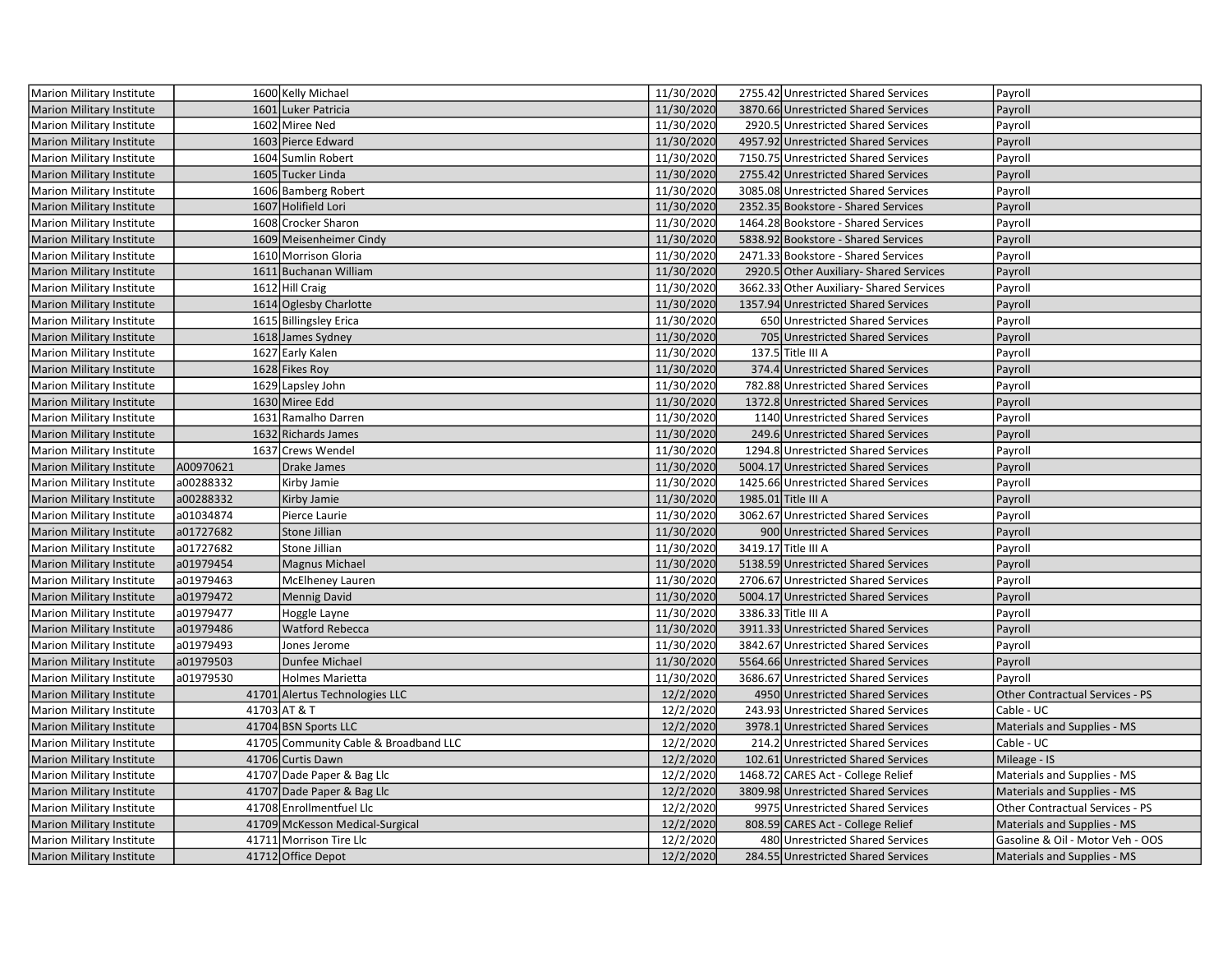| Marion Military Institute | | 1600 | Kelly Michael | 11/30/2020 | 2755.42 | Unrestricted Shared Services | Payroll |
|---|---|---|---|---|---|---|---|
| Marion Military Institute | | 1601 | Luker Patricia | 11/30/2020 | 3870.66 | Unrestricted Shared Services | Payroll |
| Marion Military Institute | | 1602 | Miree Ned | 11/30/2020 | 2920.5 | Unrestricted Shared Services | Payroll |
| Marion Military Institute | | 1603 | Pierce Edward | 11/30/2020 | 4957.92 | Unrestricted Shared Services | Payroll |
| Marion Military Institute | | 1604 | Sumlin Robert | 11/30/2020 | 7150.75 | Unrestricted Shared Services | Payroll |
| Marion Military Institute | | 1605 | Tucker Linda | 11/30/2020 | 2755.42 | Unrestricted Shared Services | Payroll |
| Marion Military Institute | | 1606 | Bamberg Robert | 11/30/2020 | 3085.08 | Unrestricted Shared Services | Payroll |
| Marion Military Institute | | 1607 | Holifield Lori | 11/30/2020 | 2352.35 | Bookstore - Shared Services | Payroll |
| Marion Military Institute | | 1608 | Crocker Sharon | 11/30/2020 | 1464.28 | Bookstore - Shared Services | Payroll |
| Marion Military Institute | | 1609 | Meisenheimer Cindy | 11/30/2020 | 5838.92 | Bookstore - Shared Services | Payroll |
| Marion Military Institute | | 1610 | Morrison Gloria | 11/30/2020 | 2471.33 | Bookstore - Shared Services | Payroll |
| Marion Military Institute | | 1611 | Buchanan William | 11/30/2020 | 2920.5 | Other Auxiliary- Shared Services | Payroll |
| Marion Military Institute | | 1612 | Hill Craig | 11/30/2020 | 3662.33 | Other Auxiliary- Shared Services | Payroll |
| Marion Military Institute | | 1614 | Oglesby Charlotte | 11/30/2020 | 1357.94 | Unrestricted Shared Services | Payroll |
| Marion Military Institute | | 1615 | Billingsley Erica | 11/30/2020 | 650 | Unrestricted Shared Services | Payroll |
| Marion Military Institute | | 1618 | James Sydney | 11/30/2020 | 705 | Unrestricted Shared Services | Payroll |
| Marion Military Institute | | 1627 | Early Kalen | 11/30/2020 | 137.5 | Title III A | Payroll |
| Marion Military Institute | | 1628 | Fikes Roy | 11/30/2020 | 374.4 | Unrestricted Shared Services | Payroll |
| Marion Military Institute | | 1629 | Lapsley John | 11/30/2020 | 782.88 | Unrestricted Shared Services | Payroll |
| Marion Military Institute | | 1630 | Miree Edd | 11/30/2020 | 1372.8 | Unrestricted Shared Services | Payroll |
| Marion Military Institute | | 1631 | Ramalho Darren | 11/30/2020 | 1140 | Unrestricted Shared Services | Payroll |
| Marion Military Institute | | 1632 | Richards James | 11/30/2020 | 249.6 | Unrestricted Shared Services | Payroll |
| Marion Military Institute | | 1637 | Crews Wendel | 11/30/2020 | 1294.8 | Unrestricted Shared Services | Payroll |
| Marion Military Institute | A00970621 | | Drake James | 11/30/2020 | 5004.17 | Unrestricted Shared Services | Payroll |
| Marion Military Institute | a00288332 | | Kirby Jamie | 11/30/2020 | 1425.66 | Unrestricted Shared Services | Payroll |
| Marion Military Institute | a00288332 | | Kirby Jamie | 11/30/2020 | 1985.01 | Title III A | Payroll |
| Marion Military Institute | a01034874 | | Pierce Laurie | 11/30/2020 | 3062.67 | Unrestricted Shared Services | Payroll |
| Marion Military Institute | a01727682 | | Stone Jillian | 11/30/2020 | 900 | Unrestricted Shared Services | Payroll |
| Marion Military Institute | a01727682 | | Stone Jillian | 11/30/2020 | 3419.17 | Title III A | Payroll |
| Marion Military Institute | a01979454 | | Magnus Michael | 11/30/2020 | 5138.59 | Unrestricted Shared Services | Payroll |
| Marion Military Institute | a01979463 | | McElheney Lauren | 11/30/2020 | 2706.67 | Unrestricted Shared Services | Payroll |
| Marion Military Institute | a01979472 | | Mennig David | 11/30/2020 | 5004.17 | Unrestricted Shared Services | Payroll |
| Marion Military Institute | a01979477 | | Hoggle Layne | 11/30/2020 | 3386.33 | Title III A | Payroll |
| Marion Military Institute | a01979486 | | Watford Rebecca | 11/30/2020 | 3911.33 | Unrestricted Shared Services | Payroll |
| Marion Military Institute | a01979493 | | Jones Jerome | 11/30/2020 | 3842.67 | Unrestricted Shared Services | Payroll |
| Marion Military Institute | a01979503 | | Dunfee Michael | 11/30/2020 | 5564.66 | Unrestricted Shared Services | Payroll |
| Marion Military Institute | a01979530 | | Holmes Marietta | 11/30/2020 | 3686.67 | Unrestricted Shared Services | Payroll |
| Marion Military Institute | | 41701 | Alertus Technologies LLC | 12/2/2020 | 4950 | Unrestricted Shared Services | Other Contractual Services - PS |
| Marion Military Institute | | 41703 | AT & T | 12/2/2020 | 243.93 | Unrestricted Shared Services | Cable - UC |
| Marion Military Institute | | 41704 | BSN Sports LLC | 12/2/2020 | 3978.1 | Unrestricted Shared Services | Materials and Supplies - MS |
| Marion Military Institute | | 41705 | Community Cable & Broadband LLC | 12/2/2020 | 214.2 | Unrestricted Shared Services | Cable - UC |
| Marion Military Institute | | 41706 | Curtis Dawn | 12/2/2020 | 102.61 | Unrestricted Shared Services | Mileage - IS |
| Marion Military Institute | | 41707 | Dade Paper & Bag Llc | 12/2/2020 | 1468.72 | CARES Act - College Relief | Materials and Supplies - MS |
| Marion Military Institute | | 41707 | Dade Paper & Bag Llc | 12/2/2020 | 3809.98 | Unrestricted Shared Services | Materials and Supplies - MS |
| Marion Military Institute | | 41708 | Enrollmentfuel Llc | 12/2/2020 | 9975 | Unrestricted Shared Services | Other Contractual Services - PS |
| Marion Military Institute | | 41709 | McKesson Medical-Surgical | 12/2/2020 | 808.59 | CARES Act - College Relief | Materials and Supplies - MS |
| Marion Military Institute | | 41711 | Morrison Tire Llc | 12/2/2020 | 480 | Unrestricted Shared Services | Gasoline & Oil - Motor Veh - OOS |
| Marion Military Institute | | 41712 | Office Depot | 12/2/2020 | 284.55 | Unrestricted Shared Services | Materials and Supplies - MS |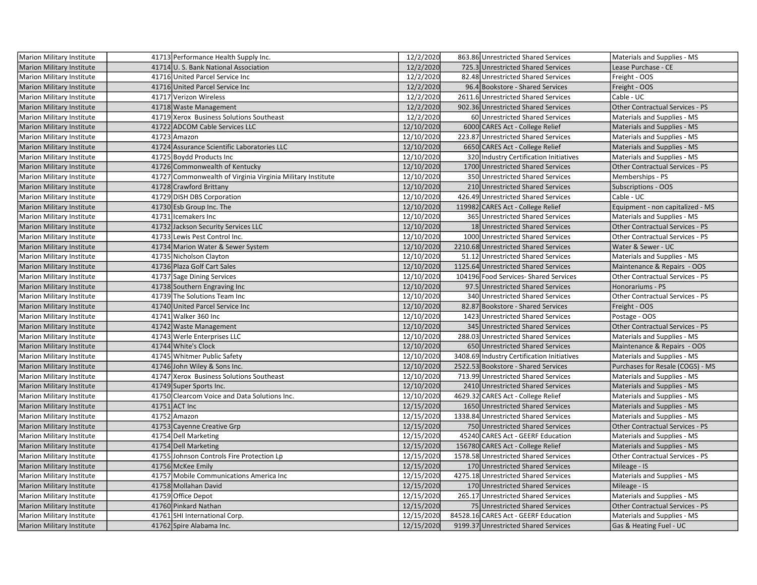| Marion Military Institute | 41713 | Performance Health Supply Inc. | 12/2/2020 | 863.86 | Unrestricted Shared Services | Materials and Supplies - MS |
|---|---|---|---|---|---|---|
| Marion Military Institute | 41714 | U. S. Bank National Association | 12/2/2020 | 725.3 | Unrestricted Shared Services | Lease Purchase - CE |
| Marion Military Institute | 41716 | United Parcel Service Inc | 12/2/2020 | 82.48 | Unrestricted Shared Services | Freight - OOS |
| Marion Military Institute | 41716 | United Parcel Service Inc | 12/2/2020 | 96.4 | Bookstore - Shared Services | Freight - OOS |
| Marion Military Institute | 41717 | Verizon Wireless | 12/2/2020 | 2611.6 | Unrestricted Shared Services | Cable - UC |
| Marion Military Institute | 41718 | Waste Management | 12/2/2020 | 902.36 | Unrestricted Shared Services | Other Contractual Services - PS |
| Marion Military Institute | 41719 | Xerox Business Solutions Southeast | 12/2/2020 | 60 | Unrestricted Shared Services | Materials and Supplies - MS |
| Marion Military Institute | 41722 | ADCOM Cable Services LLC | 12/10/2020 | 6000 | CARES Act - College Relief | Materials and Supplies - MS |
| Marion Military Institute | 41723 | Amazon | 12/10/2020 | 223.87 | Unrestricted Shared Services | Materials and Supplies - MS |
| Marion Military Institute | 41724 | Assurance Scientific Laboratories LLC | 12/10/2020 | 6650 | CARES Act - College Relief | Materials and Supplies - MS |
| Marion Military Institute | 41725 | Boydd Products Inc | 12/10/2020 | 320 | Industry Certification Initiatives | Materials and Supplies - MS |
| Marion Military Institute | 41726 | Commonwealth of Kentucky | 12/10/2020 | 1700 | Unrestricted Shared Services | Other Contractual Services - PS |
| Marion Military Institute | 41727 | Commonwealth of Virginia Virginia Military Institute | 12/10/2020 | 350 | Unrestricted Shared Services | Memberships - PS |
| Marion Military Institute | 41728 | Crawford Brittany | 12/10/2020 | 210 | Unrestricted Shared Services | Subscriptions - OOS |
| Marion Military Institute | 41729 | DISH DBS Corporation | 12/10/2020 | 426.49 | Unrestricted Shared Services | Cable - UC |
| Marion Military Institute | 41730 | Esb Group Inc. The | 12/10/2020 | 119982 | CARES Act - College Relief | Equipment - non capitalized - MS |
| Marion Military Institute | 41731 | Icemakers Inc | 12/10/2020 | 365 | Unrestricted Shared Services | Materials and Supplies - MS |
| Marion Military Institute | 41732 | Jackson Security Services LLC | 12/10/2020 | 18 | Unrestricted Shared Services | Other Contractual Services - PS |
| Marion Military Institute | 41733 | Lewis Pest Control Inc. | 12/10/2020 | 1000 | Unrestricted Shared Services | Other Contractual Services - PS |
| Marion Military Institute | 41734 | Marion Water & Sewer System | 12/10/2020 | 2210.68 | Unrestricted Shared Services | Water & Sewer - UC |
| Marion Military Institute | 41735 | Nicholson Clayton | 12/10/2020 | 51.12 | Unrestricted Shared Services | Materials and Supplies - MS |
| Marion Military Institute | 41736 | Plaza Golf Cart Sales | 12/10/2020 | 1125.64 | Unrestricted Shared Services | Maintenance & Repairs - OOS |
| Marion Military Institute | 41737 | Sage Dining Services | 12/10/2020 | 104196 | Food Services- Shared Services | Other Contractual Services - PS |
| Marion Military Institute | 41738 | Southern Engraving Inc | 12/10/2020 | 97.5 | Unrestricted Shared Services | Honorariums - PS |
| Marion Military Institute | 41739 | The Solutions Team Inc | 12/10/2020 | 340 | Unrestricted Shared Services | Other Contractual Services - PS |
| Marion Military Institute | 41740 | United Parcel Service Inc | 12/10/2020 | 82.87 | Bookstore - Shared Services | Freight - OOS |
| Marion Military Institute | 41741 | Walker 360 Inc | 12/10/2020 | 1423 | Unrestricted Shared Services | Postage - OOS |
| Marion Military Institute | 41742 | Waste Management | 12/10/2020 | 345 | Unrestricted Shared Services | Other Contractual Services - PS |
| Marion Military Institute | 41743 | Werle Enterprises LLC | 12/10/2020 | 288.03 | Unrestricted Shared Services | Materials and Supplies - MS |
| Marion Military Institute | 41744 | White's Clock | 12/10/2020 | 650 | Unrestricted Shared Services | Maintenance & Repairs - OOS |
| Marion Military Institute | 41745 | Whitmer Public Safety | 12/10/2020 | 3408.69 | Industry Certification Initiatives | Materials and Supplies - MS |
| Marion Military Institute | 41746 | John Wiley & Sons Inc. | 12/10/2020 | 2522.53 | Bookstore - Shared Services | Purchases for Resale (COGS) - MS |
| Marion Military Institute | 41747 | Xerox Business Solutions Southeast | 12/10/2020 | 713.99 | Unrestricted Shared Services | Materials and Supplies - MS |
| Marion Military Institute | 41749 | Super Sports Inc. | 12/10/2020 | 2410 | Unrestricted Shared Services | Materials and Supplies - MS |
| Marion Military Institute | 41750 | Clearcom Voice and Data Solutions Inc. | 12/10/2020 | 4629.32 | CARES Act - College Relief | Materials and Supplies - MS |
| Marion Military Institute | 41751 | ACT Inc | 12/15/2020 | 1650 | Unrestricted Shared Services | Materials and Supplies - MS |
| Marion Military Institute | 41752 | Amazon | 12/15/2020 | 1338.84 | Unrestricted Shared Services | Materials and Supplies - MS |
| Marion Military Institute | 41753 | Cayenne Creative Grp | 12/15/2020 | 750 | Unrestricted Shared Services | Other Contractual Services - PS |
| Marion Military Institute | 41754 | Dell Marketing | 12/15/2020 | 45240 | CARES Act - GEERF Education | Materials and Supplies - MS |
| Marion Military Institute | 41754 | Dell Marketing | 12/15/2020 | 156780 | CARES Act - College Relief | Materials and Supplies - MS |
| Marion Military Institute | 41755 | Johnson Controls Fire Protection Lp | 12/15/2020 | 1578.58 | Unrestricted Shared Services | Other Contractual Services - PS |
| Marion Military Institute | 41756 | McKee Emily | 12/15/2020 | 170 | Unrestricted Shared Services | Mileage - IS |
| Marion Military Institute | 41757 | Mobile Communications America Inc | 12/15/2020 | 4275.18 | Unrestricted Shared Services | Materials and Supplies - MS |
| Marion Military Institute | 41758 | Mollahan David | 12/15/2020 | 170 | Unrestricted Shared Services | Mileage - IS |
| Marion Military Institute | 41759 | Office Depot | 12/15/2020 | 265.17 | Unrestricted Shared Services | Materials and Supplies - MS |
| Marion Military Institute | 41760 | Pinkard Nathan | 12/15/2020 | 75 | Unrestricted Shared Services | Other Contractual Services - PS |
| Marion Military Institute | 41761 | SHI International Corp. | 12/15/2020 | 84528.16 | CARES Act - GEERF Education | Materials and Supplies - MS |
| Marion Military Institute | 41762 | Spire Alabama Inc. | 12/15/2020 | 9199.37 | Unrestricted Shared Services | Gas & Heating Fuel - UC |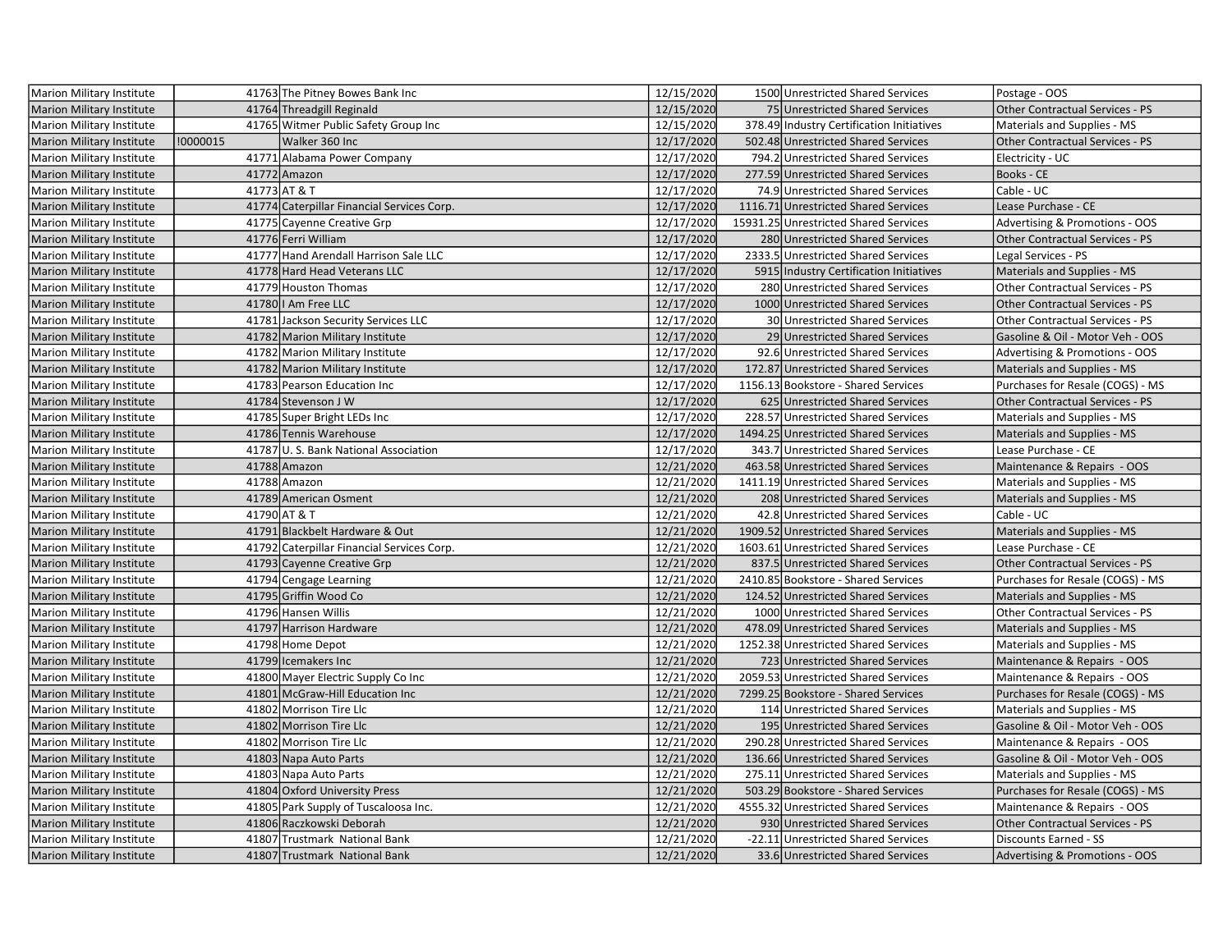| | | | | | | |
|---|---|---|---|---|---|---|
| Marion Military Institute | 41763 | The Pitney Bowes Bank Inc | 12/15/2020 | 1500 | Unrestricted Shared Services | Postage - OOS |
| Marion Military Institute | 41764 | Threadgill Reginald | 12/15/2020 | 75 | Unrestricted Shared Services | Other Contractual Services - PS |
| Marion Military Institute | 41765 | Witmer Public Safety Group Inc | 12/15/2020 | 378.49 | Industry Certification Initiatives | Materials and Supplies - MS |
| Marion Military Institute | !0000015 | Walker 360 Inc | 12/17/2020 | 502.48 | Unrestricted Shared Services | Other Contractual Services - PS |
| Marion Military Institute | 41771 | Alabama Power Company | 12/17/2020 | 794.2 | Unrestricted Shared Services | Electricity - UC |
| Marion Military Institute | 41772 | Amazon | 12/17/2020 | 277.59 | Unrestricted Shared Services | Books - CE |
| Marion Military Institute | 41773 | AT & T | 12/17/2020 | 74.9 | Unrestricted Shared Services | Cable - UC |
| Marion Military Institute | 41774 | Caterpillar Financial Services Corp. | 12/17/2020 | 1116.71 | Unrestricted Shared Services | Lease Purchase - CE |
| Marion Military Institute | 41775 | Cayenne Creative Grp | 12/17/2020 | 15931.25 | Unrestricted Shared Services | Advertising & Promotions - OOS |
| Marion Military Institute | 41776 | Ferri William | 12/17/2020 | 280 | Unrestricted Shared Services | Other Contractual Services - PS |
| Marion Military Institute | 41777 | Hand Arendall Harrison Sale LLC | 12/17/2020 | 2333.5 | Unrestricted Shared Services | Legal Services - PS |
| Marion Military Institute | 41778 | Hard Head Veterans LLC | 12/17/2020 | 5915 | Industry Certification Initiatives | Materials and Supplies - MS |
| Marion Military Institute | 41779 | Houston Thomas | 12/17/2020 | 280 | Unrestricted Shared Services | Other Contractual Services - PS |
| Marion Military Institute | 41780 | I Am Free LLC | 12/17/2020 | 1000 | Unrestricted Shared Services | Other Contractual Services - PS |
| Marion Military Institute | 41781 | Jackson Security Services LLC | 12/17/2020 | 30 | Unrestricted Shared Services | Other Contractual Services - PS |
| Marion Military Institute | 41782 | Marion Military Institute | 12/17/2020 | 29 | Unrestricted Shared Services | Gasoline & Oil - Motor Veh - OOS |
| Marion Military Institute | 41782 | Marion Military Institute | 12/17/2020 | 92.6 | Unrestricted Shared Services | Advertising & Promotions - OOS |
| Marion Military Institute | 41782 | Marion Military Institute | 12/17/2020 | 172.87 | Unrestricted Shared Services | Materials and Supplies - MS |
| Marion Military Institute | 41783 | Pearson Education Inc | 12/17/2020 | 1156.13 | Bookstore - Shared Services | Purchases for Resale (COGS) - MS |
| Marion Military Institute | 41784 | Stevenson J W | 12/17/2020 | 625 | Unrestricted Shared Services | Other Contractual Services - PS |
| Marion Military Institute | 41785 | Super Bright LEDs Inc | 12/17/2020 | 228.57 | Unrestricted Shared Services | Materials and Supplies - MS |
| Marion Military Institute | 41786 | Tennis Warehouse | 12/17/2020 | 1494.25 | Unrestricted Shared Services | Materials and Supplies - MS |
| Marion Military Institute | 41787 | U. S. Bank National Association | 12/17/2020 | 343.7 | Unrestricted Shared Services | Lease Purchase - CE |
| Marion Military Institute | 41788 | Amazon | 12/21/2020 | 463.58 | Unrestricted Shared Services | Maintenance & Repairs - OOS |
| Marion Military Institute | 41788 | Amazon | 12/21/2020 | 1411.19 | Unrestricted Shared Services | Materials and Supplies - MS |
| Marion Military Institute | 41789 | American Osment | 12/21/2020 | 208 | Unrestricted Shared Services | Materials and Supplies - MS |
| Marion Military Institute | 41790 | AT & T | 12/21/2020 | 42.8 | Unrestricted Shared Services | Cable - UC |
| Marion Military Institute | 41791 | Blackbelt Hardware & Out | 12/21/2020 | 1909.52 | Unrestricted Shared Services | Materials and Supplies - MS |
| Marion Military Institute | 41792 | Caterpillar Financial Services Corp. | 12/21/2020 | 1603.61 | Unrestricted Shared Services | Lease Purchase - CE |
| Marion Military Institute | 41793 | Cayenne Creative Grp | 12/21/2020 | 837.5 | Unrestricted Shared Services | Other Contractual Services - PS |
| Marion Military Institute | 41794 | Cengage Learning | 12/21/2020 | 2410.85 | Bookstore - Shared Services | Purchases for Resale (COGS) - MS |
| Marion Military Institute | 41795 | Griffin Wood Co | 12/21/2020 | 124.52 | Unrestricted Shared Services | Materials and Supplies - MS |
| Marion Military Institute | 41796 | Hansen Willis | 12/21/2020 | 1000 | Unrestricted Shared Services | Other Contractual Services - PS |
| Marion Military Institute | 41797 | Harrison Hardware | 12/21/2020 | 478.09 | Unrestricted Shared Services | Materials and Supplies - MS |
| Marion Military Institute | 41798 | Home Depot | 12/21/2020 | 1252.38 | Unrestricted Shared Services | Materials and Supplies - MS |
| Marion Military Institute | 41799 | Icemakers Inc | 12/21/2020 | 723 | Unrestricted Shared Services | Maintenance & Repairs - OOS |
| Marion Military Institute | 41800 | Mayer Electric Supply Co Inc | 12/21/2020 | 2059.53 | Unrestricted Shared Services | Maintenance & Repairs - OOS |
| Marion Military Institute | 41801 | McGraw-Hill Education Inc | 12/21/2020 | 7299.25 | Bookstore - Shared Services | Purchases for Resale (COGS) - MS |
| Marion Military Institute | 41802 | Morrison Tire Llc | 12/21/2020 | 114 | Unrestricted Shared Services | Materials and Supplies - MS |
| Marion Military Institute | 41802 | Morrison Tire Llc | 12/21/2020 | 195 | Unrestricted Shared Services | Gasoline & Oil - Motor Veh - OOS |
| Marion Military Institute | 41802 | Morrison Tire Llc | 12/21/2020 | 290.28 | Unrestricted Shared Services | Maintenance & Repairs - OOS |
| Marion Military Institute | 41803 | Napa Auto Parts | 12/21/2020 | 136.66 | Unrestricted Shared Services | Gasoline & Oil - Motor Veh - OOS |
| Marion Military Institute | 41803 | Napa Auto Parts | 12/21/2020 | 275.11 | Unrestricted Shared Services | Materials and Supplies - MS |
| Marion Military Institute | 41804 | Oxford University Press | 12/21/2020 | 503.29 | Bookstore - Shared Services | Purchases for Resale (COGS) - MS |
| Marion Military Institute | 41805 | Park Supply of Tuscaloosa Inc. | 12/21/2020 | 4555.32 | Unrestricted Shared Services | Maintenance & Repairs - OOS |
| Marion Military Institute | 41806 | Raczkowski Deborah | 12/21/2020 | 930 | Unrestricted Shared Services | Other Contractual Services - PS |
| Marion Military Institute | 41807 | Trustmark National Bank | 12/21/2020 | -22.11 | Unrestricted Shared Services | Discounts Earned - SS |
| Marion Military Institute | 41807 | Trustmark National Bank | 12/21/2020 | 33.6 | Unrestricted Shared Services | Advertising & Promotions - OOS |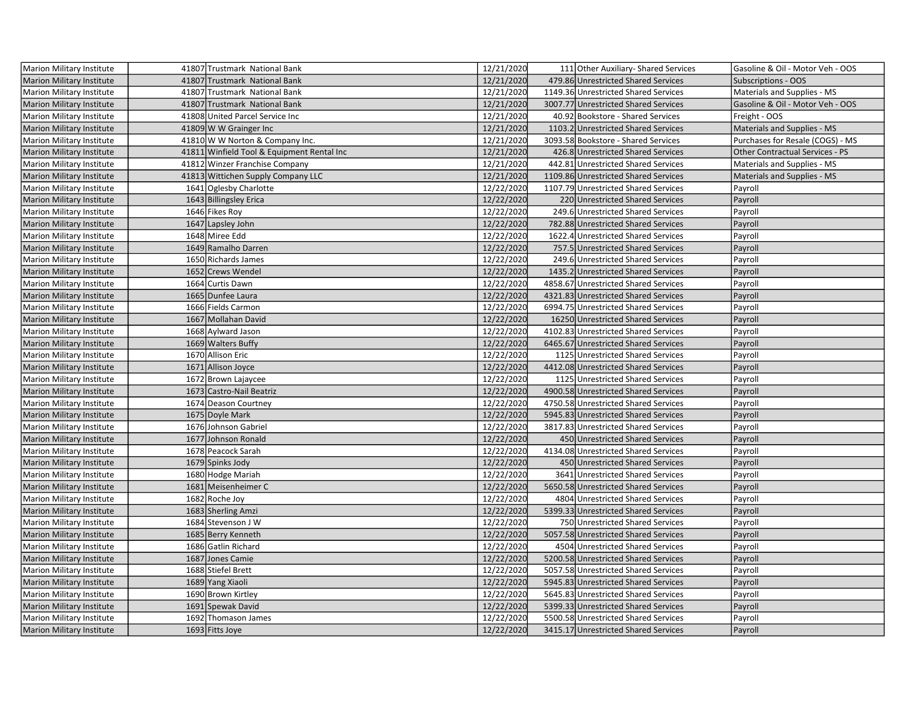| | | | | | | |
|---|---|---|---|---|---|---|
| Marion Military Institute | 41807 | Trustmark National Bank | 12/21/2020 | 111 | Other Auxiliary- Shared Services | Gasoline & Oil - Motor Veh - OOS |
| Marion Military Institute | 41807 | Trustmark National Bank | 12/21/2020 | 479.86 | Unrestricted Shared Services | Subscriptions - OOS |
| Marion Military Institute | 41807 | Trustmark National Bank | 12/21/2020 | 1149.36 | Unrestricted Shared Services | Materials and Supplies - MS |
| Marion Military Institute | 41807 | Trustmark National Bank | 12/21/2020 | 3007.77 | Unrestricted Shared Services | Gasoline & Oil - Motor Veh - OOS |
| Marion Military Institute | 41808 | United Parcel Service Inc | 12/21/2020 | 40.92 | Bookstore - Shared Services | Freight - OOS |
| Marion Military Institute | 41809 | W W Grainger Inc | 12/21/2020 | 1103.2 | Unrestricted Shared Services | Materials and Supplies - MS |
| Marion Military Institute | 41810 | W W Norton & Company Inc. | 12/21/2020 | 3093.58 | Bookstore - Shared Services | Purchases for Resale (COGS) - MS |
| Marion Military Institute | 41811 | Winfield Tool & Equipment Rental Inc | 12/21/2020 | 426.8 | Unrestricted Shared Services | Other Contractual Services - PS |
| Marion Military Institute | 41812 | Winzer Franchise Company | 12/21/2020 | 442.81 | Unrestricted Shared Services | Materials and Supplies - MS |
| Marion Military Institute | 41813 | Wittichen Supply Company LLC | 12/21/2020 | 1109.86 | Unrestricted Shared Services | Materials and Supplies - MS |
| Marion Military Institute | 1641 | Oglesby Charlotte | 12/22/2020 | 1107.79 | Unrestricted Shared Services | Payroll |
| Marion Military Institute | 1643 | Billingsley Erica | 12/22/2020 | 220 | Unrestricted Shared Services | Payroll |
| Marion Military Institute | 1646 | Fikes Roy | 12/22/2020 | 249.6 | Unrestricted Shared Services | Payroll |
| Marion Military Institute | 1647 | Lapsley John | 12/22/2020 | 782.88 | Unrestricted Shared Services | Payroll |
| Marion Military Institute | 1648 | Miree Edd | 12/22/2020 | 1622.4 | Unrestricted Shared Services | Payroll |
| Marion Military Institute | 1649 | Ramalho Darren | 12/22/2020 | 757.5 | Unrestricted Shared Services | Payroll |
| Marion Military Institute | 1650 | Richards James | 12/22/2020 | 249.6 | Unrestricted Shared Services | Payroll |
| Marion Military Institute | 1652 | Crews Wendel | 12/22/2020 | 1435.2 | Unrestricted Shared Services | Payroll |
| Marion Military Institute | 1664 | Curtis Dawn | 12/22/2020 | 4858.67 | Unrestricted Shared Services | Payroll |
| Marion Military Institute | 1665 | Dunfee Laura | 12/22/2020 | 4321.83 | Unrestricted Shared Services | Payroll |
| Marion Military Institute | 1666 | Fields Carmon | 12/22/2020 | 6994.75 | Unrestricted Shared Services | Payroll |
| Marion Military Institute | 1667 | Mollahan David | 12/22/2020 | 16250 | Unrestricted Shared Services | Payroll |
| Marion Military Institute | 1668 | Aylward Jason | 12/22/2020 | 4102.83 | Unrestricted Shared Services | Payroll |
| Marion Military Institute | 1669 | Walters Buffy | 12/22/2020 | 6465.67 | Unrestricted Shared Services | Payroll |
| Marion Military Institute | 1670 | Allison Eric | 12/22/2020 | 1125 | Unrestricted Shared Services | Payroll |
| Marion Military Institute | 1671 | Allison Joyce | 12/22/2020 | 4412.08 | Unrestricted Shared Services | Payroll |
| Marion Military Institute | 1672 | Brown Lajaycee | 12/22/2020 | 1125 | Unrestricted Shared Services | Payroll |
| Marion Military Institute | 1673 | Castro-Nail Beatriz | 12/22/2020 | 4900.58 | Unrestricted Shared Services | Payroll |
| Marion Military Institute | 1674 | Deason Courtney | 12/22/2020 | 4750.58 | Unrestricted Shared Services | Payroll |
| Marion Military Institute | 1675 | Doyle Mark | 12/22/2020 | 5945.83 | Unrestricted Shared Services | Payroll |
| Marion Military Institute | 1676 | Johnson Gabriel | 12/22/2020 | 3817.83 | Unrestricted Shared Services | Payroll |
| Marion Military Institute | 1677 | Johnson Ronald | 12/22/2020 | 450 | Unrestricted Shared Services | Payroll |
| Marion Military Institute | 1678 | Peacock Sarah | 12/22/2020 | 4134.08 | Unrestricted Shared Services | Payroll |
| Marion Military Institute | 1679 | Spinks Jody | 12/22/2020 | 450 | Unrestricted Shared Services | Payroll |
| Marion Military Institute | 1680 | Hodge Mariah | 12/22/2020 | 3641 | Unrestricted Shared Services | Payroll |
| Marion Military Institute | 1681 | Meisenheimer C | 12/22/2020 | 5650.58 | Unrestricted Shared Services | Payroll |
| Marion Military Institute | 1682 | Roche Joy | 12/22/2020 | 4804 | Unrestricted Shared Services | Payroll |
| Marion Military Institute | 1683 | Sherling Amzi | 12/22/2020 | 5399.33 | Unrestricted Shared Services | Payroll |
| Marion Military Institute | 1684 | Stevenson J W | 12/22/2020 | 750 | Unrestricted Shared Services | Payroll |
| Marion Military Institute | 1685 | Berry Kenneth | 12/22/2020 | 5057.58 | Unrestricted Shared Services | Payroll |
| Marion Military Institute | 1686 | Gatlin Richard | 12/22/2020 | 4504 | Unrestricted Shared Services | Payroll |
| Marion Military Institute | 1687 | Jones Camie | 12/22/2020 | 5200.58 | Unrestricted Shared Services | Payroll |
| Marion Military Institute | 1688 | Stiefel Brett | 12/22/2020 | 5057.58 | Unrestricted Shared Services | Payroll |
| Marion Military Institute | 1689 | Yang Xiaoli | 12/22/2020 | 5945.83 | Unrestricted Shared Services | Payroll |
| Marion Military Institute | 1690 | Brown Kirtley | 12/22/2020 | 5645.83 | Unrestricted Shared Services | Payroll |
| Marion Military Institute | 1691 | Spewak David | 12/22/2020 | 5399.33 | Unrestricted Shared Services | Payroll |
| Marion Military Institute | 1692 | Thomason James | 12/22/2020 | 5500.58 | Unrestricted Shared Services | Payroll |
| Marion Military Institute | 1693 | Fitts Joye | 12/22/2020 | 3415.17 | Unrestricted Shared Services | Payroll |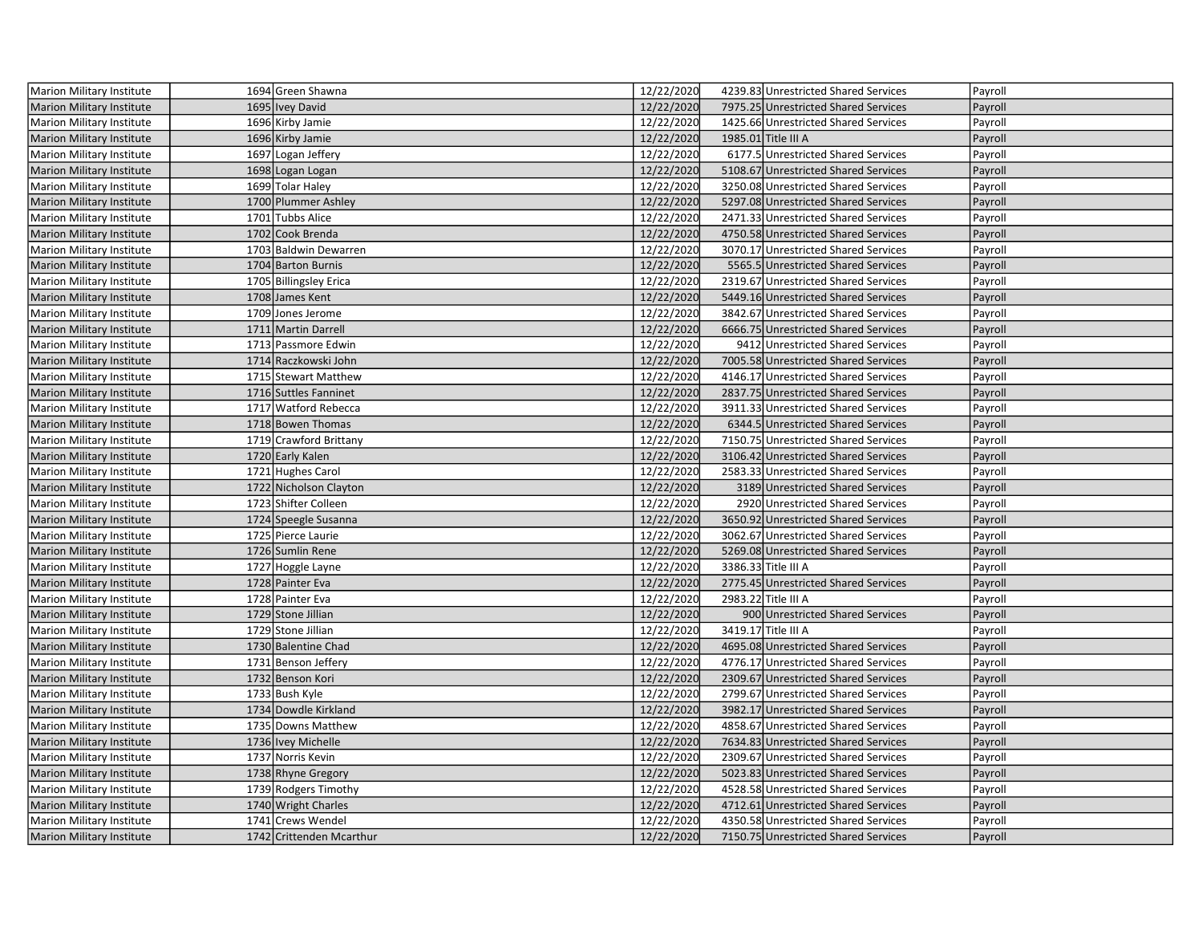| Marion Military Institute | 1694 | Green Shawna | 12/22/2020 | 4239.83 | Unrestricted Shared Services | Payroll |
|---|---|---|---|---|---|---|
| Marion Military Institute | 1695 | Ivey David | 12/22/2020 | 7975.25 | Unrestricted Shared Services | Payroll |
| Marion Military Institute | 1696 | Kirby Jamie | 12/22/2020 | 1425.66 | Unrestricted Shared Services | Payroll |
| Marion Military Institute | 1696 | Kirby Jamie | 12/22/2020 | 1985.01 | Title III A | Payroll |
| Marion Military Institute | 1697 | Logan Jeffery | 12/22/2020 | 6177.5 | Unrestricted Shared Services | Payroll |
| Marion Military Institute | 1698 | Logan Logan | 12/22/2020 | 5108.67 | Unrestricted Shared Services | Payroll |
| Marion Military Institute | 1699 | Tolar Haley | 12/22/2020 | 3250.08 | Unrestricted Shared Services | Payroll |
| Marion Military Institute | 1700 | Plummer Ashley | 12/22/2020 | 5297.08 | Unrestricted Shared Services | Payroll |
| Marion Military Institute | 1701 | Tubbs Alice | 12/22/2020 | 2471.33 | Unrestricted Shared Services | Payroll |
| Marion Military Institute | 1702 | Cook Brenda | 12/22/2020 | 4750.58 | Unrestricted Shared Services | Payroll |
| Marion Military Institute | 1703 | Baldwin Dewarren | 12/22/2020 | 3070.17 | Unrestricted Shared Services | Payroll |
| Marion Military Institute | 1704 | Barton Burnis | 12/22/2020 | 5565.5 | Unrestricted Shared Services | Payroll |
| Marion Military Institute | 1705 | Billingsley Erica | 12/22/2020 | 2319.67 | Unrestricted Shared Services | Payroll |
| Marion Military Institute | 1708 | James Kent | 12/22/2020 | 5449.16 | Unrestricted Shared Services | Payroll |
| Marion Military Institute | 1709 | Jones Jerome | 12/22/2020 | 3842.67 | Unrestricted Shared Services | Payroll |
| Marion Military Institute | 1711 | Martin Darrell | 12/22/2020 | 6666.75 | Unrestricted Shared Services | Payroll |
| Marion Military Institute | 1713 | Passmore Edwin | 12/22/2020 | 9412 | Unrestricted Shared Services | Payroll |
| Marion Military Institute | 1714 | Raczkowski John | 12/22/2020 | 7005.58 | Unrestricted Shared Services | Payroll |
| Marion Military Institute | 1715 | Stewart Matthew | 12/22/2020 | 4146.17 | Unrestricted Shared Services | Payroll |
| Marion Military Institute | 1716 | Suttles Fanninet | 12/22/2020 | 2837.75 | Unrestricted Shared Services | Payroll |
| Marion Military Institute | 1717 | Watford Rebecca | 12/22/2020 | 3911.33 | Unrestricted Shared Services | Payroll |
| Marion Military Institute | 1718 | Bowen Thomas | 12/22/2020 | 6344.5 | Unrestricted Shared Services | Payroll |
| Marion Military Institute | 1719 | Crawford Brittany | 12/22/2020 | 7150.75 | Unrestricted Shared Services | Payroll |
| Marion Military Institute | 1720 | Early Kalen | 12/22/2020 | 3106.42 | Unrestricted Shared Services | Payroll |
| Marion Military Institute | 1721 | Hughes Carol | 12/22/2020 | 2583.33 | Unrestricted Shared Services | Payroll |
| Marion Military Institute | 1722 | Nicholson Clayton | 12/22/2020 | 3189 | Unrestricted Shared Services | Payroll |
| Marion Military Institute | 1723 | Shifter Colleen | 12/22/2020 | 2920 | Unrestricted Shared Services | Payroll |
| Marion Military Institute | 1724 | Speegle Susanna | 12/22/2020 | 3650.92 | Unrestricted Shared Services | Payroll |
| Marion Military Institute | 1725 | Pierce Laurie | 12/22/2020 | 3062.67 | Unrestricted Shared Services | Payroll |
| Marion Military Institute | 1726 | Sumlin Rene | 12/22/2020 | 5269.08 | Unrestricted Shared Services | Payroll |
| Marion Military Institute | 1727 | Hoggle Layne | 12/22/2020 | 3386.33 | Title III A | Payroll |
| Marion Military Institute | 1728 | Painter Eva | 12/22/2020 | 2775.45 | Unrestricted Shared Services | Payroll |
| Marion Military Institute | 1728 | Painter Eva | 12/22/2020 | 2983.22 | Title III A | Payroll |
| Marion Military Institute | 1729 | Stone Jillian | 12/22/2020 | 900 | Unrestricted Shared Services | Payroll |
| Marion Military Institute | 1729 | Stone Jillian | 12/22/2020 | 3419.17 | Title III A | Payroll |
| Marion Military Institute | 1730 | Balentine Chad | 12/22/2020 | 4695.08 | Unrestricted Shared Services | Payroll |
| Marion Military Institute | 1731 | Benson Jeffery | 12/22/2020 | 4776.17 | Unrestricted Shared Services | Payroll |
| Marion Military Institute | 1732 | Benson Kori | 12/22/2020 | 2309.67 | Unrestricted Shared Services | Payroll |
| Marion Military Institute | 1733 | Bush Kyle | 12/22/2020 | 2799.67 | Unrestricted Shared Services | Payroll |
| Marion Military Institute | 1734 | Dowdle Kirkland | 12/22/2020 | 3982.17 | Unrestricted Shared Services | Payroll |
| Marion Military Institute | 1735 | Downs Matthew | 12/22/2020 | 4858.67 | Unrestricted Shared Services | Payroll |
| Marion Military Institute | 1736 | Ivey Michelle | 12/22/2020 | 7634.83 | Unrestricted Shared Services | Payroll |
| Marion Military Institute | 1737 | Norris Kevin | 12/22/2020 | 2309.67 | Unrestricted Shared Services | Payroll |
| Marion Military Institute | 1738 | Rhyne Gregory | 12/22/2020 | 5023.83 | Unrestricted Shared Services | Payroll |
| Marion Military Institute | 1739 | Rodgers Timothy | 12/22/2020 | 4528.58 | Unrestricted Shared Services | Payroll |
| Marion Military Institute | 1740 | Wright Charles | 12/22/2020 | 4712.61 | Unrestricted Shared Services | Payroll |
| Marion Military Institute | 1741 | Crews Wendel | 12/22/2020 | 4350.58 | Unrestricted Shared Services | Payroll |
| Marion Military Institute | 1742 | Crittenden Mcarthur | 12/22/2020 | 7150.75 | Unrestricted Shared Services | Payroll |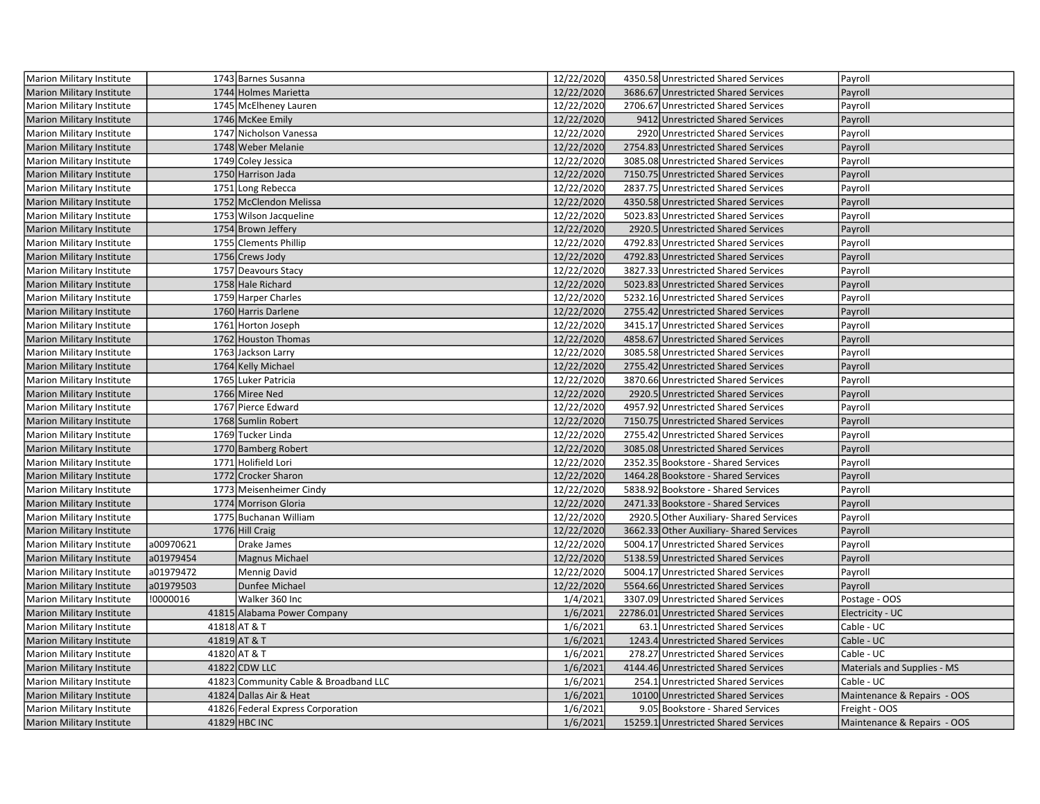| | | | | | | |
|---|---|---|---|---|---|---|
| Marion Military Institute | 1743 | Barnes Susanna | 12/22/2020 | 4350.58 | Unrestricted Shared Services | Payroll |
| Marion Military Institute | 1744 | Holmes Marietta | 12/22/2020 | 3686.67 | Unrestricted Shared Services | Payroll |
| Marion Military Institute | 1745 | McElheney Lauren | 12/22/2020 | 2706.67 | Unrestricted Shared Services | Payroll |
| Marion Military Institute | 1746 | McKee Emily | 12/22/2020 | 9412 | Unrestricted Shared Services | Payroll |
| Marion Military Institute | 1747 | Nicholson Vanessa | 12/22/2020 | 2920 | Unrestricted Shared Services | Payroll |
| Marion Military Institute | 1748 | Weber Melanie | 12/22/2020 | 2754.83 | Unrestricted Shared Services | Payroll |
| Marion Military Institute | 1749 | Coley Jessica | 12/22/2020 | 3085.08 | Unrestricted Shared Services | Payroll |
| Marion Military Institute | 1750 | Harrison Jada | 12/22/2020 | 7150.75 | Unrestricted Shared Services | Payroll |
| Marion Military Institute | 1751 | Long Rebecca | 12/22/2020 | 2837.75 | Unrestricted Shared Services | Payroll |
| Marion Military Institute | 1752 | McClendon Melissa | 12/22/2020 | 4350.58 | Unrestricted Shared Services | Payroll |
| Marion Military Institute | 1753 | Wilson Jacqueline | 12/22/2020 | 5023.83 | Unrestricted Shared Services | Payroll |
| Marion Military Institute | 1754 | Brown Jeffery | 12/22/2020 | 2920.5 | Unrestricted Shared Services | Payroll |
| Marion Military Institute | 1755 | Clements Phillip | 12/22/2020 | 4792.83 | Unrestricted Shared Services | Payroll |
| Marion Military Institute | 1756 | Crews Jody | 12/22/2020 | 4792.83 | Unrestricted Shared Services | Payroll |
| Marion Military Institute | 1757 | Deavours Stacy | 12/22/2020 | 3827.33 | Unrestricted Shared Services | Payroll |
| Marion Military Institute | 1758 | Hale Richard | 12/22/2020 | 5023.83 | Unrestricted Shared Services | Payroll |
| Marion Military Institute | 1759 | Harper Charles | 12/22/2020 | 5232.16 | Unrestricted Shared Services | Payroll |
| Marion Military Institute | 1760 | Harris Darlene | 12/22/2020 | 2755.42 | Unrestricted Shared Services | Payroll |
| Marion Military Institute | 1761 | Horton Joseph | 12/22/2020 | 3415.17 | Unrestricted Shared Services | Payroll |
| Marion Military Institute | 1762 | Houston Thomas | 12/22/2020 | 4858.67 | Unrestricted Shared Services | Payroll |
| Marion Military Institute | 1763 | Jackson Larry | 12/22/2020 | 3085.58 | Unrestricted Shared Services | Payroll |
| Marion Military Institute | 1764 | Kelly Michael | 12/22/2020 | 2755.42 | Unrestricted Shared Services | Payroll |
| Marion Military Institute | 1765 | Luker Patricia | 12/22/2020 | 3870.66 | Unrestricted Shared Services | Payroll |
| Marion Military Institute | 1766 | Miree Ned | 12/22/2020 | 2920.5 | Unrestricted Shared Services | Payroll |
| Marion Military Institute | 1767 | Pierce Edward | 12/22/2020 | 4957.92 | Unrestricted Shared Services | Payroll |
| Marion Military Institute | 1768 | Sumlin Robert | 12/22/2020 | 7150.75 | Unrestricted Shared Services | Payroll |
| Marion Military Institute | 1769 | Tucker Linda | 12/22/2020 | 2755.42 | Unrestricted Shared Services | Payroll |
| Marion Military Institute | 1770 | Bamberg Robert | 12/22/2020 | 3085.08 | Unrestricted Shared Services | Payroll |
| Marion Military Institute | 1771 | Holifield Lori | 12/22/2020 | 2352.35 | Bookstore - Shared Services | Payroll |
| Marion Military Institute | 1772 | Crocker Sharon | 12/22/2020 | 1464.28 | Bookstore - Shared Services | Payroll |
| Marion Military Institute | 1773 | Meisenheimer Cindy | 12/22/2020 | 5838.92 | Bookstore - Shared Services | Payroll |
| Marion Military Institute | 1774 | Morrison Gloria | 12/22/2020 | 2471.33 | Bookstore - Shared Services | Payroll |
| Marion Military Institute | 1775 | Buchanan William | 12/22/2020 | 2920.5 | Other Auxiliary- Shared Services | Payroll |
| Marion Military Institute | 1776 | Hill Craig | 12/22/2020 | 3662.33 | Other Auxiliary- Shared Services | Payroll |
| Marion Military Institute | a00970621 | Drake James | 12/22/2020 | 5004.17 | Unrestricted Shared Services | Payroll |
| Marion Military Institute | a01979454 | Magnus Michael | 12/22/2020 | 5138.59 | Unrestricted Shared Services | Payroll |
| Marion Military Institute | a01979472 | Mennig David | 12/22/2020 | 5004.17 | Unrestricted Shared Services | Payroll |
| Marion Military Institute | a01979503 | Dunfee Michael | 12/22/2020 | 5564.66 | Unrestricted Shared Services | Payroll |
| Marion Military Institute | !0000016 | Walker 360 Inc | 1/4/2021 | 3307.09 | Unrestricted Shared Services | Postage - OOS |
| Marion Military Institute | 41815 | Alabama Power Company | 1/6/2021 | 22786.01 | Unrestricted Shared Services | Electricity - UC |
| Marion Military Institute | 41818 | AT & T | 1/6/2021 | 63.1 | Unrestricted Shared Services | Cable - UC |
| Marion Military Institute | 41819 | AT & T | 1/6/2021 | 1243.4 | Unrestricted Shared Services | Cable - UC |
| Marion Military Institute | 41820 | AT & T | 1/6/2021 | 278.27 | Unrestricted Shared Services | Cable - UC |
| Marion Military Institute | 41822 | CDW LLC | 1/6/2021 | 4144.46 | Unrestricted Shared Services | Materials and Supplies - MS |
| Marion Military Institute | 41823 | Community Cable & Broadband LLC | 1/6/2021 | 254.1 | Unrestricted Shared Services | Cable - UC |
| Marion Military Institute | 41824 | Dallas Air & Heat | 1/6/2021 | 10100 | Unrestricted Shared Services | Maintenance & Repairs - OOS |
| Marion Military Institute | 41826 | Federal Express Corporation | 1/6/2021 | 9.05 | Bookstore - Shared Services | Freight - OOS |
| Marion Military Institute | 41829 | HBC INC | 1/6/2021 | 15259.1 | Unrestricted Shared Services | Maintenance & Repairs - OOS |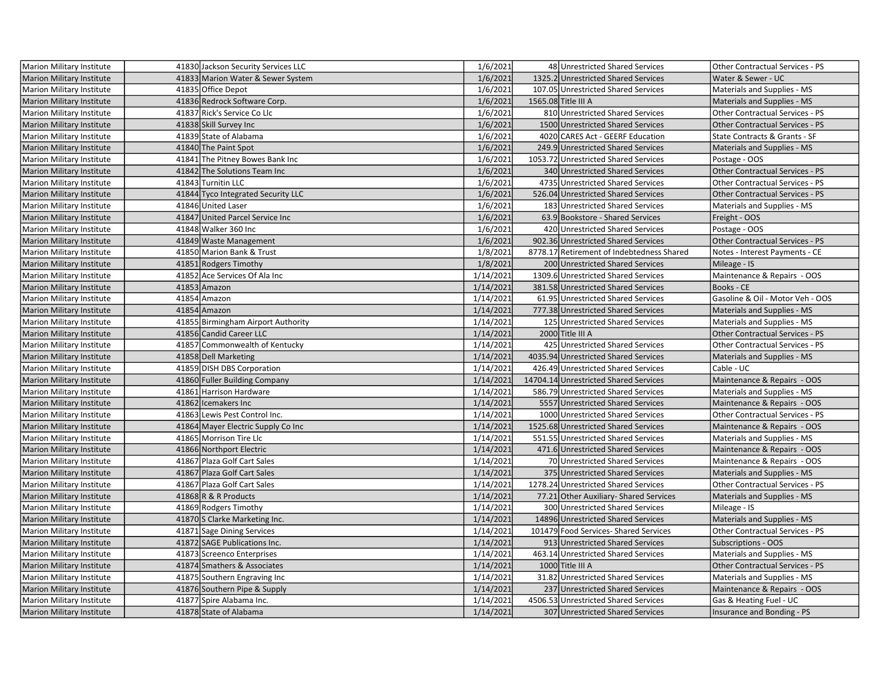| Marion Military Institute | 41830 | Jackson Security Services LLC | 1/6/2021 | 48 | Unrestricted Shared Services | Other Contractual Services - PS |
|---|---|---|---|---|---|---|
| Marion Military Institute | 41833 | Marion Water & Sewer System | 1/6/2021 | 1325.2 | Unrestricted Shared Services | Water & Sewer - UC |
| Marion Military Institute | 41835 | Office Depot | 1/6/2021 | 107.05 | Unrestricted Shared Services | Materials and Supplies - MS |
| Marion Military Institute | 41836 | Redrock Software Corp. | 1/6/2021 | 1565.08 | Title III A | Materials and Supplies - MS |
| Marion Military Institute | 41837 | Rick's Service Co Llc | 1/6/2021 | 810 | Unrestricted Shared Services | Other Contractual Services - PS |
| Marion Military Institute | 41838 | Skill Survey Inc | 1/6/2021 | 1500 | Unrestricted Shared Services | Other Contractual Services - PS |
| Marion Military Institute | 41839 | State of Alabama | 1/6/2021 | 4020 | CARES Act - GEERF Education | State Contracts & Grants - SF |
| Marion Military Institute | 41840 | The Paint Spot | 1/6/2021 | 249.9 | Unrestricted Shared Services | Materials and Supplies - MS |
| Marion Military Institute | 41841 | The Pitney Bowes Bank Inc | 1/6/2021 | 1053.72 | Unrestricted Shared Services | Postage - OOS |
| Marion Military Institute | 41842 | The Solutions Team Inc | 1/6/2021 | 340 | Unrestricted Shared Services | Other Contractual Services - PS |
| Marion Military Institute | 41843 | Turnitin LLC | 1/6/2021 | 4735 | Unrestricted Shared Services | Other Contractual Services - PS |
| Marion Military Institute | 41844 | Tyco Integrated Security LLC | 1/6/2021 | 526.04 | Unrestricted Shared Services | Other Contractual Services - PS |
| Marion Military Institute | 41846 | United Laser | 1/6/2021 | 183 | Unrestricted Shared Services | Materials and Supplies - MS |
| Marion Military Institute | 41847 | United Parcel Service Inc | 1/6/2021 | 63.9 | Bookstore - Shared Services | Freight - OOS |
| Marion Military Institute | 41848 | Walker 360 Inc | 1/6/2021 | 420 | Unrestricted Shared Services | Postage - OOS |
| Marion Military Institute | 41849 | Waste Management | 1/6/2021 | 902.36 | Unrestricted Shared Services | Other Contractual Services - PS |
| Marion Military Institute | 41850 | Marion Bank & Trust | 1/8/2021 | 8778.17 | Retirement of Indebtedness Shared | Notes - Interest Payments - CE |
| Marion Military Institute | 41851 | Rodgers Timothy | 1/8/2021 | 200 | Unrestricted Shared Services | Mileage - IS |
| Marion Military Institute | 41852 | Ace Services Of Ala Inc | 1/14/2021 | 1309.6 | Unrestricted Shared Services | Maintenance & Repairs - OOS |
| Marion Military Institute | 41853 | Amazon | 1/14/2021 | 381.58 | Unrestricted Shared Services | Books - CE |
| Marion Military Institute | 41854 | Amazon | 1/14/2021 | 61.95 | Unrestricted Shared Services | Gasoline & Oil - Motor Veh - OOS |
| Marion Military Institute | 41854 | Amazon | 1/14/2021 | 777.38 | Unrestricted Shared Services | Materials and Supplies - MS |
| Marion Military Institute | 41855 | Birmingham Airport Authority | 1/14/2021 | 125 | Unrestricted Shared Services | Materials and Supplies - MS |
| Marion Military Institute | 41856 | Candid Career LLC | 1/14/2021 | 2000 | Title III A | Other Contractual Services - PS |
| Marion Military Institute | 41857 | Commonwealth of Kentucky | 1/14/2021 | 425 | Unrestricted Shared Services | Other Contractual Services - PS |
| Marion Military Institute | 41858 | Dell Marketing | 1/14/2021 | 4035.94 | Unrestricted Shared Services | Materials and Supplies - MS |
| Marion Military Institute | 41859 | DISH DBS Corporation | 1/14/2021 | 426.49 | Unrestricted Shared Services | Cable - UC |
| Marion Military Institute | 41860 | Fuller Building Company | 1/14/2021 | 14704.14 | Unrestricted Shared Services | Maintenance & Repairs - OOS |
| Marion Military Institute | 41861 | Harrison Hardware | 1/14/2021 | 586.79 | Unrestricted Shared Services | Materials and Supplies - MS |
| Marion Military Institute | 41862 | Icemakers Inc | 1/14/2021 | 5557 | Unrestricted Shared Services | Maintenance & Repairs - OOS |
| Marion Military Institute | 41863 | Lewis Pest Control Inc. | 1/14/2021 | 1000 | Unrestricted Shared Services | Other Contractual Services - PS |
| Marion Military Institute | 41864 | Mayer Electric Supply Co Inc | 1/14/2021 | 1525.68 | Unrestricted Shared Services | Maintenance & Repairs - OOS |
| Marion Military Institute | 41865 | Morrison Tire Llc | 1/14/2021 | 551.55 | Unrestricted Shared Services | Materials and Supplies - MS |
| Marion Military Institute | 41866 | Northport Electric | 1/14/2021 | 471.6 | Unrestricted Shared Services | Maintenance & Repairs - OOS |
| Marion Military Institute | 41867 | Plaza Golf Cart Sales | 1/14/2021 | 70 | Unrestricted Shared Services | Maintenance & Repairs - OOS |
| Marion Military Institute | 41867 | Plaza Golf Cart Sales | 1/14/2021 | 375 | Unrestricted Shared Services | Materials and Supplies - MS |
| Marion Military Institute | 41867 | Plaza Golf Cart Sales | 1/14/2021 | 1278.24 | Unrestricted Shared Services | Other Contractual Services - PS |
| Marion Military Institute | 41868 | R & R Products | 1/14/2021 | 77.21 | Other Auxiliary- Shared Services | Materials and Supplies - MS |
| Marion Military Institute | 41869 | Rodgers Timothy | 1/14/2021 | 300 | Unrestricted Shared Services | Mileage - IS |
| Marion Military Institute | 41870 | S Clarke Marketing Inc. | 1/14/2021 | 14896 | Unrestricted Shared Services | Materials and Supplies - MS |
| Marion Military Institute | 41871 | Sage Dining Services | 1/14/2021 | 101479 | Food Services- Shared Services | Other Contractual Services - PS |
| Marion Military Institute | 41872 | SAGE Publications Inc. | 1/14/2021 | 913 | Unrestricted Shared Services | Subscriptions - OOS |
| Marion Military Institute | 41873 | Screenco Enterprises | 1/14/2021 | 463.14 | Unrestricted Shared Services | Materials and Supplies - MS |
| Marion Military Institute | 41874 | Smathers & Associates | 1/14/2021 | 1000 | Title III A | Other Contractual Services - PS |
| Marion Military Institute | 41875 | Southern Engraving Inc | 1/14/2021 | 31.82 | Unrestricted Shared Services | Materials and Supplies - MS |
| Marion Military Institute | 41876 | Southern Pipe & Supply | 1/14/2021 | 237 | Unrestricted Shared Services | Maintenance & Repairs - OOS |
| Marion Military Institute | 41877 | Spire Alabama Inc. | 1/14/2021 | 4506.53 | Unrestricted Shared Services | Gas & Heating Fuel - UC |
| Marion Military Institute | 41878 | State of Alabama | 1/14/2021 | 307 | Unrestricted Shared Services | Insurance and Bonding - PS |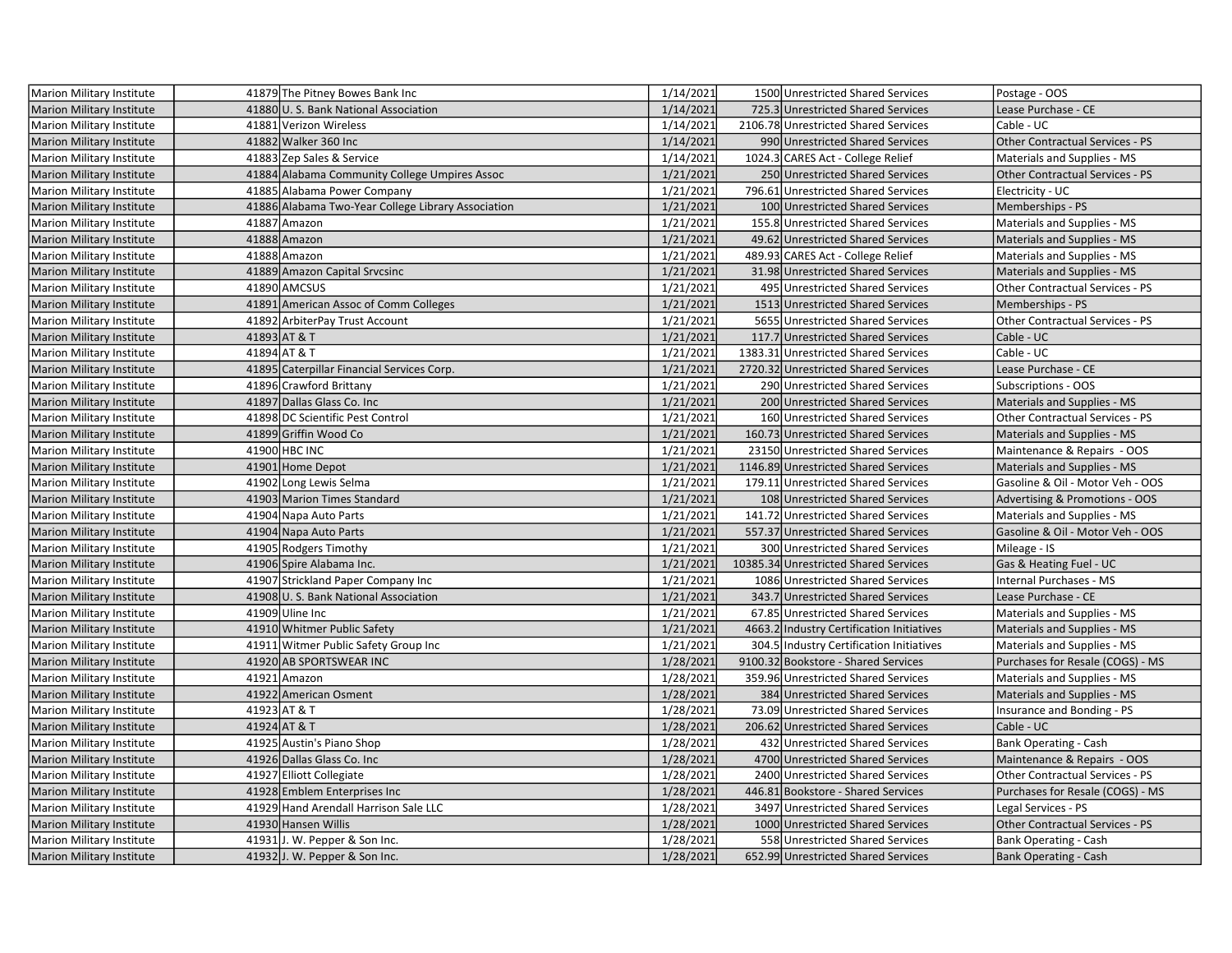| | | | | | | |
|---|---|---|---|---|---|---|
| Marion Military Institute | 41879 | The Pitney Bowes Bank Inc | 1/14/2021 | 1500 | Unrestricted Shared Services | Postage - OOS |
| Marion Military Institute | 41880 | U. S. Bank National Association | 1/14/2021 | 725.3 | Unrestricted Shared Services | Lease Purchase - CE |
| Marion Military Institute | 41881 | Verizon Wireless | 1/14/2021 | 2106.78 | Unrestricted Shared Services | Cable - UC |
| Marion Military Institute | 41882 | Walker 360 Inc | 1/14/2021 | 990 | Unrestricted Shared Services | Other Contractual Services - PS |
| Marion Military Institute | 41883 | Zep Sales & Service | 1/14/2021 | 1024.3 | CARES Act - College Relief | Materials and Supplies - MS |
| Marion Military Institute | 41884 | Alabama Community College Umpires Assoc | 1/21/2021 | 250 | Unrestricted Shared Services | Other Contractual Services - PS |
| Marion Military Institute | 41885 | Alabama Power Company | 1/21/2021 | 796.61 | Unrestricted Shared Services | Electricity - UC |
| Marion Military Institute | 41886 | Alabama Two-Year College Library Association | 1/21/2021 | 100 | Unrestricted Shared Services | Memberships - PS |
| Marion Military Institute | 41887 | Amazon | 1/21/2021 | 155.8 | Unrestricted Shared Services | Materials and Supplies - MS |
| Marion Military Institute | 41888 | Amazon | 1/21/2021 | 49.62 | Unrestricted Shared Services | Materials and Supplies - MS |
| Marion Military Institute | 41888 | Amazon | 1/21/2021 | 489.93 | CARES Act - College Relief | Materials and Supplies - MS |
| Marion Military Institute | 41889 | Amazon Capital Srvcsinc | 1/21/2021 | 31.98 | Unrestricted Shared Services | Materials and Supplies - MS |
| Marion Military Institute | 41890 | AMCSUS | 1/21/2021 | 495 | Unrestricted Shared Services | Other Contractual Services - PS |
| Marion Military Institute | 41891 | American Assoc of Comm Colleges | 1/21/2021 | 1513 | Unrestricted Shared Services | Memberships - PS |
| Marion Military Institute | 41892 | ArbiterPay Trust Account | 1/21/2021 | 5655 | Unrestricted Shared Services | Other Contractual Services - PS |
| Marion Military Institute | 41893 | AT & T | 1/21/2021 | 117.7 | Unrestricted Shared Services | Cable - UC |
| Marion Military Institute | 41894 | AT & T | 1/21/2021 | 1383.31 | Unrestricted Shared Services | Cable - UC |
| Marion Military Institute | 41895 | Caterpillar Financial Services Corp. | 1/21/2021 | 2720.32 | Unrestricted Shared Services | Lease Purchase - CE |
| Marion Military Institute | 41896 | Crawford Brittany | 1/21/2021 | 290 | Unrestricted Shared Services | Subscriptions - OOS |
| Marion Military Institute | 41897 | Dallas Glass Co. Inc | 1/21/2021 | 200 | Unrestricted Shared Services | Materials and Supplies - MS |
| Marion Military Institute | 41898 | DC Scientific Pest Control | 1/21/2021 | 160 | Unrestricted Shared Services | Other Contractual Services - PS |
| Marion Military Institute | 41899 | Griffin Wood Co | 1/21/2021 | 160.73 | Unrestricted Shared Services | Materials and Supplies - MS |
| Marion Military Institute | 41900 | HBC INC | 1/21/2021 | 23150 | Unrestricted Shared Services | Maintenance & Repairs - OOS |
| Marion Military Institute | 41901 | Home Depot | 1/21/2021 | 1146.89 | Unrestricted Shared Services | Materials and Supplies - MS |
| Marion Military Institute | 41902 | Long Lewis Selma | 1/21/2021 | 179.11 | Unrestricted Shared Services | Gasoline & Oil - Motor Veh - OOS |
| Marion Military Institute | 41903 | Marion Times Standard | 1/21/2021 | 108 | Unrestricted Shared Services | Advertising & Promotions - OOS |
| Marion Military Institute | 41904 | Napa Auto Parts | 1/21/2021 | 141.72 | Unrestricted Shared Services | Materials and Supplies - MS |
| Marion Military Institute | 41904 | Napa Auto Parts | 1/21/2021 | 557.37 | Unrestricted Shared Services | Gasoline & Oil - Motor Veh - OOS |
| Marion Military Institute | 41905 | Rodgers Timothy | 1/21/2021 | 300 | Unrestricted Shared Services | Mileage - IS |
| Marion Military Institute | 41906 | Spire Alabama Inc. | 1/21/2021 | 10385.34 | Unrestricted Shared Services | Gas & Heating Fuel - UC |
| Marion Military Institute | 41907 | Strickland Paper Company Inc | 1/21/2021 | 1086 | Unrestricted Shared Services | Internal Purchases - MS |
| Marion Military Institute | 41908 | U. S. Bank National Association | 1/21/2021 | 343.7 | Unrestricted Shared Services | Lease Purchase - CE |
| Marion Military Institute | 41909 | Uline Inc | 1/21/2021 | 67.85 | Unrestricted Shared Services | Materials and Supplies - MS |
| Marion Military Institute | 41910 | Whitmer Public Safety | 1/21/2021 | 4663.2 | Industry Certification Initiatives | Materials and Supplies - MS |
| Marion Military Institute | 41911 | Witmer Public Safety Group Inc | 1/21/2021 | 304.5 | Industry Certification Initiatives | Materials and Supplies - MS |
| Marion Military Institute | 41920 | AB SPORTSWEAR INC | 1/28/2021 | 9100.32 | Bookstore - Shared Services | Purchases for Resale (COGS) - MS |
| Marion Military Institute | 41921 | Amazon | 1/28/2021 | 359.96 | Unrestricted Shared Services | Materials and Supplies - MS |
| Marion Military Institute | 41922 | American Osment | 1/28/2021 | 384 | Unrestricted Shared Services | Materials and Supplies - MS |
| Marion Military Institute | 41923 | AT & T | 1/28/2021 | 73.09 | Unrestricted Shared Services | Insurance and Bonding - PS |
| Marion Military Institute | 41924 | AT & T | 1/28/2021 | 206.62 | Unrestricted Shared Services | Cable - UC |
| Marion Military Institute | 41925 | Austin's Piano Shop | 1/28/2021 | 432 | Unrestricted Shared Services | Bank Operating - Cash |
| Marion Military Institute | 41926 | Dallas Glass Co. Inc | 1/28/2021 | 4700 | Unrestricted Shared Services | Maintenance & Repairs - OOS |
| Marion Military Institute | 41927 | Elliott Collegiate | 1/28/2021 | 2400 | Unrestricted Shared Services | Other Contractual Services - PS |
| Marion Military Institute | 41928 | Emblem Enterprises Inc | 1/28/2021 | 446.81 | Bookstore - Shared Services | Purchases for Resale (COGS) - MS |
| Marion Military Institute | 41929 | Hand Arendall Harrison Sale LLC | 1/28/2021 | 3497 | Unrestricted Shared Services | Legal Services - PS |
| Marion Military Institute | 41930 | Hansen Willis | 1/28/2021 | 1000 | Unrestricted Shared Services | Other Contractual Services - PS |
| Marion Military Institute | 41931 | J. W. Pepper & Son Inc. | 1/28/2021 | 558 | Unrestricted Shared Services | Bank Operating - Cash |
| Marion Military Institute | 41932 | J. W. Pepper & Son Inc. | 1/28/2021 | 652.99 | Unrestricted Shared Services | Bank Operating - Cash |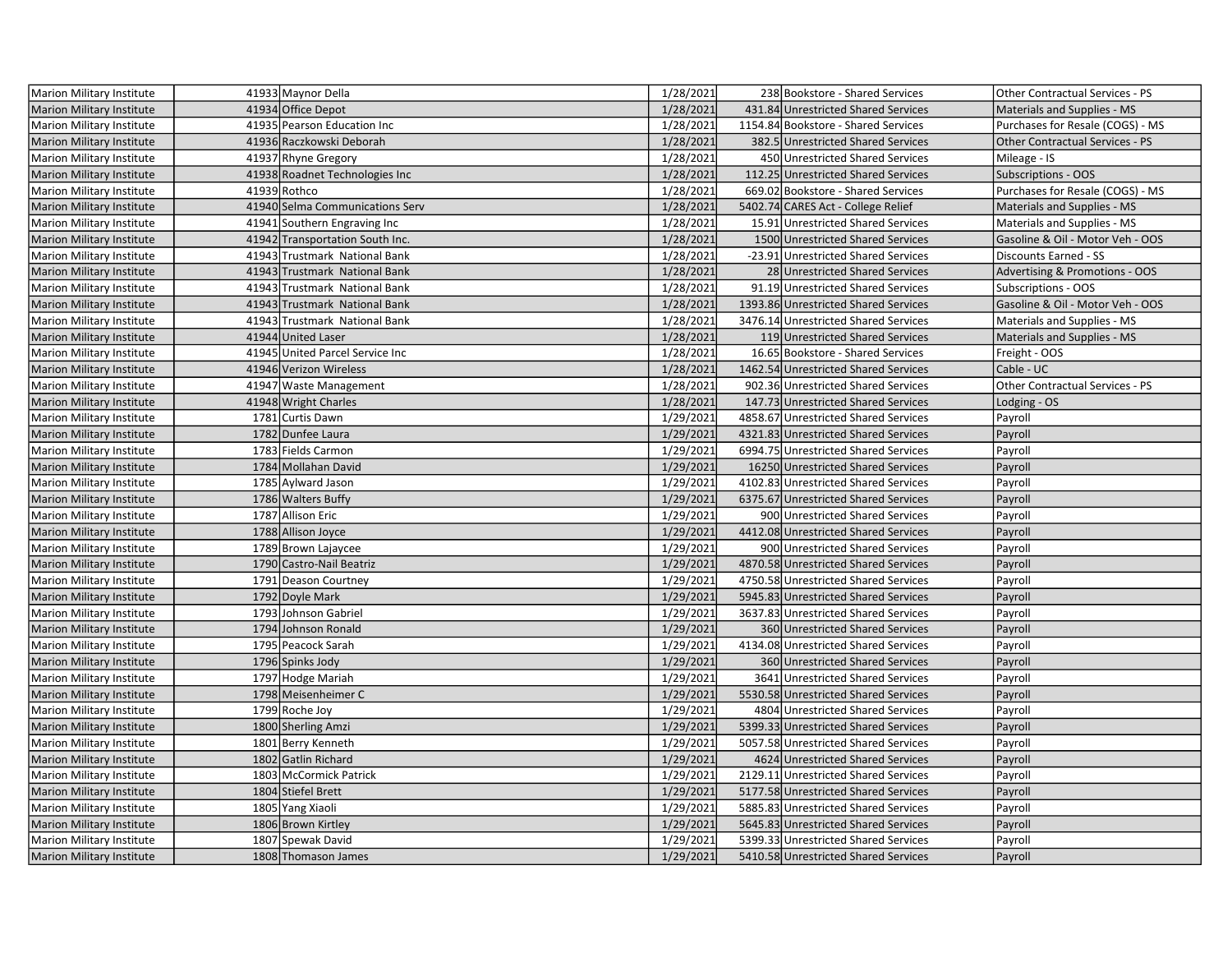| | | | | | | |
|---|---|---|---|---|---|---|
| Marion Military Institute | 41933 | Maynor Della | 1/28/2021 | 238 | Bookstore - Shared Services | Other Contractual Services - PS |
| Marion Military Institute | 41934 | Office Depot | 1/28/2021 | 431.84 | Unrestricted Shared Services | Materials and Supplies - MS |
| Marion Military Institute | 41935 | Pearson Education Inc | 1/28/2021 | 1154.84 | Bookstore - Shared Services | Purchases for Resale (COGS) - MS |
| Marion Military Institute | 41936 | Raczkowski Deborah | 1/28/2021 | 382.5 | Unrestricted Shared Services | Other Contractual Services - PS |
| Marion Military Institute | 41937 | Rhyne Gregory | 1/28/2021 | 450 | Unrestricted Shared Services | Mileage - IS |
| Marion Military Institute | 41938 | Roadnet Technologies Inc | 1/28/2021 | 112.25 | Unrestricted Shared Services | Subscriptions - OOS |
| Marion Military Institute | 41939 | Rothco | 1/28/2021 | 669.02 | Bookstore - Shared Services | Purchases for Resale (COGS) - MS |
| Marion Military Institute | 41940 | Selma Communications Serv | 1/28/2021 | 5402.74 | CARES Act - College Relief | Materials and Supplies - MS |
| Marion Military Institute | 41941 | Southern Engraving Inc | 1/28/2021 | 15.91 | Unrestricted Shared Services | Materials and Supplies - MS |
| Marion Military Institute | 41942 | Transportation South Inc. | 1/28/2021 | 1500 | Unrestricted Shared Services | Gasoline & Oil - Motor Veh - OOS |
| Marion Military Institute | 41943 | Trustmark National Bank | 1/28/2021 | -23.91 | Unrestricted Shared Services | Discounts Earned - SS |
| Marion Military Institute | 41943 | Trustmark National Bank | 1/28/2021 | 28 | Unrestricted Shared Services | Advertising & Promotions - OOS |
| Marion Military Institute | 41943 | Trustmark National Bank | 1/28/2021 | 91.19 | Unrestricted Shared Services | Subscriptions - OOS |
| Marion Military Institute | 41943 | Trustmark National Bank | 1/28/2021 | 1393.86 | Unrestricted Shared Services | Gasoline & Oil - Motor Veh - OOS |
| Marion Military Institute | 41943 | Trustmark National Bank | 1/28/2021 | 3476.14 | Unrestricted Shared Services | Materials and Supplies - MS |
| Marion Military Institute | 41944 | United Laser | 1/28/2021 | 119 | Unrestricted Shared Services | Materials and Supplies - MS |
| Marion Military Institute | 41945 | United Parcel Service Inc | 1/28/2021 | 16.65 | Bookstore - Shared Services | Freight - OOS |
| Marion Military Institute | 41946 | Verizon Wireless | 1/28/2021 | 1462.54 | Unrestricted Shared Services | Cable - UC |
| Marion Military Institute | 41947 | Waste Management | 1/28/2021 | 902.36 | Unrestricted Shared Services | Other Contractual Services - PS |
| Marion Military Institute | 41948 | Wright Charles | 1/28/2021 | 147.73 | Unrestricted Shared Services | Lodging - OS |
| Marion Military Institute | 1781 | Curtis Dawn | 1/29/2021 | 4858.67 | Unrestricted Shared Services | Payroll |
| Marion Military Institute | 1782 | Dunfee Laura | 1/29/2021 | 4321.83 | Unrestricted Shared Services | Payroll |
| Marion Military Institute | 1783 | Fields Carmon | 1/29/2021 | 6994.75 | Unrestricted Shared Services | Payroll |
| Marion Military Institute | 1784 | Mollahan David | 1/29/2021 | 16250 | Unrestricted Shared Services | Payroll |
| Marion Military Institute | 1785 | Aylward Jason | 1/29/2021 | 4102.83 | Unrestricted Shared Services | Payroll |
| Marion Military Institute | 1786 | Walters Buffy | 1/29/2021 | 6375.67 | Unrestricted Shared Services | Payroll |
| Marion Military Institute | 1787 | Allison Eric | 1/29/2021 | 900 | Unrestricted Shared Services | Payroll |
| Marion Military Institute | 1788 | Allison Joyce | 1/29/2021 | 4412.08 | Unrestricted Shared Services | Payroll |
| Marion Military Institute | 1789 | Brown Lajaycee | 1/29/2021 | 900 | Unrestricted Shared Services | Payroll |
| Marion Military Institute | 1790 | Castro-Nail Beatriz | 1/29/2021 | 4870.58 | Unrestricted Shared Services | Payroll |
| Marion Military Institute | 1791 | Deason Courtney | 1/29/2021 | 4750.58 | Unrestricted Shared Services | Payroll |
| Marion Military Institute | 1792 | Doyle Mark | 1/29/2021 | 5945.83 | Unrestricted Shared Services | Payroll |
| Marion Military Institute | 1793 | Johnson Gabriel | 1/29/2021 | 3637.83 | Unrestricted Shared Services | Payroll |
| Marion Military Institute | 1794 | Johnson Ronald | 1/29/2021 | 360 | Unrestricted Shared Services | Payroll |
| Marion Military Institute | 1795 | Peacock Sarah | 1/29/2021 | 4134.08 | Unrestricted Shared Services | Payroll |
| Marion Military Institute | 1796 | Spinks Jody | 1/29/2021 | 360 | Unrestricted Shared Services | Payroll |
| Marion Military Institute | 1797 | Hodge Mariah | 1/29/2021 | 3641 | Unrestricted Shared Services | Payroll |
| Marion Military Institute | 1798 | Meisenheimer C | 1/29/2021 | 5530.58 | Unrestricted Shared Services | Payroll |
| Marion Military Institute | 1799 | Roche Joy | 1/29/2021 | 4804 | Unrestricted Shared Services | Payroll |
| Marion Military Institute | 1800 | Sherling Amzi | 1/29/2021 | 5399.33 | Unrestricted Shared Services | Payroll |
| Marion Military Institute | 1801 | Berry Kenneth | 1/29/2021 | 5057.58 | Unrestricted Shared Services | Payroll |
| Marion Military Institute | 1802 | Gatlin Richard | 1/29/2021 | 4624 | Unrestricted Shared Services | Payroll |
| Marion Military Institute | 1803 | McCormick Patrick | 1/29/2021 | 2129.11 | Unrestricted Shared Services | Payroll |
| Marion Military Institute | 1804 | Stiefel Brett | 1/29/2021 | 5177.58 | Unrestricted Shared Services | Payroll |
| Marion Military Institute | 1805 | Yang Xiaoli | 1/29/2021 | 5885.83 | Unrestricted Shared Services | Payroll |
| Marion Military Institute | 1806 | Brown Kirtley | 1/29/2021 | 5645.83 | Unrestricted Shared Services | Payroll |
| Marion Military Institute | 1807 | Spewak David | 1/29/2021 | 5399.33 | Unrestricted Shared Services | Payroll |
| Marion Military Institute | 1808 | Thomason James | 1/29/2021 | 5410.58 | Unrestricted Shared Services | Payroll |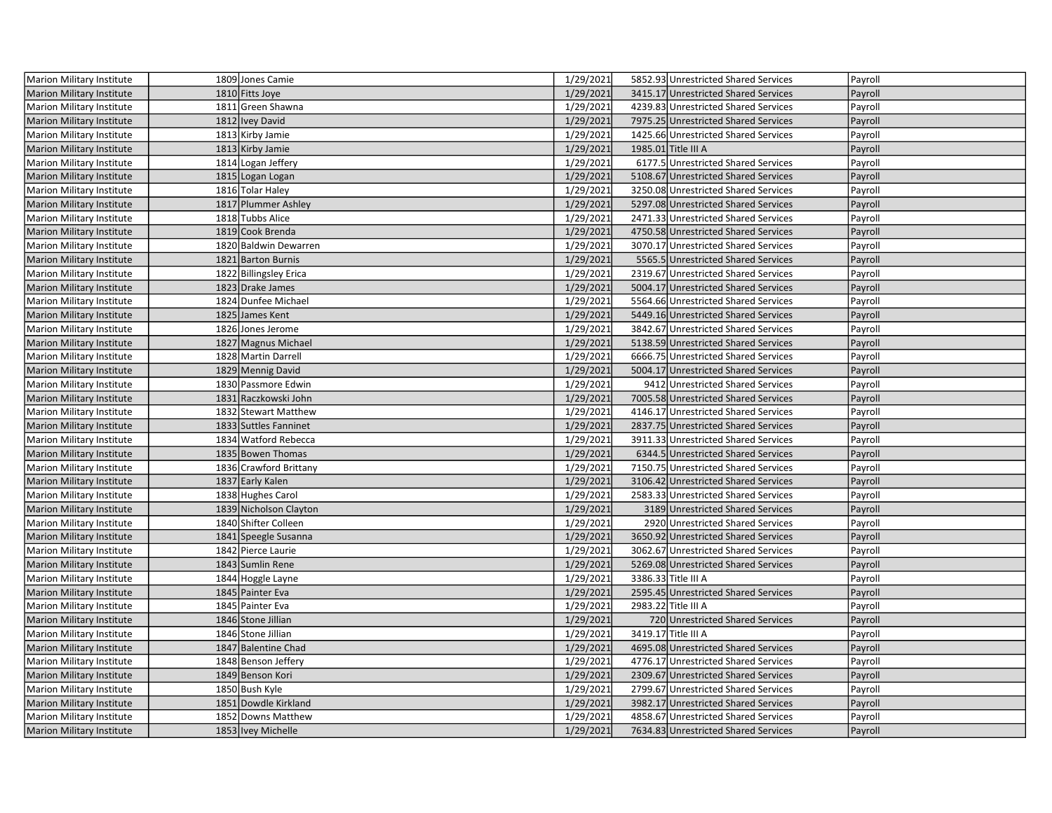| | | | | | | |
|---|---|---|---|---|---|---|
| Marion Military Institute | 1809 | Jones Camie | 1/29/2021 | 5852.93 | Unrestricted Shared Services | Payroll |
| Marion Military Institute | 1810 | Fitts Joye | 1/29/2021 | 3415.17 | Unrestricted Shared Services | Payroll |
| Marion Military Institute | 1811 | Green Shawna | 1/29/2021 | 4239.83 | Unrestricted Shared Services | Payroll |
| Marion Military Institute | 1812 | Ivey David | 1/29/2021 | 7975.25 | Unrestricted Shared Services | Payroll |
| Marion Military Institute | 1813 | Kirby Jamie | 1/29/2021 | 1425.66 | Unrestricted Shared Services | Payroll |
| Marion Military Institute | 1813 | Kirby Jamie | 1/29/2021 | 1985.01 | Title III A | Payroll |
| Marion Military Institute | 1814 | Logan Jeffery | 1/29/2021 | 6177.5 | Unrestricted Shared Services | Payroll |
| Marion Military Institute | 1815 | Logan Logan | 1/29/2021 | 5108.67 | Unrestricted Shared Services | Payroll |
| Marion Military Institute | 1816 | Tolar Haley | 1/29/2021 | 3250.08 | Unrestricted Shared Services | Payroll |
| Marion Military Institute | 1817 | Plummer Ashley | 1/29/2021 | 5297.08 | Unrestricted Shared Services | Payroll |
| Marion Military Institute | 1818 | Tubbs Alice | 1/29/2021 | 2471.33 | Unrestricted Shared Services | Payroll |
| Marion Military Institute | 1819 | Cook Brenda | 1/29/2021 | 4750.58 | Unrestricted Shared Services | Payroll |
| Marion Military Institute | 1820 | Baldwin Dewarren | 1/29/2021 | 3070.17 | Unrestricted Shared Services | Payroll |
| Marion Military Institute | 1821 | Barton Burnis | 1/29/2021 | 5565.5 | Unrestricted Shared Services | Payroll |
| Marion Military Institute | 1822 | Billingsley Erica | 1/29/2021 | 2319.67 | Unrestricted Shared Services | Payroll |
| Marion Military Institute | 1823 | Drake James | 1/29/2021 | 5004.17 | Unrestricted Shared Services | Payroll |
| Marion Military Institute | 1824 | Dunfee Michael | 1/29/2021 | 5564.66 | Unrestricted Shared Services | Payroll |
| Marion Military Institute | 1825 | James Kent | 1/29/2021 | 5449.16 | Unrestricted Shared Services | Payroll |
| Marion Military Institute | 1826 | Jones Jerome | 1/29/2021 | 3842.67 | Unrestricted Shared Services | Payroll |
| Marion Military Institute | 1827 | Magnus Michael | 1/29/2021 | 5138.59 | Unrestricted Shared Services | Payroll |
| Marion Military Institute | 1828 | Martin Darrell | 1/29/2021 | 6666.75 | Unrestricted Shared Services | Payroll |
| Marion Military Institute | 1829 | Mennig David | 1/29/2021 | 5004.17 | Unrestricted Shared Services | Payroll |
| Marion Military Institute | 1830 | Passmore Edwin | 1/29/2021 | 9412 | Unrestricted Shared Services | Payroll |
| Marion Military Institute | 1831 | Raczkowski John | 1/29/2021 | 7005.58 | Unrestricted Shared Services | Payroll |
| Marion Military Institute | 1832 | Stewart Matthew | 1/29/2021 | 4146.17 | Unrestricted Shared Services | Payroll |
| Marion Military Institute | 1833 | Suttles Fanninet | 1/29/2021 | 2837.75 | Unrestricted Shared Services | Payroll |
| Marion Military Institute | 1834 | Watford Rebecca | 1/29/2021 | 3911.33 | Unrestricted Shared Services | Payroll |
| Marion Military Institute | 1835 | Bowen Thomas | 1/29/2021 | 6344.5 | Unrestricted Shared Services | Payroll |
| Marion Military Institute | 1836 | Crawford Brittany | 1/29/2021 | 7150.75 | Unrestricted Shared Services | Payroll |
| Marion Military Institute | 1837 | Early Kalen | 1/29/2021 | 3106.42 | Unrestricted Shared Services | Payroll |
| Marion Military Institute | 1838 | Hughes Carol | 1/29/2021 | 2583.33 | Unrestricted Shared Services | Payroll |
| Marion Military Institute | 1839 | Nicholson Clayton | 1/29/2021 | 3189 | Unrestricted Shared Services | Payroll |
| Marion Military Institute | 1840 | Shifter Colleen | 1/29/2021 | 2920 | Unrestricted Shared Services | Payroll |
| Marion Military Institute | 1841 | Speegle Susanna | 1/29/2021 | 3650.92 | Unrestricted Shared Services | Payroll |
| Marion Military Institute | 1842 | Pierce Laurie | 1/29/2021 | 3062.67 | Unrestricted Shared Services | Payroll |
| Marion Military Institute | 1843 | Sumlin Rene | 1/29/2021 | 5269.08 | Unrestricted Shared Services | Payroll |
| Marion Military Institute | 1844 | Hoggle Layne | 1/29/2021 | 3386.33 | Title III A | Payroll |
| Marion Military Institute | 1845 | Painter Eva | 1/29/2021 | 2595.45 | Unrestricted Shared Services | Payroll |
| Marion Military Institute | 1845 | Painter Eva | 1/29/2021 | 2983.22 | Title III A | Payroll |
| Marion Military Institute | 1846 | Stone Jillian | 1/29/2021 | 720 | Unrestricted Shared Services | Payroll |
| Marion Military Institute | 1846 | Stone Jillian | 1/29/2021 | 3419.17 | Title III A | Payroll |
| Marion Military Institute | 1847 | Balentine Chad | 1/29/2021 | 4695.08 | Unrestricted Shared Services | Payroll |
| Marion Military Institute | 1848 | Benson Jeffery | 1/29/2021 | 4776.17 | Unrestricted Shared Services | Payroll |
| Marion Military Institute | 1849 | Benson Kori | 1/29/2021 | 2309.67 | Unrestricted Shared Services | Payroll |
| Marion Military Institute | 1850 | Bush Kyle | 1/29/2021 | 2799.67 | Unrestricted Shared Services | Payroll |
| Marion Military Institute | 1851 | Dowdle Kirkland | 1/29/2021 | 3982.17 | Unrestricted Shared Services | Payroll |
| Marion Military Institute | 1852 | Downs Matthew | 1/29/2021 | 4858.67 | Unrestricted Shared Services | Payroll |
| Marion Military Institute | 1853 | Ivey Michelle | 1/29/2021 | 7634.83 | Unrestricted Shared Services | Payroll |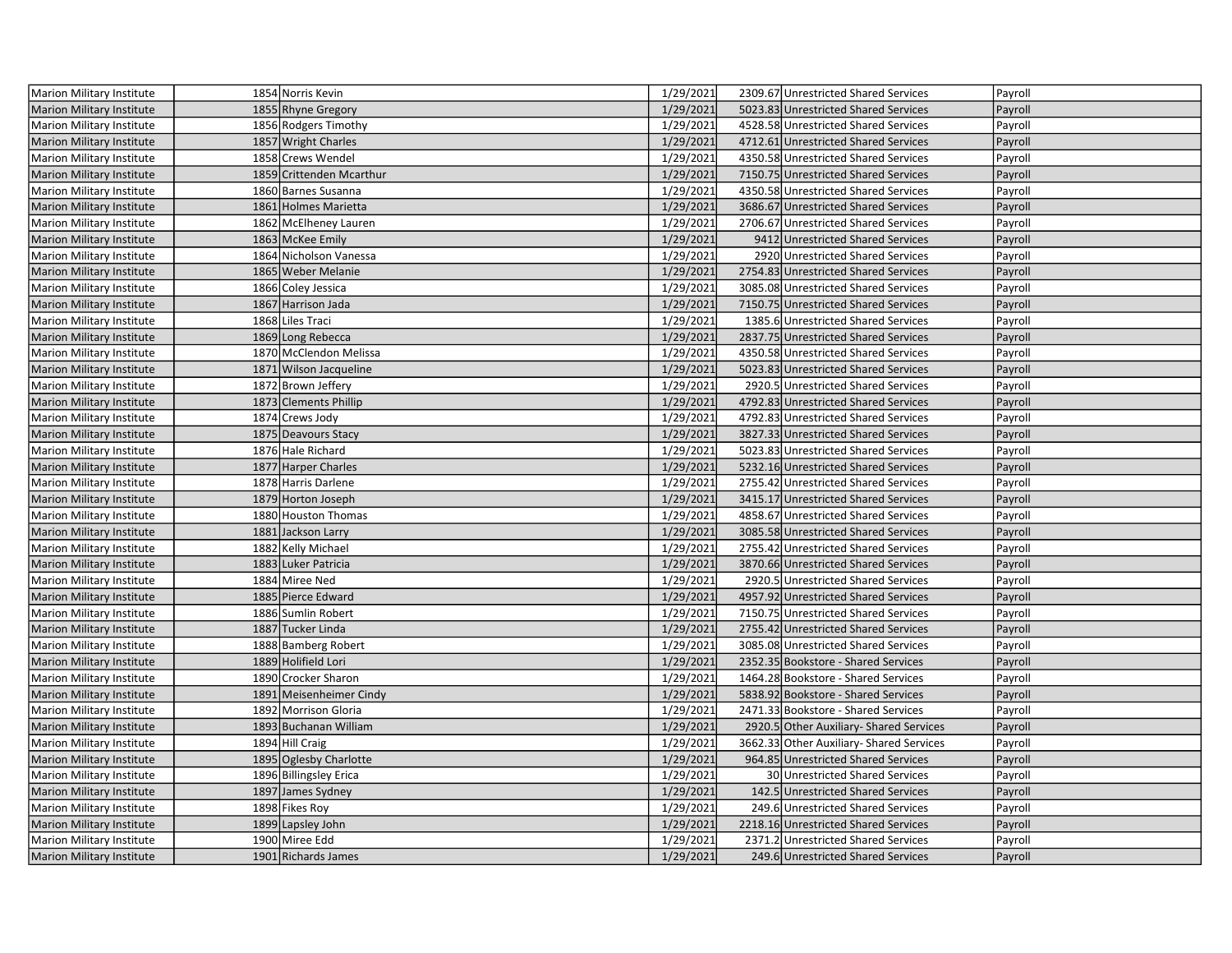| | | | | | | |
|---|---|---|---|---|---|---|
| Marion Military Institute | 1854 | Norris Kevin | 1/29/2021 | 2309.67 | Unrestricted Shared Services | Payroll |
| Marion Military Institute | 1855 | Rhyne Gregory | 1/29/2021 | 5023.83 | Unrestricted Shared Services | Payroll |
| Marion Military Institute | 1856 | Rodgers Timothy | 1/29/2021 | 4528.58 | Unrestricted Shared Services | Payroll |
| Marion Military Institute | 1857 | Wright Charles | 1/29/2021 | 4712.61 | Unrestricted Shared Services | Payroll |
| Marion Military Institute | 1858 | Crews Wendel | 1/29/2021 | 4350.58 | Unrestricted Shared Services | Payroll |
| Marion Military Institute | 1859 | Crittenden Mcarthur | 1/29/2021 | 7150.75 | Unrestricted Shared Services | Payroll |
| Marion Military Institute | 1860 | Barnes Susanna | 1/29/2021 | 4350.58 | Unrestricted Shared Services | Payroll |
| Marion Military Institute | 1861 | Holmes Marietta | 1/29/2021 | 3686.67 | Unrestricted Shared Services | Payroll |
| Marion Military Institute | 1862 | McElheney Lauren | 1/29/2021 | 2706.67 | Unrestricted Shared Services | Payroll |
| Marion Military Institute | 1863 | McKee Emily | 1/29/2021 | 9412 | Unrestricted Shared Services | Payroll |
| Marion Military Institute | 1864 | Nicholson Vanessa | 1/29/2021 | 2920 | Unrestricted Shared Services | Payroll |
| Marion Military Institute | 1865 | Weber Melanie | 1/29/2021 | 2754.83 | Unrestricted Shared Services | Payroll |
| Marion Military Institute | 1866 | Coley Jessica | 1/29/2021 | 3085.08 | Unrestricted Shared Services | Payroll |
| Marion Military Institute | 1867 | Harrison Jada | 1/29/2021 | 7150.75 | Unrestricted Shared Services | Payroll |
| Marion Military Institute | 1868 | Liles Traci | 1/29/2021 | 1385.6 | Unrestricted Shared Services | Payroll |
| Marion Military Institute | 1869 | Long Rebecca | 1/29/2021 | 2837.75 | Unrestricted Shared Services | Payroll |
| Marion Military Institute | 1870 | McClendon Melissa | 1/29/2021 | 4350.58 | Unrestricted Shared Services | Payroll |
| Marion Military Institute | 1871 | Wilson Jacqueline | 1/29/2021 | 5023.83 | Unrestricted Shared Services | Payroll |
| Marion Military Institute | 1872 | Brown Jeffery | 1/29/2021 | 2920.5 | Unrestricted Shared Services | Payroll |
| Marion Military Institute | 1873 | Clements Phillip | 1/29/2021 | 4792.83 | Unrestricted Shared Services | Payroll |
| Marion Military Institute | 1874 | Crews Jody | 1/29/2021 | 4792.83 | Unrestricted Shared Services | Payroll |
| Marion Military Institute | 1875 | Deavours Stacy | 1/29/2021 | 3827.33 | Unrestricted Shared Services | Payroll |
| Marion Military Institute | 1876 | Hale Richard | 1/29/2021 | 5023.83 | Unrestricted Shared Services | Payroll |
| Marion Military Institute | 1877 | Harper Charles | 1/29/2021 | 5232.16 | Unrestricted Shared Services | Payroll |
| Marion Military Institute | 1878 | Harris Darlene | 1/29/2021 | 2755.42 | Unrestricted Shared Services | Payroll |
| Marion Military Institute | 1879 | Horton Joseph | 1/29/2021 | 3415.17 | Unrestricted Shared Services | Payroll |
| Marion Military Institute | 1880 | Houston Thomas | 1/29/2021 | 4858.67 | Unrestricted Shared Services | Payroll |
| Marion Military Institute | 1881 | Jackson Larry | 1/29/2021 | 3085.58 | Unrestricted Shared Services | Payroll |
| Marion Military Institute | 1882 | Kelly Michael | 1/29/2021 | 2755.42 | Unrestricted Shared Services | Payroll |
| Marion Military Institute | 1883 | Luker Patricia | 1/29/2021 | 3870.66 | Unrestricted Shared Services | Payroll |
| Marion Military Institute | 1884 | Miree Ned | 1/29/2021 | 2920.5 | Unrestricted Shared Services | Payroll |
| Marion Military Institute | 1885 | Pierce Edward | 1/29/2021 | 4957.92 | Unrestricted Shared Services | Payroll |
| Marion Military Institute | 1886 | Sumlin Robert | 1/29/2021 | 7150.75 | Unrestricted Shared Services | Payroll |
| Marion Military Institute | 1887 | Tucker Linda | 1/29/2021 | 2755.42 | Unrestricted Shared Services | Payroll |
| Marion Military Institute | 1888 | Bamberg Robert | 1/29/2021 | 3085.08 | Unrestricted Shared Services | Payroll |
| Marion Military Institute | 1889 | Holifield Lori | 1/29/2021 | 2352.35 | Bookstore - Shared Services | Payroll |
| Marion Military Institute | 1890 | Crocker Sharon | 1/29/2021 | 1464.28 | Bookstore - Shared Services | Payroll |
| Marion Military Institute | 1891 | Meisenheimer Cindy | 1/29/2021 | 5838.92 | Bookstore - Shared Services | Payroll |
| Marion Military Institute | 1892 | Morrison Gloria | 1/29/2021 | 2471.33 | Bookstore - Shared Services | Payroll |
| Marion Military Institute | 1893 | Buchanan William | 1/29/2021 | 2920.5 | Other Auxiliary- Shared Services | Payroll |
| Marion Military Institute | 1894 | Hill Craig | 1/29/2021 | 3662.33 | Other Auxiliary- Shared Services | Payroll |
| Marion Military Institute | 1895 | Oglesby Charlotte | 1/29/2021 | 964.85 | Unrestricted Shared Services | Payroll |
| Marion Military Institute | 1896 | Billingsley Erica | 1/29/2021 | 30 | Unrestricted Shared Services | Payroll |
| Marion Military Institute | 1897 | James Sydney | 1/29/2021 | 142.5 | Unrestricted Shared Services | Payroll |
| Marion Military Institute | 1898 | Fikes Roy | 1/29/2021 | 249.6 | Unrestricted Shared Services | Payroll |
| Marion Military Institute | 1899 | Lapsley John | 1/29/2021 | 2218.16 | Unrestricted Shared Services | Payroll |
| Marion Military Institute | 1900 | Miree Edd | 1/29/2021 | 2371.2 | Unrestricted Shared Services | Payroll |
| Marion Military Institute | 1901 | Richards James | 1/29/2021 | 249.6 | Unrestricted Shared Services | Payroll |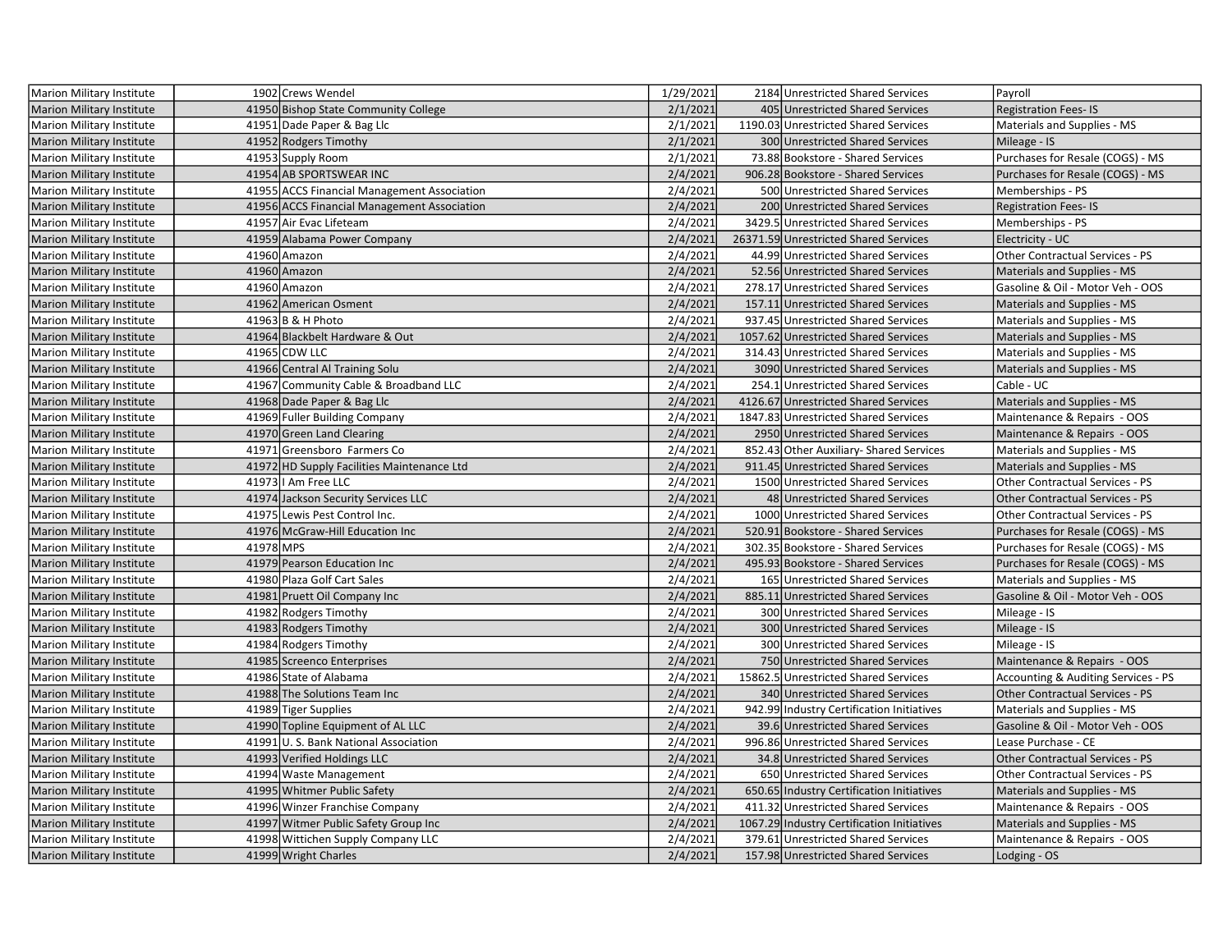| | | | | | | |
|---|---|---|---|---|---|---|
| Marion Military Institute | 1902 | Crews Wendel | 1/29/2021 | 2184 | Unrestricted Shared Services | Payroll |
| Marion Military Institute | 41950 | Bishop State Community College | 2/1/2021 | 405 | Unrestricted Shared Services | Registration Fees- IS |
| Marion Military Institute | 41951 | Dade Paper & Bag Llc | 2/1/2021 | 1190.03 | Unrestricted Shared Services | Materials and Supplies - MS |
| Marion Military Institute | 41952 | Rodgers Timothy | 2/1/2021 | 300 | Unrestricted Shared Services | Mileage - IS |
| Marion Military Institute | 41953 | Supply Room | 2/1/2021 | 73.88 | Bookstore - Shared Services | Purchases for Resale (COGS) - MS |
| Marion Military Institute | 41954 | AB SPORTSWEAR INC | 2/4/2021 | 906.28 | Bookstore - Shared Services | Purchases for Resale (COGS) - MS |
| Marion Military Institute | 41955 | ACCS Financial Management Association | 2/4/2021 | 500 | Unrestricted Shared Services | Memberships - PS |
| Marion Military Institute | 41956 | ACCS Financial Management Association | 2/4/2021 | 200 | Unrestricted Shared Services | Registration Fees- IS |
| Marion Military Institute | 41957 | Air Evac Lifeteam | 2/4/2021 | 3429.5 | Unrestricted Shared Services | Memberships - PS |
| Marion Military Institute | 41959 | Alabama Power Company | 2/4/2021 | 26371.59 | Unrestricted Shared Services | Electricity - UC |
| Marion Military Institute | 41960 | Amazon | 2/4/2021 | 44.99 | Unrestricted Shared Services | Other Contractual Services - PS |
| Marion Military Institute | 41960 | Amazon | 2/4/2021 | 52.56 | Unrestricted Shared Services | Materials and Supplies - MS |
| Marion Military Institute | 41960 | Amazon | 2/4/2021 | 278.17 | Unrestricted Shared Services | Gasoline & Oil - Motor Veh - OOS |
| Marion Military Institute | 41962 | American Osment | 2/4/2021 | 157.11 | Unrestricted Shared Services | Materials and Supplies - MS |
| Marion Military Institute | 41963 | B & H Photo | 2/4/2021 | 937.45 | Unrestricted Shared Services | Materials and Supplies - MS |
| Marion Military Institute | 41964 | Blackbelt Hardware & Out | 2/4/2021 | 1057.62 | Unrestricted Shared Services | Materials and Supplies - MS |
| Marion Military Institute | 41965 | CDW LLC | 2/4/2021 | 314.43 | Unrestricted Shared Services | Materials and Supplies - MS |
| Marion Military Institute | 41966 | Central Al Training Solu | 2/4/2021 | 3090 | Unrestricted Shared Services | Materials and Supplies - MS |
| Marion Military Institute | 41967 | Community Cable & Broadband LLC | 2/4/2021 | 254.1 | Unrestricted Shared Services | Cable - UC |
| Marion Military Institute | 41968 | Dade Paper & Bag Llc | 2/4/2021 | 4126.67 | Unrestricted Shared Services | Materials and Supplies - MS |
| Marion Military Institute | 41969 | Fuller Building Company | 2/4/2021 | 1847.83 | Unrestricted Shared Services | Maintenance & Repairs - OOS |
| Marion Military Institute | 41970 | Green Land Clearing | 2/4/2021 | 2950 | Unrestricted Shared Services | Maintenance & Repairs - OOS |
| Marion Military Institute | 41971 | Greensboro Farmers Co | 2/4/2021 | 852.43 | Other Auxiliary- Shared Services | Materials and Supplies - MS |
| Marion Military Institute | 41972 | HD Supply Facilities Maintenance Ltd | 2/4/2021 | 911.45 | Unrestricted Shared Services | Materials and Supplies - MS |
| Marion Military Institute | 41973 | I Am Free LLC | 2/4/2021 | 1500 | Unrestricted Shared Services | Other Contractual Services - PS |
| Marion Military Institute | 41974 | Jackson Security Services LLC | 2/4/2021 | 48 | Unrestricted Shared Services | Other Contractual Services - PS |
| Marion Military Institute | 41975 | Lewis Pest Control Inc. | 2/4/2021 | 1000 | Unrestricted Shared Services | Other Contractual Services - PS |
| Marion Military Institute | 41976 | McGraw-Hill Education Inc | 2/4/2021 | 520.91 | Bookstore - Shared Services | Purchases for Resale (COGS) - MS |
| Marion Military Institute | 41978 | MPS | 2/4/2021 | 302.35 | Bookstore - Shared Services | Purchases for Resale (COGS) - MS |
| Marion Military Institute | 41979 | Pearson Education Inc | 2/4/2021 | 495.93 | Bookstore - Shared Services | Purchases for Resale (COGS) - MS |
| Marion Military Institute | 41980 | Plaza Golf Cart Sales | 2/4/2021 | 165 | Unrestricted Shared Services | Materials and Supplies - MS |
| Marion Military Institute | 41981 | Pruett Oil Company Inc | 2/4/2021 | 885.11 | Unrestricted Shared Services | Gasoline & Oil - Motor Veh - OOS |
| Marion Military Institute | 41982 | Rodgers Timothy | 2/4/2021 | 300 | Unrestricted Shared Services | Mileage - IS |
| Marion Military Institute | 41983 | Rodgers Timothy | 2/4/2021 | 300 | Unrestricted Shared Services | Mileage - IS |
| Marion Military Institute | 41984 | Rodgers Timothy | 2/4/2021 | 300 | Unrestricted Shared Services | Mileage - IS |
| Marion Military Institute | 41985 | Screenco Enterprises | 2/4/2021 | 750 | Unrestricted Shared Services | Maintenance & Repairs - OOS |
| Marion Military Institute | 41986 | State of Alabama | 2/4/2021 | 15862.5 | Unrestricted Shared Services | Accounting & Auditing Services - PS |
| Marion Military Institute | 41988 | The Solutions Team Inc | 2/4/2021 | 340 | Unrestricted Shared Services | Other Contractual Services - PS |
| Marion Military Institute | 41989 | Tiger Supplies | 2/4/2021 | 942.99 | Industry Certification Initiatives | Materials and Supplies - MS |
| Marion Military Institute | 41990 | Topline Equipment of AL LLC | 2/4/2021 | 39.6 | Unrestricted Shared Services | Gasoline & Oil - Motor Veh - OOS |
| Marion Military Institute | 41991 | U. S. Bank National Association | 2/4/2021 | 996.86 | Unrestricted Shared Services | Lease Purchase - CE |
| Marion Military Institute | 41993 | Verified Holdings LLC | 2/4/2021 | 34.8 | Unrestricted Shared Services | Other Contractual Services - PS |
| Marion Military Institute | 41994 | Waste Management | 2/4/2021 | 650 | Unrestricted Shared Services | Other Contractual Services - PS |
| Marion Military Institute | 41995 | Whitmer Public Safety | 2/4/2021 | 650.65 | Industry Certification Initiatives | Materials and Supplies - MS |
| Marion Military Institute | 41996 | Winzer Franchise Company | 2/4/2021 | 411.32 | Unrestricted Shared Services | Maintenance & Repairs - OOS |
| Marion Military Institute | 41997 | Witmer Public Safety Group Inc | 2/4/2021 | 1067.29 | Industry Certification Initiatives | Materials and Supplies - MS |
| Marion Military Institute | 41998 | Wittichen Supply Company LLC | 2/4/2021 | 379.61 | Unrestricted Shared Services | Maintenance & Repairs - OOS |
| Marion Military Institute | 41999 | Wright Charles | 2/4/2021 | 157.98 | Unrestricted Shared Services | Lodging - OS |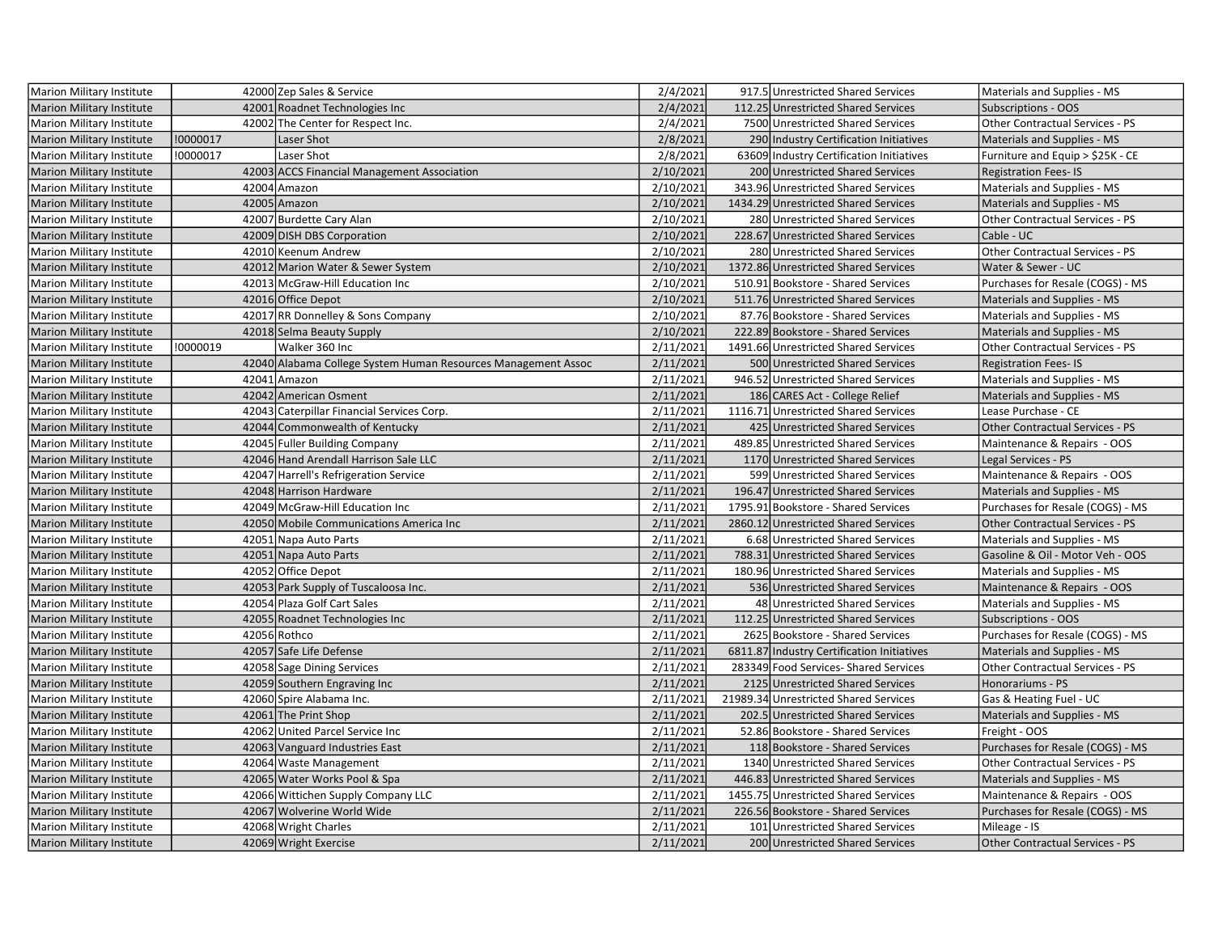| | | | | | | | |
|---|---|---|---|---|---|---|---|
| Marion Military Institute | | 42000 | Zep Sales & Service | 2/4/2021 | 917.5 | Unrestricted Shared Services | Materials and Supplies - MS |
| Marion Military Institute | | 42001 | Roadnet Technologies Inc | 2/4/2021 | 112.25 | Unrestricted Shared Services | Subscriptions - OOS |
| Marion Military Institute | | 42002 | The Center for Respect Inc. | 2/4/2021 | 7500 | Unrestricted Shared Services | Other Contractual Services - PS |
| Marion Military Institute | !0000017 | | Laser Shot | 2/8/2021 | 290 | Industry Certification Initiatives | Materials and Supplies - MS |
| Marion Military Institute | !0000017 | | Laser Shot | 2/8/2021 | 63609 | Industry Certification Initiatives | Furniture and Equip > $25K - CE |
| Marion Military Institute | | 42003 | ACCS Financial Management Association | 2/10/2021 | 200 | Unrestricted Shared Services | Registration Fees- IS |
| Marion Military Institute | | 42004 | Amazon | 2/10/2021 | 343.96 | Unrestricted Shared Services | Materials and Supplies - MS |
| Marion Military Institute | | 42005 | Amazon | 2/10/2021 | 1434.29 | Unrestricted Shared Services | Materials and Supplies - MS |
| Marion Military Institute | | 42007 | Burdette Cary Alan | 2/10/2021 | 280 | Unrestricted Shared Services | Other Contractual Services - PS |
| Marion Military Institute | | 42009 | DISH DBS Corporation | 2/10/2021 | 228.67 | Unrestricted Shared Services | Cable - UC |
| Marion Military Institute | | 42010 | Keenum Andrew | 2/10/2021 | 280 | Unrestricted Shared Services | Other Contractual Services - PS |
| Marion Military Institute | | 42012 | Marion Water & Sewer System | 2/10/2021 | 1372.86 | Unrestricted Shared Services | Water & Sewer - UC |
| Marion Military Institute | | 42013 | McGraw-Hill Education Inc | 2/10/2021 | 510.91 | Bookstore - Shared Services | Purchases for Resale (COGS) - MS |
| Marion Military Institute | | 42016 | Office Depot | 2/10/2021 | 511.76 | Unrestricted Shared Services | Materials and Supplies - MS |
| Marion Military Institute | | 42017 | RR Donnelley & Sons Company | 2/10/2021 | 87.76 | Bookstore - Shared Services | Materials and Supplies - MS |
| Marion Military Institute | | 42018 | Selma Beauty Supply | 2/10/2021 | 222.89 | Bookstore - Shared Services | Materials and Supplies - MS |
| Marion Military Institute | !0000019 | | Walker 360 Inc | 2/11/2021 | 1491.66 | Unrestricted Shared Services | Other Contractual Services - PS |
| Marion Military Institute | | 42040 | Alabama College System Human Resources Management Assoc | 2/11/2021 | 500 | Unrestricted Shared Services | Registration Fees- IS |
| Marion Military Institute | | 42041 | Amazon | 2/11/2021 | 946.52 | Unrestricted Shared Services | Materials and Supplies - MS |
| Marion Military Institute | | 42042 | American Osment | 2/11/2021 | 186 | CARES Act - College Relief | Materials and Supplies - MS |
| Marion Military Institute | | 42043 | Caterpillar Financial Services Corp. | 2/11/2021 | 1116.71 | Unrestricted Shared Services | Lease Purchase - CE |
| Marion Military Institute | | 42044 | Commonwealth of Kentucky | 2/11/2021 | 425 | Unrestricted Shared Services | Other Contractual Services - PS |
| Marion Military Institute | | 42045 | Fuller Building Company | 2/11/2021 | 489.85 | Unrestricted Shared Services | Maintenance & Repairs - OOS |
| Marion Military Institute | | 42046 | Hand Arendall Harrison Sale LLC | 2/11/2021 | 1170 | Unrestricted Shared Services | Legal Services - PS |
| Marion Military Institute | | 42047 | Harrell's Refrigeration Service | 2/11/2021 | 599 | Unrestricted Shared Services | Maintenance & Repairs - OOS |
| Marion Military Institute | | 42048 | Harrison Hardware | 2/11/2021 | 196.47 | Unrestricted Shared Services | Materials and Supplies - MS |
| Marion Military Institute | | 42049 | McGraw-Hill Education Inc | 2/11/2021 | 1795.91 | Bookstore - Shared Services | Purchases for Resale (COGS) - MS |
| Marion Military Institute | | 42050 | Mobile Communications America Inc | 2/11/2021 | 2860.12 | Unrestricted Shared Services | Other Contractual Services - PS |
| Marion Military Institute | | 42051 | Napa Auto Parts | 2/11/2021 | 6.68 | Unrestricted Shared Services | Materials and Supplies - MS |
| Marion Military Institute | | 42051 | Napa Auto Parts | 2/11/2021 | 788.31 | Unrestricted Shared Services | Gasoline & Oil - Motor Veh - OOS |
| Marion Military Institute | | 42052 | Office Depot | 2/11/2021 | 180.96 | Unrestricted Shared Services | Materials and Supplies - MS |
| Marion Military Institute | | 42053 | Park Supply of Tuscaloosa Inc. | 2/11/2021 | 536 | Unrestricted Shared Services | Maintenance & Repairs - OOS |
| Marion Military Institute | | 42054 | Plaza Golf Cart Sales | 2/11/2021 | 48 | Unrestricted Shared Services | Materials and Supplies - MS |
| Marion Military Institute | | 42055 | Roadnet Technologies Inc | 2/11/2021 | 112.25 | Unrestricted Shared Services | Subscriptions - OOS |
| Marion Military Institute | | 42056 | Rothco | 2/11/2021 | 2625 | Bookstore - Shared Services | Purchases for Resale (COGS) - MS |
| Marion Military Institute | | 42057 | Safe Life Defense | 2/11/2021 | 6811.87 | Industry Certification Initiatives | Materials and Supplies - MS |
| Marion Military Institute | | 42058 | Sage Dining Services | 2/11/2021 | 283349 | Food Services- Shared Services | Other Contractual Services - PS |
| Marion Military Institute | | 42059 | Southern Engraving Inc | 2/11/2021 | 2125 | Unrestricted Shared Services | Honorariums - PS |
| Marion Military Institute | | 42060 | Spire Alabama Inc. | 2/11/2021 | 21989.34 | Unrestricted Shared Services | Gas & Heating Fuel - UC |
| Marion Military Institute | | 42061 | The Print Shop | 2/11/2021 | 202.5 | Unrestricted Shared Services | Materials and Supplies - MS |
| Marion Military Institute | | 42062 | United Parcel Service Inc | 2/11/2021 | 52.86 | Bookstore - Shared Services | Freight - OOS |
| Marion Military Institute | | 42063 | Vanguard Industries East | 2/11/2021 | 118 | Bookstore - Shared Services | Purchases for Resale (COGS) - MS |
| Marion Military Institute | | 42064 | Waste Management | 2/11/2021 | 1340 | Unrestricted Shared Services | Other Contractual Services - PS |
| Marion Military Institute | | 42065 | Water Works Pool & Spa | 2/11/2021 | 446.83 | Unrestricted Shared Services | Materials and Supplies - MS |
| Marion Military Institute | | 42066 | Wittichen Supply Company LLC | 2/11/2021 | 1455.75 | Unrestricted Shared Services | Maintenance & Repairs - OOS |
| Marion Military Institute | | 42067 | Wolverine World Wide | 2/11/2021 | 226.56 | Bookstore - Shared Services | Purchases for Resale (COGS) - MS |
| Marion Military Institute | | 42068 | Wright Charles | 2/11/2021 | 101 | Unrestricted Shared Services | Mileage - IS |
| Marion Military Institute | | 42069 | Wright Exercise | 2/11/2021 | 200 | Unrestricted Shared Services | Other Contractual Services - PS |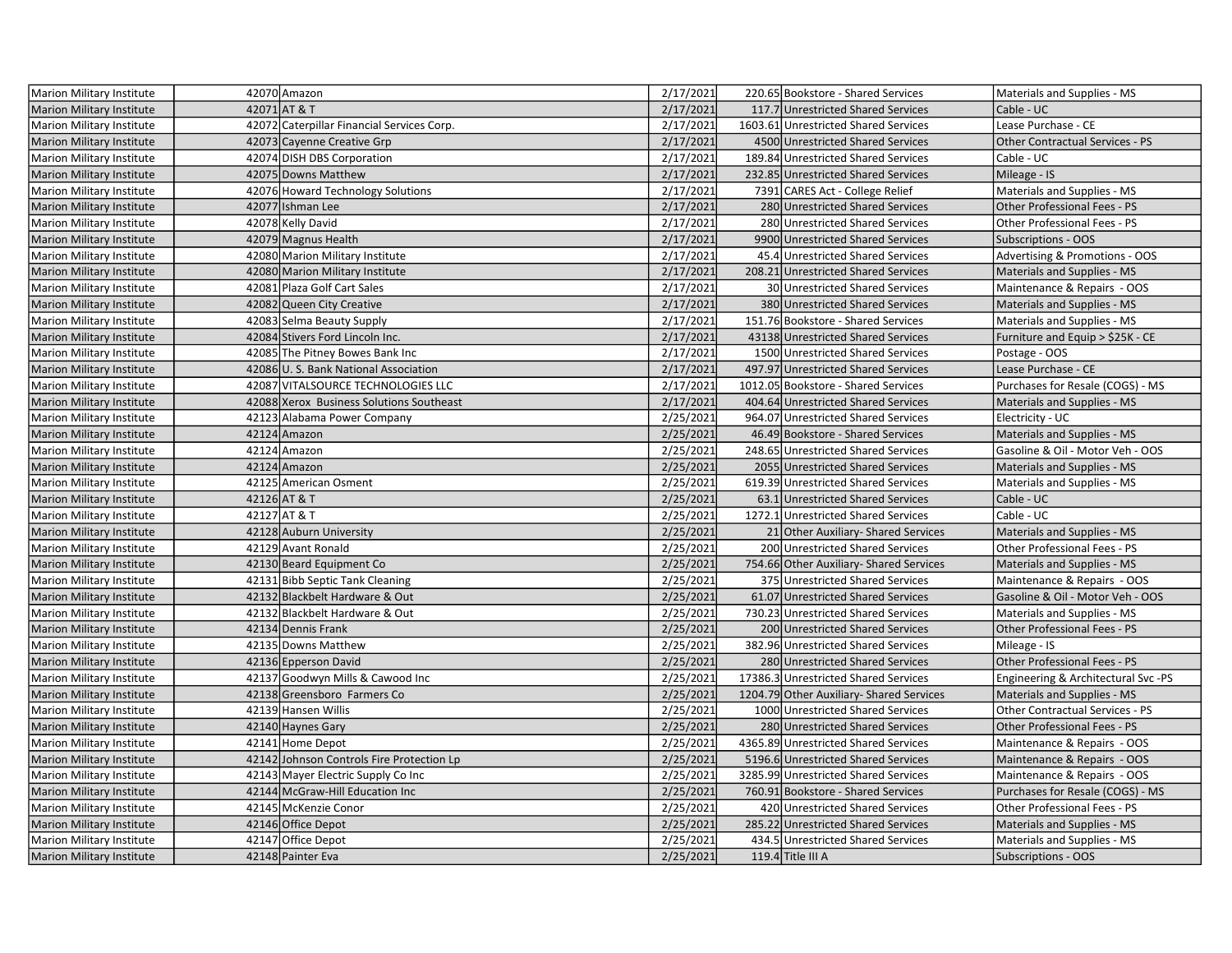| | | | | | | |
|---|---|---|---|---|---|---|
| Marion Military Institute | 42070 | Amazon | 2/17/2021 | 220.65 | Bookstore - Shared Services | Materials and Supplies - MS |
| Marion Military Institute | 42071 | AT & T | 2/17/2021 | 117.7 | Unrestricted Shared Services | Cable - UC |
| Marion Military Institute | 42072 | Caterpillar Financial Services Corp. | 2/17/2021 | 1603.61 | Unrestricted Shared Services | Lease Purchase - CE |
| Marion Military Institute | 42073 | Cayenne Creative Grp | 2/17/2021 | 4500 | Unrestricted Shared Services | Other Contractual Services - PS |
| Marion Military Institute | 42074 | DISH DBS Corporation | 2/17/2021 | 189.84 | Unrestricted Shared Services | Cable - UC |
| Marion Military Institute | 42075 | Downs Matthew | 2/17/2021 | 232.85 | Unrestricted Shared Services | Mileage - IS |
| Marion Military Institute | 42076 | Howard Technology Solutions | 2/17/2021 | 7391 | CARES Act - College Relief | Materials and Supplies - MS |
| Marion Military Institute | 42077 | Ishman Lee | 2/17/2021 | 280 | Unrestricted Shared Services | Other Professional Fees - PS |
| Marion Military Institute | 42078 | Kelly David | 2/17/2021 | 280 | Unrestricted Shared Services | Other Professional Fees - PS |
| Marion Military Institute | 42079 | Magnus Health | 2/17/2021 | 9900 | Unrestricted Shared Services | Subscriptions - OOS |
| Marion Military Institute | 42080 | Marion Military Institute | 2/17/2021 | 45.4 | Unrestricted Shared Services | Advertising & Promotions - OOS |
| Marion Military Institute | 42080 | Marion Military Institute | 2/17/2021 | 208.21 | Unrestricted Shared Services | Materials and Supplies - MS |
| Marion Military Institute | 42081 | Plaza Golf Cart Sales | 2/17/2021 | 30 | Unrestricted Shared Services | Maintenance & Repairs - OOS |
| Marion Military Institute | 42082 | Queen City Creative | 2/17/2021 | 380 | Unrestricted Shared Services | Materials and Supplies - MS |
| Marion Military Institute | 42083 | Selma Beauty Supply | 2/17/2021 | 151.76 | Bookstore - Shared Services | Materials and Supplies - MS |
| Marion Military Institute | 42084 | Stivers Ford Lincoln Inc. | 2/17/2021 | 43138 | Unrestricted Shared Services | Furniture and Equip > $25K - CE |
| Marion Military Institute | 42085 | The Pitney Bowes Bank Inc | 2/17/2021 | 1500 | Unrestricted Shared Services | Postage - OOS |
| Marion Military Institute | 42086 | U. S. Bank National Association | 2/17/2021 | 497.97 | Unrestricted Shared Services | Lease Purchase - CE |
| Marion Military Institute | 42087 | VITALSOURCE TECHNOLOGIES LLC | 2/17/2021 | 1012.05 | Bookstore - Shared Services | Purchases for Resale (COGS) - MS |
| Marion Military Institute | 42088 | Xerox Business Solutions Southeast | 2/17/2021 | 404.64 | Unrestricted Shared Services | Materials and Supplies - MS |
| Marion Military Institute | 42123 | Alabama Power Company | 2/25/2021 | 964.07 | Unrestricted Shared Services | Electricity - UC |
| Marion Military Institute | 42124 | Amazon | 2/25/2021 | 46.49 | Bookstore - Shared Services | Materials and Supplies - MS |
| Marion Military Institute | 42124 | Amazon | 2/25/2021 | 248.65 | Unrestricted Shared Services | Gasoline & Oil - Motor Veh - OOS |
| Marion Military Institute | 42124 | Amazon | 2/25/2021 | 2055 | Unrestricted Shared Services | Materials and Supplies - MS |
| Marion Military Institute | 42125 | American Osment | 2/25/2021 | 619.39 | Unrestricted Shared Services | Materials and Supplies - MS |
| Marion Military Institute | 42126 | AT & T | 2/25/2021 | 63.1 | Unrestricted Shared Services | Cable - UC |
| Marion Military Institute | 42127 | AT & T | 2/25/2021 | 1272.1 | Unrestricted Shared Services | Cable - UC |
| Marion Military Institute | 42128 | Auburn University | 2/25/2021 | 21 | Other Auxiliary- Shared Services | Materials and Supplies - MS |
| Marion Military Institute | 42129 | Avant Ronald | 2/25/2021 | 200 | Unrestricted Shared Services | Other Professional Fees - PS |
| Marion Military Institute | 42130 | Beard Equipment Co | 2/25/2021 | 754.66 | Other Auxiliary- Shared Services | Materials and Supplies - MS |
| Marion Military Institute | 42131 | Bibb Septic Tank Cleaning | 2/25/2021 | 375 | Unrestricted Shared Services | Maintenance & Repairs - OOS |
| Marion Military Institute | 42132 | Blackbelt Hardware & Out | 2/25/2021 | 61.07 | Unrestricted Shared Services | Gasoline & Oil - Motor Veh - OOS |
| Marion Military Institute | 42132 | Blackbelt Hardware & Out | 2/25/2021 | 730.23 | Unrestricted Shared Services | Materials and Supplies - MS |
| Marion Military Institute | 42134 | Dennis Frank | 2/25/2021 | 200 | Unrestricted Shared Services | Other Professional Fees - PS |
| Marion Military Institute | 42135 | Downs Matthew | 2/25/2021 | 382.96 | Unrestricted Shared Services | Mileage - IS |
| Marion Military Institute | 42136 | Epperson David | 2/25/2021 | 280 | Unrestricted Shared Services | Other Professional Fees - PS |
| Marion Military Institute | 42137 | Goodwyn Mills & Cawood Inc | 2/25/2021 | 17386.3 | Unrestricted Shared Services | Engineering & Architectural Svc -PS |
| Marion Military Institute | 42138 | Greensboro Farmers Co | 2/25/2021 | 1204.79 | Other Auxiliary- Shared Services | Materials and Supplies - MS |
| Marion Military Institute | 42139 | Hansen Willis | 2/25/2021 | 1000 | Unrestricted Shared Services | Other Contractual Services - PS |
| Marion Military Institute | 42140 | Haynes Gary | 2/25/2021 | 280 | Unrestricted Shared Services | Other Professional Fees - PS |
| Marion Military Institute | 42141 | Home Depot | 2/25/2021 | 4365.89 | Unrestricted Shared Services | Maintenance & Repairs - OOS |
| Marion Military Institute | 42142 | Johnson Controls Fire Protection Lp | 2/25/2021 | 5196.6 | Unrestricted Shared Services | Maintenance & Repairs - OOS |
| Marion Military Institute | 42143 | Mayer Electric Supply Co Inc | 2/25/2021 | 3285.99 | Unrestricted Shared Services | Maintenance & Repairs - OOS |
| Marion Military Institute | 42144 | McGraw-Hill Education Inc | 2/25/2021 | 760.91 | Bookstore - Shared Services | Purchases for Resale (COGS) - MS |
| Marion Military Institute | 42145 | McKenzie Conor | 2/25/2021 | 420 | Unrestricted Shared Services | Other Professional Fees - PS |
| Marion Military Institute | 42146 | Office Depot | 2/25/2021 | 285.22 | Unrestricted Shared Services | Materials and Supplies - MS |
| Marion Military Institute | 42147 | Office Depot | 2/25/2021 | 434.5 | Unrestricted Shared Services | Materials and Supplies - MS |
| Marion Military Institute | 42148 | Painter Eva | 2/25/2021 | 119.4 | Title III A | Subscriptions - OOS |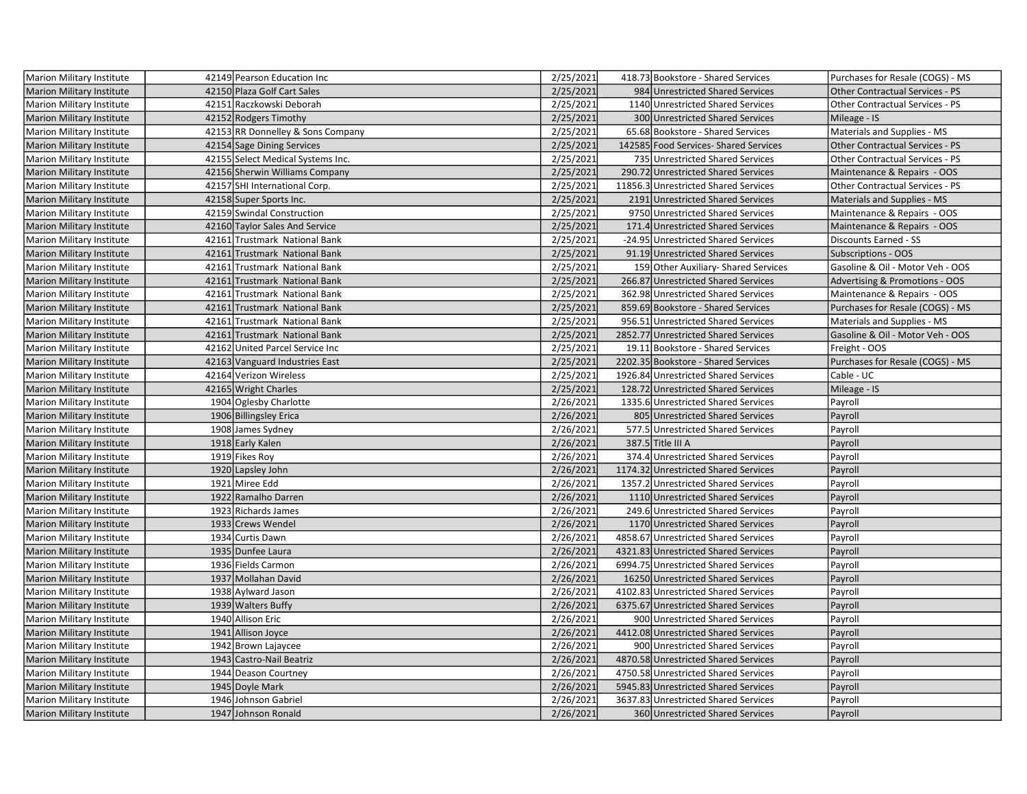| | | | | | | |
|---|---|---|---|---|---|---|
| Marion Military Institute | 42149 | Pearson Education Inc | 2/25/2021 | 418.73 | Bookstore - Shared Services | Purchases for Resale (COGS) - MS |
| Marion Military Institute | 42150 | Plaza Golf Cart Sales | 2/25/2021 | 984 | Unrestricted Shared Services | Other Contractual Services - PS |
| Marion Military Institute | 42151 | Raczkowski Deborah | 2/25/2021 | 1140 | Unrestricted Shared Services | Other Contractual Services - PS |
| Marion Military Institute | 42152 | Rodgers Timothy | 2/25/2021 | 300 | Unrestricted Shared Services | Mileage - IS |
| Marion Military Institute | 42153 | RR Donnelley & Sons Company | 2/25/2021 | 65.68 | Bookstore - Shared Services | Materials and Supplies - MS |
| Marion Military Institute | 42154 | Sage Dining Services | 2/25/2021 | 142585 | Food Services- Shared Services | Other Contractual Services - PS |
| Marion Military Institute | 42155 | Select Medical Systems Inc. | 2/25/2021 | 735 | Unrestricted Shared Services | Other Contractual Services - PS |
| Marion Military Institute | 42156 | Sherwin Williams Company | 2/25/2021 | 290.72 | Unrestricted Shared Services | Maintenance & Repairs - OOS |
| Marion Military Institute | 42157 | SHI International Corp. | 2/25/2021 | 11856.3 | Unrestricted Shared Services | Other Contractual Services - PS |
| Marion Military Institute | 42158 | Super Sports Inc. | 2/25/2021 | 2191 | Unrestricted Shared Services | Materials and Supplies - MS |
| Marion Military Institute | 42159 | Swindal Construction | 2/25/2021 | 9750 | Unrestricted Shared Services | Maintenance & Repairs - OOS |
| Marion Military Institute | 42160 | Taylor Sales And Service | 2/25/2021 | 171.4 | Unrestricted Shared Services | Maintenance & Repairs - OOS |
| Marion Military Institute | 42161 | Trustmark National Bank | 2/25/2021 | -24.95 | Unrestricted Shared Services | Discounts Earned - SS |
| Marion Military Institute | 42161 | Trustmark National Bank | 2/25/2021 | 91.19 | Unrestricted Shared Services | Subscriptions - OOS |
| Marion Military Institute | 42161 | Trustmark National Bank | 2/25/2021 | 159 | Other Auxiliary- Shared Services | Gasoline & Oil - Motor Veh - OOS |
| Marion Military Institute | 42161 | Trustmark National Bank | 2/25/2021 | 266.87 | Unrestricted Shared Services | Advertising & Promotions - OOS |
| Marion Military Institute | 42161 | Trustmark National Bank | 2/25/2021 | 362.98 | Unrestricted Shared Services | Maintenance & Repairs - OOS |
| Marion Military Institute | 42161 | Trustmark National Bank | 2/25/2021 | 859.69 | Bookstore - Shared Services | Purchases for Resale (COGS) - MS |
| Marion Military Institute | 42161 | Trustmark National Bank | 2/25/2021 | 956.51 | Unrestricted Shared Services | Materials and Supplies - MS |
| Marion Military Institute | 42161 | Trustmark National Bank | 2/25/2021 | 2852.77 | Unrestricted Shared Services | Gasoline & Oil - Motor Veh - OOS |
| Marion Military Institute | 42162 | United Parcel Service Inc | 2/25/2021 | 19.11 | Bookstore - Shared Services | Freight - OOS |
| Marion Military Institute | 42163 | Vanguard Industries East | 2/25/2021 | 2202.35 | Bookstore - Shared Services | Purchases for Resale (COGS) - MS |
| Marion Military Institute | 42164 | Verizon Wireless | 2/25/2021 | 1926.84 | Unrestricted Shared Services | Cable - UC |
| Marion Military Institute | 42165 | Wright Charles | 2/25/2021 | 128.72 | Unrestricted Shared Services | Mileage - IS |
| Marion Military Institute | 1904 | Oglesby Charlotte | 2/26/2021 | 1335.6 | Unrestricted Shared Services | Payroll |
| Marion Military Institute | 1906 | Billingsley Erica | 2/26/2021 | 805 | Unrestricted Shared Services | Payroll |
| Marion Military Institute | 1908 | James Sydney | 2/26/2021 | 577.5 | Unrestricted Shared Services | Payroll |
| Marion Military Institute | 1918 | Early Kalen | 2/26/2021 | 387.5 | Title III A | Payroll |
| Marion Military Institute | 1919 | Fikes Roy | 2/26/2021 | 374.4 | Unrestricted Shared Services | Payroll |
| Marion Military Institute | 1920 | Lapsley John | 2/26/2021 | 1174.32 | Unrestricted Shared Services | Payroll |
| Marion Military Institute | 1921 | Miree Edd | 2/26/2021 | 1357.2 | Unrestricted Shared Services | Payroll |
| Marion Military Institute | 1922 | Ramalho Darren | 2/26/2021 | 1110 | Unrestricted Shared Services | Payroll |
| Marion Military Institute | 1923 | Richards James | 2/26/2021 | 249.6 | Unrestricted Shared Services | Payroll |
| Marion Military Institute | 1933 | Crews Wendel | 2/26/2021 | 1170 | Unrestricted Shared Services | Payroll |
| Marion Military Institute | 1934 | Curtis Dawn | 2/26/2021 | 4858.67 | Unrestricted Shared Services | Payroll |
| Marion Military Institute | 1935 | Dunfee Laura | 2/26/2021 | 4321.83 | Unrestricted Shared Services | Payroll |
| Marion Military Institute | 1936 | Fields Carmon | 2/26/2021 | 6994.75 | Unrestricted Shared Services | Payroll |
| Marion Military Institute | 1937 | Mollahan David | 2/26/2021 | 16250 | Unrestricted Shared Services | Payroll |
| Marion Military Institute | 1938 | Aylward Jason | 2/26/2021 | 4102.83 | Unrestricted Shared Services | Payroll |
| Marion Military Institute | 1939 | Walters Buffy | 2/26/2021 | 6375.67 | Unrestricted Shared Services | Payroll |
| Marion Military Institute | 1940 | Allison Eric | 2/26/2021 | 900 | Unrestricted Shared Services | Payroll |
| Marion Military Institute | 1941 | Allison Joyce | 2/26/2021 | 4412.08 | Unrestricted Shared Services | Payroll |
| Marion Military Institute | 1942 | Brown Lajaycee | 2/26/2021 | 900 | Unrestricted Shared Services | Payroll |
| Marion Military Institute | 1943 | Castro-Nail Beatriz | 2/26/2021 | 4870.58 | Unrestricted Shared Services | Payroll |
| Marion Military Institute | 1944 | Deason Courtney | 2/26/2021 | 4750.58 | Unrestricted Shared Services | Payroll |
| Marion Military Institute | 1945 | Doyle Mark | 2/26/2021 | 5945.83 | Unrestricted Shared Services | Payroll |
| Marion Military Institute | 1946 | Johnson Gabriel | 2/26/2021 | 3637.83 | Unrestricted Shared Services | Payroll |
| Marion Military Institute | 1947 | Johnson Ronald | 2/26/2021 | 360 | Unrestricted Shared Services | Payroll |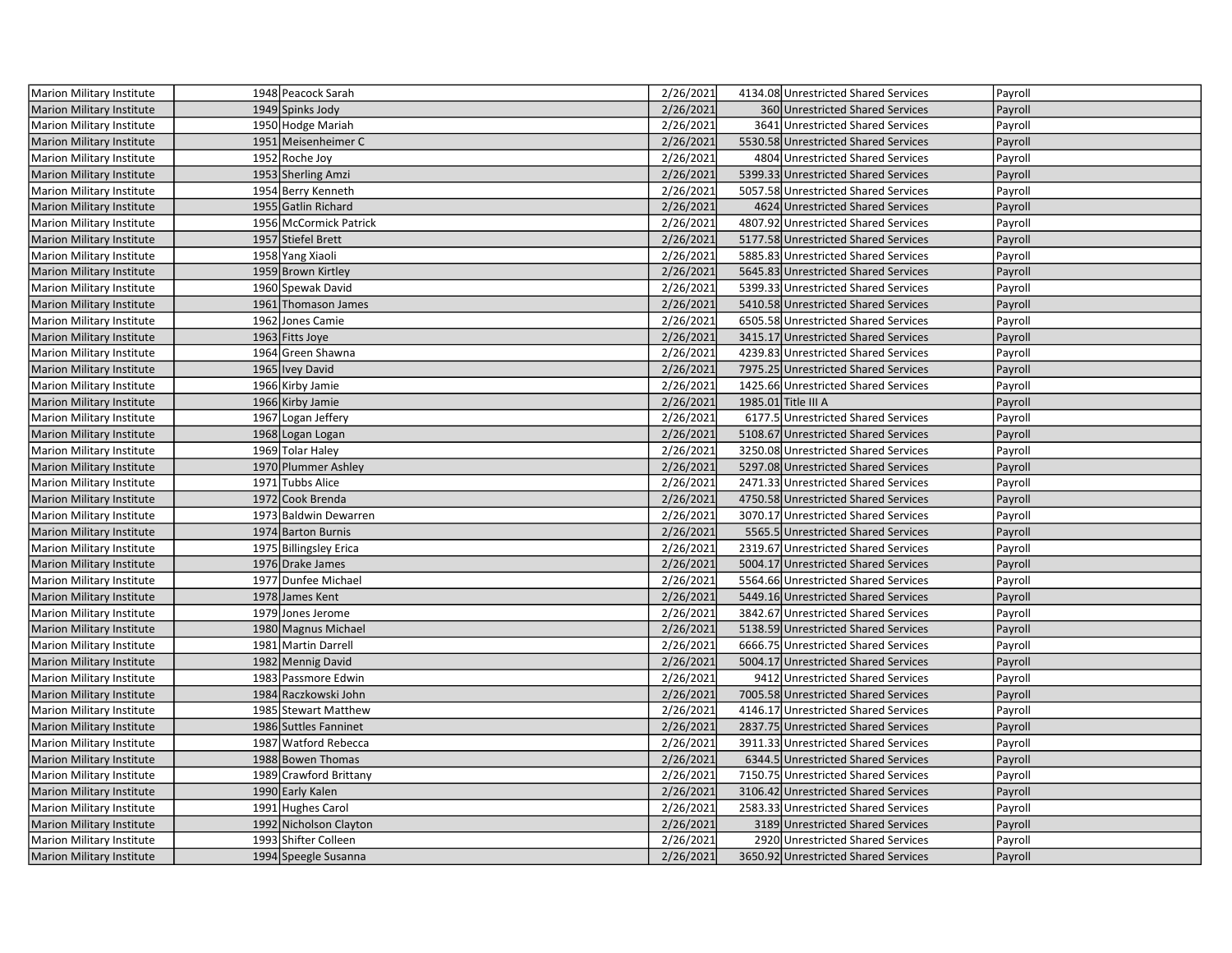| | | | | | | |
|---|---|---|---|---|---|---|
| Marion Military Institute | 1948 | Peacock Sarah | 2/26/2021 | 4134.08 | Unrestricted Shared Services | Payroll |
| Marion Military Institute | 1949 | Spinks Jody | 2/26/2021 | 360 | Unrestricted Shared Services | Payroll |
| Marion Military Institute | 1950 | Hodge Mariah | 2/26/2021 | 3641 | Unrestricted Shared Services | Payroll |
| Marion Military Institute | 1951 | Meisenheimer C | 2/26/2021 | 5530.58 | Unrestricted Shared Services | Payroll |
| Marion Military Institute | 1952 | Roche Joy | 2/26/2021 | 4804 | Unrestricted Shared Services | Payroll |
| Marion Military Institute | 1953 | Sherling Amzi | 2/26/2021 | 5399.33 | Unrestricted Shared Services | Payroll |
| Marion Military Institute | 1954 | Berry Kenneth | 2/26/2021 | 5057.58 | Unrestricted Shared Services | Payroll |
| Marion Military Institute | 1955 | Gatlin Richard | 2/26/2021 | 4624 | Unrestricted Shared Services | Payroll |
| Marion Military Institute | 1956 | McCormick Patrick | 2/26/2021 | 4807.92 | Unrestricted Shared Services | Payroll |
| Marion Military Institute | 1957 | Stiefel Brett | 2/26/2021 | 5177.58 | Unrestricted Shared Services | Payroll |
| Marion Military Institute | 1958 | Yang Xiaoli | 2/26/2021 | 5885.83 | Unrestricted Shared Services | Payroll |
| Marion Military Institute | 1959 | Brown Kirtley | 2/26/2021 | 5645.83 | Unrestricted Shared Services | Payroll |
| Marion Military Institute | 1960 | Spewak David | 2/26/2021 | 5399.33 | Unrestricted Shared Services | Payroll |
| Marion Military Institute | 1961 | Thomason James | 2/26/2021 | 5410.58 | Unrestricted Shared Services | Payroll |
| Marion Military Institute | 1962 | Jones Camie | 2/26/2021 | 6505.58 | Unrestricted Shared Services | Payroll |
| Marion Military Institute | 1963 | Fitts Joye | 2/26/2021 | 3415.17 | Unrestricted Shared Services | Payroll |
| Marion Military Institute | 1964 | Green Shawna | 2/26/2021 | 4239.83 | Unrestricted Shared Services | Payroll |
| Marion Military Institute | 1965 | Ivey David | 2/26/2021 | 7975.25 | Unrestricted Shared Services | Payroll |
| Marion Military Institute | 1966 | Kirby Jamie | 2/26/2021 | 1425.66 | Unrestricted Shared Services | Payroll |
| Marion Military Institute | 1966 | Kirby Jamie | 2/26/2021 | 1985.01 | Title III A | Payroll |
| Marion Military Institute | 1967 | Logan Jeffery | 2/26/2021 | 6177.5 | Unrestricted Shared Services | Payroll |
| Marion Military Institute | 1968 | Logan Logan | 2/26/2021 | 5108.67 | Unrestricted Shared Services | Payroll |
| Marion Military Institute | 1969 | Tolar Haley | 2/26/2021 | 3250.08 | Unrestricted Shared Services | Payroll |
| Marion Military Institute | 1970 | Plummer Ashley | 2/26/2021 | 5297.08 | Unrestricted Shared Services | Payroll |
| Marion Military Institute | 1971 | Tubbs Alice | 2/26/2021 | 2471.33 | Unrestricted Shared Services | Payroll |
| Marion Military Institute | 1972 | Cook Brenda | 2/26/2021 | 4750.58 | Unrestricted Shared Services | Payroll |
| Marion Military Institute | 1973 | Baldwin Dewarren | 2/26/2021 | 3070.17 | Unrestricted Shared Services | Payroll |
| Marion Military Institute | 1974 | Barton Burnis | 2/26/2021 | 5565.5 | Unrestricted Shared Services | Payroll |
| Marion Military Institute | 1975 | Billingsley Erica | 2/26/2021 | 2319.67 | Unrestricted Shared Services | Payroll |
| Marion Military Institute | 1976 | Drake James | 2/26/2021 | 5004.17 | Unrestricted Shared Services | Payroll |
| Marion Military Institute | 1977 | Dunfee Michael | 2/26/2021 | 5564.66 | Unrestricted Shared Services | Payroll |
| Marion Military Institute | 1978 | James Kent | 2/26/2021 | 5449.16 | Unrestricted Shared Services | Payroll |
| Marion Military Institute | 1979 | Jones Jerome | 2/26/2021 | 3842.67 | Unrestricted Shared Services | Payroll |
| Marion Military Institute | 1980 | Magnus Michael | 2/26/2021 | 5138.59 | Unrestricted Shared Services | Payroll |
| Marion Military Institute | 1981 | Martin Darrell | 2/26/2021 | 6666.75 | Unrestricted Shared Services | Payroll |
| Marion Military Institute | 1982 | Mennig David | 2/26/2021 | 5004.17 | Unrestricted Shared Services | Payroll |
| Marion Military Institute | 1983 | Passmore Edwin | 2/26/2021 | 9412 | Unrestricted Shared Services | Payroll |
| Marion Military Institute | 1984 | Raczkowski John | 2/26/2021 | 7005.58 | Unrestricted Shared Services | Payroll |
| Marion Military Institute | 1985 | Stewart Matthew | 2/26/2021 | 4146.17 | Unrestricted Shared Services | Payroll |
| Marion Military Institute | 1986 | Suttles Fanninet | 2/26/2021 | 2837.75 | Unrestricted Shared Services | Payroll |
| Marion Military Institute | 1987 | Watford Rebecca | 2/26/2021 | 3911.33 | Unrestricted Shared Services | Payroll |
| Marion Military Institute | 1988 | Bowen Thomas | 2/26/2021 | 6344.5 | Unrestricted Shared Services | Payroll |
| Marion Military Institute | 1989 | Crawford Brittany | 2/26/2021 | 7150.75 | Unrestricted Shared Services | Payroll |
| Marion Military Institute | 1990 | Early Kalen | 2/26/2021 | 3106.42 | Unrestricted Shared Services | Payroll |
| Marion Military Institute | 1991 | Hughes Carol | 2/26/2021 | 2583.33 | Unrestricted Shared Services | Payroll |
| Marion Military Institute | 1992 | Nicholson Clayton | 2/26/2021 | 3189 | Unrestricted Shared Services | Payroll |
| Marion Military Institute | 1993 | Shifter Colleen | 2/26/2021 | 2920 | Unrestricted Shared Services | Payroll |
| Marion Military Institute | 1994 | Speegle Susanna | 2/26/2021 | 3650.92 | Unrestricted Shared Services | Payroll |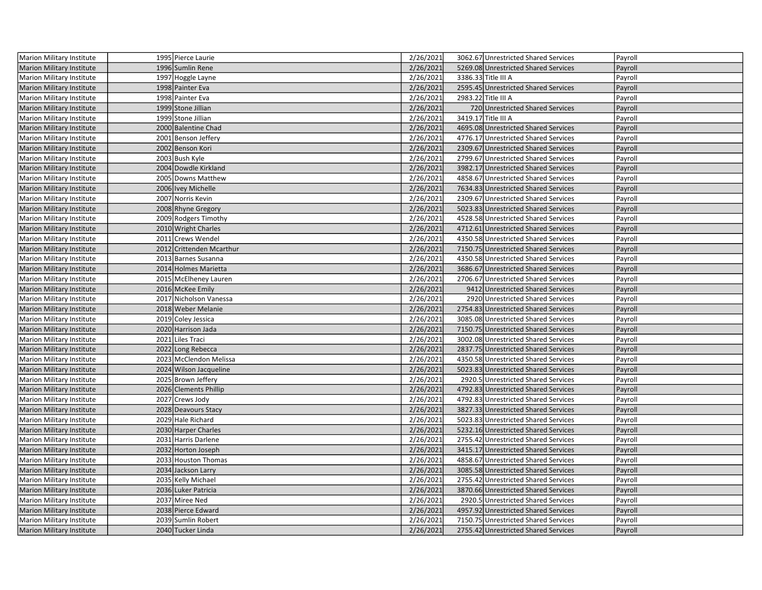| | | | | | | |
|---|---|---|---|---|---|---|
| Marion Military Institute | 1995 | Pierce Laurie | 2/26/2021 | 3062.67 | Unrestricted Shared Services | Payroll |
| Marion Military Institute | 1996 | Sumlin Rene | 2/26/2021 | 5269.08 | Unrestricted Shared Services | Payroll |
| Marion Military Institute | 1997 | Hoggle Layne | 2/26/2021 | 3386.33 | Title III A | Payroll |
| Marion Military Institute | 1998 | Painter Eva | 2/26/2021 | 2595.45 | Unrestricted Shared Services | Payroll |
| Marion Military Institute | 1998 | Painter Eva | 2/26/2021 | 2983.22 | Title III A | Payroll |
| Marion Military Institute | 1999 | Stone Jillian | 2/26/2021 | 720 | Unrestricted Shared Services | Payroll |
| Marion Military Institute | 1999 | Stone Jillian | 2/26/2021 | 3419.17 | Title III A | Payroll |
| Marion Military Institute | 2000 | Balentine Chad | 2/26/2021 | 4695.08 | Unrestricted Shared Services | Payroll |
| Marion Military Institute | 2001 | Benson Jeffery | 2/26/2021 | 4776.17 | Unrestricted Shared Services | Payroll |
| Marion Military Institute | 2002 | Benson Kori | 2/26/2021 | 2309.67 | Unrestricted Shared Services | Payroll |
| Marion Military Institute | 2003 | Bush Kyle | 2/26/2021 | 2799.67 | Unrestricted Shared Services | Payroll |
| Marion Military Institute | 2004 | Dowdle Kirkland | 2/26/2021 | 3982.17 | Unrestricted Shared Services | Payroll |
| Marion Military Institute | 2005 | Downs Matthew | 2/26/2021 | 4858.67 | Unrestricted Shared Services | Payroll |
| Marion Military Institute | 2006 | Ivey Michelle | 2/26/2021 | 7634.83 | Unrestricted Shared Services | Payroll |
| Marion Military Institute | 2007 | Norris Kevin | 2/26/2021 | 2309.67 | Unrestricted Shared Services | Payroll |
| Marion Military Institute | 2008 | Rhyne Gregory | 2/26/2021 | 5023.83 | Unrestricted Shared Services | Payroll |
| Marion Military Institute | 2009 | Rodgers Timothy | 2/26/2021 | 4528.58 | Unrestricted Shared Services | Payroll |
| Marion Military Institute | 2010 | Wright Charles | 2/26/2021 | 4712.61 | Unrestricted Shared Services | Payroll |
| Marion Military Institute | 2011 | Crews Wendel | 2/26/2021 | 4350.58 | Unrestricted Shared Services | Payroll |
| Marion Military Institute | 2012 | Crittenden Mcarthur | 2/26/2021 | 7150.75 | Unrestricted Shared Services | Payroll |
| Marion Military Institute | 2013 | Barnes Susanna | 2/26/2021 | 4350.58 | Unrestricted Shared Services | Payroll |
| Marion Military Institute | 2014 | Holmes Marietta | 2/26/2021 | 3686.67 | Unrestricted Shared Services | Payroll |
| Marion Military Institute | 2015 | McElheney Lauren | 2/26/2021 | 2706.67 | Unrestricted Shared Services | Payroll |
| Marion Military Institute | 2016 | McKee Emily | 2/26/2021 | 9412 | Unrestricted Shared Services | Payroll |
| Marion Military Institute | 2017 | Nicholson Vanessa | 2/26/2021 | 2920 | Unrestricted Shared Services | Payroll |
| Marion Military Institute | 2018 | Weber Melanie | 2/26/2021 | 2754.83 | Unrestricted Shared Services | Payroll |
| Marion Military Institute | 2019 | Coley Jessica | 2/26/2021 | 3085.08 | Unrestricted Shared Services | Payroll |
| Marion Military Institute | 2020 | Harrison Jada | 2/26/2021 | 7150.75 | Unrestricted Shared Services | Payroll |
| Marion Military Institute | 2021 | Liles Traci | 2/26/2021 | 3002.08 | Unrestricted Shared Services | Payroll |
| Marion Military Institute | 2022 | Long Rebecca | 2/26/2021 | 2837.75 | Unrestricted Shared Services | Payroll |
| Marion Military Institute | 2023 | McClendon Melissa | 2/26/2021 | 4350.58 | Unrestricted Shared Services | Payroll |
| Marion Military Institute | 2024 | Wilson Jacqueline | 2/26/2021 | 5023.83 | Unrestricted Shared Services | Payroll |
| Marion Military Institute | 2025 | Brown Jeffery | 2/26/2021 | 2920.5 | Unrestricted Shared Services | Payroll |
| Marion Military Institute | 2026 | Clements Phillip | 2/26/2021 | 4792.83 | Unrestricted Shared Services | Payroll |
| Marion Military Institute | 2027 | Crews Jody | 2/26/2021 | 4792.83 | Unrestricted Shared Services | Payroll |
| Marion Military Institute | 2028 | Deavours Stacy | 2/26/2021 | 3827.33 | Unrestricted Shared Services | Payroll |
| Marion Military Institute | 2029 | Hale Richard | 2/26/2021 | 5023.83 | Unrestricted Shared Services | Payroll |
| Marion Military Institute | 2030 | Harper Charles | 2/26/2021 | 5232.16 | Unrestricted Shared Services | Payroll |
| Marion Military Institute | 2031 | Harris Darlene | 2/26/2021 | 2755.42 | Unrestricted Shared Services | Payroll |
| Marion Military Institute | 2032 | Horton Joseph | 2/26/2021 | 3415.17 | Unrestricted Shared Services | Payroll |
| Marion Military Institute | 2033 | Houston Thomas | 2/26/2021 | 4858.67 | Unrestricted Shared Services | Payroll |
| Marion Military Institute | 2034 | Jackson Larry | 2/26/2021 | 3085.58 | Unrestricted Shared Services | Payroll |
| Marion Military Institute | 2035 | Kelly Michael | 2/26/2021 | 2755.42 | Unrestricted Shared Services | Payroll |
| Marion Military Institute | 2036 | Luker Patricia | 2/26/2021 | 3870.66 | Unrestricted Shared Services | Payroll |
| Marion Military Institute | 2037 | Miree Ned | 2/26/2021 | 2920.5 | Unrestricted Shared Services | Payroll |
| Marion Military Institute | 2038 | Pierce Edward | 2/26/2021 | 4957.92 | Unrestricted Shared Services | Payroll |
| Marion Military Institute | 2039 | Sumlin Robert | 2/26/2021 | 7150.75 | Unrestricted Shared Services | Payroll |
| Marion Military Institute | 2040 | Tucker Linda | 2/26/2021 | 2755.42 | Unrestricted Shared Services | Payroll |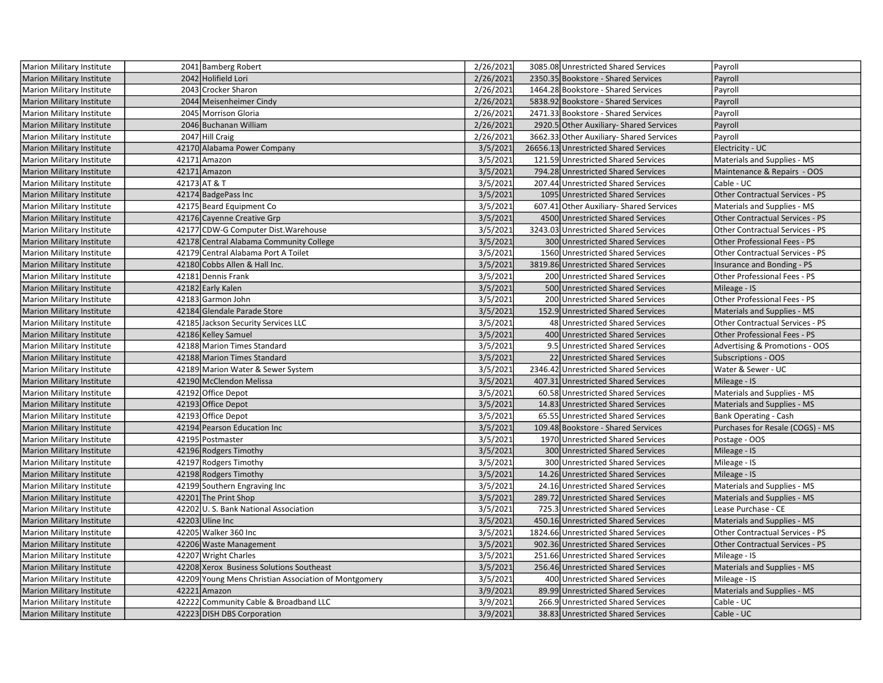| | | | | | | |
|---|---|---|---|---|---|---|
| Marion Military Institute | 2041 | Bamberg Robert | 2/26/2021 | 3085.08 | Unrestricted Shared Services | Payroll |
| Marion Military Institute | 2042 | Holifield Lori | 2/26/2021 | 2350.35 | Bookstore - Shared Services | Payroll |
| Marion Military Institute | 2043 | Crocker Sharon | 2/26/2021 | 1464.28 | Bookstore - Shared Services | Payroll |
| Marion Military Institute | 2044 | Meisenheimer Cindy | 2/26/2021 | 5838.92 | Bookstore - Shared Services | Payroll |
| Marion Military Institute | 2045 | Morrison Gloria | 2/26/2021 | 2471.33 | Bookstore - Shared Services | Payroll |
| Marion Military Institute | 2046 | Buchanan William | 2/26/2021 | 2920.5 | Other Auxiliary- Shared Services | Payroll |
| Marion Military Institute | 2047 | Hill Craig | 2/26/2021 | 3662.33 | Other Auxiliary- Shared Services | Payroll |
| Marion Military Institute | 42170 | Alabama Power Company | 3/5/2021 | 26656.13 | Unrestricted Shared Services | Electricity - UC |
| Marion Military Institute | 42171 | Amazon | 3/5/2021 | 121.59 | Unrestricted Shared Services | Materials and Supplies - MS |
| Marion Military Institute | 42171 | Amazon | 3/5/2021 | 794.28 | Unrestricted Shared Services | Maintenance & Repairs - OOS |
| Marion Military Institute | 42173 | AT & T | 3/5/2021 | 207.44 | Unrestricted Shared Services | Cable - UC |
| Marion Military Institute | 42174 | BadgePass Inc | 3/5/2021 | 1095 | Unrestricted Shared Services | Other Contractual Services - PS |
| Marion Military Institute | 42175 | Beard Equipment Co | 3/5/2021 | 607.41 | Other Auxiliary- Shared Services | Materials and Supplies - MS |
| Marion Military Institute | 42176 | Cayenne Creative Grp | 3/5/2021 | 4500 | Unrestricted Shared Services | Other Contractual Services - PS |
| Marion Military Institute | 42177 | CDW-G Computer Dist.Warehouse | 3/5/2021 | 3243.03 | Unrestricted Shared Services | Other Contractual Services - PS |
| Marion Military Institute | 42178 | Central Alabama Community College | 3/5/2021 | 300 | Unrestricted Shared Services | Other Professional Fees - PS |
| Marion Military Institute | 42179 | Central Alabama Port A Toilet | 3/5/2021 | 1560 | Unrestricted Shared Services | Other Contractual Services - PS |
| Marion Military Institute | 42180 | Cobbs Allen & Hall Inc. | 3/5/2021 | 3819.86 | Unrestricted Shared Services | Insurance and Bonding - PS |
| Marion Military Institute | 42181 | Dennis Frank | 3/5/2021 | 200 | Unrestricted Shared Services | Other Professional Fees - PS |
| Marion Military Institute | 42182 | Early Kalen | 3/5/2021 | 500 | Unrestricted Shared Services | Mileage - IS |
| Marion Military Institute | 42183 | Garmon John | 3/5/2021 | 200 | Unrestricted Shared Services | Other Professional Fees - PS |
| Marion Military Institute | 42184 | Glendale Parade Store | 3/5/2021 | 152.9 | Unrestricted Shared Services | Materials and Supplies - MS |
| Marion Military Institute | 42185 | Jackson Security Services LLC | 3/5/2021 | 48 | Unrestricted Shared Services | Other Contractual Services - PS |
| Marion Military Institute | 42186 | Kelley Samuel | 3/5/2021 | 400 | Unrestricted Shared Services | Other Professional Fees - PS |
| Marion Military Institute | 42188 | Marion Times Standard | 3/5/2021 | 9.5 | Unrestricted Shared Services | Advertising & Promotions - OOS |
| Marion Military Institute | 42188 | Marion Times Standard | 3/5/2021 | 22 | Unrestricted Shared Services | Subscriptions - OOS |
| Marion Military Institute | 42189 | Marion Water & Sewer System | 3/5/2021 | 2346.42 | Unrestricted Shared Services | Water & Sewer - UC |
| Marion Military Institute | 42190 | McClendon Melissa | 3/5/2021 | 407.31 | Unrestricted Shared Services | Mileage - IS |
| Marion Military Institute | 42192 | Office Depot | 3/5/2021 | 60.58 | Unrestricted Shared Services | Materials and Supplies - MS |
| Marion Military Institute | 42193 | Office Depot | 3/5/2021 | 14.83 | Unrestricted Shared Services | Materials and Supplies - MS |
| Marion Military Institute | 42193 | Office Depot | 3/5/2021 | 65.55 | Unrestricted Shared Services | Bank Operating - Cash |
| Marion Military Institute | 42194 | Pearson Education Inc | 3/5/2021 | 109.48 | Bookstore - Shared Services | Purchases for Resale (COGS) - MS |
| Marion Military Institute | 42195 | Postmaster | 3/5/2021 | 1970 | Unrestricted Shared Services | Postage - OOS |
| Marion Military Institute | 42196 | Rodgers Timothy | 3/5/2021 | 300 | Unrestricted Shared Services | Mileage - IS |
| Marion Military Institute | 42197 | Rodgers Timothy | 3/5/2021 | 300 | Unrestricted Shared Services | Mileage - IS |
| Marion Military Institute | 42198 | Rodgers Timothy | 3/5/2021 | 14.26 | Unrestricted Shared Services | Mileage - IS |
| Marion Military Institute | 42199 | Southern Engraving Inc | 3/5/2021 | 24.16 | Unrestricted Shared Services | Materials and Supplies - MS |
| Marion Military Institute | 42201 | The Print Shop | 3/5/2021 | 289.72 | Unrestricted Shared Services | Materials and Supplies - MS |
| Marion Military Institute | 42202 | U. S. Bank National Association | 3/5/2021 | 725.3 | Unrestricted Shared Services | Lease Purchase - CE |
| Marion Military Institute | 42203 | Uline Inc | 3/5/2021 | 450.16 | Unrestricted Shared Services | Materials and Supplies - MS |
| Marion Military Institute | 42205 | Walker 360 Inc | 3/5/2021 | 1824.66 | Unrestricted Shared Services | Other Contractual Services - PS |
| Marion Military Institute | 42206 | Waste Management | 3/5/2021 | 902.36 | Unrestricted Shared Services | Other Contractual Services - PS |
| Marion Military Institute | 42207 | Wright Charles | 3/5/2021 | 251.66 | Unrestricted Shared Services | Mileage - IS |
| Marion Military Institute | 42208 | Xerox Business Solutions Southeast | 3/5/2021 | 256.46 | Unrestricted Shared Services | Materials and Supplies - MS |
| Marion Military Institute | 42209 | Young Mens Christian Association of Montgomery | 3/5/2021 | 400 | Unrestricted Shared Services | Mileage - IS |
| Marion Military Institute | 42221 | Amazon | 3/9/2021 | 89.99 | Unrestricted Shared Services | Materials and Supplies - MS |
| Marion Military Institute | 42222 | Community Cable & Broadband LLC | 3/9/2021 | 266.9 | Unrestricted Shared Services | Cable - UC |
| Marion Military Institute | 42223 | DISH DBS Corporation | 3/9/2021 | 38.83 | Unrestricted Shared Services | Cable - UC |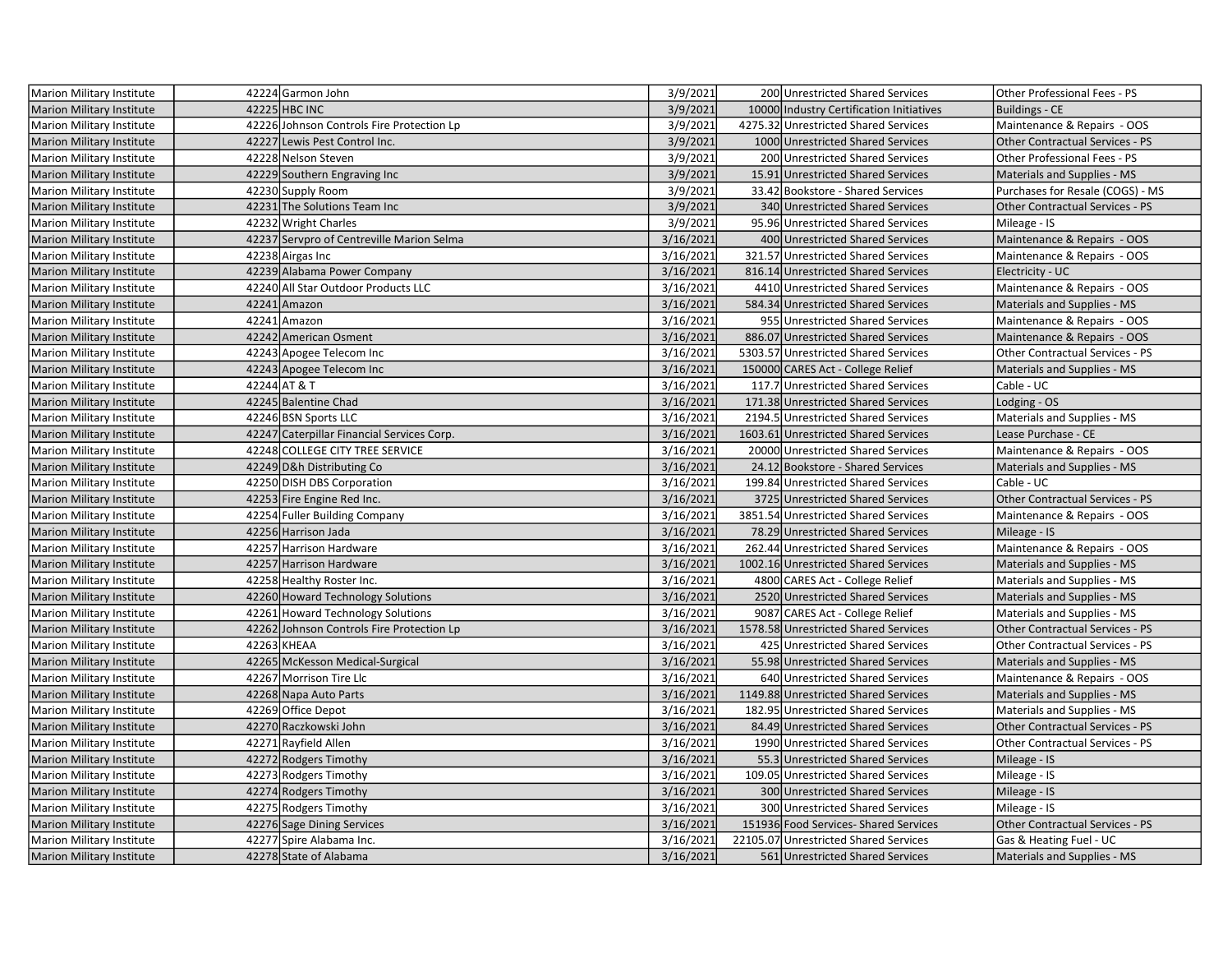| | | | | | | |
|---|---|---|---|---|---|---|
| Marion Military Institute | | 42224 | Garmon John | 3/9/2021 | 200 | Unrestricted Shared Services | Other Professional Fees - PS |
| Marion Military Institute | | 42225 | HBC INC | 3/9/2021 | 10000 | Industry Certification Initiatives | Buildings - CE |
| Marion Military Institute | | 42226 | Johnson Controls Fire Protection Lp | 3/9/2021 | 4275.32 | Unrestricted Shared Services | Maintenance & Repairs - OOS |
| Marion Military Institute | | 42227 | Lewis Pest Control Inc. | 3/9/2021 | 1000 | Unrestricted Shared Services | Other Contractual Services - PS |
| Marion Military Institute | | 42228 | Nelson Steven | 3/9/2021 | 200 | Unrestricted Shared Services | Other Professional Fees - PS |
| Marion Military Institute | | 42229 | Southern Engraving Inc | 3/9/2021 | 15.91 | Unrestricted Shared Services | Materials and Supplies - MS |
| Marion Military Institute | | 42230 | Supply Room | 3/9/2021 | 33.42 | Bookstore - Shared Services | Purchases for Resale (COGS) - MS |
| Marion Military Institute | | 42231 | The Solutions Team Inc | 3/9/2021 | 340 | Unrestricted Shared Services | Other Contractual Services - PS |
| Marion Military Institute | | 42232 | Wright Charles | 3/9/2021 | 95.96 | Unrestricted Shared Services | Mileage - IS |
| Marion Military Institute | | 42237 | Servpro of Centreville Marion Selma | 3/16/2021 | 400 | Unrestricted Shared Services | Maintenance & Repairs - OOS |
| Marion Military Institute | | 42238 | Airgas Inc | 3/16/2021 | 321.57 | Unrestricted Shared Services | Maintenance & Repairs - OOS |
| Marion Military Institute | | 42239 | Alabama Power Company | 3/16/2021 | 816.14 | Unrestricted Shared Services | Electricity - UC |
| Marion Military Institute | | 42240 | All Star Outdoor Products LLC | 3/16/2021 | 4410 | Unrestricted Shared Services | Maintenance & Repairs - OOS |
| Marion Military Institute | | 42241 | Amazon | 3/16/2021 | 584.34 | Unrestricted Shared Services | Materials and Supplies - MS |
| Marion Military Institute | | 42241 | Amazon | 3/16/2021 | 955 | Unrestricted Shared Services | Maintenance & Repairs - OOS |
| Marion Military Institute | | 42242 | American Osment | 3/16/2021 | 886.07 | Unrestricted Shared Services | Maintenance & Repairs - OOS |
| Marion Military Institute | | 42243 | Apogee Telecom Inc | 3/16/2021 | 5303.57 | Unrestricted Shared Services | Other Contractual Services - PS |
| Marion Military Institute | | 42243 | Apogee Telecom Inc | 3/16/2021 | 150000 | CARES Act - College Relief | Materials and Supplies - MS |
| Marion Military Institute | | 42244 | AT & T | 3/16/2021 | 117.7 | Unrestricted Shared Services | Cable - UC |
| Marion Military Institute | | 42245 | Balentine Chad | 3/16/2021 | 171.38 | Unrestricted Shared Services | Lodging - OS |
| Marion Military Institute | | 42246 | BSN Sports LLC | 3/16/2021 | 2194.5 | Unrestricted Shared Services | Materials and Supplies - MS |
| Marion Military Institute | | 42247 | Caterpillar Financial Services Corp. | 3/16/2021 | 1603.61 | Unrestricted Shared Services | Lease Purchase - CE |
| Marion Military Institute | | 42248 | COLLEGE CITY TREE SERVICE | 3/16/2021 | 20000 | Unrestricted Shared Services | Maintenance & Repairs - OOS |
| Marion Military Institute | | 42249 | D&h Distributing Co | 3/16/2021 | 24.12 | Bookstore - Shared Services | Materials and Supplies - MS |
| Marion Military Institute | | 42250 | DISH DBS Corporation | 3/16/2021 | 199.84 | Unrestricted Shared Services | Cable - UC |
| Marion Military Institute | | 42253 | Fire Engine Red Inc. | 3/16/2021 | 3725 | Unrestricted Shared Services | Other Contractual Services - PS |
| Marion Military Institute | | 42254 | Fuller Building Company | 3/16/2021 | 3851.54 | Unrestricted Shared Services | Maintenance & Repairs - OOS |
| Marion Military Institute | | 42256 | Harrison Jada | 3/16/2021 | 78.29 | Unrestricted Shared Services | Mileage - IS |
| Marion Military Institute | | 42257 | Harrison Hardware | 3/16/2021 | 262.44 | Unrestricted Shared Services | Maintenance & Repairs - OOS |
| Marion Military Institute | | 42257 | Harrison Hardware | 3/16/2021 | 1002.16 | Unrestricted Shared Services | Materials and Supplies - MS |
| Marion Military Institute | | 42258 | Healthy Roster Inc. | 3/16/2021 | 4800 | CARES Act - College Relief | Materials and Supplies - MS |
| Marion Military Institute | | 42260 | Howard Technology Solutions | 3/16/2021 | 2520 | Unrestricted Shared Services | Materials and Supplies - MS |
| Marion Military Institute | | 42261 | Howard Technology Solutions | 3/16/2021 | 9087 | CARES Act - College Relief | Materials and Supplies - MS |
| Marion Military Institute | | 42262 | Johnson Controls Fire Protection Lp | 3/16/2021 | 1578.58 | Unrestricted Shared Services | Other Contractual Services - PS |
| Marion Military Institute | | 42263 | KHEAA | 3/16/2021 | 425 | Unrestricted Shared Services | Other Contractual Services - PS |
| Marion Military Institute | | 42265 | McKesson Medical-Surgical | 3/16/2021 | 55.98 | Unrestricted Shared Services | Materials and Supplies - MS |
| Marion Military Institute | | 42267 | Morrison Tire Llc | 3/16/2021 | 640 | Unrestricted Shared Services | Maintenance & Repairs - OOS |
| Marion Military Institute | | 42268 | Napa Auto Parts | 3/16/2021 | 1149.88 | Unrestricted Shared Services | Materials and Supplies - MS |
| Marion Military Institute | | 42269 | Office Depot | 3/16/2021 | 182.95 | Unrestricted Shared Services | Materials and Supplies - MS |
| Marion Military Institute | | 42270 | Raczkowski John | 3/16/2021 | 84.49 | Unrestricted Shared Services | Other Contractual Services - PS |
| Marion Military Institute | | 42271 | Rayfield Allen | 3/16/2021 | 1990 | Unrestricted Shared Services | Other Contractual Services - PS |
| Marion Military Institute | | 42272 | Rodgers Timothy | 3/16/2021 | 55.3 | Unrestricted Shared Services | Mileage - IS |
| Marion Military Institute | | 42273 | Rodgers Timothy | 3/16/2021 | 109.05 | Unrestricted Shared Services | Mileage - IS |
| Marion Military Institute | | 42274 | Rodgers Timothy | 3/16/2021 | 300 | Unrestricted Shared Services | Mileage - IS |
| Marion Military Institute | | 42275 | Rodgers Timothy | 3/16/2021 | 300 | Unrestricted Shared Services | Mileage - IS |
| Marion Military Institute | | 42276 | Sage Dining Services | 3/16/2021 | 151936 | Food Services- Shared Services | Other Contractual Services - PS |
| Marion Military Institute | | 42277 | Spire Alabama Inc. | 3/16/2021 | 22105.07 | Unrestricted Shared Services | Gas & Heating Fuel - UC |
| Marion Military Institute | | 42278 | State of Alabama | 3/16/2021 | 561 | Unrestricted Shared Services | Materials and Supplies - MS |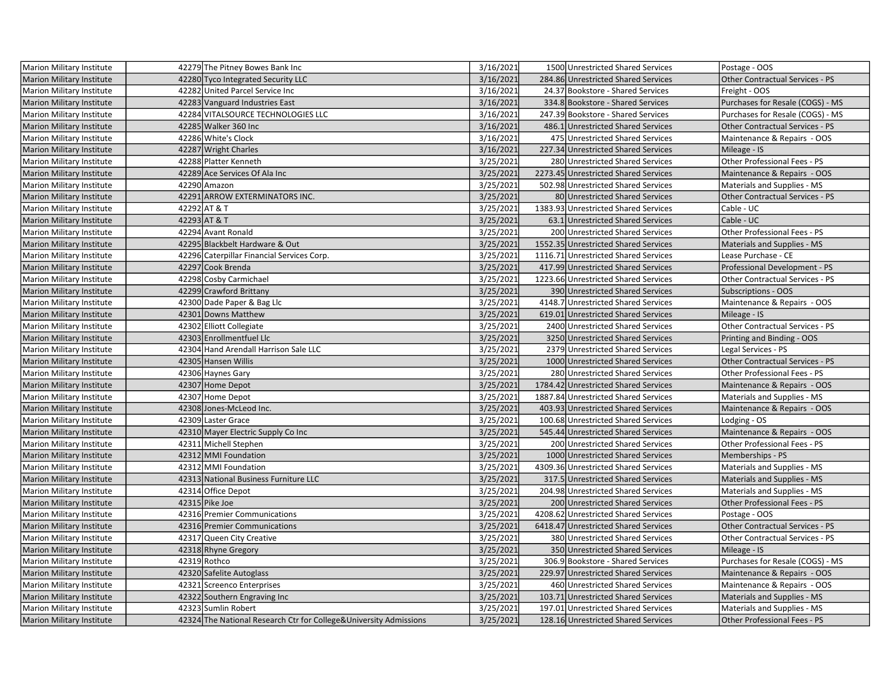| | | | | | | |
|---|---|---|---|---|---|---|
| Marion Military Institute | 42279 | The Pitney Bowes Bank Inc | 3/16/2021 | 1500 | Unrestricted Shared Services | Postage - OOS |
| Marion Military Institute | 42280 | Tyco Integrated Security LLC | 3/16/2021 | 284.86 | Unrestricted Shared Services | Other Contractual Services - PS |
| Marion Military Institute | 42282 | United Parcel Service Inc | 3/16/2021 | 24.37 | Bookstore - Shared Services | Freight - OOS |
| Marion Military Institute | 42283 | Vanguard Industries East | 3/16/2021 | 334.8 | Bookstore - Shared Services | Purchases for Resale (COGS) - MS |
| Marion Military Institute | 42284 | VITALSOURCE TECHNOLOGIES LLC | 3/16/2021 | 247.39 | Bookstore - Shared Services | Purchases for Resale (COGS) - MS |
| Marion Military Institute | 42285 | Walker 360 Inc | 3/16/2021 | 486.1 | Unrestricted Shared Services | Other Contractual Services - PS |
| Marion Military Institute | 42286 | White's Clock | 3/16/2021 | 475 | Unrestricted Shared Services | Maintenance & Repairs - OOS |
| Marion Military Institute | 42287 | Wright Charles | 3/16/2021 | 227.34 | Unrestricted Shared Services | Mileage - IS |
| Marion Military Institute | 42288 | Platter Kenneth | 3/25/2021 | 280 | Unrestricted Shared Services | Other Professional Fees - PS |
| Marion Military Institute | 42289 | Ace Services Of Ala Inc | 3/25/2021 | 2273.45 | Unrestricted Shared Services | Maintenance & Repairs - OOS |
| Marion Military Institute | 42290 | Amazon | 3/25/2021 | 502.98 | Unrestricted Shared Services | Materials and Supplies - MS |
| Marion Military Institute | 42291 | ARROW EXTERMINATORS INC. | 3/25/2021 | 80 | Unrestricted Shared Services | Other Contractual Services - PS |
| Marion Military Institute | 42292 | AT & T | 3/25/2021 | 1383.93 | Unrestricted Shared Services | Cable - UC |
| Marion Military Institute | 42293 | AT & T | 3/25/2021 | 63.1 | Unrestricted Shared Services | Cable - UC |
| Marion Military Institute | 42294 | Avant Ronald | 3/25/2021 | 200 | Unrestricted Shared Services | Other Professional Fees - PS |
| Marion Military Institute | 42295 | Blackbelt Hardware & Out | 3/25/2021 | 1552.35 | Unrestricted Shared Services | Materials and Supplies - MS |
| Marion Military Institute | 42296 | Caterpillar Financial Services Corp. | 3/25/2021 | 1116.71 | Unrestricted Shared Services | Lease Purchase - CE |
| Marion Military Institute | 42297 | Cook Brenda | 3/25/2021 | 417.99 | Unrestricted Shared Services | Professional Development - PS |
| Marion Military Institute | 42298 | Cosby Carmichael | 3/25/2021 | 1223.66 | Unrestricted Shared Services | Other Contractual Services - PS |
| Marion Military Institute | 42299 | Crawford Brittany | 3/25/2021 | 390 | Unrestricted Shared Services | Subscriptions - OOS |
| Marion Military Institute | 42300 | Dade Paper & Bag Llc | 3/25/2021 | 4148.7 | Unrestricted Shared Services | Maintenance & Repairs - OOS |
| Marion Military Institute | 42301 | Downs Matthew | 3/25/2021 | 619.01 | Unrestricted Shared Services | Mileage - IS |
| Marion Military Institute | 42302 | Elliott Collegiate | 3/25/2021 | 2400 | Unrestricted Shared Services | Other Contractual Services - PS |
| Marion Military Institute | 42303 | Enrollmentfuel Llc | 3/25/2021 | 3250 | Unrestricted Shared Services | Printing and Binding - OOS |
| Marion Military Institute | 42304 | Hand Arendall Harrison Sale LLC | 3/25/2021 | 2379 | Unrestricted Shared Services | Legal Services - PS |
| Marion Military Institute | 42305 | Hansen Willis | 3/25/2021 | 1000 | Unrestricted Shared Services | Other Contractual Services - PS |
| Marion Military Institute | 42306 | Haynes Gary | 3/25/2021 | 280 | Unrestricted Shared Services | Other Professional Fees - PS |
| Marion Military Institute | 42307 | Home Depot | 3/25/2021 | 1784.42 | Unrestricted Shared Services | Maintenance & Repairs - OOS |
| Marion Military Institute | 42307 | Home Depot | 3/25/2021 | 1887.84 | Unrestricted Shared Services | Materials and Supplies - MS |
| Marion Military Institute | 42308 | Jones-McLeod Inc. | 3/25/2021 | 403.93 | Unrestricted Shared Services | Maintenance & Repairs - OOS |
| Marion Military Institute | 42309 | Laster Grace | 3/25/2021 | 100.68 | Unrestricted Shared Services | Lodging - OS |
| Marion Military Institute | 42310 | Mayer Electric Supply Co Inc | 3/25/2021 | 545.44 | Unrestricted Shared Services | Maintenance & Repairs - OOS |
| Marion Military Institute | 42311 | Michell Stephen | 3/25/2021 | 200 | Unrestricted Shared Services | Other Professional Fees - PS |
| Marion Military Institute | 42312 | MMI Foundation | 3/25/2021 | 1000 | Unrestricted Shared Services | Memberships - PS |
| Marion Military Institute | 42312 | MMI Foundation | 3/25/2021 | 4309.36 | Unrestricted Shared Services | Materials and Supplies - MS |
| Marion Military Institute | 42313 | National Business Furniture LLC | 3/25/2021 | 317.5 | Unrestricted Shared Services | Materials and Supplies - MS |
| Marion Military Institute | 42314 | Office Depot | 3/25/2021 | 204.98 | Unrestricted Shared Services | Materials and Supplies - MS |
| Marion Military Institute | 42315 | Pike Joe | 3/25/2021 | 200 | Unrestricted Shared Services | Other Professional Fees - PS |
| Marion Military Institute | 42316 | Premier Communications | 3/25/2021 | 4208.62 | Unrestricted Shared Services | Postage - OOS |
| Marion Military Institute | 42316 | Premier Communications | 3/25/2021 | 6418.47 | Unrestricted Shared Services | Other Contractual Services - PS |
| Marion Military Institute | 42317 | Queen City Creative | 3/25/2021 | 380 | Unrestricted Shared Services | Other Contractual Services - PS |
| Marion Military Institute | 42318 | Rhyne Gregory | 3/25/2021 | 350 | Unrestricted Shared Services | Mileage - IS |
| Marion Military Institute | 42319 | Rothco | 3/25/2021 | 306.9 | Bookstore - Shared Services | Purchases for Resale (COGS) - MS |
| Marion Military Institute | 42320 | Safelite Autoglass | 3/25/2021 | 229.97 | Unrestricted Shared Services | Maintenance & Repairs - OOS |
| Marion Military Institute | 42321 | Screenco Enterprises | 3/25/2021 | 460 | Unrestricted Shared Services | Maintenance & Repairs - OOS |
| Marion Military Institute | 42322 | Southern Engraving Inc | 3/25/2021 | 103.71 | Unrestricted Shared Services | Materials and Supplies - MS |
| Marion Military Institute | 42323 | Sumlin Robert | 3/25/2021 | 197.01 | Unrestricted Shared Services | Materials and Supplies - MS |
| Marion Military Institute | 42324 | The National Research Ctr for College&University Admissions | 3/25/2021 | 128.16 | Unrestricted Shared Services | Other Professional Fees - PS |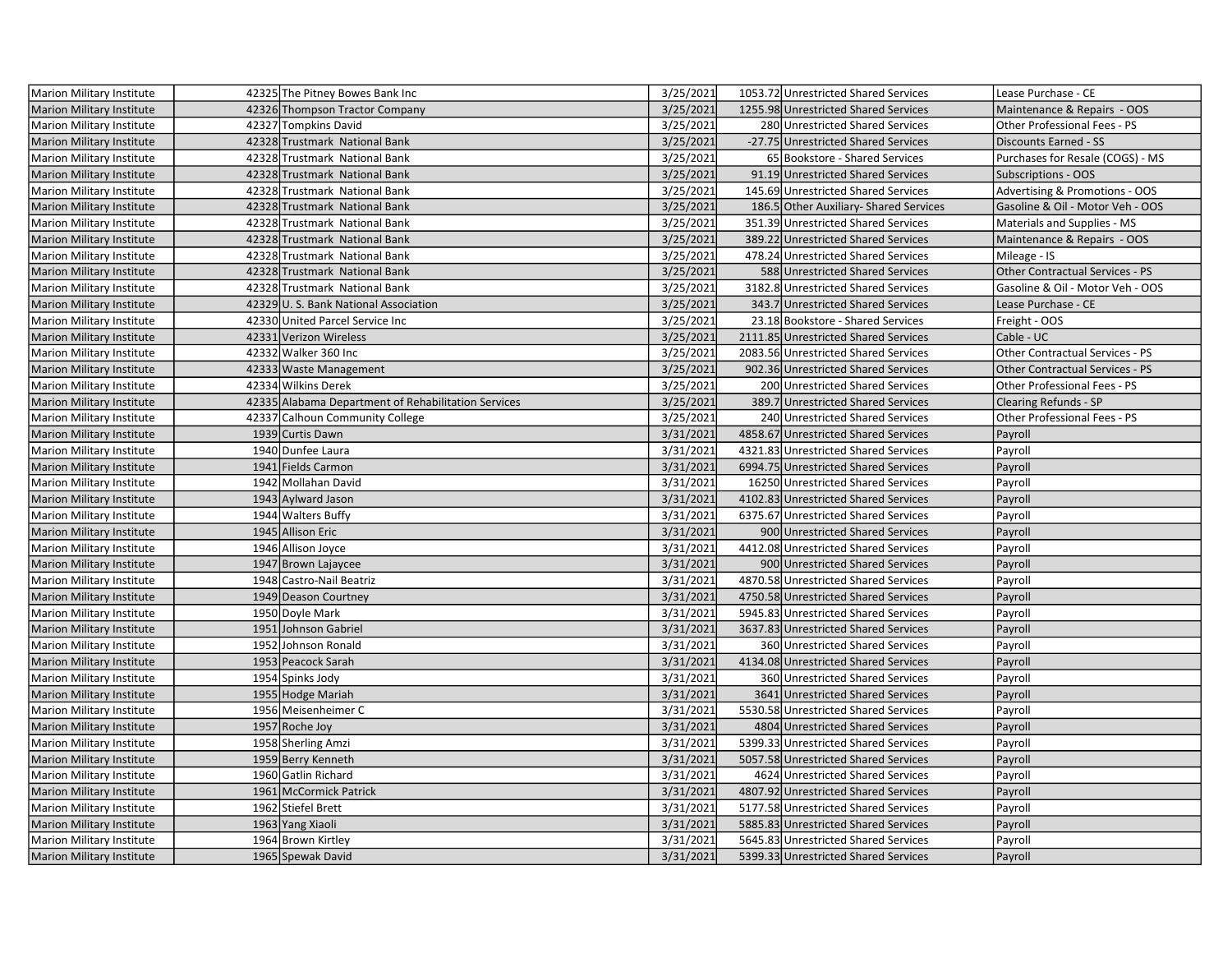| | | | | | | |
|---|---|---|---|---|---|---|
| Marion Military Institute | 42325 | The Pitney Bowes Bank Inc | 3/25/2021 | 1053.72 | Unrestricted Shared Services | Lease Purchase - CE |
| Marion Military Institute | 42326 | Thompson Tractor Company | 3/25/2021 | 1255.98 | Unrestricted Shared Services | Maintenance & Repairs - OOS |
| Marion Military Institute | 42327 | Tompkins David | 3/25/2021 | 280 | Unrestricted Shared Services | Other Professional Fees - PS |
| Marion Military Institute | 42328 | Trustmark National Bank | 3/25/2021 | -27.75 | Unrestricted Shared Services | Discounts Earned - SS |
| Marion Military Institute | 42328 | Trustmark National Bank | 3/25/2021 | 65 | Bookstore - Shared Services | Purchases for Resale (COGS) - MS |
| Marion Military Institute | 42328 | Trustmark National Bank | 3/25/2021 | 91.19 | Unrestricted Shared Services | Subscriptions - OOS |
| Marion Military Institute | 42328 | Trustmark National Bank | 3/25/2021 | 145.69 | Unrestricted Shared Services | Advertising & Promotions - OOS |
| Marion Military Institute | 42328 | Trustmark National Bank | 3/25/2021 | 186.5 | Other Auxiliary- Shared Services | Gasoline & Oil - Motor Veh - OOS |
| Marion Military Institute | 42328 | Trustmark National Bank | 3/25/2021 | 351.39 | Unrestricted Shared Services | Materials and Supplies - MS |
| Marion Military Institute | 42328 | Trustmark National Bank | 3/25/2021 | 389.22 | Unrestricted Shared Services | Maintenance & Repairs - OOS |
| Marion Military Institute | 42328 | Trustmark National Bank | 3/25/2021 | 478.24 | Unrestricted Shared Services | Mileage - IS |
| Marion Military Institute | 42328 | Trustmark National Bank | 3/25/2021 | 588 | Unrestricted Shared Services | Other Contractual Services - PS |
| Marion Military Institute | 42328 | Trustmark National Bank | 3/25/2021 | 3182.8 | Unrestricted Shared Services | Gasoline & Oil - Motor Veh - OOS |
| Marion Military Institute | 42329 | U. S. Bank National Association | 3/25/2021 | 343.7 | Unrestricted Shared Services | Lease Purchase - CE |
| Marion Military Institute | 42330 | United Parcel Service Inc | 3/25/2021 | 23.18 | Bookstore - Shared Services | Freight - OOS |
| Marion Military Institute | 42331 | Verizon Wireless | 3/25/2021 | 2111.85 | Unrestricted Shared Services | Cable - UC |
| Marion Military Institute | 42332 | Walker 360 Inc | 3/25/2021 | 2083.56 | Unrestricted Shared Services | Other Contractual Services - PS |
| Marion Military Institute | 42333 | Waste Management | 3/25/2021 | 902.36 | Unrestricted Shared Services | Other Contractual Services - PS |
| Marion Military Institute | 42334 | Wilkins Derek | 3/25/2021 | 200 | Unrestricted Shared Services | Other Professional Fees - PS |
| Marion Military Institute | 42335 | Alabama Department of Rehabilitation Services | 3/25/2021 | 389.7 | Unrestricted Shared Services | Clearing Refunds - SP |
| Marion Military Institute | 42337 | Calhoun Community College | 3/25/2021 | 240 | Unrestricted Shared Services | Other Professional Fees - PS |
| Marion Military Institute | 1939 | Curtis Dawn | 3/31/2021 | 4858.67 | Unrestricted Shared Services | Payroll |
| Marion Military Institute | 1940 | Dunfee Laura | 3/31/2021 | 4321.83 | Unrestricted Shared Services | Payroll |
| Marion Military Institute | 1941 | Fields Carmon | 3/31/2021 | 6994.75 | Unrestricted Shared Services | Payroll |
| Marion Military Institute | 1942 | Mollahan David | 3/31/2021 | 16250 | Unrestricted Shared Services | Payroll |
| Marion Military Institute | 1943 | Aylward Jason | 3/31/2021 | 4102.83 | Unrestricted Shared Services | Payroll |
| Marion Military Institute | 1944 | Walters Buffy | 3/31/2021 | 6375.67 | Unrestricted Shared Services | Payroll |
| Marion Military Institute | 1945 | Allison Eric | 3/31/2021 | 900 | Unrestricted Shared Services | Payroll |
| Marion Military Institute | 1946 | Allison Joyce | 3/31/2021 | 4412.08 | Unrestricted Shared Services | Payroll |
| Marion Military Institute | 1947 | Brown Lajaycee | 3/31/2021 | 900 | Unrestricted Shared Services | Payroll |
| Marion Military Institute | 1948 | Castro-Nail Beatriz | 3/31/2021 | 4870.58 | Unrestricted Shared Services | Payroll |
| Marion Military Institute | 1949 | Deason Courtney | 3/31/2021 | 4750.58 | Unrestricted Shared Services | Payroll |
| Marion Military Institute | 1950 | Doyle Mark | 3/31/2021 | 5945.83 | Unrestricted Shared Services | Payroll |
| Marion Military Institute | 1951 | Johnson Gabriel | 3/31/2021 | 3637.83 | Unrestricted Shared Services | Payroll |
| Marion Military Institute | 1952 | Johnson Ronald | 3/31/2021 | 360 | Unrestricted Shared Services | Payroll |
| Marion Military Institute | 1953 | Peacock Sarah | 3/31/2021 | 4134.08 | Unrestricted Shared Services | Payroll |
| Marion Military Institute | 1954 | Spinks Jody | 3/31/2021 | 360 | Unrestricted Shared Services | Payroll |
| Marion Military Institute | 1955 | Hodge Mariah | 3/31/2021 | 3641 | Unrestricted Shared Services | Payroll |
| Marion Military Institute | 1956 | Meisenheimer C | 3/31/2021 | 5530.58 | Unrestricted Shared Services | Payroll |
| Marion Military Institute | 1957 | Roche Joy | 3/31/2021 | 4804 | Unrestricted Shared Services | Payroll |
| Marion Military Institute | 1958 | Sherling Amzi | 3/31/2021 | 5399.33 | Unrestricted Shared Services | Payroll |
| Marion Military Institute | 1959 | Berry Kenneth | 3/31/2021 | 5057.58 | Unrestricted Shared Services | Payroll |
| Marion Military Institute | 1960 | Gatlin Richard | 3/31/2021 | 4624 | Unrestricted Shared Services | Payroll |
| Marion Military Institute | 1961 | McCormick Patrick | 3/31/2021 | 4807.92 | Unrestricted Shared Services | Payroll |
| Marion Military Institute | 1962 | Stiefel Brett | 3/31/2021 | 5177.58 | Unrestricted Shared Services | Payroll |
| Marion Military Institute | 1963 | Yang Xiaoli | 3/31/2021 | 5885.83 | Unrestricted Shared Services | Payroll |
| Marion Military Institute | 1964 | Brown Kirtley | 3/31/2021 | 5645.83 | Unrestricted Shared Services | Payroll |
| Marion Military Institute | 1965 | Spewak David | 3/31/2021 | 5399.33 | Unrestricted Shared Services | Payroll |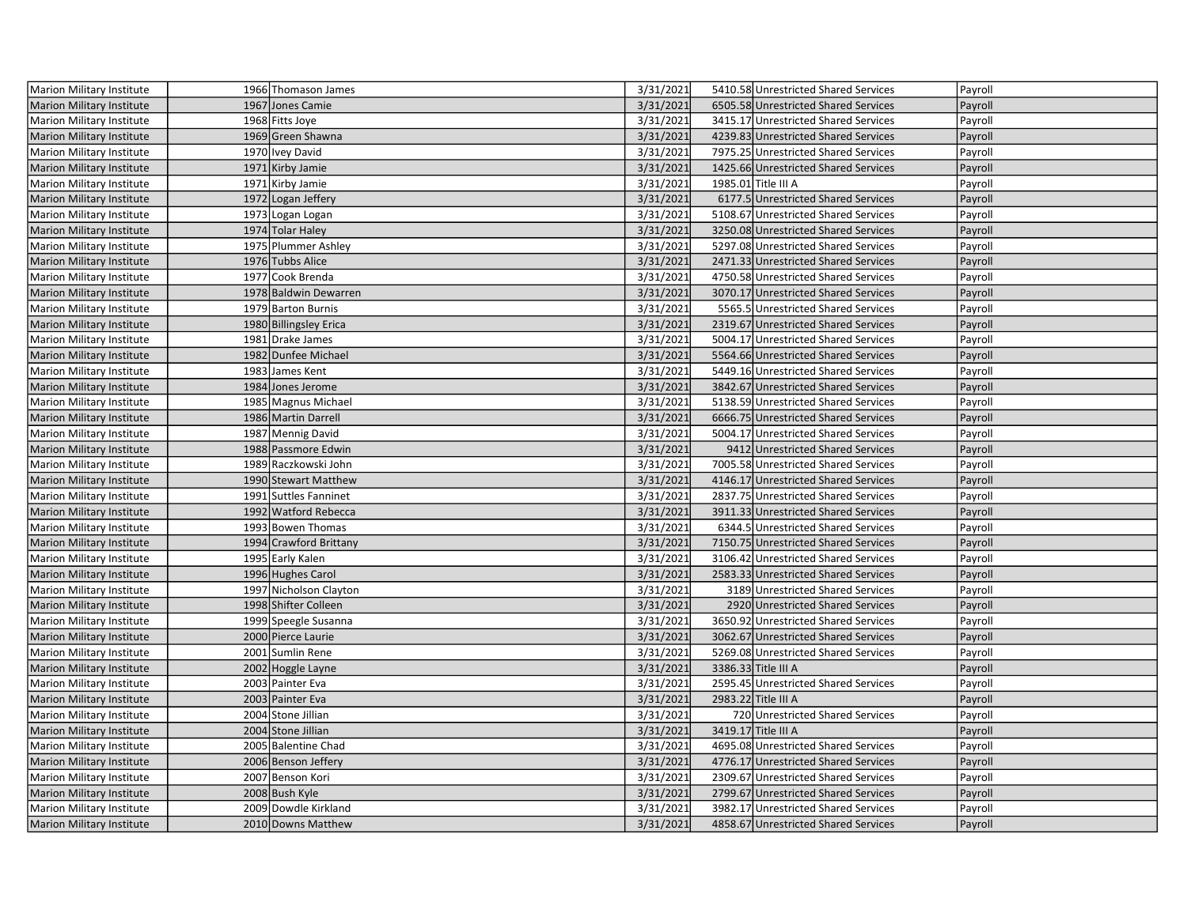| | | | | | | |
|---|---|---|---|---|---|---|
| Marion Military Institute | 1966 | Thomason James | 3/31/2021 | 5410.58 | Unrestricted Shared Services | Payroll |
| Marion Military Institute | 1967 | Jones Camie | 3/31/2021 | 6505.58 | Unrestricted Shared Services | Payroll |
| Marion Military Institute | 1968 | Fitts Joye | 3/31/2021 | 3415.17 | Unrestricted Shared Services | Payroll |
| Marion Military Institute | 1969 | Green Shawna | 3/31/2021 | 4239.83 | Unrestricted Shared Services | Payroll |
| Marion Military Institute | 1970 | Ivey David | 3/31/2021 | 7975.25 | Unrestricted Shared Services | Payroll |
| Marion Military Institute | 1971 | Kirby Jamie | 3/31/2021 | 1425.66 | Unrestricted Shared Services | Payroll |
| Marion Military Institute | 1971 | Kirby Jamie | 3/31/2021 | 1985.01 | Title III A | Payroll |
| Marion Military Institute | 1972 | Logan Jeffery | 3/31/2021 | 6177.5 | Unrestricted Shared Services | Payroll |
| Marion Military Institute | 1973 | Logan Logan | 3/31/2021 | 5108.67 | Unrestricted Shared Services | Payroll |
| Marion Military Institute | 1974 | Tolar Haley | 3/31/2021 | 3250.08 | Unrestricted Shared Services | Payroll |
| Marion Military Institute | 1975 | Plummer Ashley | 3/31/2021 | 5297.08 | Unrestricted Shared Services | Payroll |
| Marion Military Institute | 1976 | Tubbs Alice | 3/31/2021 | 2471.33 | Unrestricted Shared Services | Payroll |
| Marion Military Institute | 1977 | Cook Brenda | 3/31/2021 | 4750.58 | Unrestricted Shared Services | Payroll |
| Marion Military Institute | 1978 | Baldwin Dewarren | 3/31/2021 | 3070.17 | Unrestricted Shared Services | Payroll |
| Marion Military Institute | 1979 | Barton Burnis | 3/31/2021 | 5565.5 | Unrestricted Shared Services | Payroll |
| Marion Military Institute | 1980 | Billingsley Erica | 3/31/2021 | 2319.67 | Unrestricted Shared Services | Payroll |
| Marion Military Institute | 1981 | Drake James | 3/31/2021 | 5004.17 | Unrestricted Shared Services | Payroll |
| Marion Military Institute | 1982 | Dunfee Michael | 3/31/2021 | 5564.66 | Unrestricted Shared Services | Payroll |
| Marion Military Institute | 1983 | James Kent | 3/31/2021 | 5449.16 | Unrestricted Shared Services | Payroll |
| Marion Military Institute | 1984 | Jones Jerome | 3/31/2021 | 3842.67 | Unrestricted Shared Services | Payroll |
| Marion Military Institute | 1985 | Magnus Michael | 3/31/2021 | 5138.59 | Unrestricted Shared Services | Payroll |
| Marion Military Institute | 1986 | Martin Darrell | 3/31/2021 | 6666.75 | Unrestricted Shared Services | Payroll |
| Marion Military Institute | 1987 | Mennig David | 3/31/2021 | 5004.17 | Unrestricted Shared Services | Payroll |
| Marion Military Institute | 1988 | Passmore Edwin | 3/31/2021 | 9412 | Unrestricted Shared Services | Payroll |
| Marion Military Institute | 1989 | Raczkowski John | 3/31/2021 | 7005.58 | Unrestricted Shared Services | Payroll |
| Marion Military Institute | 1990 | Stewart Matthew | 3/31/2021 | 4146.17 | Unrestricted Shared Services | Payroll |
| Marion Military Institute | 1991 | Suttles Fanninet | 3/31/2021 | 2837.75 | Unrestricted Shared Services | Payroll |
| Marion Military Institute | 1992 | Watford Rebecca | 3/31/2021 | 3911.33 | Unrestricted Shared Services | Payroll |
| Marion Military Institute | 1993 | Bowen Thomas | 3/31/2021 | 6344.5 | Unrestricted Shared Services | Payroll |
| Marion Military Institute | 1994 | Crawford Brittany | 3/31/2021 | 7150.75 | Unrestricted Shared Services | Payroll |
| Marion Military Institute | 1995 | Early Kalen | 3/31/2021 | 3106.42 | Unrestricted Shared Services | Payroll |
| Marion Military Institute | 1996 | Hughes Carol | 3/31/2021 | 2583.33 | Unrestricted Shared Services | Payroll |
| Marion Military Institute | 1997 | Nicholson Clayton | 3/31/2021 | 3189 | Unrestricted Shared Services | Payroll |
| Marion Military Institute | 1998 | Shifter Colleen | 3/31/2021 | 2920 | Unrestricted Shared Services | Payroll |
| Marion Military Institute | 1999 | Speegle Susanna | 3/31/2021 | 3650.92 | Unrestricted Shared Services | Payroll |
| Marion Military Institute | 2000 | Pierce Laurie | 3/31/2021 | 3062.67 | Unrestricted Shared Services | Payroll |
| Marion Military Institute | 2001 | Sumlin Rene | 3/31/2021 | 5269.08 | Unrestricted Shared Services | Payroll |
| Marion Military Institute | 2002 | Hoggle Layne | 3/31/2021 | 3386.33 | Title III A | Payroll |
| Marion Military Institute | 2003 | Painter Eva | 3/31/2021 | 2595.45 | Unrestricted Shared Services | Payroll |
| Marion Military Institute | 2003 | Painter Eva | 3/31/2021 | 2983.22 | Title III A | Payroll |
| Marion Military Institute | 2004 | Stone Jillian | 3/31/2021 | 720 | Unrestricted Shared Services | Payroll |
| Marion Military Institute | 2004 | Stone Jillian | 3/31/2021 | 3419.17 | Title III A | Payroll |
| Marion Military Institute | 2005 | Balentine Chad | 3/31/2021 | 4695.08 | Unrestricted Shared Services | Payroll |
| Marion Military Institute | 2006 | Benson Jeffery | 3/31/2021 | 4776.17 | Unrestricted Shared Services | Payroll |
| Marion Military Institute | 2007 | Benson Kori | 3/31/2021 | 2309.67 | Unrestricted Shared Services | Payroll |
| Marion Military Institute | 2008 | Bush Kyle | 3/31/2021 | 2799.67 | Unrestricted Shared Services | Payroll |
| Marion Military Institute | 2009 | Dowdle Kirkland | 3/31/2021 | 3982.17 | Unrestricted Shared Services | Payroll |
| Marion Military Institute | 2010 | Downs Matthew | 3/31/2021 | 4858.67 | Unrestricted Shared Services | Payroll |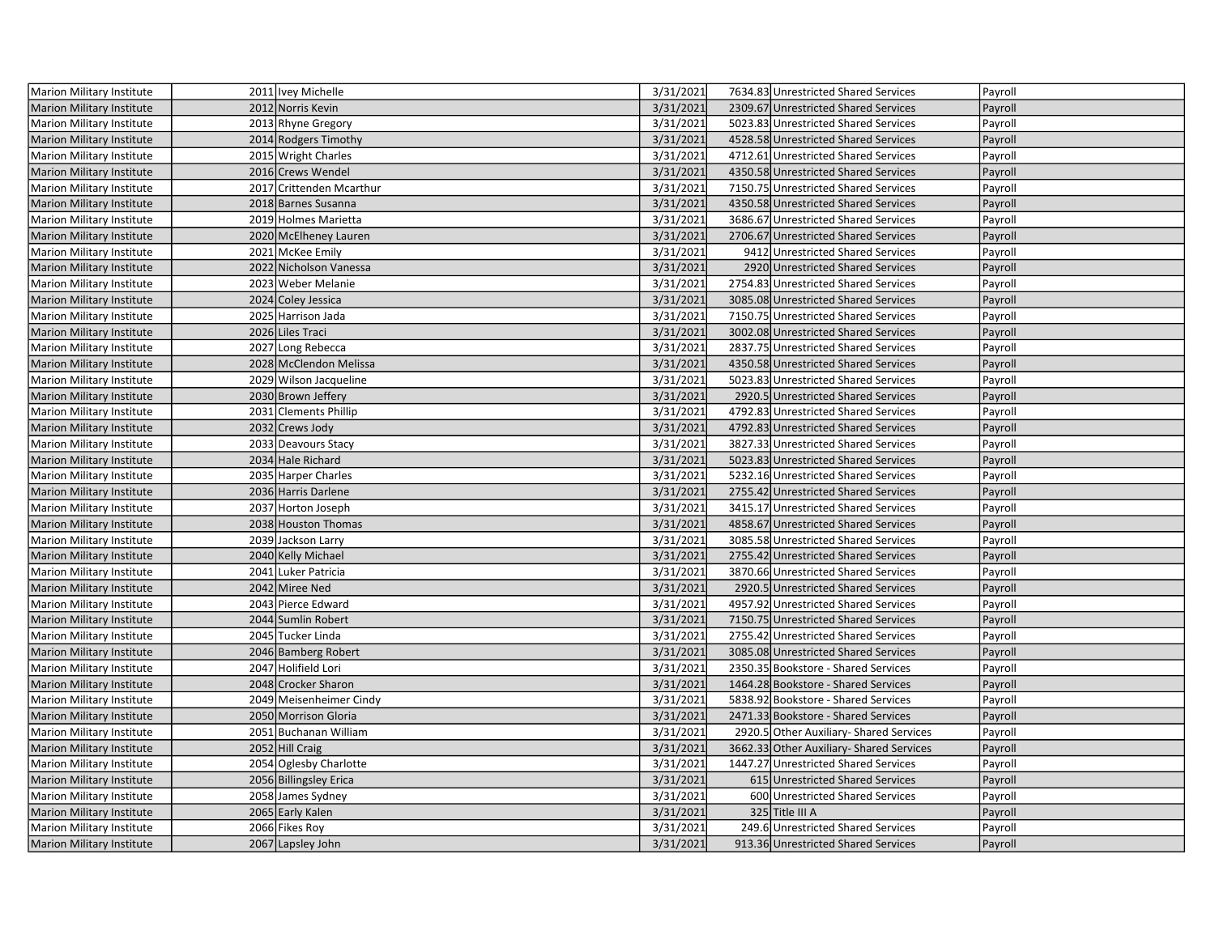| | | | | | | |
|---|---|---|---|---|---|---|
| Marion Military Institute | 2011 | Ivey Michelle | 3/31/2021 | 7634.83 | Unrestricted Shared Services | Payroll |
| Marion Military Institute | 2012 | Norris Kevin | 3/31/2021 | 2309.67 | Unrestricted Shared Services | Payroll |
| Marion Military Institute | 2013 | Rhyne Gregory | 3/31/2021 | 5023.83 | Unrestricted Shared Services | Payroll |
| Marion Military Institute | 2014 | Rodgers Timothy | 3/31/2021 | 4528.58 | Unrestricted Shared Services | Payroll |
| Marion Military Institute | 2015 | Wright Charles | 3/31/2021 | 4712.61 | Unrestricted Shared Services | Payroll |
| Marion Military Institute | 2016 | Crews Wendel | 3/31/2021 | 4350.58 | Unrestricted Shared Services | Payroll |
| Marion Military Institute | 2017 | Crittenden Mcarthur | 3/31/2021 | 7150.75 | Unrestricted Shared Services | Payroll |
| Marion Military Institute | 2018 | Barnes Susanna | 3/31/2021 | 4350.58 | Unrestricted Shared Services | Payroll |
| Marion Military Institute | 2019 | Holmes Marietta | 3/31/2021 | 3686.67 | Unrestricted Shared Services | Payroll |
| Marion Military Institute | 2020 | McElheney Lauren | 3/31/2021 | 2706.67 | Unrestricted Shared Services | Payroll |
| Marion Military Institute | 2021 | McKee Emily | 3/31/2021 | 9412 | Unrestricted Shared Services | Payroll |
| Marion Military Institute | 2022 | Nicholson Vanessa | 3/31/2021 | 2920 | Unrestricted Shared Services | Payroll |
| Marion Military Institute | 2023 | Weber Melanie | 3/31/2021 | 2754.83 | Unrestricted Shared Services | Payroll |
| Marion Military Institute | 2024 | Coley Jessica | 3/31/2021 | 3085.08 | Unrestricted Shared Services | Payroll |
| Marion Military Institute | 2025 | Harrison Jada | 3/31/2021 | 7150.75 | Unrestricted Shared Services | Payroll |
| Marion Military Institute | 2026 | Liles Traci | 3/31/2021 | 3002.08 | Unrestricted Shared Services | Payroll |
| Marion Military Institute | 2027 | Long Rebecca | 3/31/2021 | 2837.75 | Unrestricted Shared Services | Payroll |
| Marion Military Institute | 2028 | McClendon Melissa | 3/31/2021 | 4350.58 | Unrestricted Shared Services | Payroll |
| Marion Military Institute | 2029 | Wilson Jacqueline | 3/31/2021 | 5023.83 | Unrestricted Shared Services | Payroll |
| Marion Military Institute | 2030 | Brown Jeffery | 3/31/2021 | 2920.5 | Unrestricted Shared Services | Payroll |
| Marion Military Institute | 2031 | Clements Phillip | 3/31/2021 | 4792.83 | Unrestricted Shared Services | Payroll |
| Marion Military Institute | 2032 | Crews Jody | 3/31/2021 | 4792.83 | Unrestricted Shared Services | Payroll |
| Marion Military Institute | 2033 | Deavours Stacy | 3/31/2021 | 3827.33 | Unrestricted Shared Services | Payroll |
| Marion Military Institute | 2034 | Hale Richard | 3/31/2021 | 5023.83 | Unrestricted Shared Services | Payroll |
| Marion Military Institute | 2035 | Harper Charles | 3/31/2021 | 5232.16 | Unrestricted Shared Services | Payroll |
| Marion Military Institute | 2036 | Harris Darlene | 3/31/2021 | 2755.42 | Unrestricted Shared Services | Payroll |
| Marion Military Institute | 2037 | Horton Joseph | 3/31/2021 | 3415.17 | Unrestricted Shared Services | Payroll |
| Marion Military Institute | 2038 | Houston Thomas | 3/31/2021 | 4858.67 | Unrestricted Shared Services | Payroll |
| Marion Military Institute | 2039 | Jackson Larry | 3/31/2021 | 3085.58 | Unrestricted Shared Services | Payroll |
| Marion Military Institute | 2040 | Kelly Michael | 3/31/2021 | 2755.42 | Unrestricted Shared Services | Payroll |
| Marion Military Institute | 2041 | Luker Patricia | 3/31/2021 | 3870.66 | Unrestricted Shared Services | Payroll |
| Marion Military Institute | 2042 | Miree Ned | 3/31/2021 | 2920.5 | Unrestricted Shared Services | Payroll |
| Marion Military Institute | 2043 | Pierce Edward | 3/31/2021 | 4957.92 | Unrestricted Shared Services | Payroll |
| Marion Military Institute | 2044 | Sumlin Robert | 3/31/2021 | 7150.75 | Unrestricted Shared Services | Payroll |
| Marion Military Institute | 2045 | Tucker Linda | 3/31/2021 | 2755.42 | Unrestricted Shared Services | Payroll |
| Marion Military Institute | 2046 | Bamberg Robert | 3/31/2021 | 3085.08 | Unrestricted Shared Services | Payroll |
| Marion Military Institute | 2047 | Holifield Lori | 3/31/2021 | 2350.35 | Bookstore - Shared Services | Payroll |
| Marion Military Institute | 2048 | Crocker Sharon | 3/31/2021 | 1464.28 | Bookstore - Shared Services | Payroll |
| Marion Military Institute | 2049 | Meisenheimer Cindy | 3/31/2021 | 5838.92 | Bookstore - Shared Services | Payroll |
| Marion Military Institute | 2050 | Morrison Gloria | 3/31/2021 | 2471.33 | Bookstore - Shared Services | Payroll |
| Marion Military Institute | 2051 | Buchanan William | 3/31/2021 | 2920.5 | Other Auxiliary- Shared Services | Payroll |
| Marion Military Institute | 2052 | Hill Craig | 3/31/2021 | 3662.33 | Other Auxiliary- Shared Services | Payroll |
| Marion Military Institute | 2054 | Oglesby Charlotte | 3/31/2021 | 1447.27 | Unrestricted Shared Services | Payroll |
| Marion Military Institute | 2056 | Billingsley Erica | 3/31/2021 | 615 | Unrestricted Shared Services | Payroll |
| Marion Military Institute | 2058 | James Sydney | 3/31/2021 | 600 | Unrestricted Shared Services | Payroll |
| Marion Military Institute | 2065 | Early Kalen | 3/31/2021 | 325 | Title III A | Payroll |
| Marion Military Institute | 2066 | Fikes Roy | 3/31/2021 | 249.6 | Unrestricted Shared Services | Payroll |
| Marion Military Institute | 2067 | Lapsley John | 3/31/2021 | 913.36 | Unrestricted Shared Services | Payroll |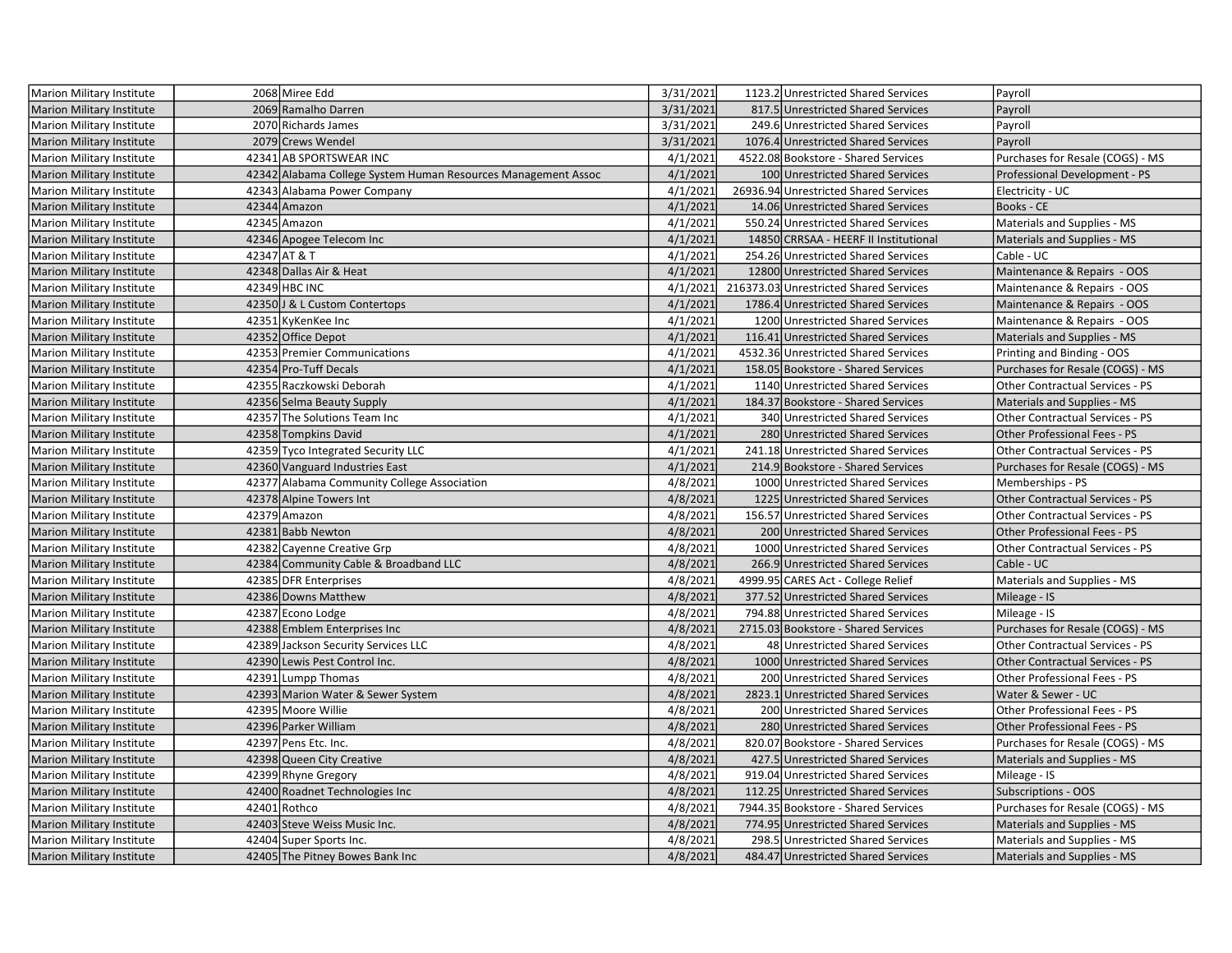| | | | | | | |
|---|---|---|---|---|---|---|
| Marion Military Institute | 2068 | Miree Edd | 3/31/2021 | 1123.2 | Unrestricted Shared Services | Payroll |
| Marion Military Institute | 2069 | Ramalho Darren | 3/31/2021 | 817.5 | Unrestricted Shared Services | Payroll |
| Marion Military Institute | 2070 | Richards James | 3/31/2021 | 249.6 | Unrestricted Shared Services | Payroll |
| Marion Military Institute | 2079 | Crews Wendel | 3/31/2021 | 1076.4 | Unrestricted Shared Services | Payroll |
| Marion Military Institute | 42341 | AB SPORTSWEAR INC | 4/1/2021 | 4522.08 | Bookstore - Shared Services | Purchases for Resale (COGS) - MS |
| Marion Military Institute | 42342 | Alabama College System Human Resources Management Assoc | 4/1/2021 | 100 | Unrestricted Shared Services | Professional Development - PS |
| Marion Military Institute | 42343 | Alabama Power Company | 4/1/2021 | 26936.94 | Unrestricted Shared Services | Electricity - UC |
| Marion Military Institute | 42344 | Amazon | 4/1/2021 | 14.06 | Unrestricted Shared Services | Books - CE |
| Marion Military Institute | 42345 | Amazon | 4/1/2021 | 550.24 | Unrestricted Shared Services | Materials and Supplies - MS |
| Marion Military Institute | 42346 | Apogee Telecom Inc | 4/1/2021 | 14850 | CRRSAA - HEERF II Institutional | Materials and Supplies - MS |
| Marion Military Institute | 42347 | AT & T | 4/1/2021 | 254.26 | Unrestricted Shared Services | Cable - UC |
| Marion Military Institute | 42348 | Dallas Air & Heat | 4/1/2021 | 12800 | Unrestricted Shared Services | Maintenance & Repairs - OOS |
| Marion Military Institute | 42349 | HBC INC | 4/1/2021 | 216373.03 | Unrestricted Shared Services | Maintenance & Repairs - OOS |
| Marion Military Institute | 42350 | J & L Custom Contertops | 4/1/2021 | 1786.4 | Unrestricted Shared Services | Maintenance & Repairs - OOS |
| Marion Military Institute | 42351 | KyKenKee Inc | 4/1/2021 | 1200 | Unrestricted Shared Services | Maintenance & Repairs - OOS |
| Marion Military Institute | 42352 | Office Depot | 4/1/2021 | 116.41 | Unrestricted Shared Services | Materials and Supplies - MS |
| Marion Military Institute | 42353 | Premier Communications | 4/1/2021 | 4532.36 | Unrestricted Shared Services | Printing and Binding - OOS |
| Marion Military Institute | 42354 | Pro-Tuff Decals | 4/1/2021 | 158.05 | Bookstore - Shared Services | Purchases for Resale (COGS) - MS |
| Marion Military Institute | 42355 | Raczkowski Deborah | 4/1/2021 | 1140 | Unrestricted Shared Services | Other Contractual Services - PS |
| Marion Military Institute | 42356 | Selma Beauty Supply | 4/1/2021 | 184.37 | Bookstore - Shared Services | Materials and Supplies - MS |
| Marion Military Institute | 42357 | The Solutions Team Inc | 4/1/2021 | 340 | Unrestricted Shared Services | Other Contractual Services - PS |
| Marion Military Institute | 42358 | Tompkins David | 4/1/2021 | 280 | Unrestricted Shared Services | Other Professional Fees - PS |
| Marion Military Institute | 42359 | Tyco Integrated Security LLC | 4/1/2021 | 241.18 | Unrestricted Shared Services | Other Contractual Services - PS |
| Marion Military Institute | 42360 | Vanguard Industries East | 4/1/2021 | 214.9 | Bookstore - Shared Services | Purchases for Resale (COGS) - MS |
| Marion Military Institute | 42377 | Alabama Community College Association | 4/8/2021 | 1000 | Unrestricted Shared Services | Memberships - PS |
| Marion Military Institute | 42378 | Alpine Towers Int | 4/8/2021 | 1225 | Unrestricted Shared Services | Other Contractual Services - PS |
| Marion Military Institute | 42379 | Amazon | 4/8/2021 | 156.57 | Unrestricted Shared Services | Other Contractual Services - PS |
| Marion Military Institute | 42381 | Babb Newton | 4/8/2021 | 200 | Unrestricted Shared Services | Other Professional Fees - PS |
| Marion Military Institute | 42382 | Cayenne Creative Grp | 4/8/2021 | 1000 | Unrestricted Shared Services | Other Contractual Services - PS |
| Marion Military Institute | 42384 | Community Cable & Broadband LLC | 4/8/2021 | 266.9 | Unrestricted Shared Services | Cable - UC |
| Marion Military Institute | 42385 | DFR Enterprises | 4/8/2021 | 4999.95 | CARES Act - College Relief | Materials and Supplies - MS |
| Marion Military Institute | 42386 | Downs Matthew | 4/8/2021 | 377.52 | Unrestricted Shared Services | Mileage - IS |
| Marion Military Institute | 42387 | Econo Lodge | 4/8/2021 | 794.88 | Unrestricted Shared Services | Mileage - IS |
| Marion Military Institute | 42388 | Emblem Enterprises Inc | 4/8/2021 | 2715.03 | Bookstore - Shared Services | Purchases for Resale (COGS) - MS |
| Marion Military Institute | 42389 | Jackson Security Services LLC | 4/8/2021 | 48 | Unrestricted Shared Services | Other Contractual Services - PS |
| Marion Military Institute | 42390 | Lewis Pest Control Inc. | 4/8/2021 | 1000 | Unrestricted Shared Services | Other Contractual Services - PS |
| Marion Military Institute | 42391 | Lumpp Thomas | 4/8/2021 | 200 | Unrestricted Shared Services | Other Professional Fees - PS |
| Marion Military Institute | 42393 | Marion Water & Sewer System | 4/8/2021 | 2823.1 | Unrestricted Shared Services | Water & Sewer - UC |
| Marion Military Institute | 42395 | Moore Willie | 4/8/2021 | 200 | Unrestricted Shared Services | Other Professional Fees - PS |
| Marion Military Institute | 42396 | Parker William | 4/8/2021 | 280 | Unrestricted Shared Services | Other Professional Fees - PS |
| Marion Military Institute | 42397 | Pens Etc. Inc. | 4/8/2021 | 820.07 | Bookstore - Shared Services | Purchases for Resale (COGS) - MS |
| Marion Military Institute | 42398 | Queen City Creative | 4/8/2021 | 427.5 | Unrestricted Shared Services | Materials and Supplies - MS |
| Marion Military Institute | 42399 | Rhyne Gregory | 4/8/2021 | 919.04 | Unrestricted Shared Services | Mileage - IS |
| Marion Military Institute | 42400 | Roadnet Technologies Inc | 4/8/2021 | 112.25 | Unrestricted Shared Services | Subscriptions - OOS |
| Marion Military Institute | 42401 | Rothco | 4/8/2021 | 7944.35 | Bookstore - Shared Services | Purchases for Resale (COGS) - MS |
| Marion Military Institute | 42403 | Steve Weiss Music Inc. | 4/8/2021 | 774.95 | Unrestricted Shared Services | Materials and Supplies - MS |
| Marion Military Institute | 42404 | Super Sports Inc. | 4/8/2021 | 298.5 | Unrestricted Shared Services | Materials and Supplies - MS |
| Marion Military Institute | 42405 | The Pitney Bowes Bank Inc | 4/8/2021 | 484.47 | Unrestricted Shared Services | Materials and Supplies - MS |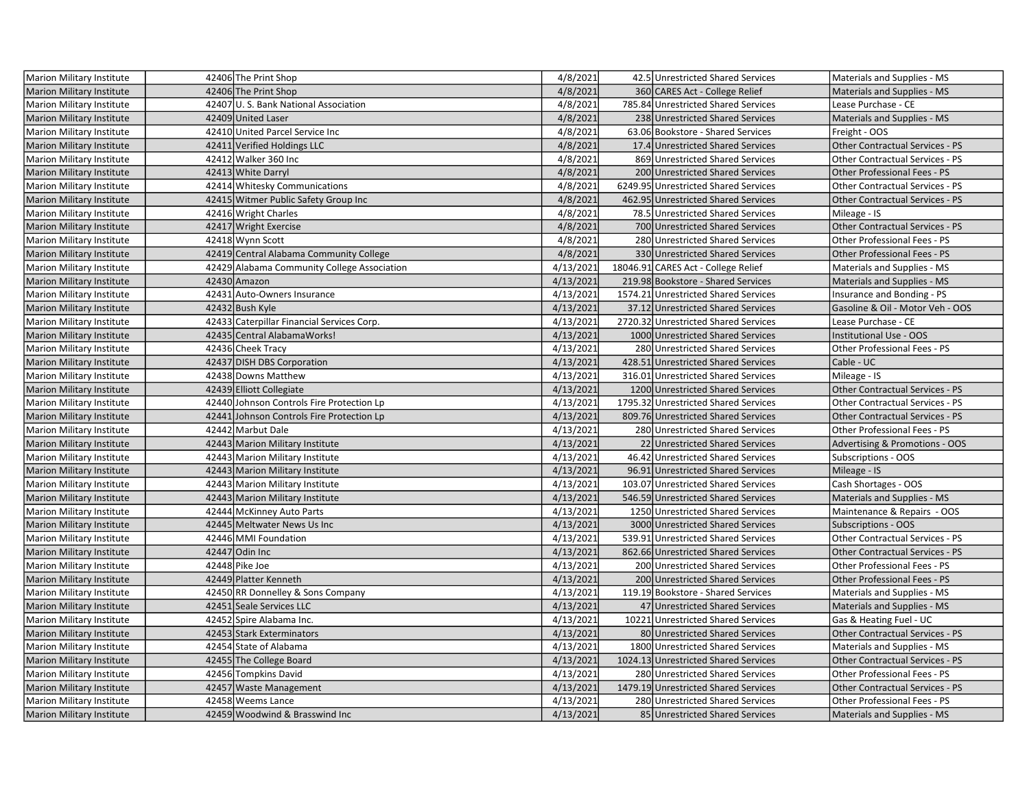| | | | | | | |
|---|---|---|---|---|---|---|
| Marion Military Institute | 42406 | The Print Shop | 4/8/2021 | 42.5 | Unrestricted Shared Services | Materials and Supplies - MS |
| Marion Military Institute | 42406 | The Print Shop | 4/8/2021 | 360 | CARES Act - College Relief | Materials and Supplies - MS |
| Marion Military Institute | 42407 | U. S. Bank National Association | 4/8/2021 | 785.84 | Unrestricted Shared Services | Lease Purchase - CE |
| Marion Military Institute | 42409 | United Laser | 4/8/2021 | 238 | Unrestricted Shared Services | Materials and Supplies - MS |
| Marion Military Institute | 42410 | United Parcel Service Inc | 4/8/2021 | 63.06 | Bookstore - Shared Services | Freight - OOS |
| Marion Military Institute | 42411 | Verified Holdings LLC | 4/8/2021 | 17.4 | Unrestricted Shared Services | Other Contractual Services - PS |
| Marion Military Institute | 42412 | Walker 360 Inc | 4/8/2021 | 869 | Unrestricted Shared Services | Other Contractual Services - PS |
| Marion Military Institute | 42413 | White Darryl | 4/8/2021 | 200 | Unrestricted Shared Services | Other Professional Fees - PS |
| Marion Military Institute | 42414 | Whitesky Communications | 4/8/2021 | 6249.95 | Unrestricted Shared Services | Other Contractual Services - PS |
| Marion Military Institute | 42415 | Witmer Public Safety Group Inc | 4/8/2021 | 462.95 | Unrestricted Shared Services | Other Contractual Services - PS |
| Marion Military Institute | 42416 | Wright Charles | 4/8/2021 | 78.5 | Unrestricted Shared Services | Mileage - IS |
| Marion Military Institute | 42417 | Wright Exercise | 4/8/2021 | 700 | Unrestricted Shared Services | Other Contractual Services - PS |
| Marion Military Institute | 42418 | Wynn Scott | 4/8/2021 | 280 | Unrestricted Shared Services | Other Professional Fees - PS |
| Marion Military Institute | 42419 | Central Alabama Community College | 4/8/2021 | 330 | Unrestricted Shared Services | Other Professional Fees - PS |
| Marion Military Institute | 42429 | Alabama Community College Association | 4/13/2021 | 18046.91 | CARES Act - College Relief | Materials and Supplies - MS |
| Marion Military Institute | 42430 | Amazon | 4/13/2021 | 219.98 | Bookstore - Shared Services | Materials and Supplies - MS |
| Marion Military Institute | 42431 | Auto-Owners Insurance | 4/13/2021 | 1574.21 | Unrestricted Shared Services | Insurance and Bonding - PS |
| Marion Military Institute | 42432 | Bush Kyle | 4/13/2021 | 37.12 | Unrestricted Shared Services | Gasoline & Oil - Motor Veh - OOS |
| Marion Military Institute | 42433 | Caterpillar Financial Services Corp. | 4/13/2021 | 2720.32 | Unrestricted Shared Services | Lease Purchase - CE |
| Marion Military Institute | 42435 | Central AlabamaWorks! | 4/13/2021 | 1000 | Unrestricted Shared Services | Institutional Use - OOS |
| Marion Military Institute | 42436 | Cheek Tracy | 4/13/2021 | 280 | Unrestricted Shared Services | Other Professional Fees - PS |
| Marion Military Institute | 42437 | DISH DBS Corporation | 4/13/2021 | 428.51 | Unrestricted Shared Services | Cable - UC |
| Marion Military Institute | 42438 | Downs Matthew | 4/13/2021 | 316.01 | Unrestricted Shared Services | Mileage - IS |
| Marion Military Institute | 42439 | Elliott Collegiate | 4/13/2021 | 1200 | Unrestricted Shared Services | Other Contractual Services - PS |
| Marion Military Institute | 42440 | Johnson Controls Fire Protection Lp | 4/13/2021 | 1795.32 | Unrestricted Shared Services | Other Contractual Services - PS |
| Marion Military Institute | 42441 | Johnson Controls Fire Protection Lp | 4/13/2021 | 809.76 | Unrestricted Shared Services | Other Contractual Services - PS |
| Marion Military Institute | 42442 | Marbut Dale | 4/13/2021 | 280 | Unrestricted Shared Services | Other Professional Fees - PS |
| Marion Military Institute | 42443 | Marion Military Institute | 4/13/2021 | 22 | Unrestricted Shared Services | Advertising & Promotions - OOS |
| Marion Military Institute | 42443 | Marion Military Institute | 4/13/2021 | 46.42 | Unrestricted Shared Services | Subscriptions - OOS |
| Marion Military Institute | 42443 | Marion Military Institute | 4/13/2021 | 96.91 | Unrestricted Shared Services | Mileage - IS |
| Marion Military Institute | 42443 | Marion Military Institute | 4/13/2021 | 103.07 | Unrestricted Shared Services | Cash Shortages - OOS |
| Marion Military Institute | 42443 | Marion Military Institute | 4/13/2021 | 546.59 | Unrestricted Shared Services | Materials and Supplies - MS |
| Marion Military Institute | 42444 | McKinney Auto Parts | 4/13/2021 | 1250 | Unrestricted Shared Services | Maintenance & Repairs - OOS |
| Marion Military Institute | 42445 | Meltwater News Us Inc | 4/13/2021 | 3000 | Unrestricted Shared Services | Subscriptions - OOS |
| Marion Military Institute | 42446 | MMI Foundation | 4/13/2021 | 539.91 | Unrestricted Shared Services | Other Contractual Services - PS |
| Marion Military Institute | 42447 | Odin Inc | 4/13/2021 | 862.66 | Unrestricted Shared Services | Other Contractual Services - PS |
| Marion Military Institute | 42448 | Pike Joe | 4/13/2021 | 200 | Unrestricted Shared Services | Other Professional Fees - PS |
| Marion Military Institute | 42449 | Platter Kenneth | 4/13/2021 | 200 | Unrestricted Shared Services | Other Professional Fees - PS |
| Marion Military Institute | 42450 | RR Donnelley & Sons Company | 4/13/2021 | 119.19 | Bookstore - Shared Services | Materials and Supplies - MS |
| Marion Military Institute | 42451 | Seale Services LLC | 4/13/2021 | 47 | Unrestricted Shared Services | Materials and Supplies - MS |
| Marion Military Institute | 42452 | Spire Alabama Inc. | 4/13/2021 | 10221 | Unrestricted Shared Services | Gas & Heating Fuel - UC |
| Marion Military Institute | 42453 | Stark Exterminators | 4/13/2021 | 80 | Unrestricted Shared Services | Other Contractual Services - PS |
| Marion Military Institute | 42454 | State of Alabama | 4/13/2021 | 1800 | Unrestricted Shared Services | Materials and Supplies - MS |
| Marion Military Institute | 42455 | The College Board | 4/13/2021 | 1024.13 | Unrestricted Shared Services | Other Contractual Services - PS |
| Marion Military Institute | 42456 | Tompkins David | 4/13/2021 | 280 | Unrestricted Shared Services | Other Professional Fees - PS |
| Marion Military Institute | 42457 | Waste Management | 4/13/2021 | 1479.19 | Unrestricted Shared Services | Other Contractual Services - PS |
| Marion Military Institute | 42458 | Weems Lance | 4/13/2021 | 280 | Unrestricted Shared Services | Other Professional Fees - PS |
| Marion Military Institute | 42459 | Woodwind & Brasswind Inc | 4/13/2021 | 85 | Unrestricted Shared Services | Materials and Supplies - MS |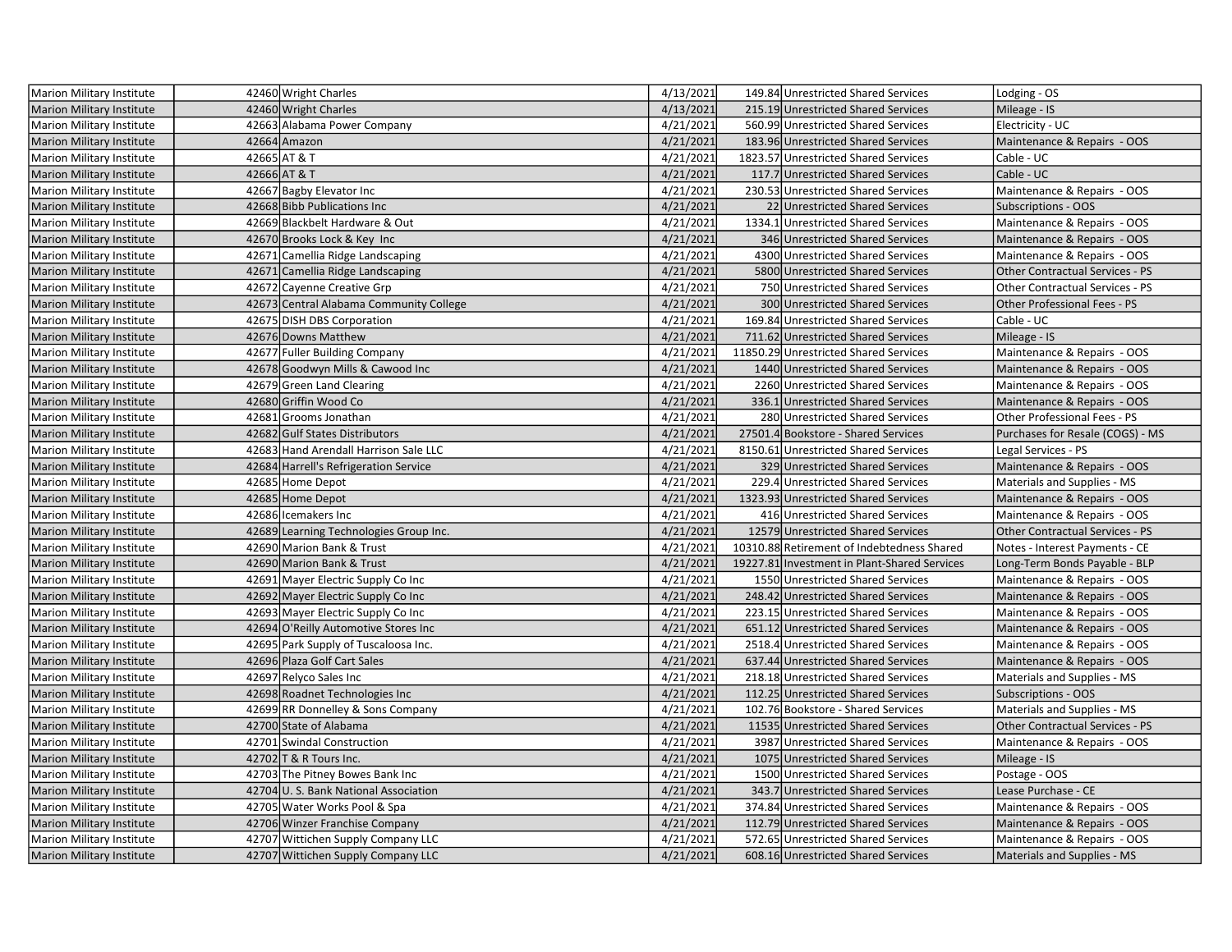| | | | | | | |
|---|---|---|---|---|---|---|
| Marion Military Institute | 42460 | Wright Charles | 4/13/2021 | 149.84 | Unrestricted Shared Services | Lodging - OS |
| Marion Military Institute | 42460 | Wright Charles | 4/13/2021 | 215.19 | Unrestricted Shared Services | Mileage - IS |
| Marion Military Institute | 42663 | Alabama Power Company | 4/21/2021 | 560.99 | Unrestricted Shared Services | Electricity - UC |
| Marion Military Institute | 42664 | Amazon | 4/21/2021 | 183.96 | Unrestricted Shared Services | Maintenance & Repairs - OOS |
| Marion Military Institute | 42665 | AT & T | 4/21/2021 | 1823.57 | Unrestricted Shared Services | Cable - UC |
| Marion Military Institute | 42666 | AT & T | 4/21/2021 | 117.7 | Unrestricted Shared Services | Cable - UC |
| Marion Military Institute | 42667 | Bagby Elevator Inc | 4/21/2021 | 230.53 | Unrestricted Shared Services | Maintenance & Repairs - OOS |
| Marion Military Institute | 42668 | Bibb Publications Inc | 4/21/2021 | 22 | Unrestricted Shared Services | Subscriptions - OOS |
| Marion Military Institute | 42669 | Blackbelt Hardware & Out | 4/21/2021 | 1334.1 | Unrestricted Shared Services | Maintenance & Repairs - OOS |
| Marion Military Institute | 42670 | Brooks Lock & Key Inc | 4/21/2021 | 346 | Unrestricted Shared Services | Maintenance & Repairs - OOS |
| Marion Military Institute | 42671 | Camellia Ridge Landscaping | 4/21/2021 | 4300 | Unrestricted Shared Services | Maintenance & Repairs - OOS |
| Marion Military Institute | 42671 | Camellia Ridge Landscaping | 4/21/2021 | 5800 | Unrestricted Shared Services | Other Contractual Services - PS |
| Marion Military Institute | 42672 | Cayenne Creative Grp | 4/21/2021 | 750 | Unrestricted Shared Services | Other Contractual Services - PS |
| Marion Military Institute | 42673 | Central Alabama Community College | 4/21/2021 | 300 | Unrestricted Shared Services | Other Professional Fees - PS |
| Marion Military Institute | 42675 | DISH DBS Corporation | 4/21/2021 | 169.84 | Unrestricted Shared Services | Cable - UC |
| Marion Military Institute | 42676 | Downs Matthew | 4/21/2021 | 711.62 | Unrestricted Shared Services | Mileage - IS |
| Marion Military Institute | 42677 | Fuller Building Company | 4/21/2021 | 11850.29 | Unrestricted Shared Services | Maintenance & Repairs - OOS |
| Marion Military Institute | 42678 | Goodwyn Mills & Cawood Inc | 4/21/2021 | 1440 | Unrestricted Shared Services | Maintenance & Repairs - OOS |
| Marion Military Institute | 42679 | Green Land Clearing | 4/21/2021 | 2260 | Unrestricted Shared Services | Maintenance & Repairs - OOS |
| Marion Military Institute | 42680 | Griffin Wood Co | 4/21/2021 | 336.1 | Unrestricted Shared Services | Maintenance & Repairs - OOS |
| Marion Military Institute | 42681 | Grooms Jonathan | 4/21/2021 | 280 | Unrestricted Shared Services | Other Professional Fees - PS |
| Marion Military Institute | 42682 | Gulf States Distributors | 4/21/2021 | 27501.4 | Bookstore - Shared Services | Purchases for Resale (COGS) - MS |
| Marion Military Institute | 42683 | Hand Arendall Harrison Sale LLC | 4/21/2021 | 8150.61 | Unrestricted Shared Services | Legal Services - PS |
| Marion Military Institute | 42684 | Harrell's Refrigeration Service | 4/21/2021 | 329 | Unrestricted Shared Services | Maintenance & Repairs - OOS |
| Marion Military Institute | 42685 | Home Depot | 4/21/2021 | 229.4 | Unrestricted Shared Services | Materials and Supplies - MS |
| Marion Military Institute | 42685 | Home Depot | 4/21/2021 | 1323.93 | Unrestricted Shared Services | Maintenance & Repairs - OOS |
| Marion Military Institute | 42686 | Icemakers Inc | 4/21/2021 | 416 | Unrestricted Shared Services | Maintenance & Repairs - OOS |
| Marion Military Institute | 42689 | Learning Technologies Group Inc. | 4/21/2021 | 12579 | Unrestricted Shared Services | Other Contractual Services - PS |
| Marion Military Institute | 42690 | Marion Bank & Trust | 4/21/2021 | 10310.88 | Retirement of Indebtedness Shared | Notes - Interest Payments - CE |
| Marion Military Institute | 42690 | Marion Bank & Trust | 4/21/2021 | 19227.81 | Investment in Plant-Shared Services | Long-Term Bonds Payable - BLP |
| Marion Military Institute | 42691 | Mayer Electric Supply Co Inc | 4/21/2021 | 1550 | Unrestricted Shared Services | Maintenance & Repairs - OOS |
| Marion Military Institute | 42692 | Mayer Electric Supply Co Inc | 4/21/2021 | 248.42 | Unrestricted Shared Services | Maintenance & Repairs - OOS |
| Marion Military Institute | 42693 | Mayer Electric Supply Co Inc | 4/21/2021 | 223.15 | Unrestricted Shared Services | Maintenance & Repairs - OOS |
| Marion Military Institute | 42694 | O'Reilly Automotive Stores Inc | 4/21/2021 | 651.12 | Unrestricted Shared Services | Maintenance & Repairs - OOS |
| Marion Military Institute | 42695 | Park Supply of Tuscaloosa Inc. | 4/21/2021 | 2518.4 | Unrestricted Shared Services | Maintenance & Repairs - OOS |
| Marion Military Institute | 42696 | Plaza Golf Cart Sales | 4/21/2021 | 637.44 | Unrestricted Shared Services | Maintenance & Repairs - OOS |
| Marion Military Institute | 42697 | Relyco Sales Inc | 4/21/2021 | 218.18 | Unrestricted Shared Services | Materials and Supplies - MS |
| Marion Military Institute | 42698 | Roadnet Technologies Inc | 4/21/2021 | 112.25 | Unrestricted Shared Services | Subscriptions - OOS |
| Marion Military Institute | 42699 | RR Donnelley & Sons Company | 4/21/2021 | 102.76 | Bookstore - Shared Services | Materials and Supplies - MS |
| Marion Military Institute | 42700 | State of Alabama | 4/21/2021 | 11535 | Unrestricted Shared Services | Other Contractual Services - PS |
| Marion Military Institute | 42701 | Swindal Construction | 4/21/2021 | 3987 | Unrestricted Shared Services | Maintenance & Repairs - OOS |
| Marion Military Institute | 42702 | T & R Tours Inc. | 4/21/2021 | 1075 | Unrestricted Shared Services | Mileage - IS |
| Marion Military Institute | 42703 | The Pitney Bowes Bank Inc | 4/21/2021 | 1500 | Unrestricted Shared Services | Postage - OOS |
| Marion Military Institute | 42704 | U. S. Bank National Association | 4/21/2021 | 343.7 | Unrestricted Shared Services | Lease Purchase - CE |
| Marion Military Institute | 42705 | Water Works Pool & Spa | 4/21/2021 | 374.84 | Unrestricted Shared Services | Maintenance & Repairs - OOS |
| Marion Military Institute | 42706 | Winzer Franchise Company | 4/21/2021 | 112.79 | Unrestricted Shared Services | Maintenance & Repairs - OOS |
| Marion Military Institute | 42707 | Wittichen Supply Company LLC | 4/21/2021 | 572.65 | Unrestricted Shared Services | Maintenance & Repairs - OOS |
| Marion Military Institute | 42707 | Wittichen Supply Company LLC | 4/21/2021 | 608.16 | Unrestricted Shared Services | Materials and Supplies - MS |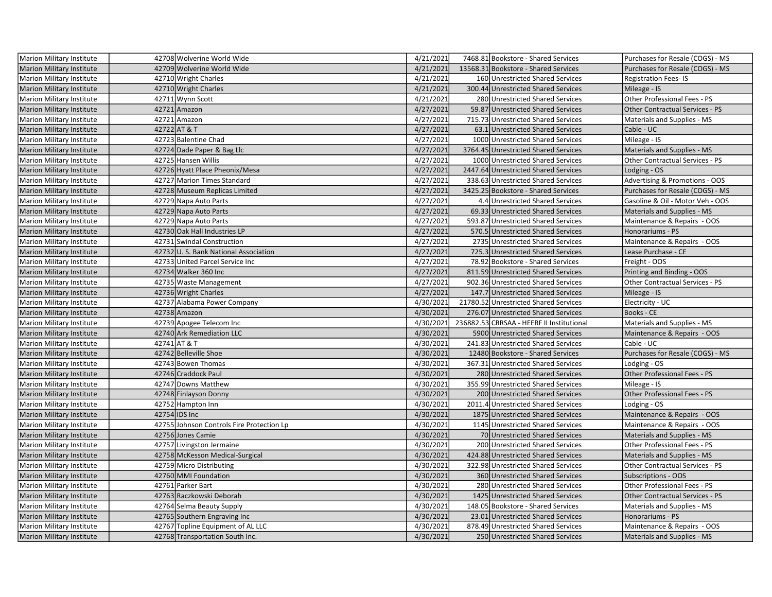| | | | | | |
|---|---|---|---|---|---|
| Marion Military Institute | 42708 | Wolverine World Wide | 4/21/2021 | 7468.81 | Bookstore - Shared Services | Purchases for Resale (COGS) - MS |
| Marion Military Institute | 42709 | Wolverine World Wide | 4/21/2021 | 13568.31 | Bookstore - Shared Services | Purchases for Resale (COGS) - MS |
| Marion Military Institute | 42710 | Wright Charles | 4/21/2021 | 160 | Unrestricted Shared Services | Registration Fees- IS |
| Marion Military Institute | 42710 | Wright Charles | 4/21/2021 | 300.44 | Unrestricted Shared Services | Mileage - IS |
| Marion Military Institute | 42711 | Wynn Scott | 4/21/2021 | 280 | Unrestricted Shared Services | Other Professional Fees - PS |
| Marion Military Institute | 42721 | Amazon | 4/27/2021 | 59.87 | Unrestricted Shared Services | Other Contractual Services - PS |
| Marion Military Institute | 42721 | Amazon | 4/27/2021 | 715.73 | Unrestricted Shared Services | Materials and Supplies - MS |
| Marion Military Institute | 42722 | AT & T | 4/27/2021 | 63.1 | Unrestricted Shared Services | Cable - UC |
| Marion Military Institute | 42723 | Balentine Chad | 4/27/2021 | 1000 | Unrestricted Shared Services | Mileage - IS |
| Marion Military Institute | 42724 | Dade Paper & Bag Llc | 4/27/2021 | 3764.45 | Unrestricted Shared Services | Materials and Supplies - MS |
| Marion Military Institute | 42725 | Hansen Willis | 4/27/2021 | 1000 | Unrestricted Shared Services | Other Contractual Services - PS |
| Marion Military Institute | 42726 | Hyatt Place Pheonix/Mesa | 4/27/2021 | 2447.64 | Unrestricted Shared Services | Lodging - OS |
| Marion Military Institute | 42727 | Marion Times Standard | 4/27/2021 | 338.63 | Unrestricted Shared Services | Advertising & Promotions - OOS |
| Marion Military Institute | 42728 | Museum Replicas Limited | 4/27/2021 | 3425.25 | Bookstore - Shared Services | Purchases for Resale (COGS) - MS |
| Marion Military Institute | 42729 | Napa Auto Parts | 4/27/2021 | 4.4 | Unrestricted Shared Services | Gasoline & Oil - Motor Veh - OOS |
| Marion Military Institute | 42729 | Napa Auto Parts | 4/27/2021 | 69.33 | Unrestricted Shared Services | Materials and Supplies - MS |
| Marion Military Institute | 42729 | Napa Auto Parts | 4/27/2021 | 593.87 | Unrestricted Shared Services | Maintenance & Repairs - OOS |
| Marion Military Institute | 42730 | Oak Hall Industries LP | 4/27/2021 | 570.5 | Unrestricted Shared Services | Honorariums - PS |
| Marion Military Institute | 42731 | Swindal Construction | 4/27/2021 | 2735 | Unrestricted Shared Services | Maintenance & Repairs - OOS |
| Marion Military Institute | 42732 | U. S. Bank National Association | 4/27/2021 | 725.3 | Unrestricted Shared Services | Lease Purchase - CE |
| Marion Military Institute | 42733 | United Parcel Service Inc | 4/27/2021 | 78.92 | Bookstore - Shared Services | Freight - OOS |
| Marion Military Institute | 42734 | Walker 360 Inc | 4/27/2021 | 811.59 | Unrestricted Shared Services | Printing and Binding - OOS |
| Marion Military Institute | 42735 | Waste Management | 4/27/2021 | 902.36 | Unrestricted Shared Services | Other Contractual Services - PS |
| Marion Military Institute | 42736 | Wright Charles | 4/27/2021 | 147.7 | Unrestricted Shared Services | Mileage - IS |
| Marion Military Institute | 42737 | Alabama Power Company | 4/30/2021 | 21780.52 | Unrestricted Shared Services | Electricity - UC |
| Marion Military Institute | 42738 | Amazon | 4/30/2021 | 276.07 | Unrestricted Shared Services | Books - CE |
| Marion Military Institute | 42739 | Apogee Telecom Inc | 4/30/2021 | 236882.53 | CRRSAA - HEERF II Institutional | Materials and Supplies - MS |
| Marion Military Institute | 42740 | Ark Remediation LLC | 4/30/2021 | 5900 | Unrestricted Shared Services | Maintenance & Repairs - OOS |
| Marion Military Institute | 42741 | AT & T | 4/30/2021 | 241.83 | Unrestricted Shared Services | Cable - UC |
| Marion Military Institute | 42742 | Belleville Shoe | 4/30/2021 | 12480 | Bookstore - Shared Services | Purchases for Resale (COGS) - MS |
| Marion Military Institute | 42743 | Bowen Thomas | 4/30/2021 | 367.31 | Unrestricted Shared Services | Lodging - OS |
| Marion Military Institute | 42746 | Craddock Paul | 4/30/2021 | 280 | Unrestricted Shared Services | Other Professional Fees - PS |
| Marion Military Institute | 42747 | Downs Matthew | 4/30/2021 | 355.99 | Unrestricted Shared Services | Mileage - IS |
| Marion Military Institute | 42748 | Finlayson Donny | 4/30/2021 | 200 | Unrestricted Shared Services | Other Professional Fees - PS |
| Marion Military Institute | 42752 | Hampton Inn | 4/30/2021 | 2011.4 | Unrestricted Shared Services | Lodging - OS |
| Marion Military Institute | 42754 | IDS Inc | 4/30/2021 | 1875 | Unrestricted Shared Services | Maintenance & Repairs - OOS |
| Marion Military Institute | 42755 | Johnson Controls Fire Protection Lp | 4/30/2021 | 1145 | Unrestricted Shared Services | Maintenance & Repairs - OOS |
| Marion Military Institute | 42756 | Jones Camie | 4/30/2021 | 70 | Unrestricted Shared Services | Materials and Supplies - MS |
| Marion Military Institute | 42757 | Livingston Jermaine | 4/30/2021 | 200 | Unrestricted Shared Services | Other Professional Fees - PS |
| Marion Military Institute | 42758 | McKesson Medical-Surgical | 4/30/2021 | 424.88 | Unrestricted Shared Services | Materials and Supplies - MS |
| Marion Military Institute | 42759 | Micro Distributing | 4/30/2021 | 322.98 | Unrestricted Shared Services | Other Contractual Services - PS |
| Marion Military Institute | 42760 | MMI Foundation | 4/30/2021 | 360 | Unrestricted Shared Services | Subscriptions - OOS |
| Marion Military Institute | 42761 | Parker Bart | 4/30/2021 | 280 | Unrestricted Shared Services | Other Professional Fees - PS |
| Marion Military Institute | 42763 | Raczkowski Deborah | 4/30/2021 | 1425 | Unrestricted Shared Services | Other Contractual Services - PS |
| Marion Military Institute | 42764 | Selma Beauty Supply | 4/30/2021 | 148.05 | Bookstore - Shared Services | Materials and Supplies - MS |
| Marion Military Institute | 42765 | Southern Engraving Inc | 4/30/2021 | 23.01 | Unrestricted Shared Services | Honorariums - PS |
| Marion Military Institute | 42767 | Topline Equipment of AL LLC | 4/30/2021 | 878.49 | Unrestricted Shared Services | Maintenance & Repairs - OOS |
| Marion Military Institute | 42768 | Transportation South Inc. | 4/30/2021 | 250 | Unrestricted Shared Services | Materials and Supplies - MS |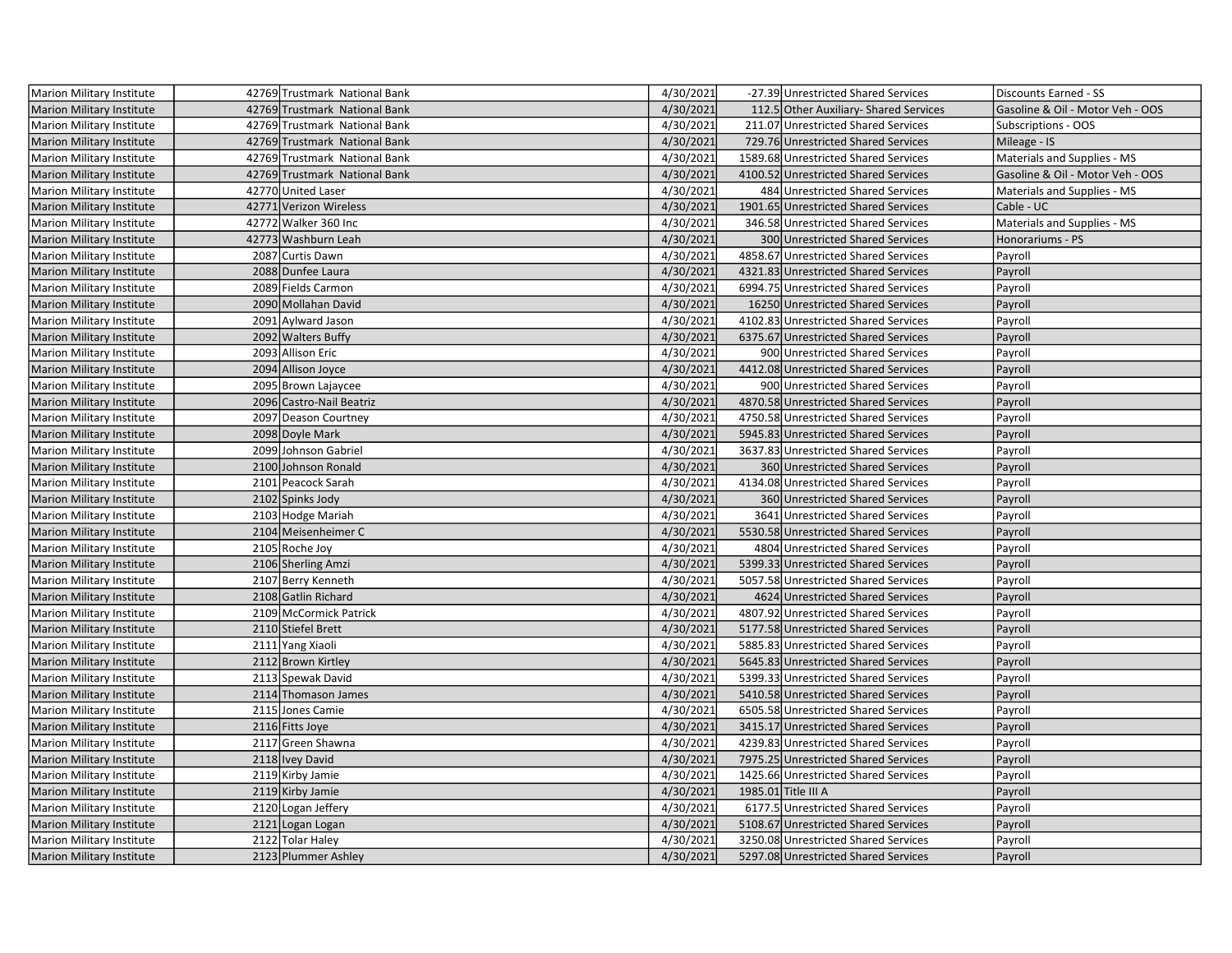| | | | | | | |
|---|---|---|---|---|---|---|
| Marion Military Institute | 42769 | Trustmark National Bank | 4/30/2021 | -27.39 | Unrestricted Shared Services | Discounts Earned - SS |
| Marion Military Institute | 42769 | Trustmark National Bank | 4/30/2021 | 112.5 | Other Auxiliary- Shared Services | Gasoline & Oil - Motor Veh - OOS |
| Marion Military Institute | 42769 | Trustmark National Bank | 4/30/2021 | 211.07 | Unrestricted Shared Services | Subscriptions - OOS |
| Marion Military Institute | 42769 | Trustmark National Bank | 4/30/2021 | 729.76 | Unrestricted Shared Services | Mileage - IS |
| Marion Military Institute | 42769 | Trustmark National Bank | 4/30/2021 | 1589.68 | Unrestricted Shared Services | Materials and Supplies - MS |
| Marion Military Institute | 42769 | Trustmark National Bank | 4/30/2021 | 4100.52 | Unrestricted Shared Services | Gasoline & Oil - Motor Veh - OOS |
| Marion Military Institute | 42770 | United Laser | 4/30/2021 | 484 | Unrestricted Shared Services | Materials and Supplies - MS |
| Marion Military Institute | 42771 | Verizon Wireless | 4/30/2021 | 1901.65 | Unrestricted Shared Services | Cable - UC |
| Marion Military Institute | 42772 | Walker 360 Inc | 4/30/2021 | 346.58 | Unrestricted Shared Services | Materials and Supplies - MS |
| Marion Military Institute | 42773 | Washburn Leah | 4/30/2021 | 300 | Unrestricted Shared Services | Honorariums - PS |
| Marion Military Institute | 2087 | Curtis Dawn | 4/30/2021 | 4858.67 | Unrestricted Shared Services | Payroll |
| Marion Military Institute | 2088 | Dunfee Laura | 4/30/2021 | 4321.83 | Unrestricted Shared Services | Payroll |
| Marion Military Institute | 2089 | Fields Carmon | 4/30/2021 | 6994.75 | Unrestricted Shared Services | Payroll |
| Marion Military Institute | 2090 | Mollahan David | 4/30/2021 | 16250 | Unrestricted Shared Services | Payroll |
| Marion Military Institute | 2091 | Aylward Jason | 4/30/2021 | 4102.83 | Unrestricted Shared Services | Payroll |
| Marion Military Institute | 2092 | Walters Buffy | 4/30/2021 | 6375.67 | Unrestricted Shared Services | Payroll |
| Marion Military Institute | 2093 | Allison Eric | 4/30/2021 | 900 | Unrestricted Shared Services | Payroll |
| Marion Military Institute | 2094 | Allison Joyce | 4/30/2021 | 4412.08 | Unrestricted Shared Services | Payroll |
| Marion Military Institute | 2095 | Brown Lajaycee | 4/30/2021 | 900 | Unrestricted Shared Services | Payroll |
| Marion Military Institute | 2096 | Castro-Nail Beatriz | 4/30/2021 | 4870.58 | Unrestricted Shared Services | Payroll |
| Marion Military Institute | 2097 | Deason Courtney | 4/30/2021 | 4750.58 | Unrestricted Shared Services | Payroll |
| Marion Military Institute | 2098 | Doyle Mark | 4/30/2021 | 5945.83 | Unrestricted Shared Services | Payroll |
| Marion Military Institute | 2099 | Johnson Gabriel | 4/30/2021 | 3637.83 | Unrestricted Shared Services | Payroll |
| Marion Military Institute | 2100 | Johnson Ronald | 4/30/2021 | 360 | Unrestricted Shared Services | Payroll |
| Marion Military Institute | 2101 | Peacock Sarah | 4/30/2021 | 4134.08 | Unrestricted Shared Services | Payroll |
| Marion Military Institute | 2102 | Spinks Jody | 4/30/2021 | 360 | Unrestricted Shared Services | Payroll |
| Marion Military Institute | 2103 | Hodge Mariah | 4/30/2021 | 3641 | Unrestricted Shared Services | Payroll |
| Marion Military Institute | 2104 | Meisenheimer C | 4/30/2021 | 5530.58 | Unrestricted Shared Services | Payroll |
| Marion Military Institute | 2105 | Roche Joy | 4/30/2021 | 4804 | Unrestricted Shared Services | Payroll |
| Marion Military Institute | 2106 | Sherling Amzi | 4/30/2021 | 5399.33 | Unrestricted Shared Services | Payroll |
| Marion Military Institute | 2107 | Berry Kenneth | 4/30/2021 | 5057.58 | Unrestricted Shared Services | Payroll |
| Marion Military Institute | 2108 | Gatlin Richard | 4/30/2021 | 4624 | Unrestricted Shared Services | Payroll |
| Marion Military Institute | 2109 | McCormick Patrick | 4/30/2021 | 4807.92 | Unrestricted Shared Services | Payroll |
| Marion Military Institute | 2110 | Stiefel Brett | 4/30/2021 | 5177.58 | Unrestricted Shared Services | Payroll |
| Marion Military Institute | 2111 | Yang Xiaoli | 4/30/2021 | 5885.83 | Unrestricted Shared Services | Payroll |
| Marion Military Institute | 2112 | Brown Kirtley | 4/30/2021 | 5645.83 | Unrestricted Shared Services | Payroll |
| Marion Military Institute | 2113 | Spewak David | 4/30/2021 | 5399.33 | Unrestricted Shared Services | Payroll |
| Marion Military Institute | 2114 | Thomason James | 4/30/2021 | 5410.58 | Unrestricted Shared Services | Payroll |
| Marion Military Institute | 2115 | Jones Camie | 4/30/2021 | 6505.58 | Unrestricted Shared Services | Payroll |
| Marion Military Institute | 2116 | Fitts Joye | 4/30/2021 | 3415.17 | Unrestricted Shared Services | Payroll |
| Marion Military Institute | 2117 | Green Shawna | 4/30/2021 | 4239.83 | Unrestricted Shared Services | Payroll |
| Marion Military Institute | 2118 | Ivey David | 4/30/2021 | 7975.25 | Unrestricted Shared Services | Payroll |
| Marion Military Institute | 2119 | Kirby Jamie | 4/30/2021 | 1425.66 | Unrestricted Shared Services | Payroll |
| Marion Military Institute | 2119 | Kirby Jamie | 4/30/2021 | 1985.01 | Title III A | Payroll |
| Marion Military Institute | 2120 | Logan Jeffery | 4/30/2021 | 6177.5 | Unrestricted Shared Services | Payroll |
| Marion Military Institute | 2121 | Logan Logan | 4/30/2021 | 5108.67 | Unrestricted Shared Services | Payroll |
| Marion Military Institute | 2122 | Tolar Haley | 4/30/2021 | 3250.08 | Unrestricted Shared Services | Payroll |
| Marion Military Institute | 2123 | Plummer Ashley | 4/30/2021 | 5297.08 | Unrestricted Shared Services | Payroll |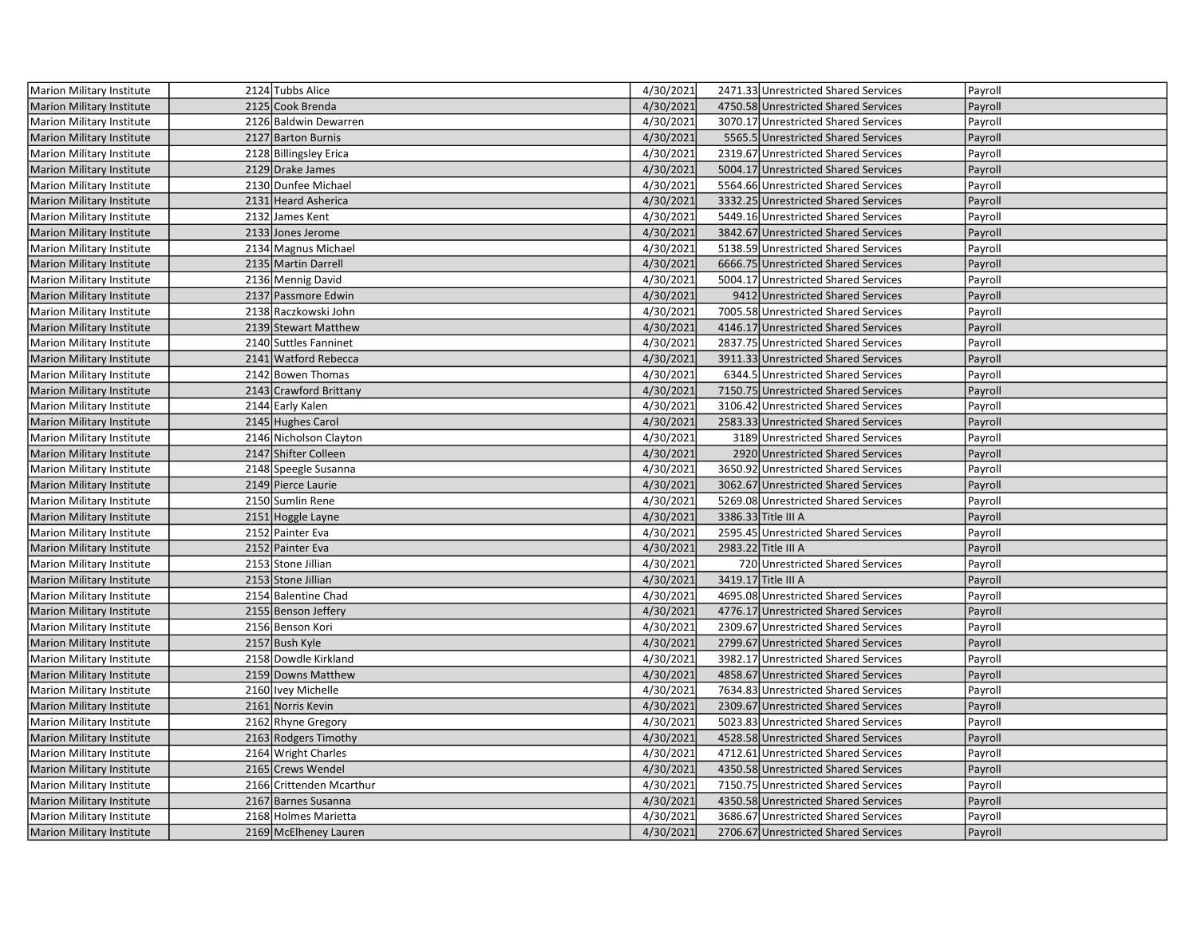| | | | | | | |
|---|---|---|---|---|---|---|
| Marion Military Institute | 2124 | Tubbs Alice | 4/30/2021 | 2471.33 | Unrestricted Shared Services | Payroll |
| Marion Military Institute | 2125 | Cook Brenda | 4/30/2021 | 4750.58 | Unrestricted Shared Services | Payroll |
| Marion Military Institute | 2126 | Baldwin Dewarren | 4/30/2021 | 3070.17 | Unrestricted Shared Services | Payroll |
| Marion Military Institute | 2127 | Barton Burnis | 4/30/2021 | 5565.5 | Unrestricted Shared Services | Payroll |
| Marion Military Institute | 2128 | Billingsley Erica | 4/30/2021 | 2319.67 | Unrestricted Shared Services | Payroll |
| Marion Military Institute | 2129 | Drake James | 4/30/2021 | 5004.17 | Unrestricted Shared Services | Payroll |
| Marion Military Institute | 2130 | Dunfee Michael | 4/30/2021 | 5564.66 | Unrestricted Shared Services | Payroll |
| Marion Military Institute | 2131 | Heard Asherica | 4/30/2021 | 3332.25 | Unrestricted Shared Services | Payroll |
| Marion Military Institute | 2132 | James Kent | 4/30/2021 | 5449.16 | Unrestricted Shared Services | Payroll |
| Marion Military Institute | 2133 | Jones Jerome | 4/30/2021 | 3842.67 | Unrestricted Shared Services | Payroll |
| Marion Military Institute | 2134 | Magnus Michael | 4/30/2021 | 5138.59 | Unrestricted Shared Services | Payroll |
| Marion Military Institute | 2135 | Martin Darrell | 4/30/2021 | 6666.75 | Unrestricted Shared Services | Payroll |
| Marion Military Institute | 2136 | Mennig David | 4/30/2021 | 5004.17 | Unrestricted Shared Services | Payroll |
| Marion Military Institute | 2137 | Passmore Edwin | 4/30/2021 | 9412 | Unrestricted Shared Services | Payroll |
| Marion Military Institute | 2138 | Raczkowski John | 4/30/2021 | 7005.58 | Unrestricted Shared Services | Payroll |
| Marion Military Institute | 2139 | Stewart Matthew | 4/30/2021 | 4146.17 | Unrestricted Shared Services | Payroll |
| Marion Military Institute | 2140 | Suttles Fanninet | 4/30/2021 | 2837.75 | Unrestricted Shared Services | Payroll |
| Marion Military Institute | 2141 | Watford Rebecca | 4/30/2021 | 3911.33 | Unrestricted Shared Services | Payroll |
| Marion Military Institute | 2142 | Bowen Thomas | 4/30/2021 | 6344.5 | Unrestricted Shared Services | Payroll |
| Marion Military Institute | 2143 | Crawford Brittany | 4/30/2021 | 7150.75 | Unrestricted Shared Services | Payroll |
| Marion Military Institute | 2144 | Early Kalen | 4/30/2021 | 3106.42 | Unrestricted Shared Services | Payroll |
| Marion Military Institute | 2145 | Hughes Carol | 4/30/2021 | 2583.33 | Unrestricted Shared Services | Payroll |
| Marion Military Institute | 2146 | Nicholson Clayton | 4/30/2021 | 3189 | Unrestricted Shared Services | Payroll |
| Marion Military Institute | 2147 | Shifter Colleen | 4/30/2021 | 2920 | Unrestricted Shared Services | Payroll |
| Marion Military Institute | 2148 | Speegle Susanna | 4/30/2021 | 3650.92 | Unrestricted Shared Services | Payroll |
| Marion Military Institute | 2149 | Pierce Laurie | 4/30/2021 | 3062.67 | Unrestricted Shared Services | Payroll |
| Marion Military Institute | 2150 | Sumlin Rene | 4/30/2021 | 5269.08 | Unrestricted Shared Services | Payroll |
| Marion Military Institute | 2151 | Hoggle Layne | 4/30/2021 | 3386.33 | Title III A | Payroll |
| Marion Military Institute | 2152 | Painter Eva | 4/30/2021 | 2595.45 | Unrestricted Shared Services | Payroll |
| Marion Military Institute | 2152 | Painter Eva | 4/30/2021 | 2983.22 | Title III A | Payroll |
| Marion Military Institute | 2153 | Stone Jillian | 4/30/2021 | 720 | Unrestricted Shared Services | Payroll |
| Marion Military Institute | 2153 | Stone Jillian | 4/30/2021 | 3419.17 | Title III A | Payroll |
| Marion Military Institute | 2154 | Balentine Chad | 4/30/2021 | 4695.08 | Unrestricted Shared Services | Payroll |
| Marion Military Institute | 2155 | Benson Jeffery | 4/30/2021 | 4776.17 | Unrestricted Shared Services | Payroll |
| Marion Military Institute | 2156 | Benson Kori | 4/30/2021 | 2309.67 | Unrestricted Shared Services | Payroll |
| Marion Military Institute | 2157 | Bush Kyle | 4/30/2021 | 2799.67 | Unrestricted Shared Services | Payroll |
| Marion Military Institute | 2158 | Dowdle Kirkland | 4/30/2021 | 3982.17 | Unrestricted Shared Services | Payroll |
| Marion Military Institute | 2159 | Downs Matthew | 4/30/2021 | 4858.67 | Unrestricted Shared Services | Payroll |
| Marion Military Institute | 2160 | Ivey Michelle | 4/30/2021 | 7634.83 | Unrestricted Shared Services | Payroll |
| Marion Military Institute | 2161 | Norris Kevin | 4/30/2021 | 2309.67 | Unrestricted Shared Services | Payroll |
| Marion Military Institute | 2162 | Rhyne Gregory | 4/30/2021 | 5023.83 | Unrestricted Shared Services | Payroll |
| Marion Military Institute | 2163 | Rodgers Timothy | 4/30/2021 | 4528.58 | Unrestricted Shared Services | Payroll |
| Marion Military Institute | 2164 | Wright Charles | 4/30/2021 | 4712.61 | Unrestricted Shared Services | Payroll |
| Marion Military Institute | 2165 | Crews Wendel | 4/30/2021 | 4350.58 | Unrestricted Shared Services | Payroll |
| Marion Military Institute | 2166 | Crittenden Mcarthur | 4/30/2021 | 7150.75 | Unrestricted Shared Services | Payroll |
| Marion Military Institute | 2167 | Barnes Susanna | 4/30/2021 | 4350.58 | Unrestricted Shared Services | Payroll |
| Marion Military Institute | 2168 | Holmes Marietta | 4/30/2021 | 3686.67 | Unrestricted Shared Services | Payroll |
| Marion Military Institute | 2169 | McElheney Lauren | 4/30/2021 | 2706.67 | Unrestricted Shared Services | Payroll |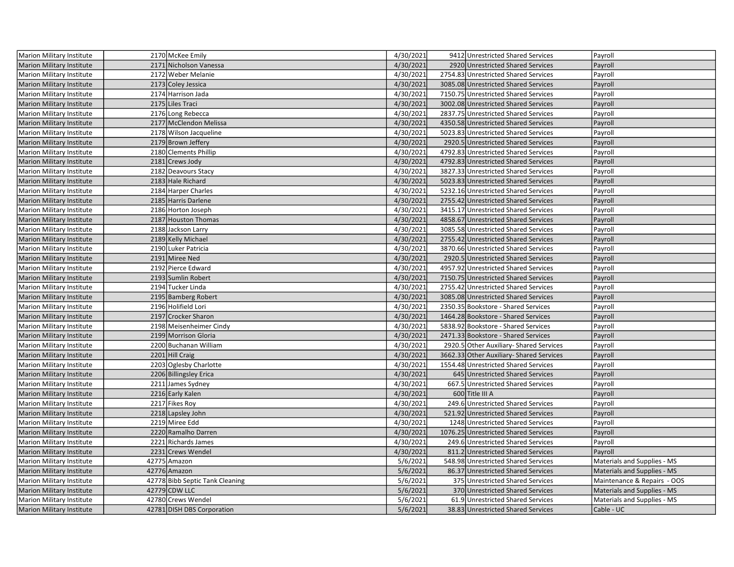| | | | | | | |
|---|---|---|---|---|---|---|
| Marion Military Institute | 2170 | McKee Emily | 4/30/2021 | 9412 | Unrestricted Shared Services | Payroll |
| Marion Military Institute | 2171 | Nicholson Vanessa | 4/30/2021 | 2920 | Unrestricted Shared Services | Payroll |
| Marion Military Institute | 2172 | Weber Melanie | 4/30/2021 | 2754.83 | Unrestricted Shared Services | Payroll |
| Marion Military Institute | 2173 | Coley Jessica | 4/30/2021 | 3085.08 | Unrestricted Shared Services | Payroll |
| Marion Military Institute | 2174 | Harrison Jada | 4/30/2021 | 7150.75 | Unrestricted Shared Services | Payroll |
| Marion Military Institute | 2175 | Liles Traci | 4/30/2021 | 3002.08 | Unrestricted Shared Services | Payroll |
| Marion Military Institute | 2176 | Long Rebecca | 4/30/2021 | 2837.75 | Unrestricted Shared Services | Payroll |
| Marion Military Institute | 2177 | McClendon Melissa | 4/30/2021 | 4350.58 | Unrestricted Shared Services | Payroll |
| Marion Military Institute | 2178 | Wilson Jacqueline | 4/30/2021 | 5023.83 | Unrestricted Shared Services | Payroll |
| Marion Military Institute | 2179 | Brown Jeffery | 4/30/2021 | 2920.5 | Unrestricted Shared Services | Payroll |
| Marion Military Institute | 2180 | Clements Phillip | 4/30/2021 | 4792.83 | Unrestricted Shared Services | Payroll |
| Marion Military Institute | 2181 | Crews Jody | 4/30/2021 | 4792.83 | Unrestricted Shared Services | Payroll |
| Marion Military Institute | 2182 | Deavours Stacy | 4/30/2021 | 3827.33 | Unrestricted Shared Services | Payroll |
| Marion Military Institute | 2183 | Hale Richard | 4/30/2021 | 5023.83 | Unrestricted Shared Services | Payroll |
| Marion Military Institute | 2184 | Harper Charles | 4/30/2021 | 5232.16 | Unrestricted Shared Services | Payroll |
| Marion Military Institute | 2185 | Harris Darlene | 4/30/2021 | 2755.42 | Unrestricted Shared Services | Payroll |
| Marion Military Institute | 2186 | Horton Joseph | 4/30/2021 | 3415.17 | Unrestricted Shared Services | Payroll |
| Marion Military Institute | 2187 | Houston Thomas | 4/30/2021 | 4858.67 | Unrestricted Shared Services | Payroll |
| Marion Military Institute | 2188 | Jackson Larry | 4/30/2021 | 3085.58 | Unrestricted Shared Services | Payroll |
| Marion Military Institute | 2189 | Kelly Michael | 4/30/2021 | 2755.42 | Unrestricted Shared Services | Payroll |
| Marion Military Institute | 2190 | Luker Patricia | 4/30/2021 | 3870.66 | Unrestricted Shared Services | Payroll |
| Marion Military Institute | 2191 | Miree Ned | 4/30/2021 | 2920.5 | Unrestricted Shared Services | Payroll |
| Marion Military Institute | 2192 | Pierce Edward | 4/30/2021 | 4957.92 | Unrestricted Shared Services | Payroll |
| Marion Military Institute | 2193 | Sumlin Robert | 4/30/2021 | 7150.75 | Unrestricted Shared Services | Payroll |
| Marion Military Institute | 2194 | Tucker Linda | 4/30/2021 | 2755.42 | Unrestricted Shared Services | Payroll |
| Marion Military Institute | 2195 | Bamberg Robert | 4/30/2021 | 3085.08 | Unrestricted Shared Services | Payroll |
| Marion Military Institute | 2196 | Holifield Lori | 4/30/2021 | 2350.35 | Bookstore - Shared Services | Payroll |
| Marion Military Institute | 2197 | Crocker Sharon | 4/30/2021 | 1464.28 | Bookstore - Shared Services | Payroll |
| Marion Military Institute | 2198 | Meisenheimer Cindy | 4/30/2021 | 5838.92 | Bookstore - Shared Services | Payroll |
| Marion Military Institute | 2199 | Morrison Gloria | 4/30/2021 | 2471.33 | Bookstore - Shared Services | Payroll |
| Marion Military Institute | 2200 | Buchanan William | 4/30/2021 | 2920.5 | Other Auxiliary- Shared Services | Payroll |
| Marion Military Institute | 2201 | Hill Craig | 4/30/2021 | 3662.33 | Other Auxiliary- Shared Services | Payroll |
| Marion Military Institute | 2203 | Oglesby Charlotte | 4/30/2021 | 1554.48 | Unrestricted Shared Services | Payroll |
| Marion Military Institute | 2206 | Billingsley Erica | 4/30/2021 | 645 | Unrestricted Shared Services | Payroll |
| Marion Military Institute | 2211 | James Sydney | 4/30/2021 | 667.5 | Unrestricted Shared Services | Payroll |
| Marion Military Institute | 2216 | Early Kalen | 4/30/2021 | 600 | Title III A | Payroll |
| Marion Military Institute | 2217 | Fikes Roy | 4/30/2021 | 249.6 | Unrestricted Shared Services | Payroll |
| Marion Military Institute | 2218 | Lapsley John | 4/30/2021 | 521.92 | Unrestricted Shared Services | Payroll |
| Marion Military Institute | 2219 | Miree Edd | 4/30/2021 | 1248 | Unrestricted Shared Services | Payroll |
| Marion Military Institute | 2220 | Ramalho Darren | 4/30/2021 | 1076.25 | Unrestricted Shared Services | Payroll |
| Marion Military Institute | 2221 | Richards James | 4/30/2021 | 249.6 | Unrestricted Shared Services | Payroll |
| Marion Military Institute | 2231 | Crews Wendel | 4/30/2021 | 811.2 | Unrestricted Shared Services | Payroll |
| Marion Military Institute | 42775 | Amazon | 5/6/2021 | 548.98 | Unrestricted Shared Services | Materials and Supplies - MS |
| Marion Military Institute | 42776 | Amazon | 5/6/2021 | 86.37 | Unrestricted Shared Services | Materials and Supplies - MS |
| Marion Military Institute | 42778 | Bibb Septic Tank Cleaning | 5/6/2021 | 375 | Unrestricted Shared Services | Maintenance & Repairs - OOS |
| Marion Military Institute | 42779 | CDW LLC | 5/6/2021 | 370 | Unrestricted Shared Services | Materials and Supplies - MS |
| Marion Military Institute | 42780 | Crews Wendel | 5/6/2021 | 61.9 | Unrestricted Shared Services | Materials and Supplies - MS |
| Marion Military Institute | 42781 | DISH DBS Corporation | 5/6/2021 | 38.83 | Unrestricted Shared Services | Cable - UC |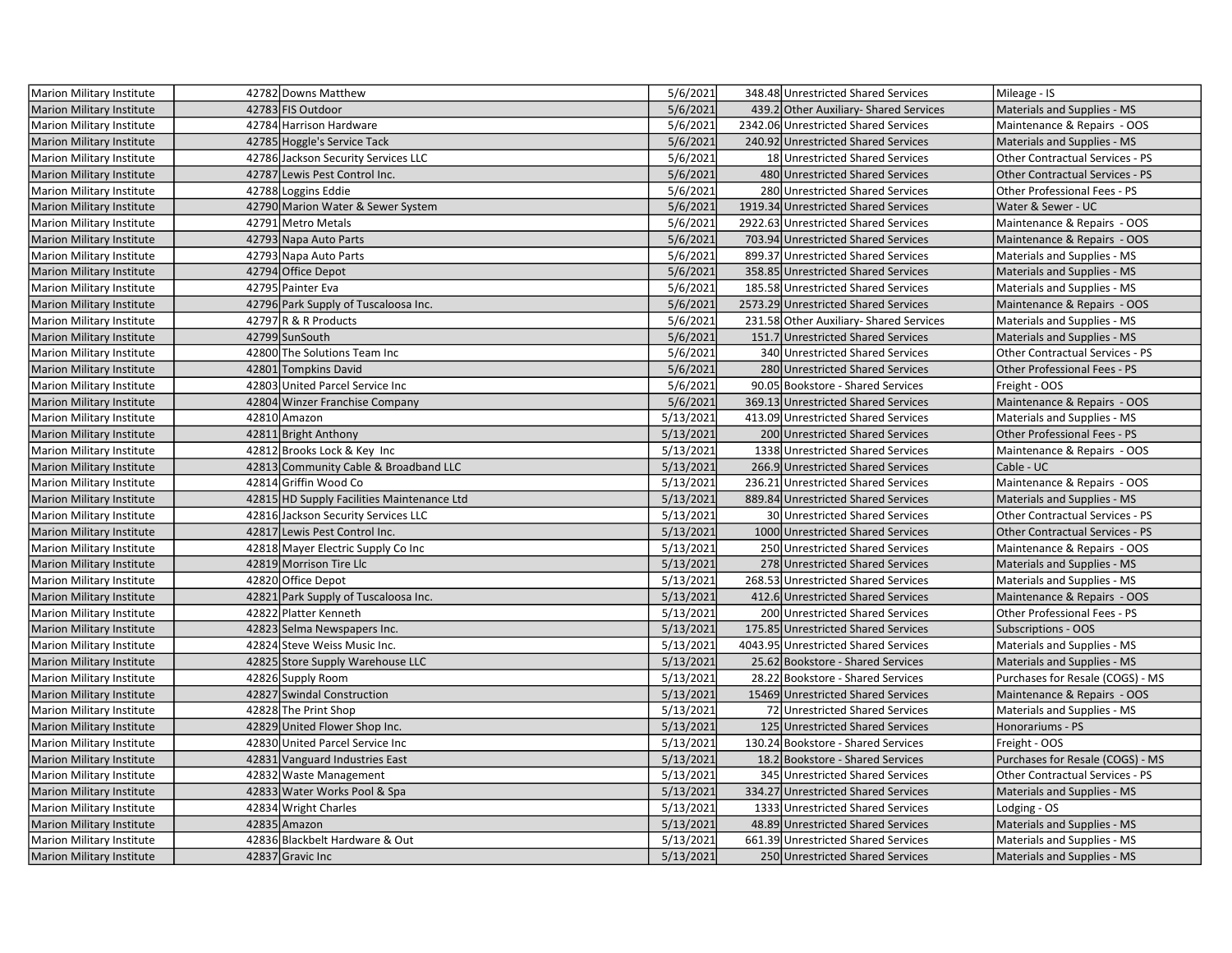| | | | | | | |
|---|---|---|---|---|---|---|
| Marion Military Institute | 42782 | Downs Matthew | 5/6/2021 | 348.48 | Unrestricted Shared Services | Mileage - IS |
| Marion Military Institute | 42783 | FIS Outdoor | 5/6/2021 | 439.2 | Other Auxiliary- Shared Services | Materials and Supplies - MS |
| Marion Military Institute | 42784 | Harrison Hardware | 5/6/2021 | 2342.06 | Unrestricted Shared Services | Maintenance & Repairs - OOS |
| Marion Military Institute | 42785 | Hoggle's Service Tack | 5/6/2021 | 240.92 | Unrestricted Shared Services | Materials and Supplies - MS |
| Marion Military Institute | 42786 | Jackson Security Services LLC | 5/6/2021 | 18 | Unrestricted Shared Services | Other Contractual Services - PS |
| Marion Military Institute | 42787 | Lewis Pest Control Inc. | 5/6/2021 | 480 | Unrestricted Shared Services | Other Contractual Services - PS |
| Marion Military Institute | 42788 | Loggins Eddie | 5/6/2021 | 280 | Unrestricted Shared Services | Other Professional Fees - PS |
| Marion Military Institute | 42790 | Marion Water & Sewer System | 5/6/2021 | 1919.34 | Unrestricted Shared Services | Water & Sewer - UC |
| Marion Military Institute | 42791 | Metro Metals | 5/6/2021 | 2922.63 | Unrestricted Shared Services | Maintenance & Repairs - OOS |
| Marion Military Institute | 42793 | Napa Auto Parts | 5/6/2021 | 703.94 | Unrestricted Shared Services | Maintenance & Repairs - OOS |
| Marion Military Institute | 42793 | Napa Auto Parts | 5/6/2021 | 899.37 | Unrestricted Shared Services | Materials and Supplies - MS |
| Marion Military Institute | 42794 | Office Depot | 5/6/2021 | 358.85 | Unrestricted Shared Services | Materials and Supplies - MS |
| Marion Military Institute | 42795 | Painter Eva | 5/6/2021 | 185.58 | Unrestricted Shared Services | Materials and Supplies - MS |
| Marion Military Institute | 42796 | Park Supply of Tuscaloosa Inc. | 5/6/2021 | 2573.29 | Unrestricted Shared Services | Maintenance & Repairs - OOS |
| Marion Military Institute | 42797 | R & R Products | 5/6/2021 | 231.58 | Other Auxiliary- Shared Services | Materials and Supplies - MS |
| Marion Military Institute | 42799 | SunSouth | 5/6/2021 | 151.7 | Unrestricted Shared Services | Materials and Supplies - MS |
| Marion Military Institute | 42800 | The Solutions Team Inc | 5/6/2021 | 340 | Unrestricted Shared Services | Other Contractual Services - PS |
| Marion Military Institute | 42801 | Tompkins David | 5/6/2021 | 280 | Unrestricted Shared Services | Other Professional Fees - PS |
| Marion Military Institute | 42803 | United Parcel Service Inc | 5/6/2021 | 90.05 | Bookstore - Shared Services | Freight - OOS |
| Marion Military Institute | 42804 | Winzer Franchise Company | 5/6/2021 | 369.13 | Unrestricted Shared Services | Maintenance & Repairs - OOS |
| Marion Military Institute | 42810 | Amazon | 5/13/2021 | 413.09 | Unrestricted Shared Services | Materials and Supplies - MS |
| Marion Military Institute | 42811 | Bright Anthony | 5/13/2021 | 200 | Unrestricted Shared Services | Other Professional Fees - PS |
| Marion Military Institute | 42812 | Brooks Lock & Key Inc | 5/13/2021 | 1338 | Unrestricted Shared Services | Maintenance & Repairs - OOS |
| Marion Military Institute | 42813 | Community Cable & Broadband LLC | 5/13/2021 | 266.9 | Unrestricted Shared Services | Cable - UC |
| Marion Military Institute | 42814 | Griffin Wood Co | 5/13/2021 | 236.21 | Unrestricted Shared Services | Maintenance & Repairs - OOS |
| Marion Military Institute | 42815 | HD Supply Facilities Maintenance Ltd | 5/13/2021 | 889.84 | Unrestricted Shared Services | Materials and Supplies - MS |
| Marion Military Institute | 42816 | Jackson Security Services LLC | 5/13/2021 | 30 | Unrestricted Shared Services | Other Contractual Services - PS |
| Marion Military Institute | 42817 | Lewis Pest Control Inc. | 5/13/2021 | 1000 | Unrestricted Shared Services | Other Contractual Services - PS |
| Marion Military Institute | 42818 | Mayer Electric Supply Co Inc | 5/13/2021 | 250 | Unrestricted Shared Services | Maintenance & Repairs - OOS |
| Marion Military Institute | 42819 | Morrison Tire Llc | 5/13/2021 | 278 | Unrestricted Shared Services | Materials and Supplies - MS |
| Marion Military Institute | 42820 | Office Depot | 5/13/2021 | 268.53 | Unrestricted Shared Services | Materials and Supplies - MS |
| Marion Military Institute | 42821 | Park Supply of Tuscaloosa Inc. | 5/13/2021 | 412.6 | Unrestricted Shared Services | Maintenance & Repairs - OOS |
| Marion Military Institute | 42822 | Platter Kenneth | 5/13/2021 | 200 | Unrestricted Shared Services | Other Professional Fees - PS |
| Marion Military Institute | 42823 | Selma Newspapers Inc. | 5/13/2021 | 175.85 | Unrestricted Shared Services | Subscriptions - OOS |
| Marion Military Institute | 42824 | Steve Weiss Music Inc. | 5/13/2021 | 4043.95 | Unrestricted Shared Services | Materials and Supplies - MS |
| Marion Military Institute | 42825 | Store Supply Warehouse LLC | 5/13/2021 | 25.62 | Bookstore - Shared Services | Materials and Supplies - MS |
| Marion Military Institute | 42826 | Supply Room | 5/13/2021 | 28.22 | Bookstore - Shared Services | Purchases for Resale (COGS) - MS |
| Marion Military Institute | 42827 | Swindal Construction | 5/13/2021 | 15469 | Unrestricted Shared Services | Maintenance & Repairs - OOS |
| Marion Military Institute | 42828 | The Print Shop | 5/13/2021 | 72 | Unrestricted Shared Services | Materials and Supplies - MS |
| Marion Military Institute | 42829 | United Flower Shop Inc. | 5/13/2021 | 125 | Unrestricted Shared Services | Honorariums - PS |
| Marion Military Institute | 42830 | United Parcel Service Inc | 5/13/2021 | 130.24 | Bookstore - Shared Services | Freight - OOS |
| Marion Military Institute | 42831 | Vanguard Industries East | 5/13/2021 | 18.2 | Bookstore - Shared Services | Purchases for Resale (COGS) - MS |
| Marion Military Institute | 42832 | Waste Management | 5/13/2021 | 345 | Unrestricted Shared Services | Other Contractual Services - PS |
| Marion Military Institute | 42833 | Water Works Pool & Spa | 5/13/2021 | 334.27 | Unrestricted Shared Services | Materials and Supplies - MS |
| Marion Military Institute | 42834 | Wright Charles | 5/13/2021 | 1333 | Unrestricted Shared Services | Lodging - OS |
| Marion Military Institute | 42835 | Amazon | 5/13/2021 | 48.89 | Unrestricted Shared Services | Materials and Supplies - MS |
| Marion Military Institute | 42836 | Blackbelt Hardware & Out | 5/13/2021 | 661.39 | Unrestricted Shared Services | Materials and Supplies - MS |
| Marion Military Institute | 42837 | Gravic Inc | 5/13/2021 | 250 | Unrestricted Shared Services | Materials and Supplies - MS |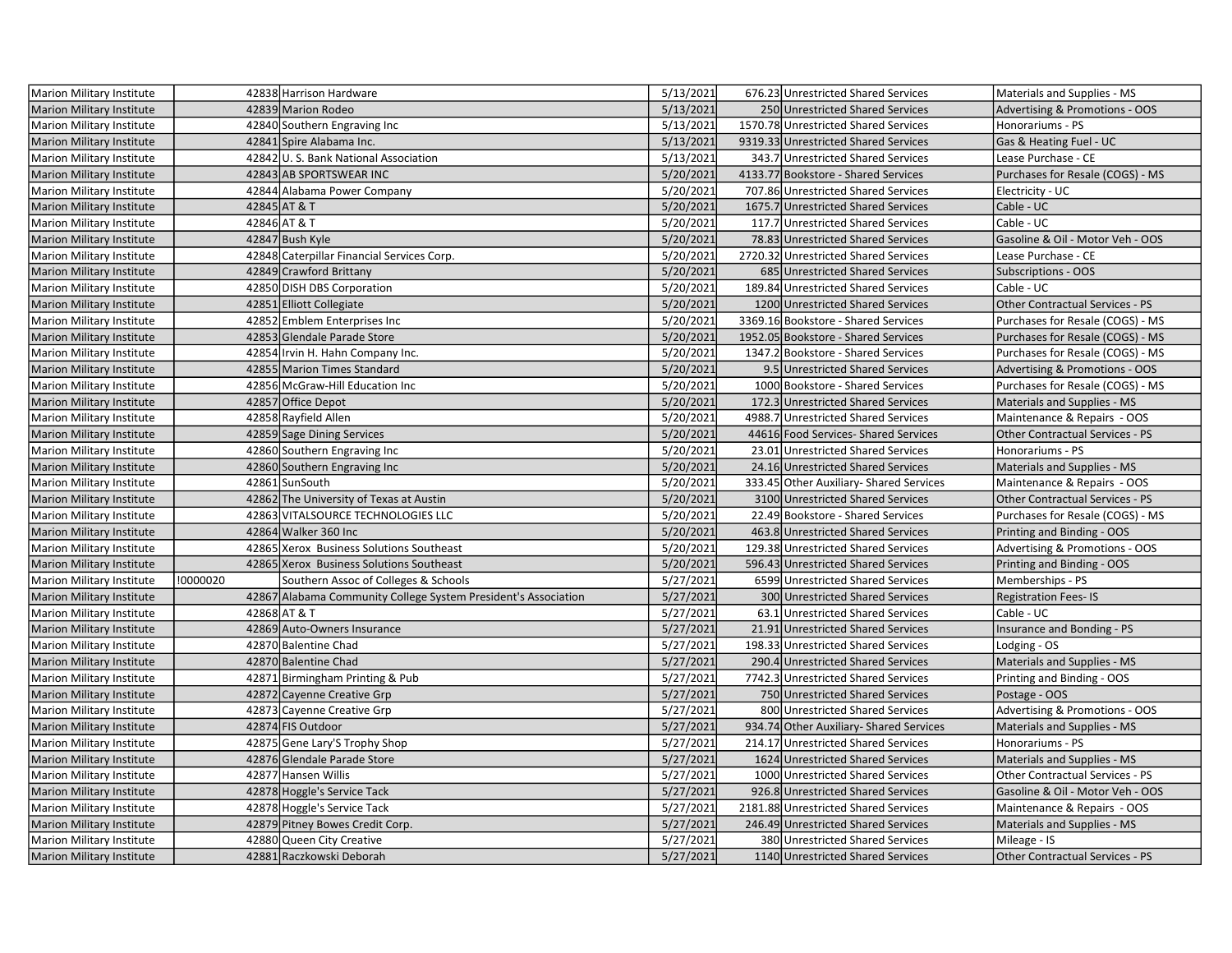| | | | | | | |
|---|---|---|---|---|---|---|
| Marion Military Institute | 42838 | Harrison Hardware | 5/13/2021 | 676.23 | Unrestricted Shared Services | Materials and Supplies - MS |
| Marion Military Institute | 42839 | Marion Rodeo | 5/13/2021 | 250 | Unrestricted Shared Services | Advertising & Promotions - OOS |
| Marion Military Institute | 42840 | Southern Engraving Inc | 5/13/2021 | 1570.78 | Unrestricted Shared Services | Honorariums - PS |
| Marion Military Institute | 42841 | Spire Alabama Inc. | 5/13/2021 | 9319.33 | Unrestricted Shared Services | Gas & Heating Fuel - UC |
| Marion Military Institute | 42842 | U. S. Bank National Association | 5/13/2021 | 343.7 | Unrestricted Shared Services | Lease Purchase - CE |
| Marion Military Institute | 42843 | AB SPORTSWEAR INC | 5/20/2021 | 4133.77 | Bookstore - Shared Services | Purchases for Resale (COGS) - MS |
| Marion Military Institute | 42844 | Alabama Power Company | 5/20/2021 | 707.86 | Unrestricted Shared Services | Electricity - UC |
| Marion Military Institute | 42845 | AT & T | 5/20/2021 | 1675.7 | Unrestricted Shared Services | Cable - UC |
| Marion Military Institute | 42846 | AT & T | 5/20/2021 | 117.7 | Unrestricted Shared Services | Cable - UC |
| Marion Military Institute | 42847 | Bush Kyle | 5/20/2021 | 78.83 | Unrestricted Shared Services | Gasoline & Oil - Motor Veh - OOS |
| Marion Military Institute | 42848 | Caterpillar Financial Services Corp. | 5/20/2021 | 2720.32 | Unrestricted Shared Services | Lease Purchase - CE |
| Marion Military Institute | 42849 | Crawford Brittany | 5/20/2021 | 685 | Unrestricted Shared Services | Subscriptions - OOS |
| Marion Military Institute | 42850 | DISH DBS Corporation | 5/20/2021 | 189.84 | Unrestricted Shared Services | Cable - UC |
| Marion Military Institute | 42851 | Elliott Collegiate | 5/20/2021 | 1200 | Unrestricted Shared Services | Other Contractual Services - PS |
| Marion Military Institute | 42852 | Emblem Enterprises Inc | 5/20/2021 | 3369.16 | Bookstore - Shared Services | Purchases for Resale (COGS) - MS |
| Marion Military Institute | 42853 | Glendale Parade Store | 5/20/2021 | 1952.05 | Bookstore - Shared Services | Purchases for Resale (COGS) - MS |
| Marion Military Institute | 42854 | Irvin H. Hahn Company Inc. | 5/20/2021 | 1347.2 | Bookstore - Shared Services | Purchases for Resale (COGS) - MS |
| Marion Military Institute | 42855 | Marion Times Standard | 5/20/2021 | 9.5 | Unrestricted Shared Services | Advertising & Promotions - OOS |
| Marion Military Institute | 42856 | McGraw-Hill Education Inc | 5/20/2021 | 1000 | Bookstore - Shared Services | Purchases for Resale (COGS) - MS |
| Marion Military Institute | 42857 | Office Depot | 5/20/2021 | 172.3 | Unrestricted Shared Services | Materials and Supplies - MS |
| Marion Military Institute | 42858 | Rayfield Allen | 5/20/2021 | 4988.7 | Unrestricted Shared Services | Maintenance & Repairs - OOS |
| Marion Military Institute | 42859 | Sage Dining Services | 5/20/2021 | 44616 | Food Services- Shared Services | Other Contractual Services - PS |
| Marion Military Institute | 42860 | Southern Engraving Inc | 5/20/2021 | 23.01 | Unrestricted Shared Services | Honorariums - PS |
| Marion Military Institute | 42860 | Southern Engraving Inc | 5/20/2021 | 24.16 | Unrestricted Shared Services | Materials and Supplies - MS |
| Marion Military Institute | 42861 | SunSouth | 5/20/2021 | 333.45 | Other Auxiliary- Shared Services | Maintenance & Repairs - OOS |
| Marion Military Institute | 42862 | The University of Texas at Austin | 5/20/2021 | 3100 | Unrestricted Shared Services | Other Contractual Services - PS |
| Marion Military Institute | 42863 | VITALSOURCE TECHNOLOGIES LLC | 5/20/2021 | 22.49 | Bookstore - Shared Services | Purchases for Resale (COGS) - MS |
| Marion Military Institute | 42864 | Walker 360 Inc | 5/20/2021 | 463.8 | Unrestricted Shared Services | Printing and Binding - OOS |
| Marion Military Institute | 42865 | Xerox Business Solutions Southeast | 5/20/2021 | 129.38 | Unrestricted Shared Services | Advertising & Promotions - OOS |
| Marion Military Institute | 42865 | Xerox Business Solutions Southeast | 5/20/2021 | 596.43 | Unrestricted Shared Services | Printing and Binding - OOS |
| Marion Military Institute | !0000020 | Southern Assoc of Colleges & Schools | 5/27/2021 | 6599 | Unrestricted Shared Services | Memberships - PS |
| Marion Military Institute | 42867 | Alabama Community College System President's Association | 5/27/2021 | 300 | Unrestricted Shared Services | Registration Fees- IS |
| Marion Military Institute | 42868 | AT & T | 5/27/2021 | 63.1 | Unrestricted Shared Services | Cable - UC |
| Marion Military Institute | 42869 | Auto-Owners Insurance | 5/27/2021 | 21.91 | Unrestricted Shared Services | Insurance and Bonding - PS |
| Marion Military Institute | 42870 | Balentine Chad | 5/27/2021 | 198.33 | Unrestricted Shared Services | Lodging - OS |
| Marion Military Institute | 42870 | Balentine Chad | 5/27/2021 | 290.4 | Unrestricted Shared Services | Materials and Supplies - MS |
| Marion Military Institute | 42871 | Birmingham Printing & Pub | 5/27/2021 | 7742.3 | Unrestricted Shared Services | Printing and Binding - OOS |
| Marion Military Institute | 42872 | Cayenne Creative Grp | 5/27/2021 | 750 | Unrestricted Shared Services | Postage - OOS |
| Marion Military Institute | 42873 | Cayenne Creative Grp | 5/27/2021 | 800 | Unrestricted Shared Services | Advertising & Promotions - OOS |
| Marion Military Institute | 42874 | FIS Outdoor | 5/27/2021 | 934.74 | Other Auxiliary- Shared Services | Materials and Supplies - MS |
| Marion Military Institute | 42875 | Gene Lary'S Trophy Shop | 5/27/2021 | 214.17 | Unrestricted Shared Services | Honorariums - PS |
| Marion Military Institute | 42876 | Glendale Parade Store | 5/27/2021 | 1624 | Unrestricted Shared Services | Materials and Supplies - MS |
| Marion Military Institute | 42877 | Hansen Willis | 5/27/2021 | 1000 | Unrestricted Shared Services | Other Contractual Services - PS |
| Marion Military Institute | 42878 | Hoggle's Service Tack | 5/27/2021 | 926.8 | Unrestricted Shared Services | Gasoline & Oil - Motor Veh - OOS |
| Marion Military Institute | 42878 | Hoggle's Service Tack | 5/27/2021 | 2181.88 | Unrestricted Shared Services | Maintenance & Repairs - OOS |
| Marion Military Institute | 42879 | Pitney Bowes Credit Corp. | 5/27/2021 | 246.49 | Unrestricted Shared Services | Materials and Supplies - MS |
| Marion Military Institute | 42880 | Queen City Creative | 5/27/2021 | 380 | Unrestricted Shared Services | Mileage - IS |
| Marion Military Institute | 42881 | Raczkowski Deborah | 5/27/2021 | 1140 | Unrestricted Shared Services | Other Contractual Services - PS |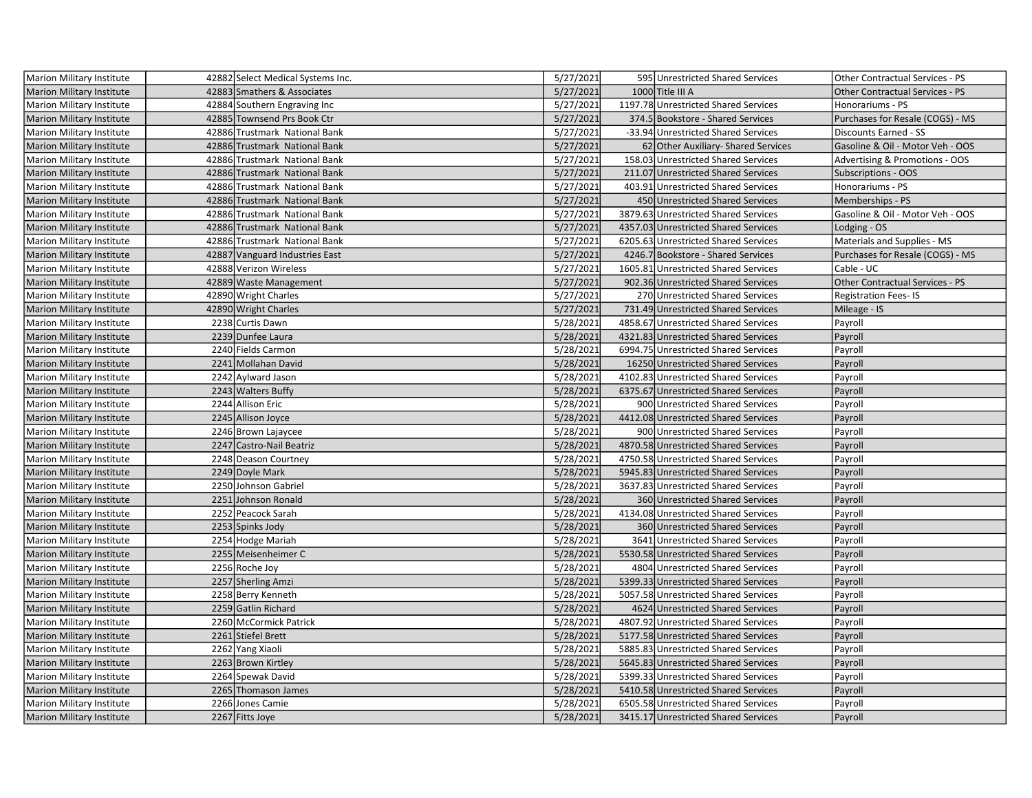| Marion Military Institute | 42882 | Select Medical Systems Inc. | 5/27/2021 | 595 | Unrestricted Shared Services | Other Contractual Services - PS |
|---|---|---|---|---|---|---|
| Marion Military Institute | 42883 | Smathers & Associates | 5/27/2021 | 1000 | Title III A | Other Contractual Services - PS |
| Marion Military Institute | 42884 | Southern Engraving Inc | 5/27/2021 | 1197.78 | Unrestricted Shared Services | Honorariums - PS |
| Marion Military Institute | 42885 | Townsend Prs Book Ctr | 5/27/2021 | 374.5 | Bookstore - Shared Services | Purchases for Resale (COGS) - MS |
| Marion Military Institute | 42886 | Trustmark National Bank | 5/27/2021 | -33.94 | Unrestricted Shared Services | Discounts Earned - SS |
| Marion Military Institute | 42886 | Trustmark National Bank | 5/27/2021 | 62 | Other Auxiliary- Shared Services | Gasoline & Oil - Motor Veh - OOS |
| Marion Military Institute | 42886 | Trustmark National Bank | 5/27/2021 | 158.03 | Unrestricted Shared Services | Advertising & Promotions - OOS |
| Marion Military Institute | 42886 | Trustmark National Bank | 5/27/2021 | 211.07 | Unrestricted Shared Services | Subscriptions - OOS |
| Marion Military Institute | 42886 | Trustmark National Bank | 5/27/2021 | 403.91 | Unrestricted Shared Services | Honorariums - PS |
| Marion Military Institute | 42886 | Trustmark National Bank | 5/27/2021 | 450 | Unrestricted Shared Services | Memberships - PS |
| Marion Military Institute | 42886 | Trustmark National Bank | 5/27/2021 | 3879.63 | Unrestricted Shared Services | Gasoline & Oil - Motor Veh - OOS |
| Marion Military Institute | 42886 | Trustmark National Bank | 5/27/2021 | 4357.03 | Unrestricted Shared Services | Lodging - OS |
| Marion Military Institute | 42886 | Trustmark National Bank | 5/27/2021 | 6205.63 | Unrestricted Shared Services | Materials and Supplies - MS |
| Marion Military Institute | 42887 | Vanguard Industries East | 5/27/2021 | 4246.7 | Bookstore - Shared Services | Purchases for Resale (COGS) - MS |
| Marion Military Institute | 42888 | Verizon Wireless | 5/27/2021 | 1605.81 | Unrestricted Shared Services | Cable - UC |
| Marion Military Institute | 42889 | Waste Management | 5/27/2021 | 902.36 | Unrestricted Shared Services | Other Contractual Services - PS |
| Marion Military Institute | 42890 | Wright Charles | 5/27/2021 | 270 | Unrestricted Shared Services | Registration Fees- IS |
| Marion Military Institute | 42890 | Wright Charles | 5/27/2021 | 731.49 | Unrestricted Shared Services | Mileage - IS |
| Marion Military Institute | 2238 | Curtis Dawn | 5/28/2021 | 4858.67 | Unrestricted Shared Services | Payroll |
| Marion Military Institute | 2239 | Dunfee Laura | 5/28/2021 | 4321.83 | Unrestricted Shared Services | Payroll |
| Marion Military Institute | 2240 | Fields Carmon | 5/28/2021 | 6994.75 | Unrestricted Shared Services | Payroll |
| Marion Military Institute | 2241 | Mollahan David | 5/28/2021 | 16250 | Unrestricted Shared Services | Payroll |
| Marion Military Institute | 2242 | Aylward Jason | 5/28/2021 | 4102.83 | Unrestricted Shared Services | Payroll |
| Marion Military Institute | 2243 | Walters Buffy | 5/28/2021 | 6375.67 | Unrestricted Shared Services | Payroll |
| Marion Military Institute | 2244 | Allison Eric | 5/28/2021 | 900 | Unrestricted Shared Services | Payroll |
| Marion Military Institute | 2245 | Allison Joyce | 5/28/2021 | 4412.08 | Unrestricted Shared Services | Payroll |
| Marion Military Institute | 2246 | Brown Lajaycee | 5/28/2021 | 900 | Unrestricted Shared Services | Payroll |
| Marion Military Institute | 2247 | Castro-Nail Beatriz | 5/28/2021 | 4870.58 | Unrestricted Shared Services | Payroll |
| Marion Military Institute | 2248 | Deason Courtney | 5/28/2021 | 4750.58 | Unrestricted Shared Services | Payroll |
| Marion Military Institute | 2249 | Doyle Mark | 5/28/2021 | 5945.83 | Unrestricted Shared Services | Payroll |
| Marion Military Institute | 2250 | Johnson Gabriel | 5/28/2021 | 3637.83 | Unrestricted Shared Services | Payroll |
| Marion Military Institute | 2251 | Johnson Ronald | 5/28/2021 | 360 | Unrestricted Shared Services | Payroll |
| Marion Military Institute | 2252 | Peacock Sarah | 5/28/2021 | 4134.08 | Unrestricted Shared Services | Payroll |
| Marion Military Institute | 2253 | Spinks Jody | 5/28/2021 | 360 | Unrestricted Shared Services | Payroll |
| Marion Military Institute | 2254 | Hodge Mariah | 5/28/2021 | 3641 | Unrestricted Shared Services | Payroll |
| Marion Military Institute | 2255 | Meisenheimer C | 5/28/2021 | 5530.58 | Unrestricted Shared Services | Payroll |
| Marion Military Institute | 2256 | Roche Joy | 5/28/2021 | 4804 | Unrestricted Shared Services | Payroll |
| Marion Military Institute | 2257 | Sherling Amzi | 5/28/2021 | 5399.33 | Unrestricted Shared Services | Payroll |
| Marion Military Institute | 2258 | Berry Kenneth | 5/28/2021 | 5057.58 | Unrestricted Shared Services | Payroll |
| Marion Military Institute | 2259 | Gatlin Richard | 5/28/2021 | 4624 | Unrestricted Shared Services | Payroll |
| Marion Military Institute | 2260 | McCormick Patrick | 5/28/2021 | 4807.92 | Unrestricted Shared Services | Payroll |
| Marion Military Institute | 2261 | Stiefel Brett | 5/28/2021 | 5177.58 | Unrestricted Shared Services | Payroll |
| Marion Military Institute | 2262 | Yang Xiaoli | 5/28/2021 | 5885.83 | Unrestricted Shared Services | Payroll |
| Marion Military Institute | 2263 | Brown Kirtley | 5/28/2021 | 5645.83 | Unrestricted Shared Services | Payroll |
| Marion Military Institute | 2264 | Spewak David | 5/28/2021 | 5399.33 | Unrestricted Shared Services | Payroll |
| Marion Military Institute | 2265 | Thomason James | 5/28/2021 | 5410.58 | Unrestricted Shared Services | Payroll |
| Marion Military Institute | 2266 | Jones Camie | 5/28/2021 | 6505.58 | Unrestricted Shared Services | Payroll |
| Marion Military Institute | 2267 | Fitts Joye | 5/28/2021 | 3415.17 | Unrestricted Shared Services | Payroll |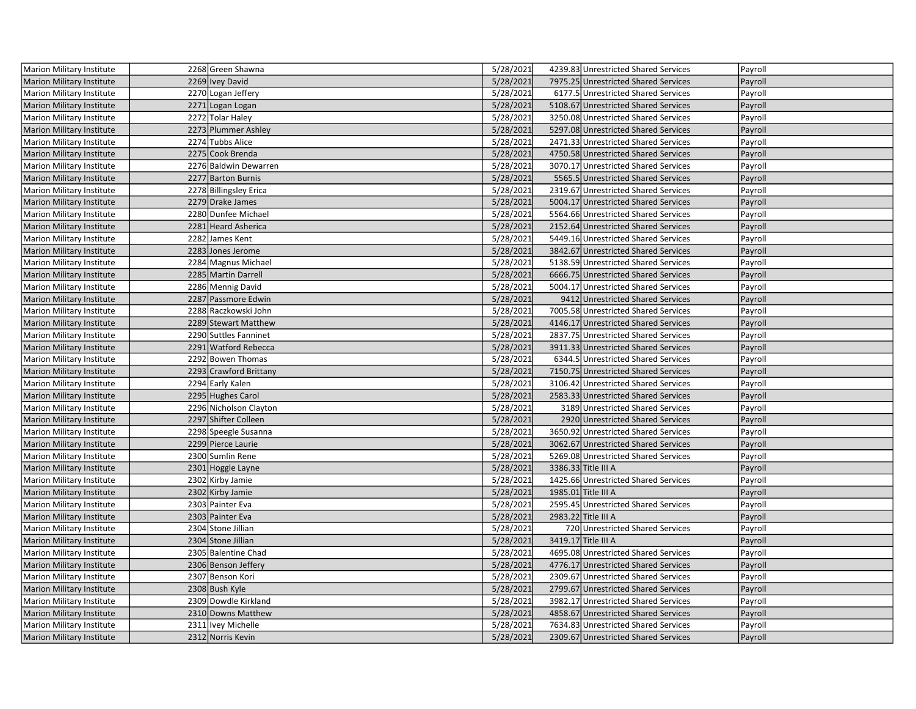| Marion Military Institute | 2268 | Green Shawna | 5/28/2021 | 4239.83 | Unrestricted Shared Services | Payroll |
|---|---|---|---|---|---|---|
| Marion Military Institute | 2269 | Ivey David | 5/28/2021 | 7975.25 | Unrestricted Shared Services | Payroll |
| Marion Military Institute | 2270 | Logan Jeffery | 5/28/2021 | 6177.5 | Unrestricted Shared Services | Payroll |
| Marion Military Institute | 2271 | Logan Logan | 5/28/2021 | 5108.67 | Unrestricted Shared Services | Payroll |
| Marion Military Institute | 2272 | Tolar Haley | 5/28/2021 | 3250.08 | Unrestricted Shared Services | Payroll |
| Marion Military Institute | 2273 | Plummer Ashley | 5/28/2021 | 5297.08 | Unrestricted Shared Services | Payroll |
| Marion Military Institute | 2274 | Tubbs Alice | 5/28/2021 | 2471.33 | Unrestricted Shared Services | Payroll |
| Marion Military Institute | 2275 | Cook Brenda | 5/28/2021 | 4750.58 | Unrestricted Shared Services | Payroll |
| Marion Military Institute | 2276 | Baldwin Dewarren | 5/28/2021 | 3070.17 | Unrestricted Shared Services | Payroll |
| Marion Military Institute | 2277 | Barton Burnis | 5/28/2021 | 5565.5 | Unrestricted Shared Services | Payroll |
| Marion Military Institute | 2278 | Billingsley Erica | 5/28/2021 | 2319.67 | Unrestricted Shared Services | Payroll |
| Marion Military Institute | 2279 | Drake James | 5/28/2021 | 5004.17 | Unrestricted Shared Services | Payroll |
| Marion Military Institute | 2280 | Dunfee Michael | 5/28/2021 | 5564.66 | Unrestricted Shared Services | Payroll |
| Marion Military Institute | 2281 | Heard Asherica | 5/28/2021 | 2152.64 | Unrestricted Shared Services | Payroll |
| Marion Military Institute | 2282 | James Kent | 5/28/2021 | 5449.16 | Unrestricted Shared Services | Payroll |
| Marion Military Institute | 2283 | Jones Jerome | 5/28/2021 | 3842.67 | Unrestricted Shared Services | Payroll |
| Marion Military Institute | 2284 | Magnus Michael | 5/28/2021 | 5138.59 | Unrestricted Shared Services | Payroll |
| Marion Military Institute | 2285 | Martin Darrell | 5/28/2021 | 6666.75 | Unrestricted Shared Services | Payroll |
| Marion Military Institute | 2286 | Mennig David | 5/28/2021 | 5004.17 | Unrestricted Shared Services | Payroll |
| Marion Military Institute | 2287 | Passmore Edwin | 5/28/2021 | 9412 | Unrestricted Shared Services | Payroll |
| Marion Military Institute | 2288 | Raczkowski John | 5/28/2021 | 7005.58 | Unrestricted Shared Services | Payroll |
| Marion Military Institute | 2289 | Stewart Matthew | 5/28/2021 | 4146.17 | Unrestricted Shared Services | Payroll |
| Marion Military Institute | 2290 | Suttles Fanninet | 5/28/2021 | 2837.75 | Unrestricted Shared Services | Payroll |
| Marion Military Institute | 2291 | Watford Rebecca | 5/28/2021 | 3911.33 | Unrestricted Shared Services | Payroll |
| Marion Military Institute | 2292 | Bowen Thomas | 5/28/2021 | 6344.5 | Unrestricted Shared Services | Payroll |
| Marion Military Institute | 2293 | Crawford Brittany | 5/28/2021 | 7150.75 | Unrestricted Shared Services | Payroll |
| Marion Military Institute | 2294 | Early Kalen | 5/28/2021 | 3106.42 | Unrestricted Shared Services | Payroll |
| Marion Military Institute | 2295 | Hughes Carol | 5/28/2021 | 2583.33 | Unrestricted Shared Services | Payroll |
| Marion Military Institute | 2296 | Nicholson Clayton | 5/28/2021 | 3189 | Unrestricted Shared Services | Payroll |
| Marion Military Institute | 2297 | Shifter Colleen | 5/28/2021 | 2920 | Unrestricted Shared Services | Payroll |
| Marion Military Institute | 2298 | Speegle Susanna | 5/28/2021 | 3650.92 | Unrestricted Shared Services | Payroll |
| Marion Military Institute | 2299 | Pierce Laurie | 5/28/2021 | 3062.67 | Unrestricted Shared Services | Payroll |
| Marion Military Institute | 2300 | Sumlin Rene | 5/28/2021 | 5269.08 | Unrestricted Shared Services | Payroll |
| Marion Military Institute | 2301 | Hoggle Layne | 5/28/2021 | 3386.33 | Title III A | Payroll |
| Marion Military Institute | 2302 | Kirby Jamie | 5/28/2021 | 1425.66 | Unrestricted Shared Services | Payroll |
| Marion Military Institute | 2302 | Kirby Jamie | 5/28/2021 | 1985.01 | Title III A | Payroll |
| Marion Military Institute | 2303 | Painter Eva | 5/28/2021 | 2595.45 | Unrestricted Shared Services | Payroll |
| Marion Military Institute | 2303 | Painter Eva | 5/28/2021 | 2983.22 | Title III A | Payroll |
| Marion Military Institute | 2304 | Stone Jillian | 5/28/2021 | 720 | Unrestricted Shared Services | Payroll |
| Marion Military Institute | 2304 | Stone Jillian | 5/28/2021 | 3419.17 | Title III A | Payroll |
| Marion Military Institute | 2305 | Balentine Chad | 5/28/2021 | 4695.08 | Unrestricted Shared Services | Payroll |
| Marion Military Institute | 2306 | Benson Jeffery | 5/28/2021 | 4776.17 | Unrestricted Shared Services | Payroll |
| Marion Military Institute | 2307 | Benson Kori | 5/28/2021 | 2309.67 | Unrestricted Shared Services | Payroll |
| Marion Military Institute | 2308 | Bush Kyle | 5/28/2021 | 2799.67 | Unrestricted Shared Services | Payroll |
| Marion Military Institute | 2309 | Dowdle Kirkland | 5/28/2021 | 3982.17 | Unrestricted Shared Services | Payroll |
| Marion Military Institute | 2310 | Downs Matthew | 5/28/2021 | 4858.67 | Unrestricted Shared Services | Payroll |
| Marion Military Institute | 2311 | Ivey Michelle | 5/28/2021 | 7634.83 | Unrestricted Shared Services | Payroll |
| Marion Military Institute | 2312 | Norris Kevin | 5/28/2021 | 2309.67 | Unrestricted Shared Services | Payroll |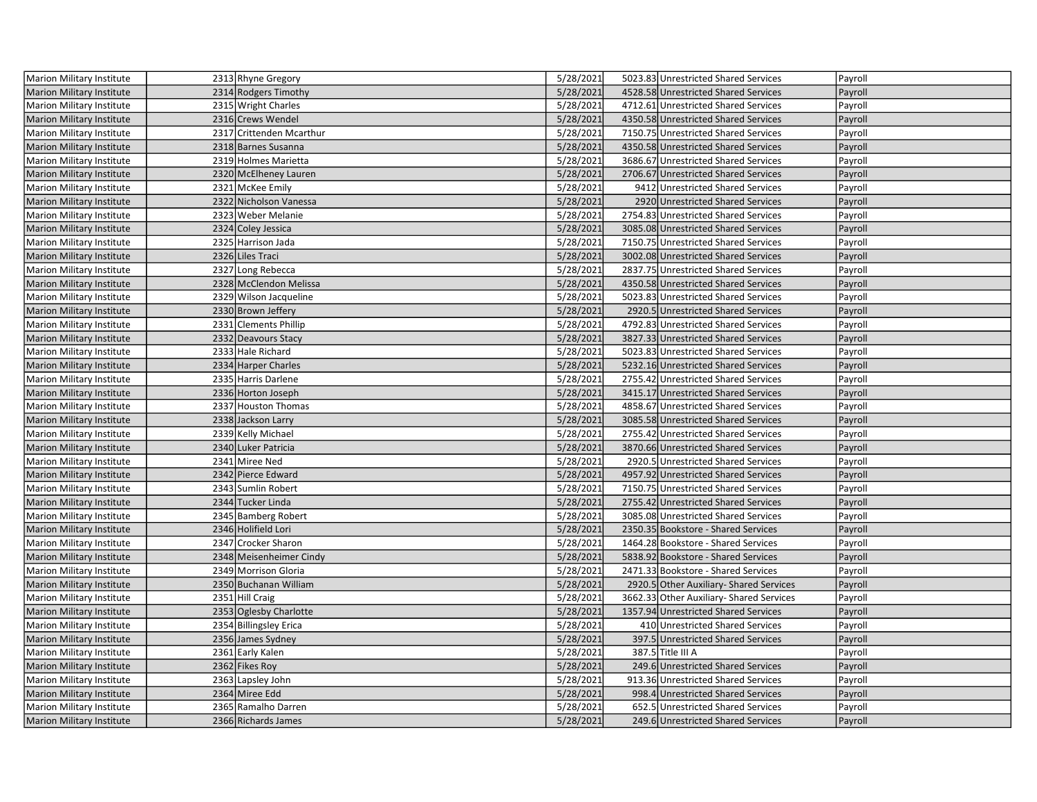| Marion Military Institute | 2313 | Rhyne Gregory | 5/28/2021 | 5023.83 | Unrestricted Shared Services | Payroll |
|---|---|---|---|---|---|---|
| Marion Military Institute | 2314 | Rodgers Timothy | 5/28/2021 | 4528.58 | Unrestricted Shared Services | Payroll |
| Marion Military Institute | 2315 | Wright Charles | 5/28/2021 | 4712.61 | Unrestricted Shared Services | Payroll |
| Marion Military Institute | 2316 | Crews Wendel | 5/28/2021 | 4350.58 | Unrestricted Shared Services | Payroll |
| Marion Military Institute | 2317 | Crittenden Mcarthur | 5/28/2021 | 7150.75 | Unrestricted Shared Services | Payroll |
| Marion Military Institute | 2318 | Barnes Susanna | 5/28/2021 | 4350.58 | Unrestricted Shared Services | Payroll |
| Marion Military Institute | 2319 | Holmes Marietta | 5/28/2021 | 3686.67 | Unrestricted Shared Services | Payroll |
| Marion Military Institute | 2320 | McElheney Lauren | 5/28/2021 | 2706.67 | Unrestricted Shared Services | Payroll |
| Marion Military Institute | 2321 | McKee Emily | 5/28/2021 | 9412 | Unrestricted Shared Services | Payroll |
| Marion Military Institute | 2322 | Nicholson Vanessa | 5/28/2021 | 2920 | Unrestricted Shared Services | Payroll |
| Marion Military Institute | 2323 | Weber Melanie | 5/28/2021 | 2754.83 | Unrestricted Shared Services | Payroll |
| Marion Military Institute | 2324 | Coley Jessica | 5/28/2021 | 3085.08 | Unrestricted Shared Services | Payroll |
| Marion Military Institute | 2325 | Harrison Jada | 5/28/2021 | 7150.75 | Unrestricted Shared Services | Payroll |
| Marion Military Institute | 2326 | Liles Traci | 5/28/2021 | 3002.08 | Unrestricted Shared Services | Payroll |
| Marion Military Institute | 2327 | Long Rebecca | 5/28/2021 | 2837.75 | Unrestricted Shared Services | Payroll |
| Marion Military Institute | 2328 | McClendon Melissa | 5/28/2021 | 4350.58 | Unrestricted Shared Services | Payroll |
| Marion Military Institute | 2329 | Wilson Jacqueline | 5/28/2021 | 5023.83 | Unrestricted Shared Services | Payroll |
| Marion Military Institute | 2330 | Brown Jeffery | 5/28/2021 | 2920.5 | Unrestricted Shared Services | Payroll |
| Marion Military Institute | 2331 | Clements Phillip | 5/28/2021 | 4792.83 | Unrestricted Shared Services | Payroll |
| Marion Military Institute | 2332 | Deavours Stacy | 5/28/2021 | 3827.33 | Unrestricted Shared Services | Payroll |
| Marion Military Institute | 2333 | Hale Richard | 5/28/2021 | 5023.83 | Unrestricted Shared Services | Payroll |
| Marion Military Institute | 2334 | Harper Charles | 5/28/2021 | 5232.16 | Unrestricted Shared Services | Payroll |
| Marion Military Institute | 2335 | Harris Darlene | 5/28/2021 | 2755.42 | Unrestricted Shared Services | Payroll |
| Marion Military Institute | 2336 | Horton Joseph | 5/28/2021 | 3415.17 | Unrestricted Shared Services | Payroll |
| Marion Military Institute | 2337 | Houston Thomas | 5/28/2021 | 4858.67 | Unrestricted Shared Services | Payroll |
| Marion Military Institute | 2338 | Jackson Larry | 5/28/2021 | 3085.58 | Unrestricted Shared Services | Payroll |
| Marion Military Institute | 2339 | Kelly Michael | 5/28/2021 | 2755.42 | Unrestricted Shared Services | Payroll |
| Marion Military Institute | 2340 | Luker Patricia | 5/28/2021 | 3870.66 | Unrestricted Shared Services | Payroll |
| Marion Military Institute | 2341 | Miree Ned | 5/28/2021 | 2920.5 | Unrestricted Shared Services | Payroll |
| Marion Military Institute | 2342 | Pierce Edward | 5/28/2021 | 4957.92 | Unrestricted Shared Services | Payroll |
| Marion Military Institute | 2343 | Sumlin Robert | 5/28/2021 | 7150.75 | Unrestricted Shared Services | Payroll |
| Marion Military Institute | 2344 | Tucker Linda | 5/28/2021 | 2755.42 | Unrestricted Shared Services | Payroll |
| Marion Military Institute | 2345 | Bamberg Robert | 5/28/2021 | 3085.08 | Unrestricted Shared Services | Payroll |
| Marion Military Institute | 2346 | Holifield Lori | 5/28/2021 | 2350.35 | Bookstore - Shared Services | Payroll |
| Marion Military Institute | 2347 | Crocker Sharon | 5/28/2021 | 1464.28 | Bookstore - Shared Services | Payroll |
| Marion Military Institute | 2348 | Meisenheimer Cindy | 5/28/2021 | 5838.92 | Bookstore - Shared Services | Payroll |
| Marion Military Institute | 2349 | Morrison Gloria | 5/28/2021 | 2471.33 | Bookstore - Shared Services | Payroll |
| Marion Military Institute | 2350 | Buchanan William | 5/28/2021 | 2920.5 | Other Auxiliary- Shared Services | Payroll |
| Marion Military Institute | 2351 | Hill Craig | 5/28/2021 | 3662.33 | Other Auxiliary- Shared Services | Payroll |
| Marion Military Institute | 2353 | Oglesby Charlotte | 5/28/2021 | 1357.94 | Unrestricted Shared Services | Payroll |
| Marion Military Institute | 2354 | Billingsley Erica | 5/28/2021 | 410 | Unrestricted Shared Services | Payroll |
| Marion Military Institute | 2356 | James Sydney | 5/28/2021 | 397.5 | Unrestricted Shared Services | Payroll |
| Marion Military Institute | 2361 | Early Kalen | 5/28/2021 | 387.5 | Title III A | Payroll |
| Marion Military Institute | 2362 | Fikes Roy | 5/28/2021 | 249.6 | Unrestricted Shared Services | Payroll |
| Marion Military Institute | 2363 | Lapsley John | 5/28/2021 | 913.36 | Unrestricted Shared Services | Payroll |
| Marion Military Institute | 2364 | Miree Edd | 5/28/2021 | 998.4 | Unrestricted Shared Services | Payroll |
| Marion Military Institute | 2365 | Ramalho Darren | 5/28/2021 | 652.5 | Unrestricted Shared Services | Payroll |
| Marion Military Institute | 2366 | Richards James | 5/28/2021 | 249.6 | Unrestricted Shared Services | Payroll |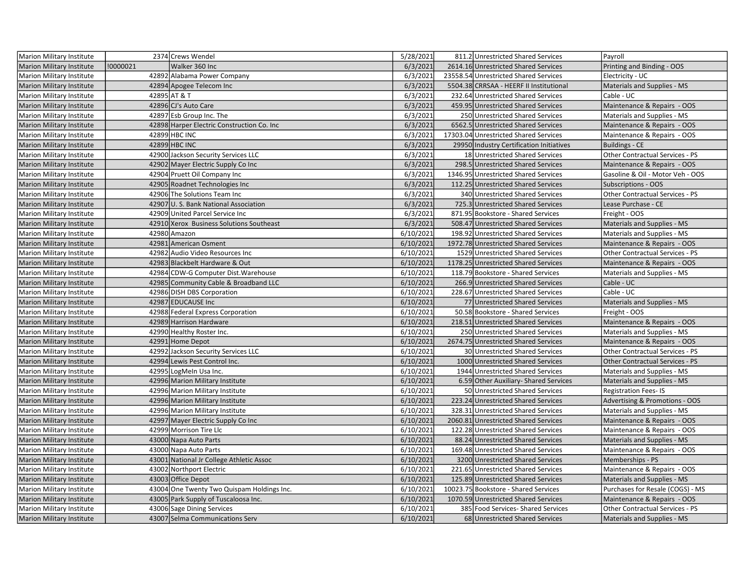| | | | | | | |
|---|---|---|---|---|---|---|
| Marion Military Institute | 2374 | Crews Wendel | 5/28/2021 | 811.2 | Unrestricted Shared Services | Payroll |
| Marion Military Institute | !0000021 | Walker 360 Inc | 6/3/2021 | 2614.16 | Unrestricted Shared Services | Printing and Binding - OOS |
| Marion Military Institute | 42892 | Alabama Power Company | 6/3/2021 | 23558.54 | Unrestricted Shared Services | Electricity - UC |
| Marion Military Institute | 42894 | Apogee Telecom Inc | 6/3/2021 | 5504.38 | CRRSAA - HEERF II Institutional | Materials and Supplies - MS |
| Marion Military Institute | 42895 | AT & T | 6/3/2021 | 232.64 | Unrestricted Shared Services | Cable - UC |
| Marion Military Institute | 42896 | CJ's Auto Care | 6/3/2021 | 459.95 | Unrestricted Shared Services | Maintenance & Repairs - OOS |
| Marion Military Institute | 42897 | Esb Group Inc. The | 6/3/2021 | 250 | Unrestricted Shared Services | Materials and Supplies - MS |
| Marion Military Institute | 42898 | Harper Electric Construction Co. Inc | 6/3/2021 | 6562.5 | Unrestricted Shared Services | Maintenance & Repairs - OOS |
| Marion Military Institute | 42899 | HBC INC | 6/3/2021 | 17303.04 | Unrestricted Shared Services | Maintenance & Repairs - OOS |
| Marion Military Institute | 42899 | HBC INC | 6/3/2021 | 29950 | Industry Certification Initiatives | Buildings - CE |
| Marion Military Institute | 42900 | Jackson Security Services LLC | 6/3/2021 | 18 | Unrestricted Shared Services | Other Contractual Services - PS |
| Marion Military Institute | 42902 | Mayer Electric Supply Co Inc | 6/3/2021 | 298.5 | Unrestricted Shared Services | Maintenance & Repairs - OOS |
| Marion Military Institute | 42904 | Pruett Oil Company Inc | 6/3/2021 | 1346.95 | Unrestricted Shared Services | Gasoline & Oil - Motor Veh - OOS |
| Marion Military Institute | 42905 | Roadnet Technologies Inc | 6/3/2021 | 112.25 | Unrestricted Shared Services | Subscriptions - OOS |
| Marion Military Institute | 42906 | The Solutions Team Inc | 6/3/2021 | 340 | Unrestricted Shared Services | Other Contractual Services - PS |
| Marion Military Institute | 42907 | U. S. Bank National Association | 6/3/2021 | 725.3 | Unrestricted Shared Services | Lease Purchase - CE |
| Marion Military Institute | 42909 | United Parcel Service Inc | 6/3/2021 | 871.95 | Bookstore - Shared Services | Freight - OOS |
| Marion Military Institute | 42910 | Xerox Business Solutions Southeast | 6/3/2021 | 508.47 | Unrestricted Shared Services | Materials and Supplies - MS |
| Marion Military Institute | 42980 | Amazon | 6/10/2021 | 198.92 | Unrestricted Shared Services | Materials and Supplies - MS |
| Marion Military Institute | 42981 | American Osment | 6/10/2021 | 1972.78 | Unrestricted Shared Services | Maintenance & Repairs - OOS |
| Marion Military Institute | 42982 | Audio Video Resources Inc | 6/10/2021 | 1529 | Unrestricted Shared Services | Other Contractual Services - PS |
| Marion Military Institute | 42983 | Blackbelt Hardware & Out | 6/10/2021 | 1178.25 | Unrestricted Shared Services | Maintenance & Repairs - OOS |
| Marion Military Institute | 42984 | CDW-G Computer Dist.Warehouse | 6/10/2021 | 118.79 | Bookstore - Shared Services | Materials and Supplies - MS |
| Marion Military Institute | 42985 | Community Cable & Broadband LLC | 6/10/2021 | 266.9 | Unrestricted Shared Services | Cable - UC |
| Marion Military Institute | 42986 | DISH DBS Corporation | 6/10/2021 | 228.67 | Unrestricted Shared Services | Cable - UC |
| Marion Military Institute | 42987 | EDUCAUSE Inc | 6/10/2021 | 77 | Unrestricted Shared Services | Materials and Supplies - MS |
| Marion Military Institute | 42988 | Federal Express Corporation | 6/10/2021 | 50.58 | Bookstore - Shared Services | Freight - OOS |
| Marion Military Institute | 42989 | Harrison Hardware | 6/10/2021 | 218.51 | Unrestricted Shared Services | Maintenance & Repairs - OOS |
| Marion Military Institute | 42990 | Healthy Roster Inc. | 6/10/2021 | 250 | Unrestricted Shared Services | Materials and Supplies - MS |
| Marion Military Institute | 42991 | Home Depot | 6/10/2021 | 2674.75 | Unrestricted Shared Services | Maintenance & Repairs - OOS |
| Marion Military Institute | 42992 | Jackson Security Services LLC | 6/10/2021 | 30 | Unrestricted Shared Services | Other Contractual Services - PS |
| Marion Military Institute | 42994 | Lewis Pest Control Inc. | 6/10/2021 | 1000 | Unrestricted Shared Services | Other Contractual Services - PS |
| Marion Military Institute | 42995 | LogMeIn Usa Inc. | 6/10/2021 | 1944 | Unrestricted Shared Services | Materials and Supplies - MS |
| Marion Military Institute | 42996 | Marion Military Institute | 6/10/2021 | 6.59 | Other Auxiliary- Shared Services | Materials and Supplies - MS |
| Marion Military Institute | 42996 | Marion Military Institute | 6/10/2021 | 50 | Unrestricted Shared Services | Registration Fees- IS |
| Marion Military Institute | 42996 | Marion Military Institute | 6/10/2021 | 223.24 | Unrestricted Shared Services | Advertising & Promotions - OOS |
| Marion Military Institute | 42996 | Marion Military Institute | 6/10/2021 | 328.31 | Unrestricted Shared Services | Materials and Supplies - MS |
| Marion Military Institute | 42997 | Mayer Electric Supply Co Inc | 6/10/2021 | 2060.81 | Unrestricted Shared Services | Maintenance & Repairs - OOS |
| Marion Military Institute | 42999 | Morrison Tire Llc | 6/10/2021 | 122.28 | Unrestricted Shared Services | Maintenance & Repairs - OOS |
| Marion Military Institute | 43000 | Napa Auto Parts | 6/10/2021 | 88.24 | Unrestricted Shared Services | Materials and Supplies - MS |
| Marion Military Institute | 43000 | Napa Auto Parts | 6/10/2021 | 169.48 | Unrestricted Shared Services | Maintenance & Repairs - OOS |
| Marion Military Institute | 43001 | National Jr College Athletic Assoc | 6/10/2021 | 3200 | Unrestricted Shared Services | Memberships - PS |
| Marion Military Institute | 43002 | Northport Electric | 6/10/2021 | 221.65 | Unrestricted Shared Services | Maintenance & Repairs - OOS |
| Marion Military Institute | 43003 | Office Depot | 6/10/2021 | 125.89 | Unrestricted Shared Services | Materials and Supplies - MS |
| Marion Military Institute | 43004 | One Twenty Two Quispam Holdings Inc. | 6/10/2021 | 10023.75 | Bookstore - Shared Services | Purchases for Resale (COGS) - MS |
| Marion Military Institute | 43005 | Park Supply of Tuscaloosa Inc. | 6/10/2021 | 1070.59 | Unrestricted Shared Services | Maintenance & Repairs - OOS |
| Marion Military Institute | 43006 | Sage Dining Services | 6/10/2021 | 385 | Food Services- Shared Services | Other Contractual Services - PS |
| Marion Military Institute | 43007 | Selma Communications Serv | 6/10/2021 | 68 | Unrestricted Shared Services | Materials and Supplies - MS |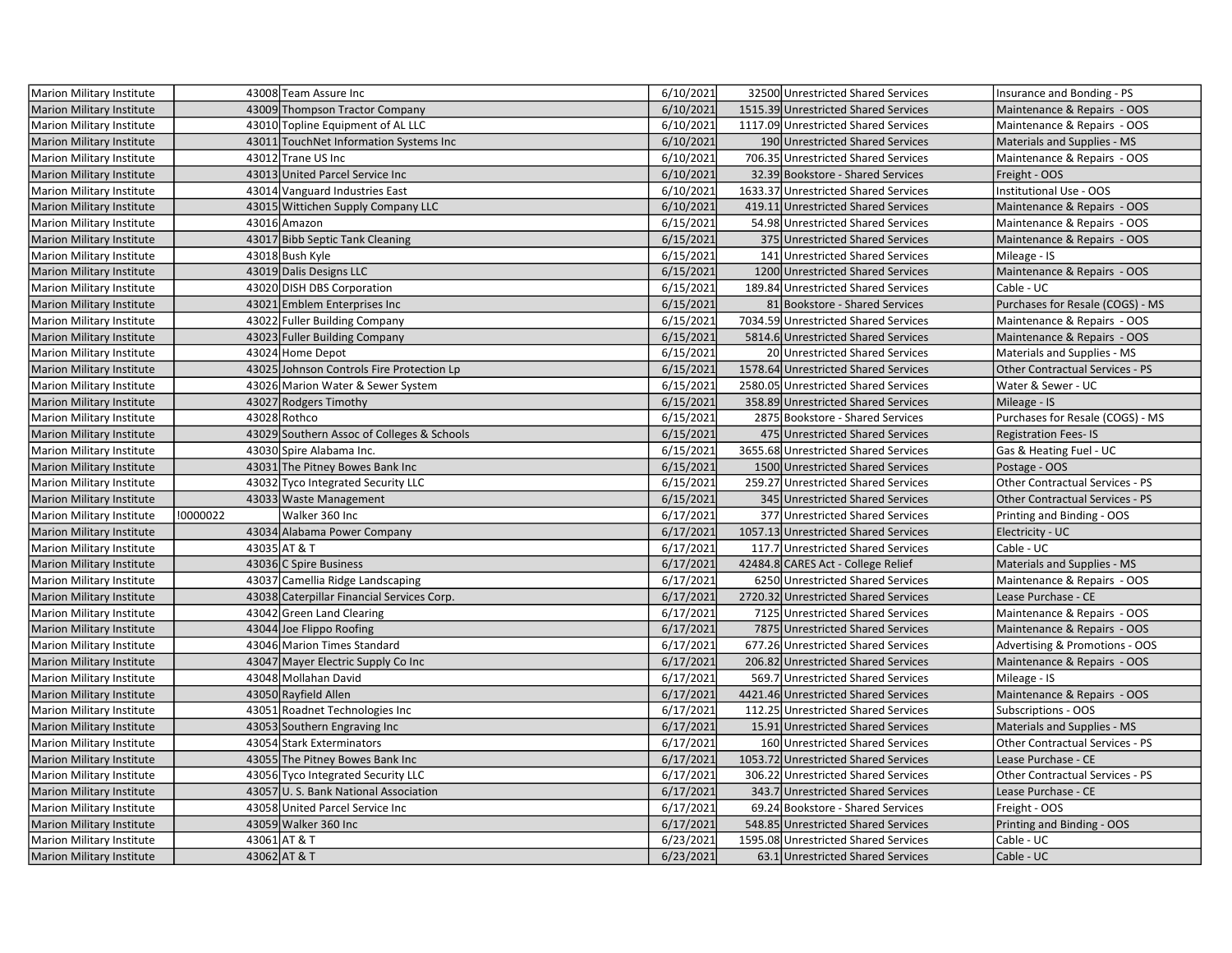| | | | | | | |
|---|---|---|---|---|---|---|
| Marion Military Institute | | 43008 | Team Assure Inc | 6/10/2021 | 32500 | Unrestricted Shared Services | Insurance and Bonding - PS |
| Marion Military Institute | | 43009 | Thompson Tractor Company | 6/10/2021 | 1515.39 | Unrestricted Shared Services | Maintenance & Repairs - OOS |
| Marion Military Institute | | 43010 | Topline Equipment of AL LLC | 6/10/2021 | 1117.09 | Unrestricted Shared Services | Maintenance & Repairs - OOS |
| Marion Military Institute | | 43011 | TouchNet Information Systems Inc | 6/10/2021 | 190 | Unrestricted Shared Services | Materials and Supplies - MS |
| Marion Military Institute | | 43012 | Trane US Inc | 6/10/2021 | 706.35 | Unrestricted Shared Services | Maintenance & Repairs - OOS |
| Marion Military Institute | | 43013 | United Parcel Service Inc | 6/10/2021 | 32.39 | Bookstore - Shared Services | Freight - OOS |
| Marion Military Institute | | 43014 | Vanguard Industries East | 6/10/2021 | 1633.37 | Unrestricted Shared Services | Institutional Use - OOS |
| Marion Military Institute | | 43015 | Wittichen Supply Company LLC | 6/10/2021 | 419.11 | Unrestricted Shared Services | Maintenance & Repairs - OOS |
| Marion Military Institute | | 43016 | Amazon | 6/15/2021 | 54.98 | Unrestricted Shared Services | Maintenance & Repairs - OOS |
| Marion Military Institute | | 43017 | Bibb Septic Tank Cleaning | 6/15/2021 | 375 | Unrestricted Shared Services | Maintenance & Repairs - OOS |
| Marion Military Institute | | 43018 | Bush Kyle | 6/15/2021 | 141 | Unrestricted Shared Services | Mileage - IS |
| Marion Military Institute | | 43019 | Dalis Designs LLC | 6/15/2021 | 1200 | Unrestricted Shared Services | Maintenance & Repairs - OOS |
| Marion Military Institute | | 43020 | DISH DBS Corporation | 6/15/2021 | 189.84 | Unrestricted Shared Services | Cable - UC |
| Marion Military Institute | | 43021 | Emblem Enterprises Inc | 6/15/2021 | 81 | Bookstore - Shared Services | Purchases for Resale (COGS) - MS |
| Marion Military Institute | | 43022 | Fuller Building Company | 6/15/2021 | 7034.59 | Unrestricted Shared Services | Maintenance & Repairs - OOS |
| Marion Military Institute | | 43023 | Fuller Building Company | 6/15/2021 | 5814.6 | Unrestricted Shared Services | Maintenance & Repairs - OOS |
| Marion Military Institute | | 43024 | Home Depot | 6/15/2021 | 20 | Unrestricted Shared Services | Materials and Supplies - MS |
| Marion Military Institute | | 43025 | Johnson Controls Fire Protection Lp | 6/15/2021 | 1578.64 | Unrestricted Shared Services | Other Contractual Services - PS |
| Marion Military Institute | | 43026 | Marion Water & Sewer System | 6/15/2021 | 2580.05 | Unrestricted Shared Services | Water & Sewer - UC |
| Marion Military Institute | | 43027 | Rodgers Timothy | 6/15/2021 | 358.89 | Unrestricted Shared Services | Mileage - IS |
| Marion Military Institute | | 43028 | Rothco | 6/15/2021 | 2875 | Bookstore - Shared Services | Purchases for Resale (COGS) - MS |
| Marion Military Institute | | 43029 | Southern Assoc of Colleges & Schools | 6/15/2021 | 475 | Unrestricted Shared Services | Registration Fees- IS |
| Marion Military Institute | | 43030 | Spire Alabama Inc. | 6/15/2021 | 3655.68 | Unrestricted Shared Services | Gas & Heating Fuel - UC |
| Marion Military Institute | | 43031 | The Pitney Bowes Bank Inc | 6/15/2021 | 1500 | Unrestricted Shared Services | Postage - OOS |
| Marion Military Institute | | 43032 | Tyco Integrated Security LLC | 6/15/2021 | 259.27 | Unrestricted Shared Services | Other Contractual Services - PS |
| Marion Military Institute | | 43033 | Waste Management | 6/15/2021 | 345 | Unrestricted Shared Services | Other Contractual Services - PS |
| Marion Military Institute | !0000022 | | Walker 360 Inc | 6/17/2021 | 377 | Unrestricted Shared Services | Printing and Binding - OOS |
| Marion Military Institute | | 43034 | Alabama Power Company | 6/17/2021 | 1057.13 | Unrestricted Shared Services | Electricity - UC |
| Marion Military Institute | | 43035 | AT & T | 6/17/2021 | 117.7 | Unrestricted Shared Services | Cable - UC |
| Marion Military Institute | | 43036 | C Spire Business | 6/17/2021 | 42484.8 | CARES Act - College Relief | Materials and Supplies - MS |
| Marion Military Institute | | 43037 | Camellia Ridge Landscaping | 6/17/2021 | 6250 | Unrestricted Shared Services | Maintenance & Repairs - OOS |
| Marion Military Institute | | 43038 | Caterpillar Financial Services Corp. | 6/17/2021 | 2720.32 | Unrestricted Shared Services | Lease Purchase - CE |
| Marion Military Institute | | 43042 | Green Land Clearing | 6/17/2021 | 7125 | Unrestricted Shared Services | Maintenance & Repairs - OOS |
| Marion Military Institute | | 43044 | Joe Flippo Roofing | 6/17/2021 | 7875 | Unrestricted Shared Services | Maintenance & Repairs - OOS |
| Marion Military Institute | | 43046 | Marion Times Standard | 6/17/2021 | 677.26 | Unrestricted Shared Services | Advertising & Promotions - OOS |
| Marion Military Institute | | 43047 | Mayer Electric Supply Co Inc | 6/17/2021 | 206.82 | Unrestricted Shared Services | Maintenance & Repairs - OOS |
| Marion Military Institute | | 43048 | Mollahan David | 6/17/2021 | 569.7 | Unrestricted Shared Services | Mileage - IS |
| Marion Military Institute | | 43050 | Rayfield Allen | 6/17/2021 | 4421.46 | Unrestricted Shared Services | Maintenance & Repairs - OOS |
| Marion Military Institute | | 43051 | Roadnet Technologies Inc | 6/17/2021 | 112.25 | Unrestricted Shared Services | Subscriptions - OOS |
| Marion Military Institute | | 43053 | Southern Engraving Inc | 6/17/2021 | 15.91 | Unrestricted Shared Services | Materials and Supplies - MS |
| Marion Military Institute | | 43054 | Stark Exterminators | 6/17/2021 | 160 | Unrestricted Shared Services | Other Contractual Services - PS |
| Marion Military Institute | | 43055 | The Pitney Bowes Bank Inc | 6/17/2021 | 1053.72 | Unrestricted Shared Services | Lease Purchase - CE |
| Marion Military Institute | | 43056 | Tyco Integrated Security LLC | 6/17/2021 | 306.22 | Unrestricted Shared Services | Other Contractual Services - PS |
| Marion Military Institute | | 43057 | U. S. Bank National Association | 6/17/2021 | 343.7 | Unrestricted Shared Services | Lease Purchase - CE |
| Marion Military Institute | | 43058 | United Parcel Service Inc | 6/17/2021 | 69.24 | Bookstore - Shared Services | Freight - OOS |
| Marion Military Institute | | 43059 | Walker 360 Inc | 6/17/2021 | 548.85 | Unrestricted Shared Services | Printing and Binding - OOS |
| Marion Military Institute | | 43061 | AT & T | 6/23/2021 | 1595.08 | Unrestricted Shared Services | Cable - UC |
| Marion Military Institute | | 43062 | AT & T | 6/23/2021 | 63.1 | Unrestricted Shared Services | Cable - UC |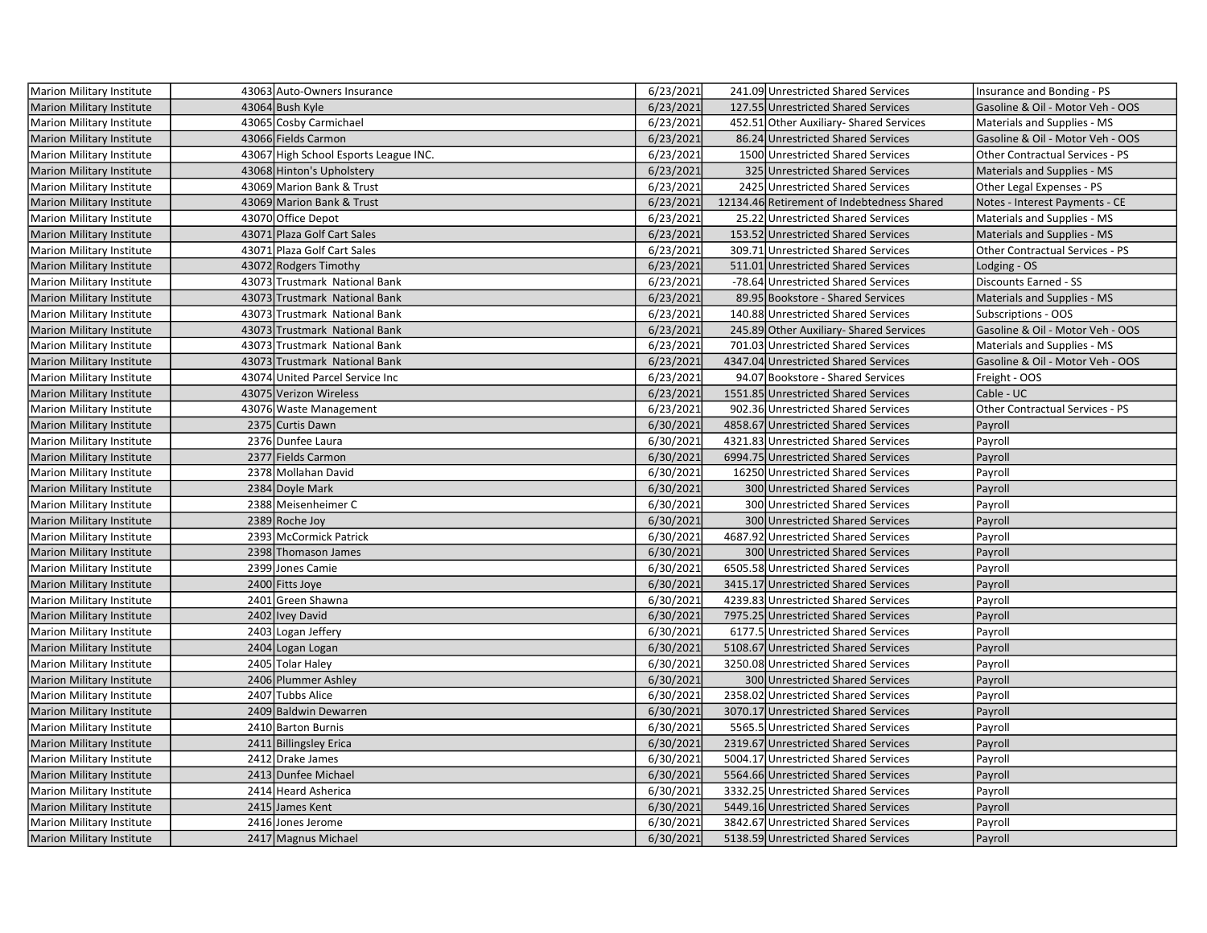| Marion Military Institute | 43063 | Auto-Owners Insurance | 6/23/2021 | 241.09 | Unrestricted Shared Services | Insurance and Bonding - PS |
|---|---|---|---|---|---|---|
| Marion Military Institute | 43064 | Bush Kyle | 6/23/2021 | 127.55 | Unrestricted Shared Services | Gasoline & Oil - Motor Veh - OOS |
| Marion Military Institute | 43065 | Cosby Carmichael | 6/23/2021 | 452.51 | Other Auxiliary- Shared Services | Materials and Supplies - MS |
| Marion Military Institute | 43066 | Fields Carmon | 6/23/2021 | 86.24 | Unrestricted Shared Services | Gasoline & Oil - Motor Veh - OOS |
| Marion Military Institute | 43067 | High School Esports League INC. | 6/23/2021 | 1500 | Unrestricted Shared Services | Other Contractual Services - PS |
| Marion Military Institute | 43068 | Hinton's Upholstery | 6/23/2021 | 325 | Unrestricted Shared Services | Materials and Supplies - MS |
| Marion Military Institute | 43069 | Marion Bank & Trust | 6/23/2021 | 2425 | Unrestricted Shared Services | Other Legal Expenses - PS |
| Marion Military Institute | 43069 | Marion Bank & Trust | 6/23/2021 | 12134.46 | Retirement of Indebtedness Shared | Notes - Interest Payments - CE |
| Marion Military Institute | 43070 | Office Depot | 6/23/2021 | 25.22 | Unrestricted Shared Services | Materials and Supplies - MS |
| Marion Military Institute | 43071 | Plaza Golf Cart Sales | 6/23/2021 | 153.52 | Unrestricted Shared Services | Materials and Supplies - MS |
| Marion Military Institute | 43071 | Plaza Golf Cart Sales | 6/23/2021 | 309.71 | Unrestricted Shared Services | Other Contractual Services - PS |
| Marion Military Institute | 43072 | Rodgers Timothy | 6/23/2021 | 511.01 | Unrestricted Shared Services | Lodging - OS |
| Marion Military Institute | 43073 | Trustmark National Bank | 6/23/2021 | -78.64 | Unrestricted Shared Services | Discounts Earned - SS |
| Marion Military Institute | 43073 | Trustmark National Bank | 6/23/2021 | 89.95 | Bookstore - Shared Services | Materials and Supplies - MS |
| Marion Military Institute | 43073 | Trustmark National Bank | 6/23/2021 | 140.88 | Unrestricted Shared Services | Subscriptions - OOS |
| Marion Military Institute | 43073 | Trustmark National Bank | 6/23/2021 | 245.89 | Other Auxiliary- Shared Services | Gasoline & Oil - Motor Veh - OOS |
| Marion Military Institute | 43073 | Trustmark National Bank | 6/23/2021 | 701.03 | Unrestricted Shared Services | Materials and Supplies - MS |
| Marion Military Institute | 43073 | Trustmark National Bank | 6/23/2021 | 4347.04 | Unrestricted Shared Services | Gasoline & Oil - Motor Veh - OOS |
| Marion Military Institute | 43074 | United Parcel Service Inc | 6/23/2021 | 94.07 | Bookstore - Shared Services | Freight - OOS |
| Marion Military Institute | 43075 | Verizon Wireless | 6/23/2021 | 1551.85 | Unrestricted Shared Services | Cable - UC |
| Marion Military Institute | 43076 | Waste Management | 6/23/2021 | 902.36 | Unrestricted Shared Services | Other Contractual Services - PS |
| Marion Military Institute | 2375 | Curtis Dawn | 6/30/2021 | 4858.67 | Unrestricted Shared Services | Payroll |
| Marion Military Institute | 2376 | Dunfee Laura | 6/30/2021 | 4321.83 | Unrestricted Shared Services | Payroll |
| Marion Military Institute | 2377 | Fields Carmon | 6/30/2021 | 6994.75 | Unrestricted Shared Services | Payroll |
| Marion Military Institute | 2378 | Mollahan David | 6/30/2021 | 16250 | Unrestricted Shared Services | Payroll |
| Marion Military Institute | 2384 | Doyle Mark | 6/30/2021 | 300 | Unrestricted Shared Services | Payroll |
| Marion Military Institute | 2388 | Meisenheimer C | 6/30/2021 | 300 | Unrestricted Shared Services | Payroll |
| Marion Military Institute | 2389 | Roche Joy | 6/30/2021 | 300 | Unrestricted Shared Services | Payroll |
| Marion Military Institute | 2393 | McCormick Patrick | 6/30/2021 | 4687.92 | Unrestricted Shared Services | Payroll |
| Marion Military Institute | 2398 | Thomason James | 6/30/2021 | 300 | Unrestricted Shared Services | Payroll |
| Marion Military Institute | 2399 | Jones Camie | 6/30/2021 | 6505.58 | Unrestricted Shared Services | Payroll |
| Marion Military Institute | 2400 | Fitts Joye | 6/30/2021 | 3415.17 | Unrestricted Shared Services | Payroll |
| Marion Military Institute | 2401 | Green Shawna | 6/30/2021 | 4239.83 | Unrestricted Shared Services | Payroll |
| Marion Military Institute | 2402 | Ivey David | 6/30/2021 | 7975.25 | Unrestricted Shared Services | Payroll |
| Marion Military Institute | 2403 | Logan Jeffery | 6/30/2021 | 6177.5 | Unrestricted Shared Services | Payroll |
| Marion Military Institute | 2404 | Logan Logan | 6/30/2021 | 5108.67 | Unrestricted Shared Services | Payroll |
| Marion Military Institute | 2405 | Tolar Haley | 6/30/2021 | 3250.08 | Unrestricted Shared Services | Payroll |
| Marion Military Institute | 2406 | Plummer Ashley | 6/30/2021 | 300 | Unrestricted Shared Services | Payroll |
| Marion Military Institute | 2407 | Tubbs Alice | 6/30/2021 | 2358.02 | Unrestricted Shared Services | Payroll |
| Marion Military Institute | 2409 | Baldwin Dewarren | 6/30/2021 | 3070.17 | Unrestricted Shared Services | Payroll |
| Marion Military Institute | 2410 | Barton Burnis | 6/30/2021 | 5565.5 | Unrestricted Shared Services | Payroll |
| Marion Military Institute | 2411 | Billingsley Erica | 6/30/2021 | 2319.67 | Unrestricted Shared Services | Payroll |
| Marion Military Institute | 2412 | Drake James | 6/30/2021 | 5004.17 | Unrestricted Shared Services | Payroll |
| Marion Military Institute | 2413 | Dunfee Michael | 6/30/2021 | 5564.66 | Unrestricted Shared Services | Payroll |
| Marion Military Institute | 2414 | Heard Asherica | 6/30/2021 | 3332.25 | Unrestricted Shared Services | Payroll |
| Marion Military Institute | 2415 | James Kent | 6/30/2021 | 5449.16 | Unrestricted Shared Services | Payroll |
| Marion Military Institute | 2416 | Jones Jerome | 6/30/2021 | 3842.67 | Unrestricted Shared Services | Payroll |
| Marion Military Institute | 2417 | Magnus Michael | 6/30/2021 | 5138.59 | Unrestricted Shared Services | Payroll |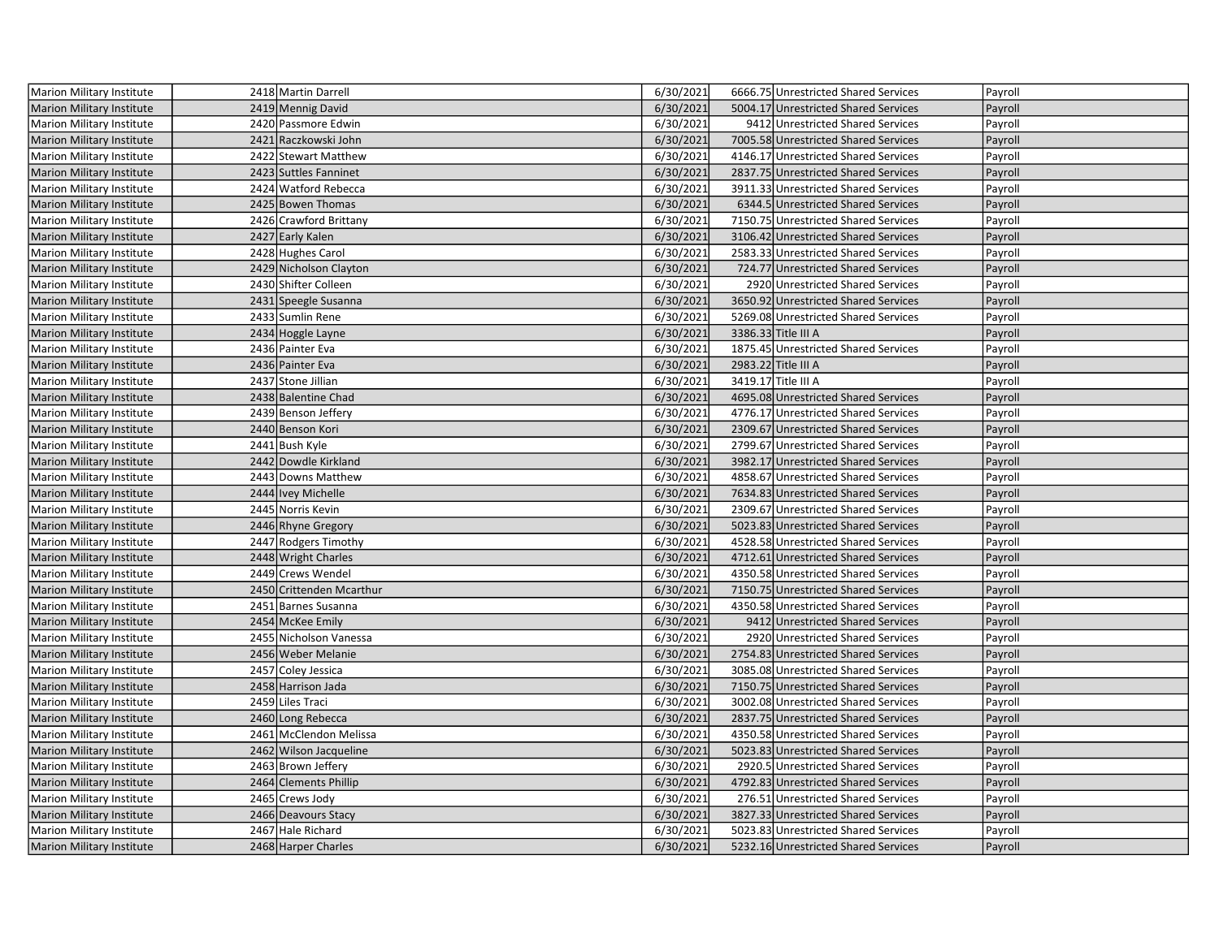| Marion Military Institute | 2418 | Martin Darrell | 6/30/2021 | 6666.75 | Unrestricted Shared Services | Payroll |
|---|---|---|---|---|---|---|
| Marion Military Institute | 2419 | Mennig David | 6/30/2021 | 5004.17 | Unrestricted Shared Services | Payroll |
| Marion Military Institute | 2420 | Passmore Edwin | 6/30/2021 | 9412 | Unrestricted Shared Services | Payroll |
| Marion Military Institute | 2421 | Raczkowski John | 6/30/2021 | 7005.58 | Unrestricted Shared Services | Payroll |
| Marion Military Institute | 2422 | Stewart Matthew | 6/30/2021 | 4146.17 | Unrestricted Shared Services | Payroll |
| Marion Military Institute | 2423 | Suttles Fanninet | 6/30/2021 | 2837.75 | Unrestricted Shared Services | Payroll |
| Marion Military Institute | 2424 | Watford Rebecca | 6/30/2021 | 3911.33 | Unrestricted Shared Services | Payroll |
| Marion Military Institute | 2425 | Bowen Thomas | 6/30/2021 | 6344.5 | Unrestricted Shared Services | Payroll |
| Marion Military Institute | 2426 | Crawford Brittany | 6/30/2021 | 7150.75 | Unrestricted Shared Services | Payroll |
| Marion Military Institute | 2427 | Early Kalen | 6/30/2021 | 3106.42 | Unrestricted Shared Services | Payroll |
| Marion Military Institute | 2428 | Hughes Carol | 6/30/2021 | 2583.33 | Unrestricted Shared Services | Payroll |
| Marion Military Institute | 2429 | Nicholson Clayton | 6/30/2021 | 724.77 | Unrestricted Shared Services | Payroll |
| Marion Military Institute | 2430 | Shifter Colleen | 6/30/2021 | 2920 | Unrestricted Shared Services | Payroll |
| Marion Military Institute | 2431 | Speegle Susanna | 6/30/2021 | 3650.92 | Unrestricted Shared Services | Payroll |
| Marion Military Institute | 2433 | Sumlin Rene | 6/30/2021 | 5269.08 | Unrestricted Shared Services | Payroll |
| Marion Military Institute | 2434 | Hoggle Layne | 6/30/2021 | 3386.33 | Title III A | Payroll |
| Marion Military Institute | 2436 | Painter Eva | 6/30/2021 | 1875.45 | Unrestricted Shared Services | Payroll |
| Marion Military Institute | 2436 | Painter Eva | 6/30/2021 | 2983.22 | Title III A | Payroll |
| Marion Military Institute | 2437 | Stone Jillian | 6/30/2021 | 3419.17 | Title III A | Payroll |
| Marion Military Institute | 2438 | Balentine Chad | 6/30/2021 | 4695.08 | Unrestricted Shared Services | Payroll |
| Marion Military Institute | 2439 | Benson Jeffery | 6/30/2021 | 4776.17 | Unrestricted Shared Services | Payroll |
| Marion Military Institute | 2440 | Benson Kori | 6/30/2021 | 2309.67 | Unrestricted Shared Services | Payroll |
| Marion Military Institute | 2441 | Bush Kyle | 6/30/2021 | 2799.67 | Unrestricted Shared Services | Payroll |
| Marion Military Institute | 2442 | Dowdle Kirkland | 6/30/2021 | 3982.17 | Unrestricted Shared Services | Payroll |
| Marion Military Institute | 2443 | Downs Matthew | 6/30/2021 | 4858.67 | Unrestricted Shared Services | Payroll |
| Marion Military Institute | 2444 | Ivey Michelle | 6/30/2021 | 7634.83 | Unrestricted Shared Services | Payroll |
| Marion Military Institute | 2445 | Norris Kevin | 6/30/2021 | 2309.67 | Unrestricted Shared Services | Payroll |
| Marion Military Institute | 2446 | Rhyne Gregory | 6/30/2021 | 5023.83 | Unrestricted Shared Services | Payroll |
| Marion Military Institute | 2447 | Rodgers Timothy | 6/30/2021 | 4528.58 | Unrestricted Shared Services | Payroll |
| Marion Military Institute | 2448 | Wright Charles | 6/30/2021 | 4712.61 | Unrestricted Shared Services | Payroll |
| Marion Military Institute | 2449 | Crews Wendel | 6/30/2021 | 4350.58 | Unrestricted Shared Services | Payroll |
| Marion Military Institute | 2450 | Crittenden Mcarthur | 6/30/2021 | 7150.75 | Unrestricted Shared Services | Payroll |
| Marion Military Institute | 2451 | Barnes Susanna | 6/30/2021 | 4350.58 | Unrestricted Shared Services | Payroll |
| Marion Military Institute | 2454 | McKee Emily | 6/30/2021 | 9412 | Unrestricted Shared Services | Payroll |
| Marion Military Institute | 2455 | Nicholson Vanessa | 6/30/2021 | 2920 | Unrestricted Shared Services | Payroll |
| Marion Military Institute | 2456 | Weber Melanie | 6/30/2021 | 2754.83 | Unrestricted Shared Services | Payroll |
| Marion Military Institute | 2457 | Coley Jessica | 6/30/2021 | 3085.08 | Unrestricted Shared Services | Payroll |
| Marion Military Institute | 2458 | Harrison Jada | 6/30/2021 | 7150.75 | Unrestricted Shared Services | Payroll |
| Marion Military Institute | 2459 | Liles Traci | 6/30/2021 | 3002.08 | Unrestricted Shared Services | Payroll |
| Marion Military Institute | 2460 | Long Rebecca | 6/30/2021 | 2837.75 | Unrestricted Shared Services | Payroll |
| Marion Military Institute | 2461 | McClendon Melissa | 6/30/2021 | 4350.58 | Unrestricted Shared Services | Payroll |
| Marion Military Institute | 2462 | Wilson Jacqueline | 6/30/2021 | 5023.83 | Unrestricted Shared Services | Payroll |
| Marion Military Institute | 2463 | Brown Jeffery | 6/30/2021 | 2920.5 | Unrestricted Shared Services | Payroll |
| Marion Military Institute | 2464 | Clements Phillip | 6/30/2021 | 4792.83 | Unrestricted Shared Services | Payroll |
| Marion Military Institute | 2465 | Crews Jody | 6/30/2021 | 276.51 | Unrestricted Shared Services | Payroll |
| Marion Military Institute | 2466 | Deavours Stacy | 6/30/2021 | 3827.33 | Unrestricted Shared Services | Payroll |
| Marion Military Institute | 2467 | Hale Richard | 6/30/2021 | 5023.83 | Unrestricted Shared Services | Payroll |
| Marion Military Institute | 2468 | Harper Charles | 6/30/2021 | 5232.16 | Unrestricted Shared Services | Payroll |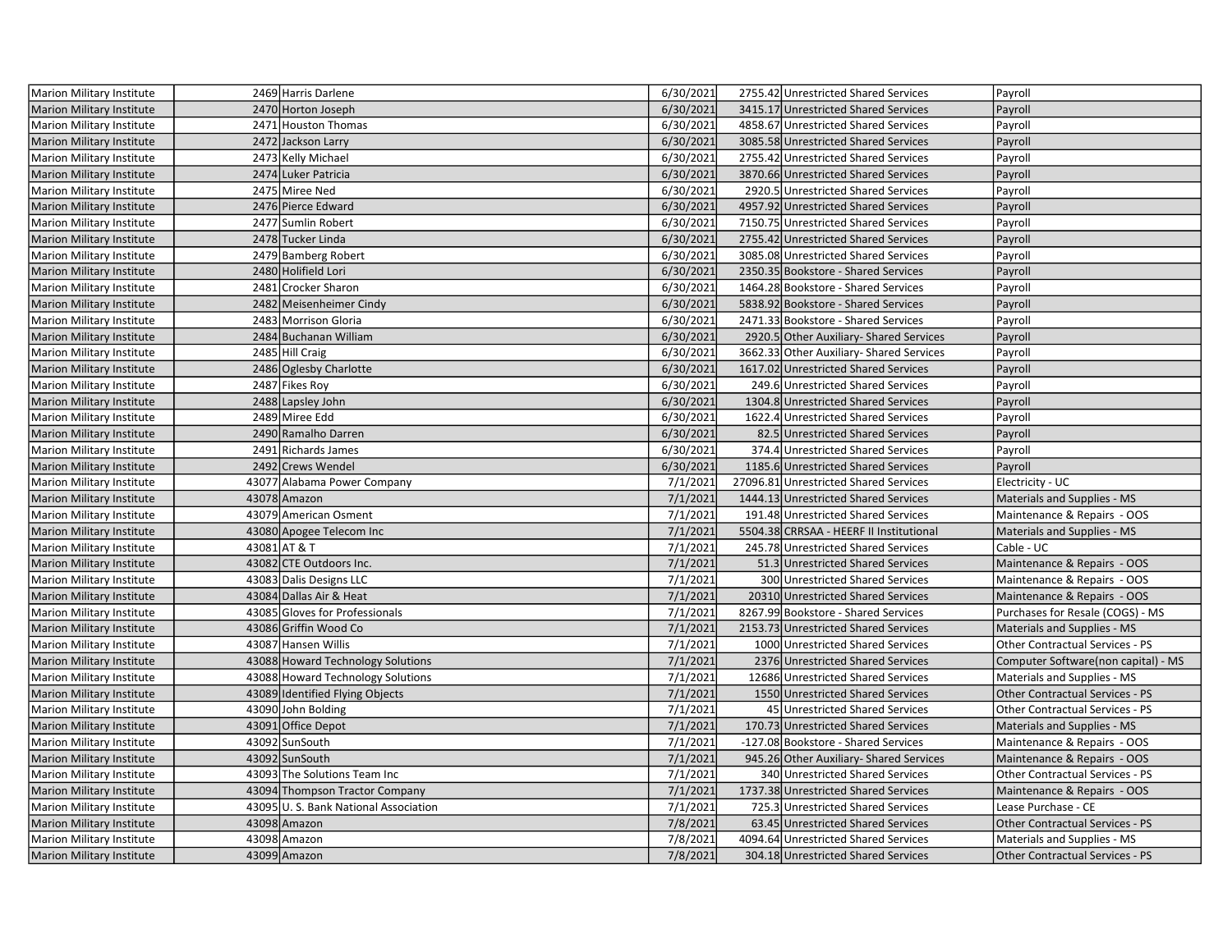| | | | | | | |
|---|---|---|---|---|---|---|
| Marion Military Institute | 2469 | Harris Darlene | 6/30/2021 | 2755.42 | Unrestricted Shared Services | Payroll |
| Marion Military Institute | 2470 | Horton Joseph | 6/30/2021 | 3415.17 | Unrestricted Shared Services | Payroll |
| Marion Military Institute | 2471 | Houston Thomas | 6/30/2021 | 4858.67 | Unrestricted Shared Services | Payroll |
| Marion Military Institute | 2472 | Jackson Larry | 6/30/2021 | 3085.58 | Unrestricted Shared Services | Payroll |
| Marion Military Institute | 2473 | Kelly Michael | 6/30/2021 | 2755.42 | Unrestricted Shared Services | Payroll |
| Marion Military Institute | 2474 | Luker Patricia | 6/30/2021 | 3870.66 | Unrestricted Shared Services | Payroll |
| Marion Military Institute | 2475 | Miree Ned | 6/30/2021 | 2920.5 | Unrestricted Shared Services | Payroll |
| Marion Military Institute | 2476 | Pierce Edward | 6/30/2021 | 4957.92 | Unrestricted Shared Services | Payroll |
| Marion Military Institute | 2477 | Sumlin Robert | 6/30/2021 | 7150.75 | Unrestricted Shared Services | Payroll |
| Marion Military Institute | 2478 | Tucker Linda | 6/30/2021 | 2755.42 | Unrestricted Shared Services | Payroll |
| Marion Military Institute | 2479 | Bamberg Robert | 6/30/2021 | 3085.08 | Unrestricted Shared Services | Payroll |
| Marion Military Institute | 2480 | Holifield Lori | 6/30/2021 | 2350.35 | Bookstore - Shared Services | Payroll |
| Marion Military Institute | 2481 | Crocker Sharon | 6/30/2021 | 1464.28 | Bookstore - Shared Services | Payroll |
| Marion Military Institute | 2482 | Meisenheimer Cindy | 6/30/2021 | 5838.92 | Bookstore - Shared Services | Payroll |
| Marion Military Institute | 2483 | Morrison Gloria | 6/30/2021 | 2471.33 | Bookstore - Shared Services | Payroll |
| Marion Military Institute | 2484 | Buchanan William | 6/30/2021 | 2920.5 | Other Auxiliary- Shared Services | Payroll |
| Marion Military Institute | 2485 | Hill Craig | 6/30/2021 | 3662.33 | Other Auxiliary- Shared Services | Payroll |
| Marion Military Institute | 2486 | Oglesby Charlotte | 6/30/2021 | 1617.02 | Unrestricted Shared Services | Payroll |
| Marion Military Institute | 2487 | Fikes Roy | 6/30/2021 | 249.6 | Unrestricted Shared Services | Payroll |
| Marion Military Institute | 2488 | Lapsley John | 6/30/2021 | 1304.8 | Unrestricted Shared Services | Payroll |
| Marion Military Institute | 2489 | Miree Edd | 6/30/2021 | 1622.4 | Unrestricted Shared Services | Payroll |
| Marion Military Institute | 2490 | Ramalho Darren | 6/30/2021 | 82.5 | Unrestricted Shared Services | Payroll |
| Marion Military Institute | 2491 | Richards James | 6/30/2021 | 374.4 | Unrestricted Shared Services | Payroll |
| Marion Military Institute | 2492 | Crews Wendel | 6/30/2021 | 1185.6 | Unrestricted Shared Services | Payroll |
| Marion Military Institute | 43077 | Alabama Power Company | 7/1/2021 | 27096.81 | Unrestricted Shared Services | Electricity - UC |
| Marion Military Institute | 43078 | Amazon | 7/1/2021 | 1444.13 | Unrestricted Shared Services | Materials and Supplies - MS |
| Marion Military Institute | 43079 | American Osment | 7/1/2021 | 191.48 | Unrestricted Shared Services | Maintenance & Repairs - OOS |
| Marion Military Institute | 43080 | Apogee Telecom Inc | 7/1/2021 | 5504.38 | CRRSAA - HEERF II Institutional | Materials and Supplies - MS |
| Marion Military Institute | 43081 | AT & T | 7/1/2021 | 245.78 | Unrestricted Shared Services | Cable - UC |
| Marion Military Institute | 43082 | CTE Outdoors Inc. | 7/1/2021 | 51.3 | Unrestricted Shared Services | Maintenance & Repairs - OOS |
| Marion Military Institute | 43083 | Dalis Designs LLC | 7/1/2021 | 300 | Unrestricted Shared Services | Maintenance & Repairs - OOS |
| Marion Military Institute | 43084 | Dallas Air & Heat | 7/1/2021 | 20310 | Unrestricted Shared Services | Maintenance & Repairs - OOS |
| Marion Military Institute | 43085 | Gloves for Professionals | 7/1/2021 | 8267.99 | Bookstore - Shared Services | Purchases for Resale (COGS) - MS |
| Marion Military Institute | 43086 | Griffin Wood Co | 7/1/2021 | 2153.73 | Unrestricted Shared Services | Materials and Supplies - MS |
| Marion Military Institute | 43087 | Hansen Willis | 7/1/2021 | 1000 | Unrestricted Shared Services | Other Contractual Services - PS |
| Marion Military Institute | 43088 | Howard Technology Solutions | 7/1/2021 | 2376 | Unrestricted Shared Services | Computer Software(non capital) - MS |
| Marion Military Institute | 43088 | Howard Technology Solutions | 7/1/2021 | 12686 | Unrestricted Shared Services | Materials and Supplies - MS |
| Marion Military Institute | 43089 | Identified Flying Objects | 7/1/2021 | 1550 | Unrestricted Shared Services | Other Contractual Services - PS |
| Marion Military Institute | 43090 | John Bolding | 7/1/2021 | 45 | Unrestricted Shared Services | Other Contractual Services - PS |
| Marion Military Institute | 43091 | Office Depot | 7/1/2021 | 170.73 | Unrestricted Shared Services | Materials and Supplies - MS |
| Marion Military Institute | 43092 | SunSouth | 7/1/2021 | -127.08 | Bookstore - Shared Services | Maintenance & Repairs - OOS |
| Marion Military Institute | 43092 | SunSouth | 7/1/2021 | 945.26 | Other Auxiliary- Shared Services | Maintenance & Repairs - OOS |
| Marion Military Institute | 43093 | The Solutions Team Inc | 7/1/2021 | 340 | Unrestricted Shared Services | Other Contractual Services - PS |
| Marion Military Institute | 43094 | Thompson Tractor Company | 7/1/2021 | 1737.38 | Unrestricted Shared Services | Maintenance & Repairs - OOS |
| Marion Military Institute | 43095 | U. S. Bank National Association | 7/1/2021 | 725.3 | Unrestricted Shared Services | Lease Purchase - CE |
| Marion Military Institute | 43098 | Amazon | 7/8/2021 | 63.45 | Unrestricted Shared Services | Other Contractual Services - PS |
| Marion Military Institute | 43098 | Amazon | 7/8/2021 | 4094.64 | Unrestricted Shared Services | Materials and Supplies - MS |
| Marion Military Institute | 43099 | Amazon | 7/8/2021 | 304.18 | Unrestricted Shared Services | Other Contractual Services - PS |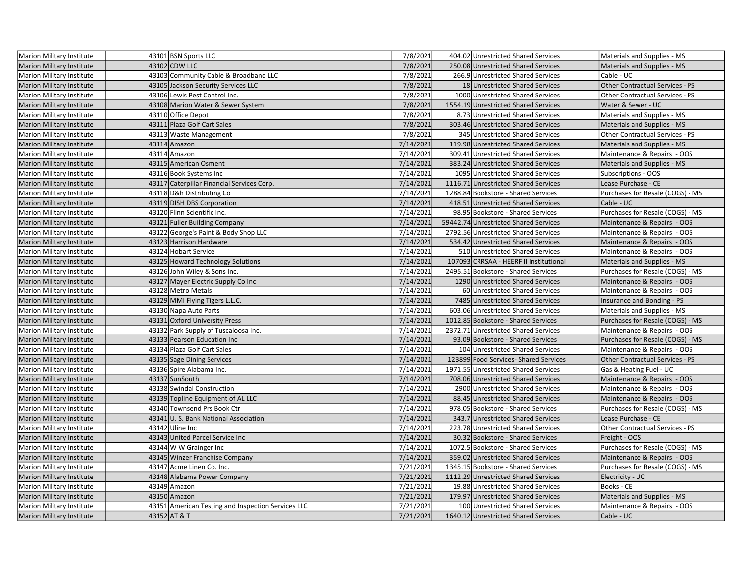| Marion Military Institute | 43101 | BSN Sports LLC | 7/8/2021 | 404.02 | Unrestricted Shared Services | Materials and Supplies - MS |
|---|---|---|---|---|---|---|
| Marion Military Institute | 43102 | CDW LLC | 7/8/2021 | 250.08 | Unrestricted Shared Services | Materials and Supplies - MS |
| Marion Military Institute | 43103 | Community Cable & Broadband LLC | 7/8/2021 | 266.9 | Unrestricted Shared Services | Cable - UC |
| Marion Military Institute | 43105 | Jackson Security Services LLC | 7/8/2021 | 18 | Unrestricted Shared Services | Other Contractual Services - PS |
| Marion Military Institute | 43106 | Lewis Pest Control Inc. | 7/8/2021 | 1000 | Unrestricted Shared Services | Other Contractual Services - PS |
| Marion Military Institute | 43108 | Marion Water & Sewer System | 7/8/2021 | 1554.19 | Unrestricted Shared Services | Water & Sewer - UC |
| Marion Military Institute | 43110 | Office Depot | 7/8/2021 | 8.73 | Unrestricted Shared Services | Materials and Supplies - MS |
| Marion Military Institute | 43111 | Plaza Golf Cart Sales | 7/8/2021 | 303.46 | Unrestricted Shared Services | Materials and Supplies - MS |
| Marion Military Institute | 43113 | Waste Management | 7/8/2021 | 345 | Unrestricted Shared Services | Other Contractual Services - PS |
| Marion Military Institute | 43114 | Amazon | 7/14/2021 | 119.98 | Unrestricted Shared Services | Materials and Supplies - MS |
| Marion Military Institute | 43114 | Amazon | 7/14/2021 | 309.41 | Unrestricted Shared Services | Maintenance & Repairs - OOS |
| Marion Military Institute | 43115 | American Osment | 7/14/2021 | 383.24 | Unrestricted Shared Services | Materials and Supplies - MS |
| Marion Military Institute | 43116 | Book Systems Inc | 7/14/2021 | 1095 | Unrestricted Shared Services | Subscriptions - OOS |
| Marion Military Institute | 43117 | Caterpillar Financial Services Corp. | 7/14/2021 | 1116.71 | Unrestricted Shared Services | Lease Purchase - CE |
| Marion Military Institute | 43118 | D&h Distributing Co | 7/14/2021 | 1288.84 | Bookstore - Shared Services | Purchases for Resale (COGS) - MS |
| Marion Military Institute | 43119 | DISH DBS Corporation | 7/14/2021 | 418.51 | Unrestricted Shared Services | Cable - UC |
| Marion Military Institute | 43120 | Flinn Scientific Inc. | 7/14/2021 | 98.95 | Bookstore - Shared Services | Purchases for Resale (COGS) - MS |
| Marion Military Institute | 43121 | Fuller Building Company | 7/14/2021 | 59442.74 | Unrestricted Shared Services | Maintenance & Repairs - OOS |
| Marion Military Institute | 43122 | George's Paint & Body Shop LLC | 7/14/2021 | 2792.56 | Unrestricted Shared Services | Maintenance & Repairs - OOS |
| Marion Military Institute | 43123 | Harrison Hardware | 7/14/2021 | 534.42 | Unrestricted Shared Services | Maintenance & Repairs - OOS |
| Marion Military Institute | 43124 | Hobart Service | 7/14/2021 | 510 | Unrestricted Shared Services | Maintenance & Repairs - OOS |
| Marion Military Institute | 43125 | Howard Technology Solutions | 7/14/2021 | 107093 | CRRSAA - HEERF II Institutional | Materials and Supplies - MS |
| Marion Military Institute | 43126 | John Wiley & Sons Inc. | 7/14/2021 | 2495.51 | Bookstore - Shared Services | Purchases for Resale (COGS) - MS |
| Marion Military Institute | 43127 | Mayer Electric Supply Co Inc | 7/14/2021 | 1290 | Unrestricted Shared Services | Maintenance & Repairs - OOS |
| Marion Military Institute | 43128 | Metro Metals | 7/14/2021 | 60 | Unrestricted Shared Services | Maintenance & Repairs - OOS |
| Marion Military Institute | 43129 | MMI Flying Tigers L.L.C. | 7/14/2021 | 7485 | Unrestricted Shared Services | Insurance and Bonding - PS |
| Marion Military Institute | 43130 | Napa Auto Parts | 7/14/2021 | 603.06 | Unrestricted Shared Services | Materials and Supplies - MS |
| Marion Military Institute | 43131 | Oxford University Press | 7/14/2021 | 1012.85 | Bookstore - Shared Services | Purchases for Resale (COGS) - MS |
| Marion Military Institute | 43132 | Park Supply of Tuscaloosa Inc. | 7/14/2021 | 2372.71 | Unrestricted Shared Services | Maintenance & Repairs - OOS |
| Marion Military Institute | 43133 | Pearson Education Inc | 7/14/2021 | 93.09 | Bookstore - Shared Services | Purchases for Resale (COGS) - MS |
| Marion Military Institute | 43134 | Plaza Golf Cart Sales | 7/14/2021 | 104 | Unrestricted Shared Services | Maintenance & Repairs - OOS |
| Marion Military Institute | 43135 | Sage Dining Services | 7/14/2021 | 123899 | Food Services- Shared Services | Other Contractual Services - PS |
| Marion Military Institute | 43136 | Spire Alabama Inc. | 7/14/2021 | 1971.55 | Unrestricted Shared Services | Gas & Heating Fuel - UC |
| Marion Military Institute | 43137 | SunSouth | 7/14/2021 | 708.06 | Unrestricted Shared Services | Maintenance & Repairs - OOS |
| Marion Military Institute | 43138 | Swindal Construction | 7/14/2021 | 2900 | Unrestricted Shared Services | Maintenance & Repairs - OOS |
| Marion Military Institute | 43139 | Topline Equipment of AL LLC | 7/14/2021 | 88.45 | Unrestricted Shared Services | Maintenance & Repairs - OOS |
| Marion Military Institute | 43140 | Townsend Prs Book Ctr | 7/14/2021 | 978.05 | Bookstore - Shared Services | Purchases for Resale (COGS) - MS |
| Marion Military Institute | 43141 | U. S. Bank National Association | 7/14/2021 | 343.7 | Unrestricted Shared Services | Lease Purchase - CE |
| Marion Military Institute | 43142 | Uline Inc | 7/14/2021 | 223.78 | Unrestricted Shared Services | Other Contractual Services - PS |
| Marion Military Institute | 43143 | United Parcel Service Inc | 7/14/2021 | 30.32 | Bookstore - Shared Services | Freight - OOS |
| Marion Military Institute | 43144 | W W Grainger Inc | 7/14/2021 | 1072.5 | Bookstore - Shared Services | Purchases for Resale (COGS) - MS |
| Marion Military Institute | 43145 | Winzer Franchise Company | 7/14/2021 | 359.02 | Unrestricted Shared Services | Maintenance & Repairs - OOS |
| Marion Military Institute | 43147 | Acme Linen Co. Inc. | 7/21/2021 | 1345.15 | Bookstore - Shared Services | Purchases for Resale (COGS) - MS |
| Marion Military Institute | 43148 | Alabama Power Company | 7/21/2021 | 1112.29 | Unrestricted Shared Services | Electricity - UC |
| Marion Military Institute | 43149 | Amazon | 7/21/2021 | 19.88 | Unrestricted Shared Services | Books - CE |
| Marion Military Institute | 43150 | Amazon | 7/21/2021 | 179.97 | Unrestricted Shared Services | Materials and Supplies - MS |
| Marion Military Institute | 43151 | American Testing and Inspection Services LLC | 7/21/2021 | 100 | Unrestricted Shared Services | Maintenance & Repairs - OOS |
| Marion Military Institute | 43152 | AT & T | 7/21/2021 | 1640.12 | Unrestricted Shared Services | Cable - UC |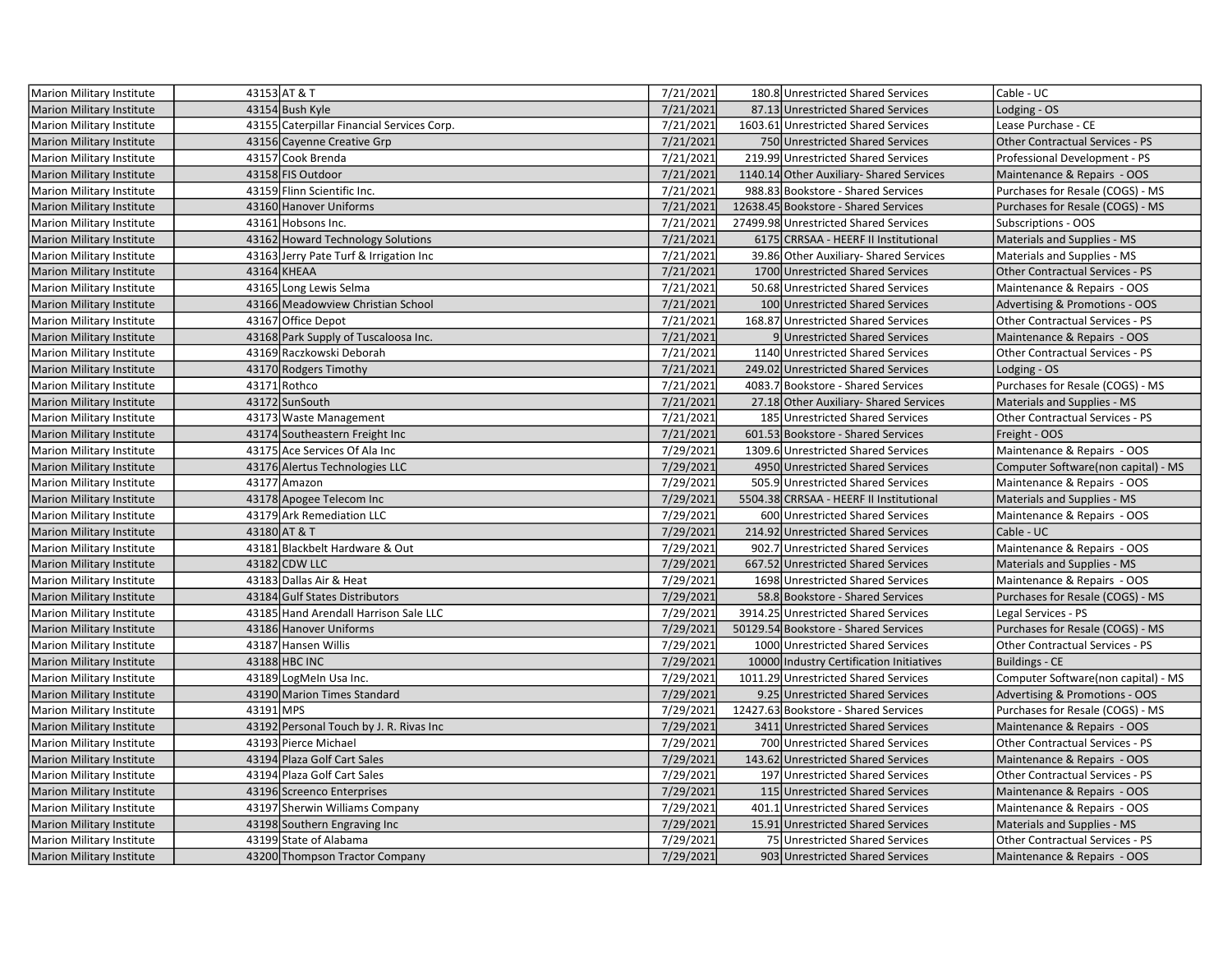| | | | | | |
|---|---|---|---|---|---|
| Marion Military Institute | 43153 | AT & T | 7/21/2021 | 180.8 | Unrestricted Shared Services | Cable - UC |
| Marion Military Institute | 43154 | Bush Kyle | 7/21/2021 | 87.13 | Unrestricted Shared Services | Lodging - OS |
| Marion Military Institute | 43155 | Caterpillar Financial Services Corp. | 7/21/2021 | 1603.61 | Unrestricted Shared Services | Lease Purchase - CE |
| Marion Military Institute | 43156 | Cayenne Creative Grp | 7/21/2021 | 750 | Unrestricted Shared Services | Other Contractual Services - PS |
| Marion Military Institute | 43157 | Cook Brenda | 7/21/2021 | 219.99 | Unrestricted Shared Services | Professional Development - PS |
| Marion Military Institute | 43158 | FIS Outdoor | 7/21/2021 | 1140.14 | Other Auxiliary- Shared Services | Maintenance & Repairs - OOS |
| Marion Military Institute | 43159 | Flinn Scientific Inc. | 7/21/2021 | 988.83 | Bookstore - Shared Services | Purchases for Resale (COGS) - MS |
| Marion Military Institute | 43160 | Hanover Uniforms | 7/21/2021 | 12638.45 | Bookstore - Shared Services | Purchases for Resale (COGS) - MS |
| Marion Military Institute | 43161 | Hobsons Inc. | 7/21/2021 | 27499.98 | Unrestricted Shared Services | Subscriptions - OOS |
| Marion Military Institute | 43162 | Howard Technology Solutions | 7/21/2021 | 6175 | CRRSAA - HEERF II Institutional | Materials and Supplies - MS |
| Marion Military Institute | 43163 | Jerry Pate Turf & Irrigation Inc | 7/21/2021 | 39.86 | Other Auxiliary- Shared Services | Materials and Supplies - MS |
| Marion Military Institute | 43164 | KHEAA | 7/21/2021 | 1700 | Unrestricted Shared Services | Other Contractual Services - PS |
| Marion Military Institute | 43165 | Long Lewis Selma | 7/21/2021 | 50.68 | Unrestricted Shared Services | Maintenance & Repairs - OOS |
| Marion Military Institute | 43166 | Meadowview Christian School | 7/21/2021 | 100 | Unrestricted Shared Services | Advertising & Promotions - OOS |
| Marion Military Institute | 43167 | Office Depot | 7/21/2021 | 168.87 | Unrestricted Shared Services | Other Contractual Services - PS |
| Marion Military Institute | 43168 | Park Supply of Tuscaloosa Inc. | 7/21/2021 | 9 | Unrestricted Shared Services | Maintenance & Repairs - OOS |
| Marion Military Institute | 43169 | Raczkowski Deborah | 7/21/2021 | 1140 | Unrestricted Shared Services | Other Contractual Services - PS |
| Marion Military Institute | 43170 | Rodgers Timothy | 7/21/2021 | 249.02 | Unrestricted Shared Services | Lodging - OS |
| Marion Military Institute | 43171 | Rothco | 7/21/2021 | 4083.7 | Bookstore - Shared Services | Purchases for Resale (COGS) - MS |
| Marion Military Institute | 43172 | SunSouth | 7/21/2021 | 27.18 | Other Auxiliary- Shared Services | Materials and Supplies - MS |
| Marion Military Institute | 43173 | Waste Management | 7/21/2021 | 185 | Unrestricted Shared Services | Other Contractual Services - PS |
| Marion Military Institute | 43174 | Southeastern Freight Inc | 7/21/2021 | 601.53 | Bookstore - Shared Services | Freight - OOS |
| Marion Military Institute | 43175 | Ace Services Of Ala Inc | 7/29/2021 | 1309.6 | Unrestricted Shared Services | Maintenance & Repairs - OOS |
| Marion Military Institute | 43176 | Alertus Technologies LLC | 7/29/2021 | 4950 | Unrestricted Shared Services | Computer Software(non capital) - MS |
| Marion Military Institute | 43177 | Amazon | 7/29/2021 | 505.9 | Unrestricted Shared Services | Maintenance & Repairs - OOS |
| Marion Military Institute | 43178 | Apogee Telecom Inc | 7/29/2021 | 5504.38 | CRRSAA - HEERF II Institutional | Materials and Supplies - MS |
| Marion Military Institute | 43179 | Ark Remediation LLC | 7/29/2021 | 600 | Unrestricted Shared Services | Maintenance & Repairs - OOS |
| Marion Military Institute | 43180 | AT & T | 7/29/2021 | 214.92 | Unrestricted Shared Services | Cable - UC |
| Marion Military Institute | 43181 | Blackbelt Hardware & Out | 7/29/2021 | 902.7 | Unrestricted Shared Services | Maintenance & Repairs - OOS |
| Marion Military Institute | 43182 | CDW LLC | 7/29/2021 | 667.52 | Unrestricted Shared Services | Materials and Supplies - MS |
| Marion Military Institute | 43183 | Dallas Air & Heat | 7/29/2021 | 1698 | Unrestricted Shared Services | Maintenance & Repairs - OOS |
| Marion Military Institute | 43184 | Gulf States Distributors | 7/29/2021 | 58.8 | Bookstore - Shared Services | Purchases for Resale (COGS) - MS |
| Marion Military Institute | 43185 | Hand Arendall Harrison Sale LLC | 7/29/2021 | 3914.25 | Unrestricted Shared Services | Legal Services - PS |
| Marion Military Institute | 43186 | Hanover Uniforms | 7/29/2021 | 50129.54 | Bookstore - Shared Services | Purchases for Resale (COGS) - MS |
| Marion Military Institute | 43187 | Hansen Willis | 7/29/2021 | 1000 | Unrestricted Shared Services | Other Contractual Services - PS |
| Marion Military Institute | 43188 | HBC INC | 7/29/2021 | 10000 | Industry Certification Initiatives | Buildings - CE |
| Marion Military Institute | 43189 | LogMeIn Usa Inc. | 7/29/2021 | 1011.29 | Unrestricted Shared Services | Computer Software(non capital) - MS |
| Marion Military Institute | 43190 | Marion Times Standard | 7/29/2021 | 9.25 | Unrestricted Shared Services | Advertising & Promotions - OOS |
| Marion Military Institute | 43191 | MPS | 7/29/2021 | 12427.63 | Bookstore - Shared Services | Purchases for Resale (COGS) - MS |
| Marion Military Institute | 43192 | Personal Touch by J. R. Rivas Inc | 7/29/2021 | 3411 | Unrestricted Shared Services | Maintenance & Repairs - OOS |
| Marion Military Institute | 43193 | Pierce Michael | 7/29/2021 | 700 | Unrestricted Shared Services | Other Contractual Services - PS |
| Marion Military Institute | 43194 | Plaza Golf Cart Sales | 7/29/2021 | 143.62 | Unrestricted Shared Services | Maintenance & Repairs - OOS |
| Marion Military Institute | 43194 | Plaza Golf Cart Sales | 7/29/2021 | 197 | Unrestricted Shared Services | Other Contractual Services - PS |
| Marion Military Institute | 43196 | Screenco Enterprises | 7/29/2021 | 115 | Unrestricted Shared Services | Maintenance & Repairs - OOS |
| Marion Military Institute | 43197 | Sherwin Williams Company | 7/29/2021 | 401.1 | Unrestricted Shared Services | Maintenance & Repairs - OOS |
| Marion Military Institute | 43198 | Southern Engraving Inc | 7/29/2021 | 15.91 | Unrestricted Shared Services | Materials and Supplies - MS |
| Marion Military Institute | 43199 | State of Alabama | 7/29/2021 | 75 | Unrestricted Shared Services | Other Contractual Services - PS |
| Marion Military Institute | 43200 | Thompson Tractor Company | 7/29/2021 | 903 | Unrestricted Shared Services | Maintenance & Repairs - OOS |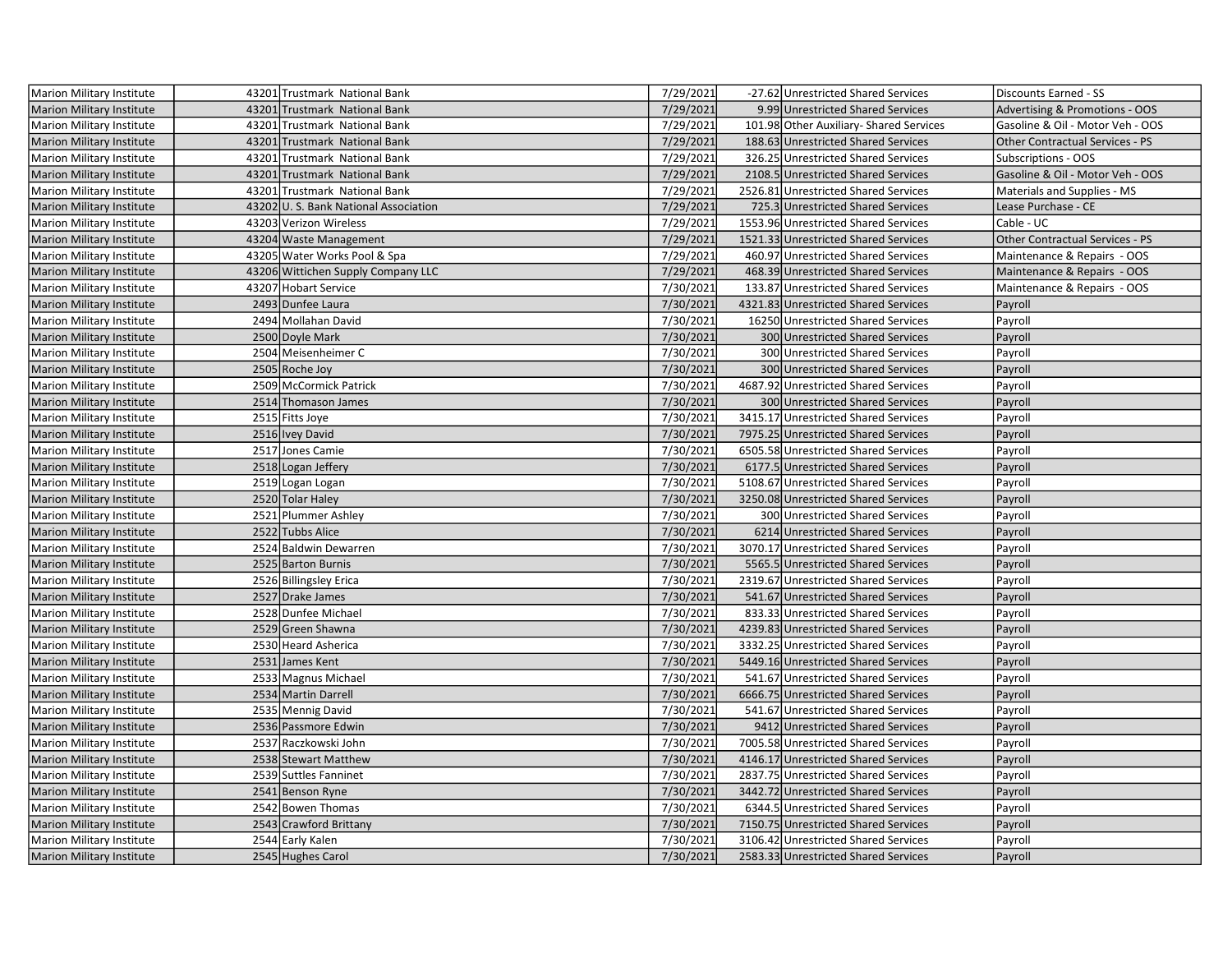| Marion Military Institute | 43201 | Trustmark National Bank | 7/29/2021 | -27.62 | Unrestricted Shared Services | Discounts Earned - SS |
|---|---|---|---|---|---|---|
| Marion Military Institute | 43201 | Trustmark National Bank | 7/29/2021 | 9.99 | Unrestricted Shared Services | Advertising & Promotions - OOS |
| Marion Military Institute | 43201 | Trustmark National Bank | 7/29/2021 | 101.98 | Other Auxiliary- Shared Services | Gasoline & Oil - Motor Veh - OOS |
| Marion Military Institute | 43201 | Trustmark National Bank | 7/29/2021 | 188.63 | Unrestricted Shared Services | Other Contractual Services - PS |
| Marion Military Institute | 43201 | Trustmark National Bank | 7/29/2021 | 326.25 | Unrestricted Shared Services | Subscriptions - OOS |
| Marion Military Institute | 43201 | Trustmark National Bank | 7/29/2021 | 2108.5 | Unrestricted Shared Services | Gasoline & Oil - Motor Veh - OOS |
| Marion Military Institute | 43201 | Trustmark National Bank | 7/29/2021 | 2526.81 | Unrestricted Shared Services | Materials and Supplies - MS |
| Marion Military Institute | 43202 | U. S. Bank National Association | 7/29/2021 | 725.3 | Unrestricted Shared Services | Lease Purchase - CE |
| Marion Military Institute | 43203 | Verizon Wireless | 7/29/2021 | 1553.96 | Unrestricted Shared Services | Cable - UC |
| Marion Military Institute | 43204 | Waste Management | 7/29/2021 | 1521.33 | Unrestricted Shared Services | Other Contractual Services - PS |
| Marion Military Institute | 43205 | Water Works Pool & Spa | 7/29/2021 | 460.97 | Unrestricted Shared Services | Maintenance & Repairs - OOS |
| Marion Military Institute | 43206 | Wittichen Supply Company LLC | 7/29/2021 | 468.39 | Unrestricted Shared Services | Maintenance & Repairs - OOS |
| Marion Military Institute | 43207 | Hobart Service | 7/30/2021 | 133.87 | Unrestricted Shared Services | Maintenance & Repairs - OOS |
| Marion Military Institute | 2493 | Dunfee Laura | 7/30/2021 | 4321.83 | Unrestricted Shared Services | Payroll |
| Marion Military Institute | 2494 | Mollahan David | 7/30/2021 | 16250 | Unrestricted Shared Services | Payroll |
| Marion Military Institute | 2500 | Doyle Mark | 7/30/2021 | 300 | Unrestricted Shared Services | Payroll |
| Marion Military Institute | 2504 | Meisenheimer C | 7/30/2021 | 300 | Unrestricted Shared Services | Payroll |
| Marion Military Institute | 2505 | Roche Joy | 7/30/2021 | 300 | Unrestricted Shared Services | Payroll |
| Marion Military Institute | 2509 | McCormick Patrick | 7/30/2021 | 4687.92 | Unrestricted Shared Services | Payroll |
| Marion Military Institute | 2514 | Thomason James | 7/30/2021 | 300 | Unrestricted Shared Services | Payroll |
| Marion Military Institute | 2515 | Fitts Joye | 7/30/2021 | 3415.17 | Unrestricted Shared Services | Payroll |
| Marion Military Institute | 2516 | Ivey David | 7/30/2021 | 7975.25 | Unrestricted Shared Services | Payroll |
| Marion Military Institute | 2517 | Jones Camie | 7/30/2021 | 6505.58 | Unrestricted Shared Services | Payroll |
| Marion Military Institute | 2518 | Logan Jeffery | 7/30/2021 | 6177.5 | Unrestricted Shared Services | Payroll |
| Marion Military Institute | 2519 | Logan Logan | 7/30/2021 | 5108.67 | Unrestricted Shared Services | Payroll |
| Marion Military Institute | 2520 | Tolar Haley | 7/30/2021 | 3250.08 | Unrestricted Shared Services | Payroll |
| Marion Military Institute | 2521 | Plummer Ashley | 7/30/2021 | 300 | Unrestricted Shared Services | Payroll |
| Marion Military Institute | 2522 | Tubbs Alice | 7/30/2021 | 6214 | Unrestricted Shared Services | Payroll |
| Marion Military Institute | 2524 | Baldwin Dewarren | 7/30/2021 | 3070.17 | Unrestricted Shared Services | Payroll |
| Marion Military Institute | 2525 | Barton Burnis | 7/30/2021 | 5565.5 | Unrestricted Shared Services | Payroll |
| Marion Military Institute | 2526 | Billingsley Erica | 7/30/2021 | 2319.67 | Unrestricted Shared Services | Payroll |
| Marion Military Institute | 2527 | Drake James | 7/30/2021 | 541.67 | Unrestricted Shared Services | Payroll |
| Marion Military Institute | 2528 | Dunfee Michael | 7/30/2021 | 833.33 | Unrestricted Shared Services | Payroll |
| Marion Military Institute | 2529 | Green Shawna | 7/30/2021 | 4239.83 | Unrestricted Shared Services | Payroll |
| Marion Military Institute | 2530 | Heard Asherica | 7/30/2021 | 3332.25 | Unrestricted Shared Services | Payroll |
| Marion Military Institute | 2531 | James Kent | 7/30/2021 | 5449.16 | Unrestricted Shared Services | Payroll |
| Marion Military Institute | 2533 | Magnus Michael | 7/30/2021 | 541.67 | Unrestricted Shared Services | Payroll |
| Marion Military Institute | 2534 | Martin Darrell | 7/30/2021 | 6666.75 | Unrestricted Shared Services | Payroll |
| Marion Military Institute | 2535 | Mennig David | 7/30/2021 | 541.67 | Unrestricted Shared Services | Payroll |
| Marion Military Institute | 2536 | Passmore Edwin | 7/30/2021 | 9412 | Unrestricted Shared Services | Payroll |
| Marion Military Institute | 2537 | Raczkowski John | 7/30/2021 | 7005.58 | Unrestricted Shared Services | Payroll |
| Marion Military Institute | 2538 | Stewart Matthew | 7/30/2021 | 4146.17 | Unrestricted Shared Services | Payroll |
| Marion Military Institute | 2539 | Suttles Fanninet | 7/30/2021 | 2837.75 | Unrestricted Shared Services | Payroll |
| Marion Military Institute | 2541 | Benson Ryne | 7/30/2021 | 3442.72 | Unrestricted Shared Services | Payroll |
| Marion Military Institute | 2542 | Bowen Thomas | 7/30/2021 | 6344.5 | Unrestricted Shared Services | Payroll |
| Marion Military Institute | 2543 | Crawford Brittany | 7/30/2021 | 7150.75 | Unrestricted Shared Services | Payroll |
| Marion Military Institute | 2544 | Early Kalen | 7/30/2021 | 3106.42 | Unrestricted Shared Services | Payroll |
| Marion Military Institute | 2545 | Hughes Carol | 7/30/2021 | 2583.33 | Unrestricted Shared Services | Payroll |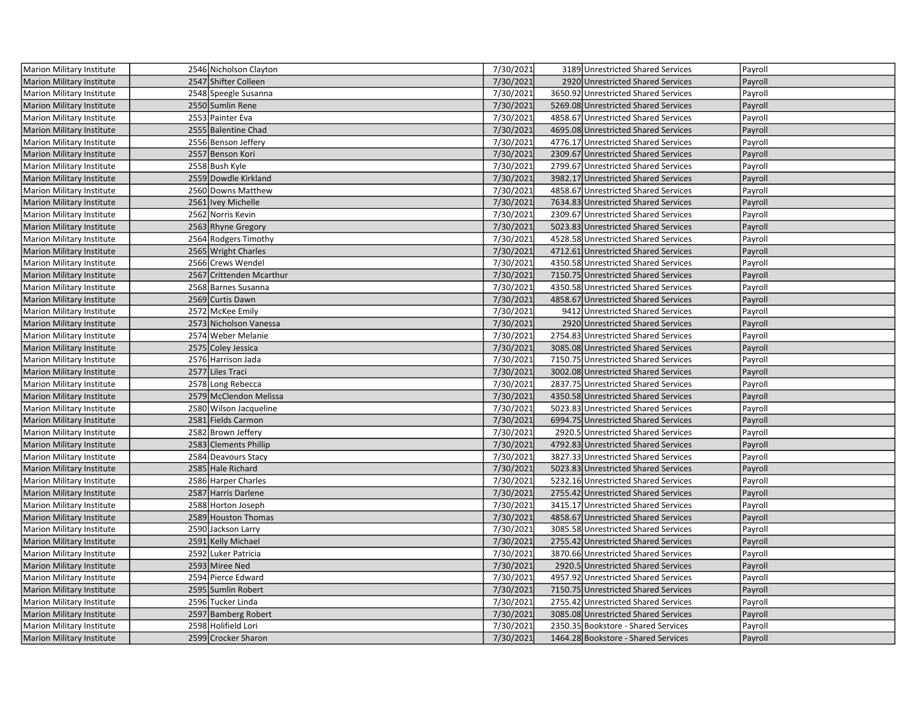| | | | | | | |
|---|---|---|---|---|---|---|
| Marion Military Institute | 2546 | Nicholson Clayton | 7/30/2021 | 3189 | Unrestricted Shared Services | Payroll |
| Marion Military Institute | 2547 | Shifter Colleen | 7/30/2021 | 2920 | Unrestricted Shared Services | Payroll |
| Marion Military Institute | 2548 | Speegle Susanna | 7/30/2021 | 3650.92 | Unrestricted Shared Services | Payroll |
| Marion Military Institute | 2550 | Sumlin Rene | 7/30/2021 | 5269.08 | Unrestricted Shared Services | Payroll |
| Marion Military Institute | 2553 | Painter Eva | 7/30/2021 | 4858.67 | Unrestricted Shared Services | Payroll |
| Marion Military Institute | 2555 | Balentine Chad | 7/30/2021 | 4695.08 | Unrestricted Shared Services | Payroll |
| Marion Military Institute | 2556 | Benson Jeffery | 7/30/2021 | 4776.17 | Unrestricted Shared Services | Payroll |
| Marion Military Institute | 2557 | Benson Kori | 7/30/2021 | 2309.67 | Unrestricted Shared Services | Payroll |
| Marion Military Institute | 2558 | Bush Kyle | 7/30/2021 | 2799.67 | Unrestricted Shared Services | Payroll |
| Marion Military Institute | 2559 | Dowdle Kirkland | 7/30/2021 | 3982.17 | Unrestricted Shared Services | Payroll |
| Marion Military Institute | 2560 | Downs Matthew | 7/30/2021 | 4858.67 | Unrestricted Shared Services | Payroll |
| Marion Military Institute | 2561 | Ivey Michelle | 7/30/2021 | 7634.83 | Unrestricted Shared Services | Payroll |
| Marion Military Institute | 2562 | Norris Kevin | 7/30/2021 | 2309.67 | Unrestricted Shared Services | Payroll |
| Marion Military Institute | 2563 | Rhyne Gregory | 7/30/2021 | 5023.83 | Unrestricted Shared Services | Payroll |
| Marion Military Institute | 2564 | Rodgers Timothy | 7/30/2021 | 4528.58 | Unrestricted Shared Services | Payroll |
| Marion Military Institute | 2565 | Wright Charles | 7/30/2021 | 4712.61 | Unrestricted Shared Services | Payroll |
| Marion Military Institute | 2566 | Crews Wendel | 7/30/2021 | 4350.58 | Unrestricted Shared Services | Payroll |
| Marion Military Institute | 2567 | Crittenden Mcarthur | 7/30/2021 | 7150.75 | Unrestricted Shared Services | Payroll |
| Marion Military Institute | 2568 | Barnes Susanna | 7/30/2021 | 4350.58 | Unrestricted Shared Services | Payroll |
| Marion Military Institute | 2569 | Curtis Dawn | 7/30/2021 | 4858.67 | Unrestricted Shared Services | Payroll |
| Marion Military Institute | 2572 | McKee Emily | 7/30/2021 | 9412 | Unrestricted Shared Services | Payroll |
| Marion Military Institute | 2573 | Nicholson Vanessa | 7/30/2021 | 2920 | Unrestricted Shared Services | Payroll |
| Marion Military Institute | 2574 | Weber Melanie | 7/30/2021 | 2754.83 | Unrestricted Shared Services | Payroll |
| Marion Military Institute | 2575 | Coley Jessica | 7/30/2021 | 3085.08 | Unrestricted Shared Services | Payroll |
| Marion Military Institute | 2576 | Harrison Jada | 7/30/2021 | 7150.75 | Unrestricted Shared Services | Payroll |
| Marion Military Institute | 2577 | Liles Traci | 7/30/2021 | 3002.08 | Unrestricted Shared Services | Payroll |
| Marion Military Institute | 2578 | Long Rebecca | 7/30/2021 | 2837.75 | Unrestricted Shared Services | Payroll |
| Marion Military Institute | 2579 | McClendon Melissa | 7/30/2021 | 4350.58 | Unrestricted Shared Services | Payroll |
| Marion Military Institute | 2580 | Wilson Jacqueline | 7/30/2021 | 5023.83 | Unrestricted Shared Services | Payroll |
| Marion Military Institute | 2581 | Fields Carmon | 7/30/2021 | 6994.75 | Unrestricted Shared Services | Payroll |
| Marion Military Institute | 2582 | Brown Jeffery | 7/30/2021 | 2920.5 | Unrestricted Shared Services | Payroll |
| Marion Military Institute | 2583 | Clements Phillip | 7/30/2021 | 4792.83 | Unrestricted Shared Services | Payroll |
| Marion Military Institute | 2584 | Deavours Stacy | 7/30/2021 | 3827.33 | Unrestricted Shared Services | Payroll |
| Marion Military Institute | 2585 | Hale Richard | 7/30/2021 | 5023.83 | Unrestricted Shared Services | Payroll |
| Marion Military Institute | 2586 | Harper Charles | 7/30/2021 | 5232.16 | Unrestricted Shared Services | Payroll |
| Marion Military Institute | 2587 | Harris Darlene | 7/30/2021 | 2755.42 | Unrestricted Shared Services | Payroll |
| Marion Military Institute | 2588 | Horton Joseph | 7/30/2021 | 3415.17 | Unrestricted Shared Services | Payroll |
| Marion Military Institute | 2589 | Houston Thomas | 7/30/2021 | 4858.67 | Unrestricted Shared Services | Payroll |
| Marion Military Institute | 2590 | Jackson Larry | 7/30/2021 | 3085.58 | Unrestricted Shared Services | Payroll |
| Marion Military Institute | 2591 | Kelly Michael | 7/30/2021 | 2755.42 | Unrestricted Shared Services | Payroll |
| Marion Military Institute | 2592 | Luker Patricia | 7/30/2021 | 3870.66 | Unrestricted Shared Services | Payroll |
| Marion Military Institute | 2593 | Miree Ned | 7/30/2021 | 2920.5 | Unrestricted Shared Services | Payroll |
| Marion Military Institute | 2594 | Pierce Edward | 7/30/2021 | 4957.92 | Unrestricted Shared Services | Payroll |
| Marion Military Institute | 2595 | Sumlin Robert | 7/30/2021 | 7150.75 | Unrestricted Shared Services | Payroll |
| Marion Military Institute | 2596 | Tucker Linda | 7/30/2021 | 2755.42 | Unrestricted Shared Services | Payroll |
| Marion Military Institute | 2597 | Bamberg Robert | 7/30/2021 | 3085.08 | Unrestricted Shared Services | Payroll |
| Marion Military Institute | 2598 | Holifield Lori | 7/30/2021 | 2350.35 | Bookstore - Shared Services | Payroll |
| Marion Military Institute | 2599 | Crocker Sharon | 7/30/2021 | 1464.28 | Bookstore - Shared Services | Payroll |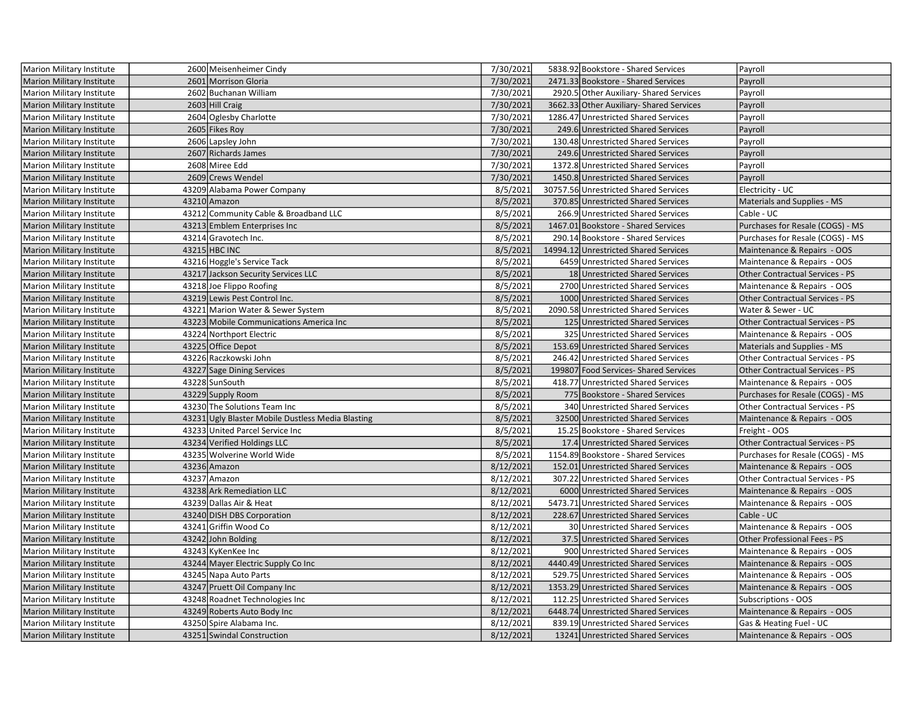| | | | | | | |
|---|---|---|---|---|---|---|
| Marion Military Institute | 2600 | Meisenheimer Cindy | 7/30/2021 | 5838.92 | Bookstore - Shared Services | Payroll |
| Marion Military Institute | 2601 | Morrison Gloria | 7/30/2021 | 2471.33 | Bookstore - Shared Services | Payroll |
| Marion Military Institute | 2602 | Buchanan William | 7/30/2021 | 2920.5 | Other Auxiliary- Shared Services | Payroll |
| Marion Military Institute | 2603 | Hill Craig | 7/30/2021 | 3662.33 | Other Auxiliary- Shared Services | Payroll |
| Marion Military Institute | 2604 | Oglesby Charlotte | 7/30/2021 | 1286.47 | Unrestricted Shared Services | Payroll |
| Marion Military Institute | 2605 | Fikes Roy | 7/30/2021 | 249.6 | Unrestricted Shared Services | Payroll |
| Marion Military Institute | 2606 | Lapsley John | 7/30/2021 | 130.48 | Unrestricted Shared Services | Payroll |
| Marion Military Institute | 2607 | Richards James | 7/30/2021 | 249.6 | Unrestricted Shared Services | Payroll |
| Marion Military Institute | 2608 | Miree Edd | 7/30/2021 | 1372.8 | Unrestricted Shared Services | Payroll |
| Marion Military Institute | 2609 | Crews Wendel | 7/30/2021 | 1450.8 | Unrestricted Shared Services | Payroll |
| Marion Military Institute | 43209 | Alabama Power Company | 8/5/2021 | 30757.56 | Unrestricted Shared Services | Electricity - UC |
| Marion Military Institute | 43210 | Amazon | 8/5/2021 | 370.85 | Unrestricted Shared Services | Materials and Supplies - MS |
| Marion Military Institute | 43212 | Community Cable & Broadband LLC | 8/5/2021 | 266.9 | Unrestricted Shared Services | Cable - UC |
| Marion Military Institute | 43213 | Emblem Enterprises Inc | 8/5/2021 | 1467.01 | Bookstore - Shared Services | Purchases for Resale (COGS) - MS |
| Marion Military Institute | 43214 | Gravotech Inc. | 8/5/2021 | 290.14 | Bookstore - Shared Services | Purchases for Resale (COGS) - MS |
| Marion Military Institute | 43215 | HBC INC | 8/5/2021 | 14994.12 | Unrestricted Shared Services | Maintenance & Repairs - OOS |
| Marion Military Institute | 43216 | Hoggle's Service Tack | 8/5/2021 | 6459 | Unrestricted Shared Services | Maintenance & Repairs - OOS |
| Marion Military Institute | 43217 | Jackson Security Services LLC | 8/5/2021 | 18 | Unrestricted Shared Services | Other Contractual Services - PS |
| Marion Military Institute | 43218 | Joe Flippo Roofing | 8/5/2021 | 2700 | Unrestricted Shared Services | Maintenance & Repairs - OOS |
| Marion Military Institute | 43219 | Lewis Pest Control Inc. | 8/5/2021 | 1000 | Unrestricted Shared Services | Other Contractual Services - PS |
| Marion Military Institute | 43221 | Marion Water & Sewer System | 8/5/2021 | 2090.58 | Unrestricted Shared Services | Water & Sewer - UC |
| Marion Military Institute | 43223 | Mobile Communications America Inc | 8/5/2021 | 125 | Unrestricted Shared Services | Other Contractual Services - PS |
| Marion Military Institute | 43224 | Northport Electric | 8/5/2021 | 325 | Unrestricted Shared Services | Maintenance & Repairs - OOS |
| Marion Military Institute | 43225 | Office Depot | 8/5/2021 | 153.69 | Unrestricted Shared Services | Materials and Supplies - MS |
| Marion Military Institute | 43226 | Raczkowski John | 8/5/2021 | 246.42 | Unrestricted Shared Services | Other Contractual Services - PS |
| Marion Military Institute | 43227 | Sage Dining Services | 8/5/2021 | 199807 | Food Services- Shared Services | Other Contractual Services - PS |
| Marion Military Institute | 43228 | SunSouth | 8/5/2021 | 418.77 | Unrestricted Shared Services | Maintenance & Repairs - OOS |
| Marion Military Institute | 43229 | Supply Room | 8/5/2021 | 775 | Bookstore - Shared Services | Purchases for Resale (COGS) - MS |
| Marion Military Institute | 43230 | The Solutions Team Inc | 8/5/2021 | 340 | Unrestricted Shared Services | Other Contractual Services - PS |
| Marion Military Institute | 43231 | Ugly Blaster Mobile Dustless Media Blasting | 8/5/2021 | 32500 | Unrestricted Shared Services | Maintenance & Repairs - OOS |
| Marion Military Institute | 43233 | United Parcel Service Inc | 8/5/2021 | 15.25 | Bookstore - Shared Services | Freight - OOS |
| Marion Military Institute | 43234 | Verified Holdings LLC | 8/5/2021 | 17.4 | Unrestricted Shared Services | Other Contractual Services - PS |
| Marion Military Institute | 43235 | Wolverine World Wide | 8/5/2021 | 1154.89 | Bookstore - Shared Services | Purchases for Resale (COGS) - MS |
| Marion Military Institute | 43236 | Amazon | 8/12/2021 | 152.01 | Unrestricted Shared Services | Maintenance & Repairs - OOS |
| Marion Military Institute | 43237 | Amazon | 8/12/2021 | 307.22 | Unrestricted Shared Services | Other Contractual Services - PS |
| Marion Military Institute | 43238 | Ark Remediation LLC | 8/12/2021 | 6000 | Unrestricted Shared Services | Maintenance & Repairs - OOS |
| Marion Military Institute | 43239 | Dallas Air & Heat | 8/12/2021 | 5473.71 | Unrestricted Shared Services | Maintenance & Repairs - OOS |
| Marion Military Institute | 43240 | DISH DBS Corporation | 8/12/2021 | 228.67 | Unrestricted Shared Services | Cable - UC |
| Marion Military Institute | 43241 | Griffin Wood Co | 8/12/2021 | 30 | Unrestricted Shared Services | Maintenance & Repairs - OOS |
| Marion Military Institute | 43242 | John Bolding | 8/12/2021 | 37.5 | Unrestricted Shared Services | Other Professional Fees - PS |
| Marion Military Institute | 43243 | KyKenKee Inc | 8/12/2021 | 900 | Unrestricted Shared Services | Maintenance & Repairs - OOS |
| Marion Military Institute | 43244 | Mayer Electric Supply Co Inc | 8/12/2021 | 4440.49 | Unrestricted Shared Services | Maintenance & Repairs - OOS |
| Marion Military Institute | 43245 | Napa Auto Parts | 8/12/2021 | 529.75 | Unrestricted Shared Services | Maintenance & Repairs - OOS |
| Marion Military Institute | 43247 | Pruett Oil Company Inc | 8/12/2021 | 1353.29 | Unrestricted Shared Services | Maintenance & Repairs - OOS |
| Marion Military Institute | 43248 | Roadnet Technologies Inc | 8/12/2021 | 112.25 | Unrestricted Shared Services | Subscriptions - OOS |
| Marion Military Institute | 43249 | Roberts Auto Body Inc | 8/12/2021 | 6448.74 | Unrestricted Shared Services | Maintenance & Repairs - OOS |
| Marion Military Institute | 43250 | Spire Alabama Inc. | 8/12/2021 | 839.19 | Unrestricted Shared Services | Gas & Heating Fuel - UC |
| Marion Military Institute | 43251 | Swindal Construction | 8/12/2021 | 13241 | Unrestricted Shared Services | Maintenance & Repairs - OOS |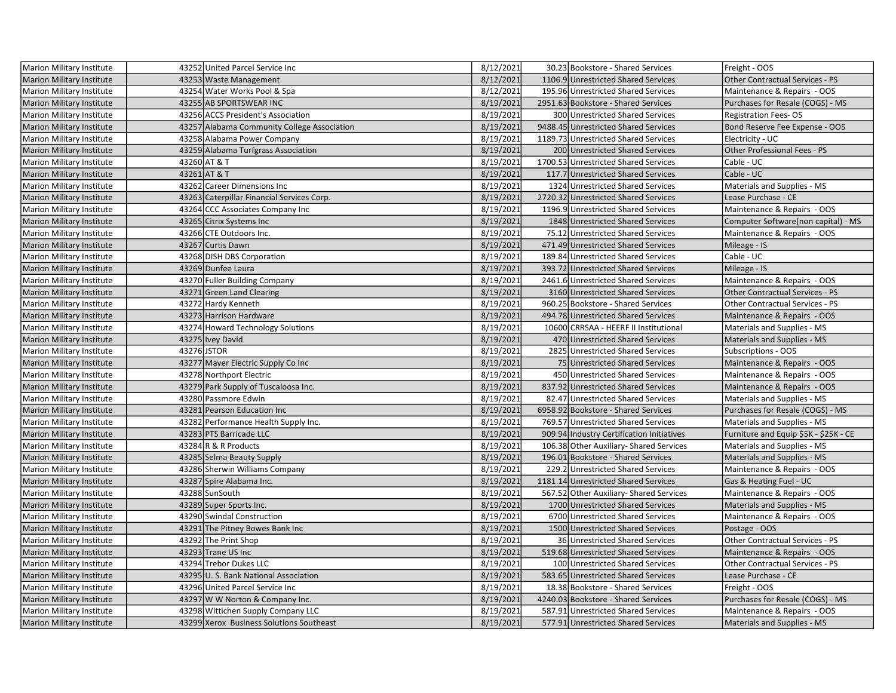| | | | | | | |
|---|---|---|---|---|---|---|
| Marion Military Institute | 43252 | United Parcel Service Inc | 8/12/2021 | 30.23 | Bookstore - Shared Services | Freight - OOS |
| Marion Military Institute | 43253 | Waste Management | 8/12/2021 | 1106.9 | Unrestricted Shared Services | Other Contractual Services - PS |
| Marion Military Institute | 43254 | Water Works Pool & Spa | 8/12/2021 | 195.96 | Unrestricted Shared Services | Maintenance & Repairs - OOS |
| Marion Military Institute | 43255 | AB SPORTSWEAR INC | 8/19/2021 | 2951.63 | Bookstore - Shared Services | Purchases for Resale (COGS) - MS |
| Marion Military Institute | 43256 | ACCS President's Association | 8/19/2021 | 300 | Unrestricted Shared Services | Registration Fees- OS |
| Marion Military Institute | 43257 | Alabama Community College Association | 8/19/2021 | 9488.45 | Unrestricted Shared Services | Bond Reserve Fee Expense - OOS |
| Marion Military Institute | 43258 | Alabama Power Company | 8/19/2021 | 1189.73 | Unrestricted Shared Services | Electricity - UC |
| Marion Military Institute | 43259 | Alabama Turfgrass Association | 8/19/2021 | 200 | Unrestricted Shared Services | Other Professional Fees - PS |
| Marion Military Institute | 43260 | AT & T | 8/19/2021 | 1700.53 | Unrestricted Shared Services | Cable - UC |
| Marion Military Institute | 43261 | AT & T | 8/19/2021 | 117.7 | Unrestricted Shared Services | Cable - UC |
| Marion Military Institute | 43262 | Career Dimensions Inc | 8/19/2021 | 1324 | Unrestricted Shared Services | Materials and Supplies - MS |
| Marion Military Institute | 43263 | Caterpillar Financial Services Corp. | 8/19/2021 | 2720.32 | Unrestricted Shared Services | Lease Purchase - CE |
| Marion Military Institute | 43264 | CCC Associates Company Inc | 8/19/2021 | 1196.9 | Unrestricted Shared Services | Maintenance & Repairs - OOS |
| Marion Military Institute | 43265 | Citrix Systems Inc | 8/19/2021 | 1848 | Unrestricted Shared Services | Computer Software(non capital) - MS |
| Marion Military Institute | 43266 | CTE Outdoors Inc. | 8/19/2021 | 75.12 | Unrestricted Shared Services | Maintenance & Repairs - OOS |
| Marion Military Institute | 43267 | Curtis Dawn | 8/19/2021 | 471.49 | Unrestricted Shared Services | Mileage - IS |
| Marion Military Institute | 43268 | DISH DBS Corporation | 8/19/2021 | 189.84 | Unrestricted Shared Services | Cable - UC |
| Marion Military Institute | 43269 | Dunfee Laura | 8/19/2021 | 393.72 | Unrestricted Shared Services | Mileage - IS |
| Marion Military Institute | 43270 | Fuller Building Company | 8/19/2021 | 2461.6 | Unrestricted Shared Services | Maintenance & Repairs - OOS |
| Marion Military Institute | 43271 | Green Land Clearing | 8/19/2021 | 3160 | Unrestricted Shared Services | Other Contractual Services - PS |
| Marion Military Institute | 43272 | Hardy Kenneth | 8/19/2021 | 960.25 | Bookstore - Shared Services | Other Contractual Services - PS |
| Marion Military Institute | 43273 | Harrison Hardware | 8/19/2021 | 494.78 | Unrestricted Shared Services | Maintenance & Repairs - OOS |
| Marion Military Institute | 43274 | Howard Technology Solutions | 8/19/2021 | 10600 | CRRSAA - HEERF II Institutional | Materials and Supplies - MS |
| Marion Military Institute | 43275 | Ivey David | 8/19/2021 | 470 | Unrestricted Shared Services | Materials and Supplies - MS |
| Marion Military Institute | 43276 | JSTOR | 8/19/2021 | 2825 | Unrestricted Shared Services | Subscriptions - OOS |
| Marion Military Institute | 43277 | Mayer Electric Supply Co Inc | 8/19/2021 | 75 | Unrestricted Shared Services | Maintenance & Repairs - OOS |
| Marion Military Institute | 43278 | Northport Electric | 8/19/2021 | 450 | Unrestricted Shared Services | Maintenance & Repairs - OOS |
| Marion Military Institute | 43279 | Park Supply of Tuscaloosa Inc. | 8/19/2021 | 837.92 | Unrestricted Shared Services | Maintenance & Repairs - OOS |
| Marion Military Institute | 43280 | Passmore Edwin | 8/19/2021 | 82.47 | Unrestricted Shared Services | Materials and Supplies - MS |
| Marion Military Institute | 43281 | Pearson Education Inc | 8/19/2021 | 6958.92 | Bookstore - Shared Services | Purchases for Resale (COGS) - MS |
| Marion Military Institute | 43282 | Performance Health Supply Inc. | 8/19/2021 | 769.57 | Unrestricted Shared Services | Materials and Supplies - MS |
| Marion Military Institute | 43283 | PTS Barricade LLC | 8/19/2021 | 909.94 | Industry Certification Initiatives | Furniture and Equip $5K - $25K - CE |
| Marion Military Institute | 43284 | R & R Products | 8/19/2021 | 106.38 | Other Auxiliary- Shared Services | Materials and Supplies - MS |
| Marion Military Institute | 43285 | Selma Beauty Supply | 8/19/2021 | 196.01 | Bookstore - Shared Services | Materials and Supplies - MS |
| Marion Military Institute | 43286 | Sherwin Williams Company | 8/19/2021 | 229.2 | Unrestricted Shared Services | Maintenance & Repairs - OOS |
| Marion Military Institute | 43287 | Spire Alabama Inc. | 8/19/2021 | 1181.14 | Unrestricted Shared Services | Gas & Heating Fuel - UC |
| Marion Military Institute | 43288 | SunSouth | 8/19/2021 | 567.52 | Other Auxiliary- Shared Services | Maintenance & Repairs - OOS |
| Marion Military Institute | 43289 | Super Sports Inc. | 8/19/2021 | 1700 | Unrestricted Shared Services | Materials and Supplies - MS |
| Marion Military Institute | 43290 | Swindal Construction | 8/19/2021 | 6700 | Unrestricted Shared Services | Maintenance & Repairs - OOS |
| Marion Military Institute | 43291 | The Pitney Bowes Bank Inc | 8/19/2021 | 1500 | Unrestricted Shared Services | Postage - OOS |
| Marion Military Institute | 43292 | The Print Shop | 8/19/2021 | 36 | Unrestricted Shared Services | Other Contractual Services - PS |
| Marion Military Institute | 43293 | Trane US Inc | 8/19/2021 | 519.68 | Unrestricted Shared Services | Maintenance & Repairs - OOS |
| Marion Military Institute | 43294 | Trebor Dukes LLC | 8/19/2021 | 100 | Unrestricted Shared Services | Other Contractual Services - PS |
| Marion Military Institute | 43295 | U. S. Bank National Association | 8/19/2021 | 583.65 | Unrestricted Shared Services | Lease Purchase - CE |
| Marion Military Institute | 43296 | United Parcel Service Inc | 8/19/2021 | 18.38 | Bookstore - Shared Services | Freight - OOS |
| Marion Military Institute | 43297 | W W Norton & Company Inc. | 8/19/2021 | 4240.03 | Bookstore - Shared Services | Purchases for Resale (COGS) - MS |
| Marion Military Institute | 43298 | Wittichen Supply Company LLC | 8/19/2021 | 587.91 | Unrestricted Shared Services | Maintenance & Repairs - OOS |
| Marion Military Institute | 43299 | Xerox Business Solutions Southeast | 8/19/2021 | 577.91 | Unrestricted Shared Services | Materials and Supplies - MS |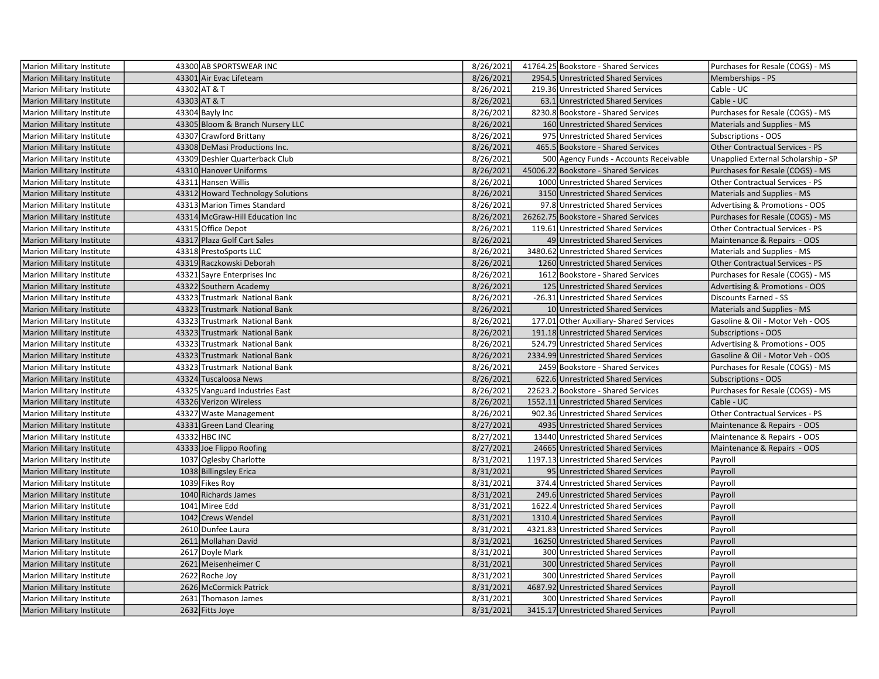| Marion Military Institute | 43300 | AB SPORTSWEAR INC | 8/26/2021 | 41764.25 | Bookstore - Shared Services | Purchases for Resale (COGS) - MS |
|---|---|---|---|---|---|---|
| Marion Military Institute | 43301 | Air Evac Lifeteam | 8/26/2021 | 2954.5 | Unrestricted Shared Services | Memberships - PS |
| Marion Military Institute | 43302 | AT & T | 8/26/2021 | 219.36 | Unrestricted Shared Services | Cable - UC |
| Marion Military Institute | 43303 | AT & T | 8/26/2021 | 63.1 | Unrestricted Shared Services | Cable - UC |
| Marion Military Institute | 43304 | Bayly Inc | 8/26/2021 | 8230.8 | Bookstore - Shared Services | Purchases for Resale (COGS) - MS |
| Marion Military Institute | 43305 | Bloom & Branch Nursery LLC | 8/26/2021 | 160 | Unrestricted Shared Services | Materials and Supplies - MS |
| Marion Military Institute | 43307 | Crawford Brittany | 8/26/2021 | 975 | Unrestricted Shared Services | Subscriptions - OOS |
| Marion Military Institute | 43308 | DeMasi Productions Inc. | 8/26/2021 | 465.5 | Bookstore - Shared Services | Other Contractual Services - PS |
| Marion Military Institute | 43309 | Deshler Quarterback Club | 8/26/2021 | 500 | Agency Funds - Accounts Receivable | Unapplied External Scholarship - SP |
| Marion Military Institute | 43310 | Hanover Uniforms | 8/26/2021 | 45006.22 | Bookstore - Shared Services | Purchases for Resale (COGS) - MS |
| Marion Military Institute | 43311 | Hansen Willis | 8/26/2021 | 1000 | Unrestricted Shared Services | Other Contractual Services - PS |
| Marion Military Institute | 43312 | Howard Technology Solutions | 8/26/2021 | 3150 | Unrestricted Shared Services | Materials and Supplies - MS |
| Marion Military Institute | 43313 | Marion Times Standard | 8/26/2021 | 97.8 | Unrestricted Shared Services | Advertising & Promotions - OOS |
| Marion Military Institute | 43314 | McGraw-Hill Education Inc | 8/26/2021 | 26262.75 | Bookstore - Shared Services | Purchases for Resale (COGS) - MS |
| Marion Military Institute | 43315 | Office Depot | 8/26/2021 | 119.61 | Unrestricted Shared Services | Other Contractual Services - PS |
| Marion Military Institute | 43317 | Plaza Golf Cart Sales | 8/26/2021 | 49 | Unrestricted Shared Services | Maintenance & Repairs - OOS |
| Marion Military Institute | 43318 | PrestoSports LLC | 8/26/2021 | 3480.62 | Unrestricted Shared Services | Materials and Supplies - MS |
| Marion Military Institute | 43319 | Raczkowski Deborah | 8/26/2021 | 1260 | Unrestricted Shared Services | Other Contractual Services - PS |
| Marion Military Institute | 43321 | Sayre Enterprises Inc | 8/26/2021 | 1612 | Bookstore - Shared Services | Purchases for Resale (COGS) - MS |
| Marion Military Institute | 43322 | Southern Academy | 8/26/2021 | 125 | Unrestricted Shared Services | Advertising & Promotions - OOS |
| Marion Military Institute | 43323 | Trustmark National Bank | 8/26/2021 | -26.31 | Unrestricted Shared Services | Discounts Earned - SS |
| Marion Military Institute | 43323 | Trustmark National Bank | 8/26/2021 | 10 | Unrestricted Shared Services | Materials and Supplies - MS |
| Marion Military Institute | 43323 | Trustmark National Bank | 8/26/2021 | 177.01 | Other Auxiliary- Shared Services | Gasoline & Oil - Motor Veh - OOS |
| Marion Military Institute | 43323 | Trustmark National Bank | 8/26/2021 | 191.18 | Unrestricted Shared Services | Subscriptions - OOS |
| Marion Military Institute | 43323 | Trustmark National Bank | 8/26/2021 | 524.79 | Unrestricted Shared Services | Advertising & Promotions - OOS |
| Marion Military Institute | 43323 | Trustmark National Bank | 8/26/2021 | 2334.99 | Unrestricted Shared Services | Gasoline & Oil - Motor Veh - OOS |
| Marion Military Institute | 43323 | Trustmark National Bank | 8/26/2021 | 2459 | Bookstore - Shared Services | Purchases for Resale (COGS) - MS |
| Marion Military Institute | 43324 | Tuscaloosa News | 8/26/2021 | 622.6 | Unrestricted Shared Services | Subscriptions - OOS |
| Marion Military Institute | 43325 | Vanguard Industries East | 8/26/2021 | 22623.2 | Bookstore - Shared Services | Purchases for Resale (COGS) - MS |
| Marion Military Institute | 43326 | Verizon Wireless | 8/26/2021 | 1552.11 | Unrestricted Shared Services | Cable - UC |
| Marion Military Institute | 43327 | Waste Management | 8/26/2021 | 902.36 | Unrestricted Shared Services | Other Contractual Services - PS |
| Marion Military Institute | 43331 | Green Land Clearing | 8/27/2021 | 4935 | Unrestricted Shared Services | Maintenance & Repairs - OOS |
| Marion Military Institute | 43332 | HBC INC | 8/27/2021 | 13440 | Unrestricted Shared Services | Maintenance & Repairs - OOS |
| Marion Military Institute | 43333 | Joe Flippo Roofing | 8/27/2021 | 24665 | Unrestricted Shared Services | Maintenance & Repairs - OOS |
| Marion Military Institute | 1037 | Oglesby Charlotte | 8/31/2021 | 1197.13 | Unrestricted Shared Services | Payroll |
| Marion Military Institute | 1038 | Billingsley Erica | 8/31/2021 | 95 | Unrestricted Shared Services | Payroll |
| Marion Military Institute | 1039 | Fikes Roy | 8/31/2021 | 374.4 | Unrestricted Shared Services | Payroll |
| Marion Military Institute | 1040 | Richards James | 8/31/2021 | 249.6 | Unrestricted Shared Services | Payroll |
| Marion Military Institute | 1041 | Miree Edd | 8/31/2021 | 1622.4 | Unrestricted Shared Services | Payroll |
| Marion Military Institute | 1042 | Crews Wendel | 8/31/2021 | 1310.4 | Unrestricted Shared Services | Payroll |
| Marion Military Institute | 2610 | Dunfee Laura | 8/31/2021 | 4321.83 | Unrestricted Shared Services | Payroll |
| Marion Military Institute | 2611 | Mollahan David | 8/31/2021 | 16250 | Unrestricted Shared Services | Payroll |
| Marion Military Institute | 2617 | Doyle Mark | 8/31/2021 | 300 | Unrestricted Shared Services | Payroll |
| Marion Military Institute | 2621 | Meisenheimer C | 8/31/2021 | 300 | Unrestricted Shared Services | Payroll |
| Marion Military Institute | 2622 | Roche Joy | 8/31/2021 | 300 | Unrestricted Shared Services | Payroll |
| Marion Military Institute | 2626 | McCormick Patrick | 8/31/2021 | 4687.92 | Unrestricted Shared Services | Payroll |
| Marion Military Institute | 2631 | Thomason James | 8/31/2021 | 300 | Unrestricted Shared Services | Payroll |
| Marion Military Institute | 2632 | Fitts Joye | 8/31/2021 | 3415.17 | Unrestricted Shared Services | Payroll |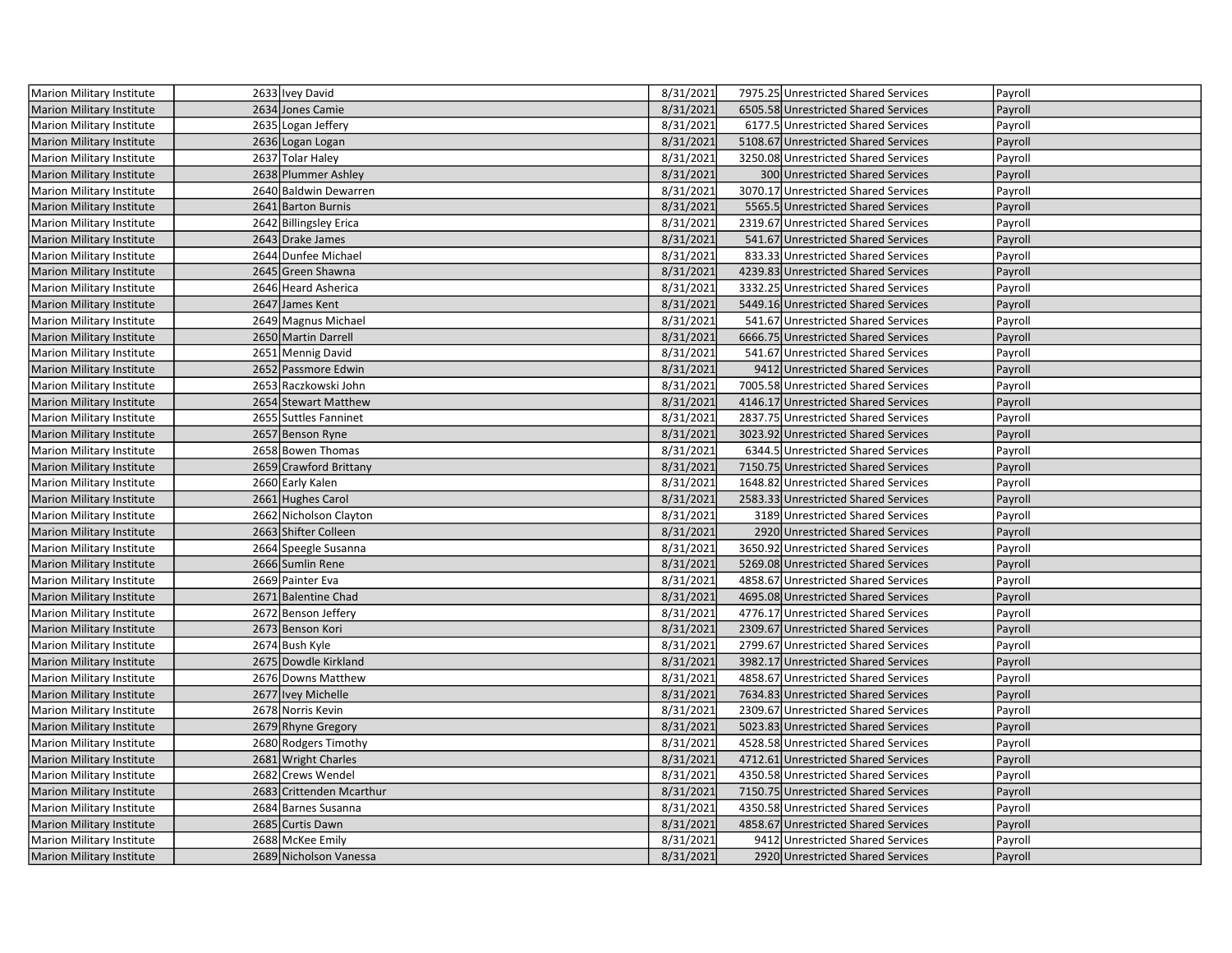| Marion Military Institute | 2633 | Ivey David | 8/31/2021 | 7975.25 | Unrestricted Shared Services | Payroll |
|---|---|---|---|---|---|---|
| Marion Military Institute | 2634 | Jones Camie | 8/31/2021 | 6505.58 | Unrestricted Shared Services | Payroll |
| Marion Military Institute | 2635 | Logan Jeffery | 8/31/2021 | 6177.5 | Unrestricted Shared Services | Payroll |
| Marion Military Institute | 2636 | Logan Logan | 8/31/2021 | 5108.67 | Unrestricted Shared Services | Payroll |
| Marion Military Institute | 2637 | Tolar Haley | 8/31/2021 | 3250.08 | Unrestricted Shared Services | Payroll |
| Marion Military Institute | 2638 | Plummer Ashley | 8/31/2021 | 300 | Unrestricted Shared Services | Payroll |
| Marion Military Institute | 2640 | Baldwin Dewarren | 8/31/2021 | 3070.17 | Unrestricted Shared Services | Payroll |
| Marion Military Institute | 2641 | Barton Burnis | 8/31/2021 | 5565.5 | Unrestricted Shared Services | Payroll |
| Marion Military Institute | 2642 | Billingsley Erica | 8/31/2021 | 2319.67 | Unrestricted Shared Services | Payroll |
| Marion Military Institute | 2643 | Drake James | 8/31/2021 | 541.67 | Unrestricted Shared Services | Payroll |
| Marion Military Institute | 2644 | Dunfee Michael | 8/31/2021 | 833.33 | Unrestricted Shared Services | Payroll |
| Marion Military Institute | 2645 | Green Shawna | 8/31/2021 | 4239.83 | Unrestricted Shared Services | Payroll |
| Marion Military Institute | 2646 | Heard Asherica | 8/31/2021 | 3332.25 | Unrestricted Shared Services | Payroll |
| Marion Military Institute | 2647 | James Kent | 8/31/2021 | 5449.16 | Unrestricted Shared Services | Payroll |
| Marion Military Institute | 2649 | Magnus Michael | 8/31/2021 | 541.67 | Unrestricted Shared Services | Payroll |
| Marion Military Institute | 2650 | Martin Darrell | 8/31/2021 | 6666.75 | Unrestricted Shared Services | Payroll |
| Marion Military Institute | 2651 | Mennig David | 8/31/2021 | 541.67 | Unrestricted Shared Services | Payroll |
| Marion Military Institute | 2652 | Passmore Edwin | 8/31/2021 | 9412 | Unrestricted Shared Services | Payroll |
| Marion Military Institute | 2653 | Raczkowski John | 8/31/2021 | 7005.58 | Unrestricted Shared Services | Payroll |
| Marion Military Institute | 2654 | Stewart Matthew | 8/31/2021 | 4146.17 | Unrestricted Shared Services | Payroll |
| Marion Military Institute | 2655 | Suttles Fanninet | 8/31/2021 | 2837.75 | Unrestricted Shared Services | Payroll |
| Marion Military Institute | 2657 | Benson Ryne | 8/31/2021 | 3023.92 | Unrestricted Shared Services | Payroll |
| Marion Military Institute | 2658 | Bowen Thomas | 8/31/2021 | 6344.5 | Unrestricted Shared Services | Payroll |
| Marion Military Institute | 2659 | Crawford Brittany | 8/31/2021 | 7150.75 | Unrestricted Shared Services | Payroll |
| Marion Military Institute | 2660 | Early Kalen | 8/31/2021 | 1648.82 | Unrestricted Shared Services | Payroll |
| Marion Military Institute | 2661 | Hughes Carol | 8/31/2021 | 2583.33 | Unrestricted Shared Services | Payroll |
| Marion Military Institute | 2662 | Nicholson Clayton | 8/31/2021 | 3189 | Unrestricted Shared Services | Payroll |
| Marion Military Institute | 2663 | Shifter Colleen | 8/31/2021 | 2920 | Unrestricted Shared Services | Payroll |
| Marion Military Institute | 2664 | Speegle Susanna | 8/31/2021 | 3650.92 | Unrestricted Shared Services | Payroll |
| Marion Military Institute | 2666 | Sumlin Rene | 8/31/2021 | 5269.08 | Unrestricted Shared Services | Payroll |
| Marion Military Institute | 2669 | Painter Eva | 8/31/2021 | 4858.67 | Unrestricted Shared Services | Payroll |
| Marion Military Institute | 2671 | Balentine Chad | 8/31/2021 | 4695.08 | Unrestricted Shared Services | Payroll |
| Marion Military Institute | 2672 | Benson Jeffery | 8/31/2021 | 4776.17 | Unrestricted Shared Services | Payroll |
| Marion Military Institute | 2673 | Benson Kori | 8/31/2021 | 2309.67 | Unrestricted Shared Services | Payroll |
| Marion Military Institute | 2674 | Bush Kyle | 8/31/2021 | 2799.67 | Unrestricted Shared Services | Payroll |
| Marion Military Institute | 2675 | Dowdle Kirkland | 8/31/2021 | 3982.17 | Unrestricted Shared Services | Payroll |
| Marion Military Institute | 2676 | Downs Matthew | 8/31/2021 | 4858.67 | Unrestricted Shared Services | Payroll |
| Marion Military Institute | 2677 | Ivey Michelle | 8/31/2021 | 7634.83 | Unrestricted Shared Services | Payroll |
| Marion Military Institute | 2678 | Norris Kevin | 8/31/2021 | 2309.67 | Unrestricted Shared Services | Payroll |
| Marion Military Institute | 2679 | Rhyne Gregory | 8/31/2021 | 5023.83 | Unrestricted Shared Services | Payroll |
| Marion Military Institute | 2680 | Rodgers Timothy | 8/31/2021 | 4528.58 | Unrestricted Shared Services | Payroll |
| Marion Military Institute | 2681 | Wright Charles | 8/31/2021 | 4712.61 | Unrestricted Shared Services | Payroll |
| Marion Military Institute | 2682 | Crews Wendel | 8/31/2021 | 4350.58 | Unrestricted Shared Services | Payroll |
| Marion Military Institute | 2683 | Crittenden Mcarthur | 8/31/2021 | 7150.75 | Unrestricted Shared Services | Payroll |
| Marion Military Institute | 2684 | Barnes Susanna | 8/31/2021 | 4350.58 | Unrestricted Shared Services | Payroll |
| Marion Military Institute | 2685 | Curtis Dawn | 8/31/2021 | 4858.67 | Unrestricted Shared Services | Payroll |
| Marion Military Institute | 2688 | McKee Emily | 8/31/2021 | 9412 | Unrestricted Shared Services | Payroll |
| Marion Military Institute | 2689 | Nicholson Vanessa | 8/31/2021 | 2920 | Unrestricted Shared Services | Payroll |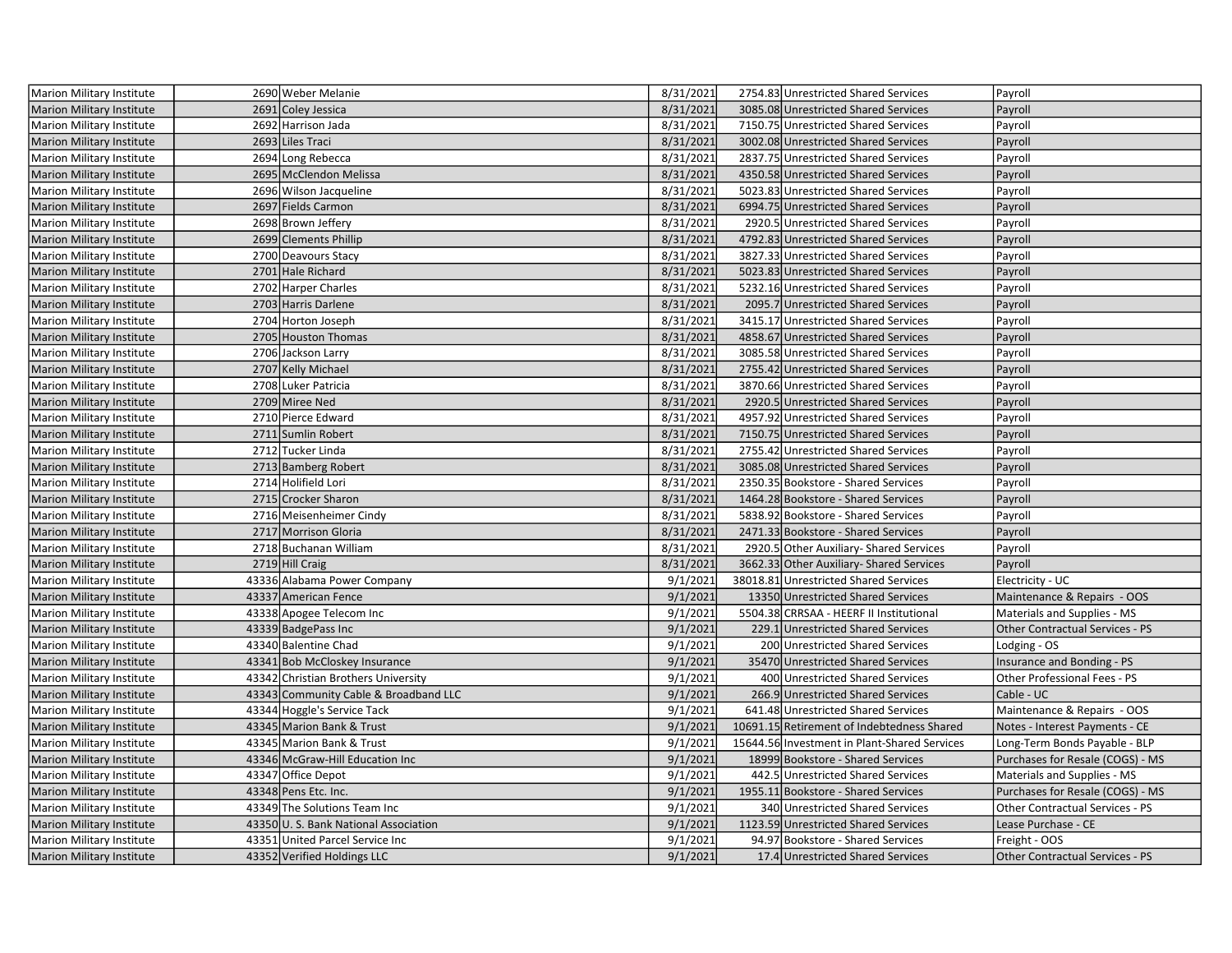| Marion Military Institute | 2690 | Weber Melanie | 8/31/2021 | 2754.83 | Unrestricted Shared Services | Payroll |
|---|---|---|---|---|---|---|
| Marion Military Institute | 2691 | Coley Jessica | 8/31/2021 | 3085.08 | Unrestricted Shared Services | Payroll |
| Marion Military Institute | 2692 | Harrison Jada | 8/31/2021 | 7150.75 | Unrestricted Shared Services | Payroll |
| Marion Military Institute | 2693 | Liles Traci | 8/31/2021 | 3002.08 | Unrestricted Shared Services | Payroll |
| Marion Military Institute | 2694 | Long Rebecca | 8/31/2021 | 2837.75 | Unrestricted Shared Services | Payroll |
| Marion Military Institute | 2695 | McClendon Melissa | 8/31/2021 | 4350.58 | Unrestricted Shared Services | Payroll |
| Marion Military Institute | 2696 | Wilson Jacqueline | 8/31/2021 | 5023.83 | Unrestricted Shared Services | Payroll |
| Marion Military Institute | 2697 | Fields Carmon | 8/31/2021 | 6994.75 | Unrestricted Shared Services | Payroll |
| Marion Military Institute | 2698 | Brown Jeffery | 8/31/2021 | 2920.5 | Unrestricted Shared Services | Payroll |
| Marion Military Institute | 2699 | Clements Phillip | 8/31/2021 | 4792.83 | Unrestricted Shared Services | Payroll |
| Marion Military Institute | 2700 | Deavours Stacy | 8/31/2021 | 3827.33 | Unrestricted Shared Services | Payroll |
| Marion Military Institute | 2701 | Hale Richard | 8/31/2021 | 5023.83 | Unrestricted Shared Services | Payroll |
| Marion Military Institute | 2702 | Harper Charles | 8/31/2021 | 5232.16 | Unrestricted Shared Services | Payroll |
| Marion Military Institute | 2703 | Harris Darlene | 8/31/2021 | 2095.7 | Unrestricted Shared Services | Payroll |
| Marion Military Institute | 2704 | Horton Joseph | 8/31/2021 | 3415.17 | Unrestricted Shared Services | Payroll |
| Marion Military Institute | 2705 | Houston Thomas | 8/31/2021 | 4858.67 | Unrestricted Shared Services | Payroll |
| Marion Military Institute | 2706 | Jackson Larry | 8/31/2021 | 3085.58 | Unrestricted Shared Services | Payroll |
| Marion Military Institute | 2707 | Kelly Michael | 8/31/2021 | 2755.42 | Unrestricted Shared Services | Payroll |
| Marion Military Institute | 2708 | Luker Patricia | 8/31/2021 | 3870.66 | Unrestricted Shared Services | Payroll |
| Marion Military Institute | 2709 | Miree Ned | 8/31/2021 | 2920.5 | Unrestricted Shared Services | Payroll |
| Marion Military Institute | 2710 | Pierce Edward | 8/31/2021 | 4957.92 | Unrestricted Shared Services | Payroll |
| Marion Military Institute | 2711 | Sumlin Robert | 8/31/2021 | 7150.75 | Unrestricted Shared Services | Payroll |
| Marion Military Institute | 2712 | Tucker Linda | 8/31/2021 | 2755.42 | Unrestricted Shared Services | Payroll |
| Marion Military Institute | 2713 | Bamberg Robert | 8/31/2021 | 3085.08 | Unrestricted Shared Services | Payroll |
| Marion Military Institute | 2714 | Holifield Lori | 8/31/2021 | 2350.35 | Bookstore - Shared Services | Payroll |
| Marion Military Institute | 2715 | Crocker Sharon | 8/31/2021 | 1464.28 | Bookstore - Shared Services | Payroll |
| Marion Military Institute | 2716 | Meisenheimer Cindy | 8/31/2021 | 5838.92 | Bookstore - Shared Services | Payroll |
| Marion Military Institute | 2717 | Morrison Gloria | 8/31/2021 | 2471.33 | Bookstore - Shared Services | Payroll |
| Marion Military Institute | 2718 | Buchanan William | 8/31/2021 | 2920.5 | Other Auxiliary- Shared Services | Payroll |
| Marion Military Institute | 2719 | Hill Craig | 8/31/2021 | 3662.33 | Other Auxiliary- Shared Services | Payroll |
| Marion Military Institute | 43336 | Alabama Power Company | 9/1/2021 | 38018.81 | Unrestricted Shared Services | Electricity - UC |
| Marion Military Institute | 43337 | American Fence | 9/1/2021 | 13350 | Unrestricted Shared Services | Maintenance & Repairs - OOS |
| Marion Military Institute | 43338 | Apogee Telecom Inc | 9/1/2021 | 5504.38 | CRRSAA - HEERF II Institutional | Materials and Supplies - MS |
| Marion Military Institute | 43339 | BadgePass Inc | 9/1/2021 | 229.1 | Unrestricted Shared Services | Other Contractual Services - PS |
| Marion Military Institute | 43340 | Balentine Chad | 9/1/2021 | 200 | Unrestricted Shared Services | Lodging - OS |
| Marion Military Institute | 43341 | Bob McCloskey Insurance | 9/1/2021 | 35470 | Unrestricted Shared Services | Insurance and Bonding - PS |
| Marion Military Institute | 43342 | Christian Brothers University | 9/1/2021 | 400 | Unrestricted Shared Services | Other Professional Fees - PS |
| Marion Military Institute | 43343 | Community Cable & Broadband LLC | 9/1/2021 | 266.9 | Unrestricted Shared Services | Cable - UC |
| Marion Military Institute | 43344 | Hoggle's Service Tack | 9/1/2021 | 641.48 | Unrestricted Shared Services | Maintenance & Repairs - OOS |
| Marion Military Institute | 43345 | Marion Bank & Trust | 9/1/2021 | 10691.15 | Retirement of Indebtedness Shared | Notes - Interest Payments - CE |
| Marion Military Institute | 43345 | Marion Bank & Trust | 9/1/2021 | 15644.56 | Investment in Plant-Shared Services | Long-Term Bonds Payable - BLP |
| Marion Military Institute | 43346 | McGraw-Hill Education Inc | 9/1/2021 | 18999 | Bookstore - Shared Services | Purchases for Resale (COGS) - MS |
| Marion Military Institute | 43347 | Office Depot | 9/1/2021 | 442.5 | Unrestricted Shared Services | Materials and Supplies - MS |
| Marion Military Institute | 43348 | Pens Etc. Inc. | 9/1/2021 | 1955.11 | Bookstore - Shared Services | Purchases for Resale (COGS) - MS |
| Marion Military Institute | 43349 | The Solutions Team Inc | 9/1/2021 | 340 | Unrestricted Shared Services | Other Contractual Services - PS |
| Marion Military Institute | 43350 | U. S. Bank National Association | 9/1/2021 | 1123.59 | Unrestricted Shared Services | Lease Purchase - CE |
| Marion Military Institute | 43351 | United Parcel Service Inc | 9/1/2021 | 94.97 | Bookstore - Shared Services | Freight - OOS |
| Marion Military Institute | 43352 | Verified Holdings LLC | 9/1/2021 | 17.4 | Unrestricted Shared Services | Other Contractual Services - PS |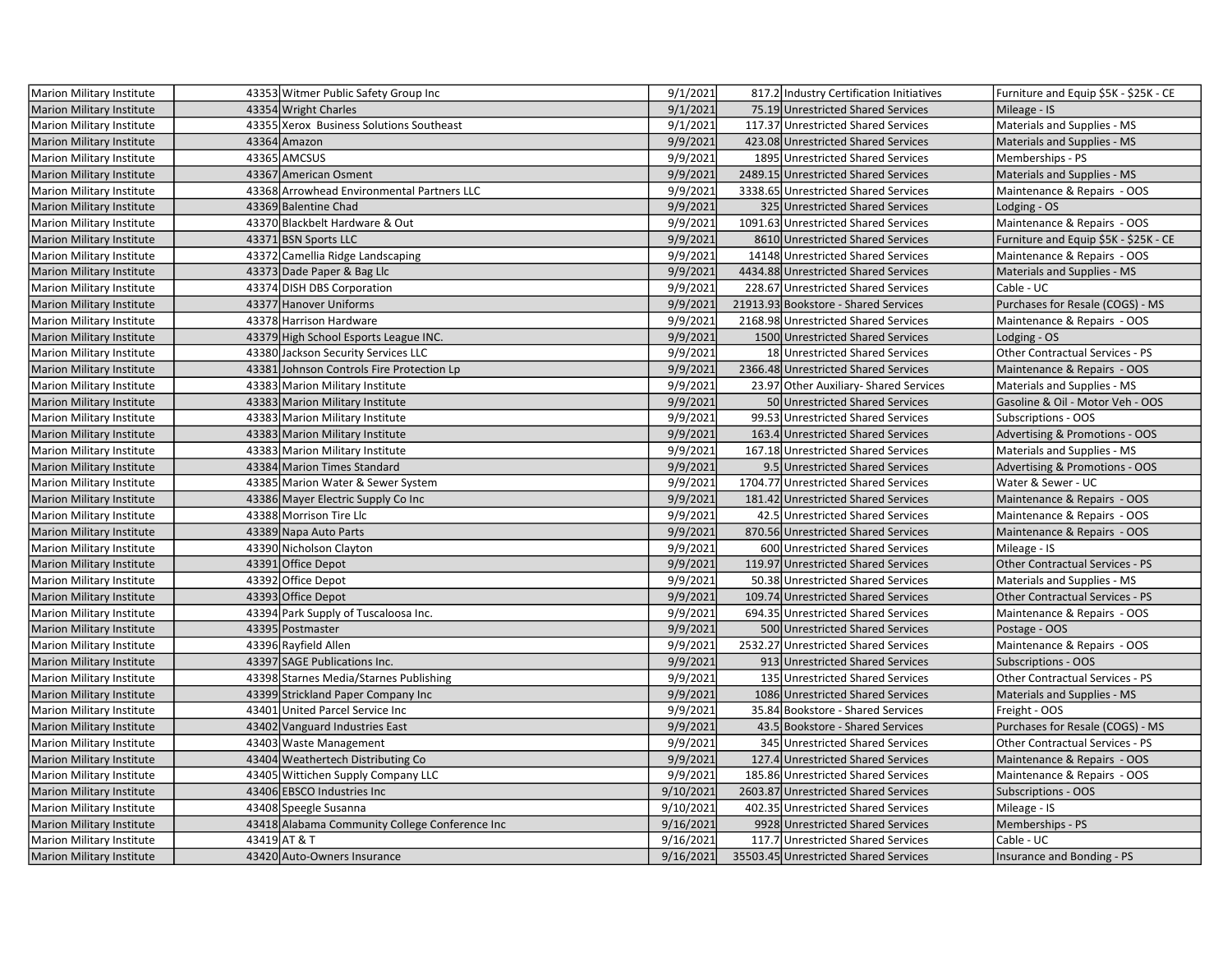| Marion Military Institute | 43353 | Witmer Public Safety Group Inc | 9/1/2021 | 817.2 | Industry Certification Initiatives | Furniture and Equip $5K - $25K - CE |
|---|---|---|---|---|---|---|
| Marion Military Institute | 43354 | Wright Charles | 9/1/2021 | 75.19 | Unrestricted Shared Services | Mileage - IS |
| Marion Military Institute | 43355 | Xerox Business Solutions Southeast | 9/1/2021 | 117.37 | Unrestricted Shared Services | Materials and Supplies - MS |
| Marion Military Institute | 43364 | Amazon | 9/9/2021 | 423.08 | Unrestricted Shared Services | Materials and Supplies - MS |
| Marion Military Institute | 43365 | AMCSUS | 9/9/2021 | 1895 | Unrestricted Shared Services | Memberships - PS |
| Marion Military Institute | 43367 | American Osment | 9/9/2021 | 2489.15 | Unrestricted Shared Services | Materials and Supplies - MS |
| Marion Military Institute | 43368 | Arrowhead Environmental Partners LLC | 9/9/2021 | 3338.65 | Unrestricted Shared Services | Maintenance & Repairs - OOS |
| Marion Military Institute | 43369 | Balentine Chad | 9/9/2021 | 325 | Unrestricted Shared Services | Lodging - OS |
| Marion Military Institute | 43370 | Blackbelt Hardware & Out | 9/9/2021 | 1091.63 | Unrestricted Shared Services | Maintenance & Repairs - OOS |
| Marion Military Institute | 43371 | BSN Sports LLC | 9/9/2021 | 8610 | Unrestricted Shared Services | Furniture and Equip $5K - $25K - CE |
| Marion Military Institute | 43372 | Camellia Ridge Landscaping | 9/9/2021 | 14148 | Unrestricted Shared Services | Maintenance & Repairs - OOS |
| Marion Military Institute | 43373 | Dade Paper & Bag Llc | 9/9/2021 | 4434.88 | Unrestricted Shared Services | Materials and Supplies - MS |
| Marion Military Institute | 43374 | DISH DBS Corporation | 9/9/2021 | 228.67 | Unrestricted Shared Services | Cable - UC |
| Marion Military Institute | 43377 | Hanover Uniforms | 9/9/2021 | 21913.93 | Bookstore - Shared Services | Purchases for Resale (COGS) - MS |
| Marion Military Institute | 43378 | Harrison Hardware | 9/9/2021 | 2168.98 | Unrestricted Shared Services | Maintenance & Repairs - OOS |
| Marion Military Institute | 43379 | High School Esports League INC. | 9/9/2021 | 1500 | Unrestricted Shared Services | Lodging - OS |
| Marion Military Institute | 43380 | Jackson Security Services LLC | 9/9/2021 | 18 | Unrestricted Shared Services | Other Contractual Services - PS |
| Marion Military Institute | 43381 | Johnson Controls Fire Protection Lp | 9/9/2021 | 2366.48 | Unrestricted Shared Services | Maintenance & Repairs - OOS |
| Marion Military Institute | 43383 | Marion Military Institute | 9/9/2021 | 23.97 | Other Auxiliary- Shared Services | Materials and Supplies - MS |
| Marion Military Institute | 43383 | Marion Military Institute | 9/9/2021 | 50 | Unrestricted Shared Services | Gasoline & Oil - Motor Veh - OOS |
| Marion Military Institute | 43383 | Marion Military Institute | 9/9/2021 | 99.53 | Unrestricted Shared Services | Subscriptions - OOS |
| Marion Military Institute | 43383 | Marion Military Institute | 9/9/2021 | 163.4 | Unrestricted Shared Services | Advertising & Promotions - OOS |
| Marion Military Institute | 43383 | Marion Military Institute | 9/9/2021 | 167.18 | Unrestricted Shared Services | Materials and Supplies - MS |
| Marion Military Institute | 43384 | Marion Times Standard | 9/9/2021 | 9.5 | Unrestricted Shared Services | Advertising & Promotions - OOS |
| Marion Military Institute | 43385 | Marion Water & Sewer System | 9/9/2021 | 1704.77 | Unrestricted Shared Services | Water & Sewer - UC |
| Marion Military Institute | 43386 | Mayer Electric Supply Co Inc | 9/9/2021 | 181.42 | Unrestricted Shared Services | Maintenance & Repairs - OOS |
| Marion Military Institute | 43388 | Morrison Tire Llc | 9/9/2021 | 42.5 | Unrestricted Shared Services | Maintenance & Repairs - OOS |
| Marion Military Institute | 43389 | Napa Auto Parts | 9/9/2021 | 870.56 | Unrestricted Shared Services | Maintenance & Repairs - OOS |
| Marion Military Institute | 43390 | Nicholson Clayton | 9/9/2021 | 600 | Unrestricted Shared Services | Mileage - IS |
| Marion Military Institute | 43391 | Office Depot | 9/9/2021 | 119.97 | Unrestricted Shared Services | Other Contractual Services - PS |
| Marion Military Institute | 43392 | Office Depot | 9/9/2021 | 50.38 | Unrestricted Shared Services | Materials and Supplies - MS |
| Marion Military Institute | 43393 | Office Depot | 9/9/2021 | 109.74 | Unrestricted Shared Services | Other Contractual Services - PS |
| Marion Military Institute | 43394 | Park Supply of Tuscaloosa Inc. | 9/9/2021 | 694.35 | Unrestricted Shared Services | Maintenance & Repairs - OOS |
| Marion Military Institute | 43395 | Postmaster | 9/9/2021 | 500 | Unrestricted Shared Services | Postage - OOS |
| Marion Military Institute | 43396 | Rayfield Allen | 9/9/2021 | 2532.27 | Unrestricted Shared Services | Maintenance & Repairs - OOS |
| Marion Military Institute | 43397 | SAGE Publications Inc. | 9/9/2021 | 913 | Unrestricted Shared Services | Subscriptions - OOS |
| Marion Military Institute | 43398 | Starnes Media/Starnes Publishing | 9/9/2021 | 135 | Unrestricted Shared Services | Other Contractual Services - PS |
| Marion Military Institute | 43399 | Strickland Paper Company Inc | 9/9/2021 | 1086 | Unrestricted Shared Services | Materials and Supplies - MS |
| Marion Military Institute | 43401 | United Parcel Service Inc | 9/9/2021 | 35.84 | Bookstore - Shared Services | Freight - OOS |
| Marion Military Institute | 43402 | Vanguard Industries East | 9/9/2021 | 43.5 | Bookstore - Shared Services | Purchases for Resale (COGS) - MS |
| Marion Military Institute | 43403 | Waste Management | 9/9/2021 | 345 | Unrestricted Shared Services | Other Contractual Services - PS |
| Marion Military Institute | 43404 | Weathertech Distributing Co | 9/9/2021 | 127.4 | Unrestricted Shared Services | Maintenance & Repairs - OOS |
| Marion Military Institute | 43405 | Wittichen Supply Company LLC | 9/9/2021 | 185.86 | Unrestricted Shared Services | Maintenance & Repairs - OOS |
| Marion Military Institute | 43406 | EBSCO Industries Inc | 9/10/2021 | 2603.87 | Unrestricted Shared Services | Subscriptions - OOS |
| Marion Military Institute | 43408 | Speegle Susanna | 9/10/2021 | 402.35 | Unrestricted Shared Services | Mileage - IS |
| Marion Military Institute | 43418 | Alabama Community College Conference Inc | 9/16/2021 | 9928 | Unrestricted Shared Services | Memberships - PS |
| Marion Military Institute | 43419 | AT & T | 9/16/2021 | 117.7 | Unrestricted Shared Services | Cable - UC |
| Marion Military Institute | 43420 | Auto-Owners Insurance | 9/16/2021 | 35503.45 | Unrestricted Shared Services | Insurance and Bonding - PS |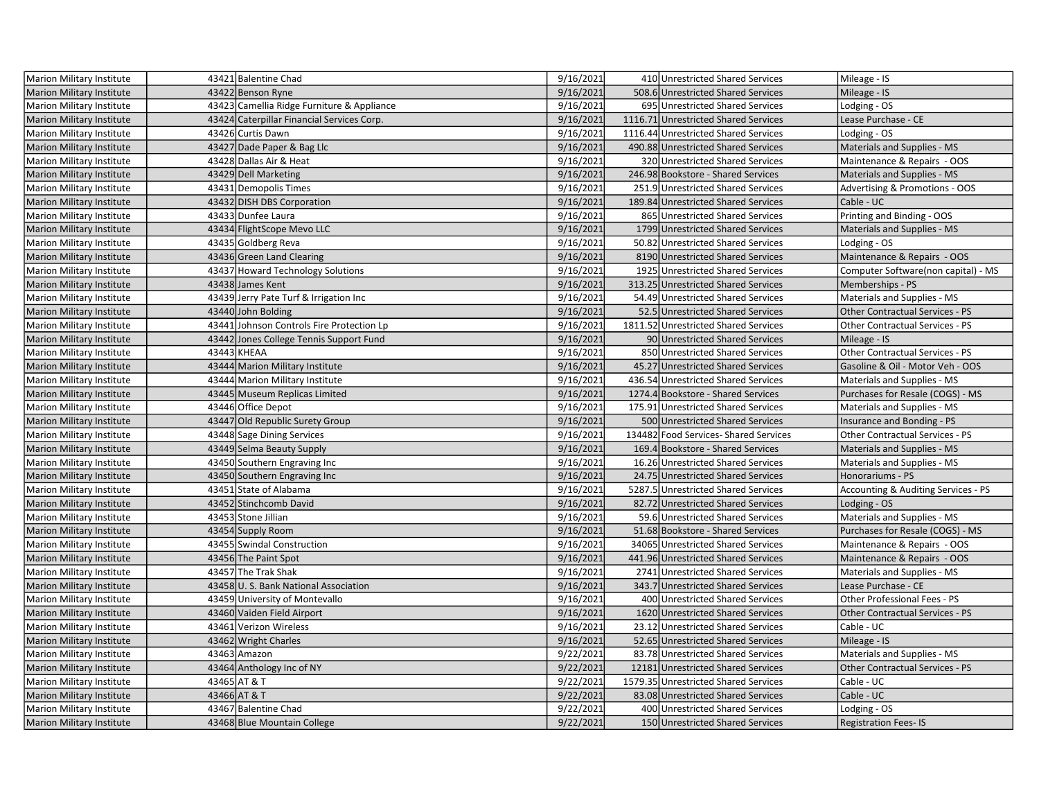| | | | | | | |
|---|---|---|---|---|---|---|
| Marion Military Institute | 43421 | Balentine Chad | 9/16/2021 | 410 | Unrestricted Shared Services | Mileage - IS |
| Marion Military Institute | 43422 | Benson Ryne | 9/16/2021 | 508.6 | Unrestricted Shared Services | Mileage - IS |
| Marion Military Institute | 43423 | Camellia Ridge Furniture & Appliance | 9/16/2021 | 695 | Unrestricted Shared Services | Lodging - OS |
| Marion Military Institute | 43424 | Caterpillar Financial Services Corp. | 9/16/2021 | 1116.71 | Unrestricted Shared Services | Lease Purchase - CE |
| Marion Military Institute | 43426 | Curtis Dawn | 9/16/2021 | 1116.44 | Unrestricted Shared Services | Lodging - OS |
| Marion Military Institute | 43427 | Dade Paper & Bag Llc | 9/16/2021 | 490.88 | Unrestricted Shared Services | Materials and Supplies - MS |
| Marion Military Institute | 43428 | Dallas Air & Heat | 9/16/2021 | 320 | Unrestricted Shared Services | Maintenance & Repairs - OOS |
| Marion Military Institute | 43429 | Dell Marketing | 9/16/2021 | 246.98 | Bookstore - Shared Services | Materials and Supplies - MS |
| Marion Military Institute | 43431 | Demopolis Times | 9/16/2021 | 251.9 | Unrestricted Shared Services | Advertising & Promotions - OOS |
| Marion Military Institute | 43432 | DISH DBS Corporation | 9/16/2021 | 189.84 | Unrestricted Shared Services | Cable - UC |
| Marion Military Institute | 43433 | Dunfee Laura | 9/16/2021 | 865 | Unrestricted Shared Services | Printing and Binding - OOS |
| Marion Military Institute | 43434 | FlightScope Mevo LLC | 9/16/2021 | 1799 | Unrestricted Shared Services | Materials and Supplies - MS |
| Marion Military Institute | 43435 | Goldberg Reva | 9/16/2021 | 50.82 | Unrestricted Shared Services | Lodging - OS |
| Marion Military Institute | 43436 | Green Land Clearing | 9/16/2021 | 8190 | Unrestricted Shared Services | Maintenance & Repairs - OOS |
| Marion Military Institute | 43437 | Howard Technology Solutions | 9/16/2021 | 1925 | Unrestricted Shared Services | Computer Software(non capital) - MS |
| Marion Military Institute | 43438 | James Kent | 9/16/2021 | 313.25 | Unrestricted Shared Services | Memberships - PS |
| Marion Military Institute | 43439 | Jerry Pate Turf & Irrigation Inc | 9/16/2021 | 54.49 | Unrestricted Shared Services | Materials and Supplies - MS |
| Marion Military Institute | 43440 | John Bolding | 9/16/2021 | 52.5 | Unrestricted Shared Services | Other Contractual Services - PS |
| Marion Military Institute | 43441 | Johnson Controls Fire Protection Lp | 9/16/2021 | 1811.52 | Unrestricted Shared Services | Other Contractual Services - PS |
| Marion Military Institute | 43442 | Jones College Tennis Support Fund | 9/16/2021 | 90 | Unrestricted Shared Services | Mileage - IS |
| Marion Military Institute | 43443 | KHEAA | 9/16/2021 | 850 | Unrestricted Shared Services | Other Contractual Services - PS |
| Marion Military Institute | 43444 | Marion Military Institute | 9/16/2021 | 45.27 | Unrestricted Shared Services | Gasoline & Oil - Motor Veh - OOS |
| Marion Military Institute | 43444 | Marion Military Institute | 9/16/2021 | 436.54 | Unrestricted Shared Services | Materials and Supplies - MS |
| Marion Military Institute | 43445 | Museum Replicas Limited | 9/16/2021 | 1274.4 | Bookstore - Shared Services | Purchases for Resale (COGS) - MS |
| Marion Military Institute | 43446 | Office Depot | 9/16/2021 | 175.91 | Unrestricted Shared Services | Materials and Supplies - MS |
| Marion Military Institute | 43447 | Old Republic Surety Group | 9/16/2021 | 500 | Unrestricted Shared Services | Insurance and Bonding - PS |
| Marion Military Institute | 43448 | Sage Dining Services | 9/16/2021 | 134482 | Food Services- Shared Services | Other Contractual Services - PS |
| Marion Military Institute | 43449 | Selma Beauty Supply | 9/16/2021 | 169.4 | Bookstore - Shared Services | Materials and Supplies - MS |
| Marion Military Institute | 43450 | Southern Engraving Inc | 9/16/2021 | 16.26 | Unrestricted Shared Services | Materials and Supplies - MS |
| Marion Military Institute | 43450 | Southern Engraving Inc | 9/16/2021 | 24.75 | Unrestricted Shared Services | Honorariums - PS |
| Marion Military Institute | 43451 | State of Alabama | 9/16/2021 | 5287.5 | Unrestricted Shared Services | Accounting & Auditing Services - PS |
| Marion Military Institute | 43452 | Stinchcomb David | 9/16/2021 | 82.72 | Unrestricted Shared Services | Lodging - OS |
| Marion Military Institute | 43453 | Stone Jillian | 9/16/2021 | 59.6 | Unrestricted Shared Services | Materials and Supplies - MS |
| Marion Military Institute | 43454 | Supply Room | 9/16/2021 | 51.68 | Bookstore - Shared Services | Purchases for Resale (COGS) - MS |
| Marion Military Institute | 43455 | Swindal Construction | 9/16/2021 | 34065 | Unrestricted Shared Services | Maintenance & Repairs - OOS |
| Marion Military Institute | 43456 | The Paint Spot | 9/16/2021 | 441.96 | Unrestricted Shared Services | Maintenance & Repairs - OOS |
| Marion Military Institute | 43457 | The Trak Shak | 9/16/2021 | 2741 | Unrestricted Shared Services | Materials and Supplies - MS |
| Marion Military Institute | 43458 | U. S. Bank National Association | 9/16/2021 | 343.7 | Unrestricted Shared Services | Lease Purchase - CE |
| Marion Military Institute | 43459 | University of Montevallo | 9/16/2021 | 400 | Unrestricted Shared Services | Other Professional Fees - PS |
| Marion Military Institute | 43460 | Vaiden Field Airport | 9/16/2021 | 1620 | Unrestricted Shared Services | Other Contractual Services - PS |
| Marion Military Institute | 43461 | Verizon Wireless | 9/16/2021 | 23.12 | Unrestricted Shared Services | Cable - UC |
| Marion Military Institute | 43462 | Wright Charles | 9/16/2021 | 52.65 | Unrestricted Shared Services | Mileage - IS |
| Marion Military Institute | 43463 | Amazon | 9/22/2021 | 83.78 | Unrestricted Shared Services | Materials and Supplies - MS |
| Marion Military Institute | 43464 | Anthology Inc of NY | 9/22/2021 | 12181 | Unrestricted Shared Services | Other Contractual Services - PS |
| Marion Military Institute | 43465 | AT & T | 9/22/2021 | 1579.35 | Unrestricted Shared Services | Cable - UC |
| Marion Military Institute | 43466 | AT & T | 9/22/2021 | 83.08 | Unrestricted Shared Services | Cable - UC |
| Marion Military Institute | 43467 | Balentine Chad | 9/22/2021 | 400 | Unrestricted Shared Services | Lodging - OS |
| Marion Military Institute | 43468 | Blue Mountain College | 9/22/2021 | 150 | Unrestricted Shared Services | Registration Fees- IS |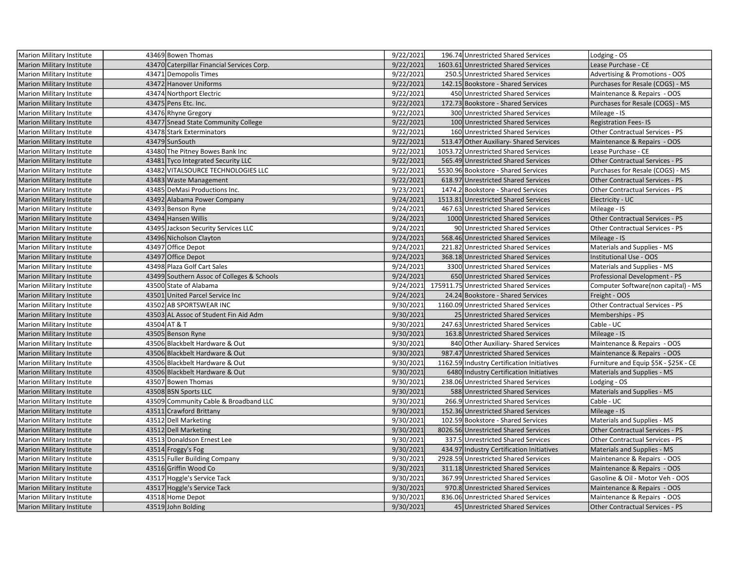| Marion Military Institute | 43469 | Bowen Thomas | 9/22/2021 | 196.74 | Unrestricted Shared Services | Lodging - OS |
|---|---|---|---|---|---|---|
| Marion Military Institute | 43470 | Caterpillar Financial Services Corp. | 9/22/2021 | 1603.61 | Unrestricted Shared Services | Lease Purchase - CE |
| Marion Military Institute | 43471 | Demopolis Times | 9/22/2021 | 250.5 | Unrestricted Shared Services | Advertising & Promotions - OOS |
| Marion Military Institute | 43472 | Hanover Uniforms | 9/22/2021 | 142.15 | Bookstore - Shared Services | Purchases for Resale (COGS) - MS |
| Marion Military Institute | 43474 | Northport Electric | 9/22/2021 | 450 | Unrestricted Shared Services | Maintenance & Repairs - OOS |
| Marion Military Institute | 43475 | Pens Etc. Inc. | 9/22/2021 | 172.73 | Bookstore - Shared Services | Purchases for Resale (COGS) - MS |
| Marion Military Institute | 43476 | Rhyne Gregory | 9/22/2021 | 300 | Unrestricted Shared Services | Mileage - IS |
| Marion Military Institute | 43477 | Snead State Community College | 9/22/2021 | 100 | Unrestricted Shared Services | Registration Fees- IS |
| Marion Military Institute | 43478 | Stark Exterminators | 9/22/2021 | 160 | Unrestricted Shared Services | Other Contractual Services - PS |
| Marion Military Institute | 43479 | SunSouth | 9/22/2021 | 513.47 | Other Auxiliary- Shared Services | Maintenance & Repairs - OOS |
| Marion Military Institute | 43480 | The Pitney Bowes Bank Inc | 9/22/2021 | 1053.72 | Unrestricted Shared Services | Lease Purchase - CE |
| Marion Military Institute | 43481 | Tyco Integrated Security LLC | 9/22/2021 | 565.49 | Unrestricted Shared Services | Other Contractual Services - PS |
| Marion Military Institute | 43482 | VITALSOURCE TECHNOLOGIES LLC | 9/22/2021 | 5530.96 | Bookstore - Shared Services | Purchases for Resale (COGS) - MS |
| Marion Military Institute | 43483 | Waste Management | 9/22/2021 | 618.97 | Unrestricted Shared Services | Other Contractual Services - PS |
| Marion Military Institute | 43485 | DeMasi Productions Inc. | 9/23/2021 | 1474.2 | Bookstore - Shared Services | Other Contractual Services - PS |
| Marion Military Institute | 43492 | Alabama Power Company | 9/24/2021 | 1513.81 | Unrestricted Shared Services | Electricity - UC |
| Marion Military Institute | 43493 | Benson Ryne | 9/24/2021 | 467.63 | Unrestricted Shared Services | Mileage - IS |
| Marion Military Institute | 43494 | Hansen Willis | 9/24/2021 | 1000 | Unrestricted Shared Services | Other Contractual Services - PS |
| Marion Military Institute | 43495 | Jackson Security Services LLC | 9/24/2021 | 90 | Unrestricted Shared Services | Other Contractual Services - PS |
| Marion Military Institute | 43496 | Nicholson Clayton | 9/24/2021 | 568.46 | Unrestricted Shared Services | Mileage - IS |
| Marion Military Institute | 43497 | Office Depot | 9/24/2021 | 221.82 | Unrestricted Shared Services | Materials and Supplies - MS |
| Marion Military Institute | 43497 | Office Depot | 9/24/2021 | 368.18 | Unrestricted Shared Services | Institutional Use - OOS |
| Marion Military Institute | 43498 | Plaza Golf Cart Sales | 9/24/2021 | 3300 | Unrestricted Shared Services | Materials and Supplies - MS |
| Marion Military Institute | 43499 | Southern Assoc of Colleges & Schools | 9/24/2021 | 650 | Unrestricted Shared Services | Professional Development - PS |
| Marion Military Institute | 43500 | State of Alabama | 9/24/2021 | 175911.75 | Unrestricted Shared Services | Computer Software(non capital) - MS |
| Marion Military Institute | 43501 | United Parcel Service Inc | 9/24/2021 | 24.24 | Bookstore - Shared Services | Freight - OOS |
| Marion Military Institute | 43502 | AB SPORTSWEAR INC | 9/30/2021 | 1160.09 | Unrestricted Shared Services | Other Contractual Services - PS |
| Marion Military Institute | 43503 | AL Assoc of Student Fin Aid Adm | 9/30/2021 | 25 | Unrestricted Shared Services | Memberships - PS |
| Marion Military Institute | 43504 | AT & T | 9/30/2021 | 247.63 | Unrestricted Shared Services | Cable - UC |
| Marion Military Institute | 43505 | Benson Ryne | 9/30/2021 | 163.8 | Unrestricted Shared Services | Mileage - IS |
| Marion Military Institute | 43506 | Blackbelt Hardware & Out | 9/30/2021 | 840 | Other Auxiliary- Shared Services | Maintenance & Repairs - OOS |
| Marion Military Institute | 43506 | Blackbelt Hardware & Out | 9/30/2021 | 987.47 | Unrestricted Shared Services | Maintenance & Repairs - OOS |
| Marion Military Institute | 43506 | Blackbelt Hardware & Out | 9/30/2021 | 1162.59 | Industry Certification Initiatives | Furniture and Equip $5K - $25K - CE |
| Marion Military Institute | 43506 | Blackbelt Hardware & Out | 9/30/2021 | 6480 | Industry Certification Initiatives | Materials and Supplies - MS |
| Marion Military Institute | 43507 | Bowen Thomas | 9/30/2021 | 238.06 | Unrestricted Shared Services | Lodging - OS |
| Marion Military Institute | 43508 | BSN Sports LLC | 9/30/2021 | 588 | Unrestricted Shared Services | Materials and Supplies - MS |
| Marion Military Institute | 43509 | Community Cable & Broadband LLC | 9/30/2021 | 266.9 | Unrestricted Shared Services | Cable - UC |
| Marion Military Institute | 43511 | Crawford Brittany | 9/30/2021 | 152.36 | Unrestricted Shared Services | Mileage - IS |
| Marion Military Institute | 43512 | Dell Marketing | 9/30/2021 | 102.59 | Bookstore - Shared Services | Materials and Supplies - MS |
| Marion Military Institute | 43512 | Dell Marketing | 9/30/2021 | 8026.56 | Unrestricted Shared Services | Other Contractual Services - PS |
| Marion Military Institute | 43513 | Donaldson Ernest Lee | 9/30/2021 | 337.5 | Unrestricted Shared Services | Other Contractual Services - PS |
| Marion Military Institute | 43514 | Froggy's Fog | 9/30/2021 | 434.97 | Industry Certification Initiatives | Materials and Supplies - MS |
| Marion Military Institute | 43515 | Fuller Building Company | 9/30/2021 | 2928.59 | Unrestricted Shared Services | Maintenance & Repairs - OOS |
| Marion Military Institute | 43516 | Griffin Wood Co | 9/30/2021 | 311.18 | Unrestricted Shared Services | Maintenance & Repairs - OOS |
| Marion Military Institute | 43517 | Hoggle's Service Tack | 9/30/2021 | 367.99 | Unrestricted Shared Services | Gasoline & Oil - Motor Veh - OOS |
| Marion Military Institute | 43517 | Hoggle's Service Tack | 9/30/2021 | 970.8 | Unrestricted Shared Services | Maintenance & Repairs - OOS |
| Marion Military Institute | 43518 | Home Depot | 9/30/2021 | 836.06 | Unrestricted Shared Services | Maintenance & Repairs - OOS |
| Marion Military Institute | 43519 | John Bolding | 9/30/2021 | 45 | Unrestricted Shared Services | Other Contractual Services - PS |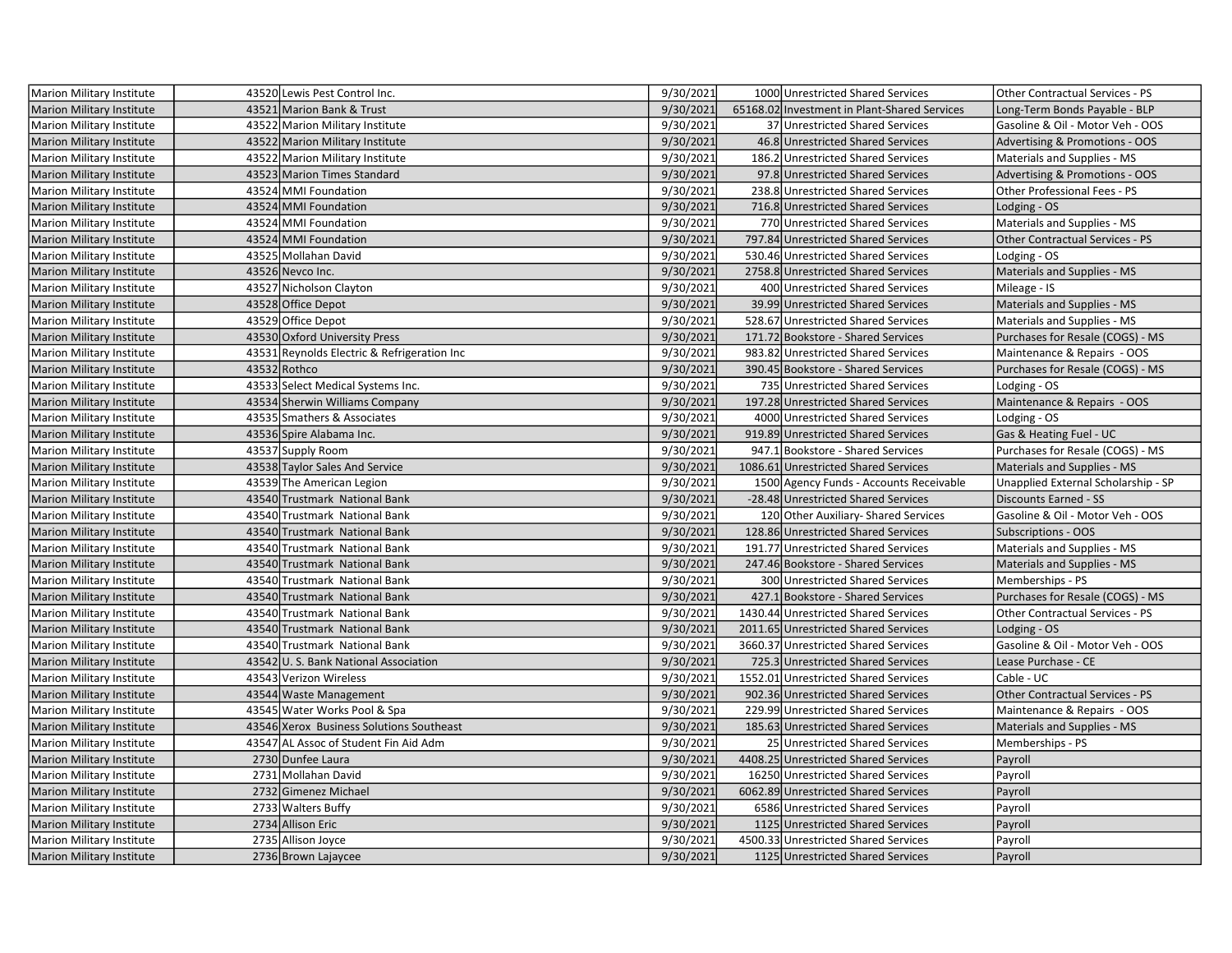| | | | | | | |
|---|---|---|---|---|---|---|
| Marion Military Institute | 43520 | Lewis Pest Control Inc. | 9/30/2021 | 1000 | Unrestricted Shared Services | Other Contractual Services - PS |
| Marion Military Institute | 43521 | Marion Bank & Trust | 9/30/2021 | 65168.02 | Investment in Plant-Shared Services | Long-Term Bonds Payable - BLP |
| Marion Military Institute | 43522 | Marion Military Institute | 9/30/2021 | 37 | Unrestricted Shared Services | Gasoline & Oil - Motor Veh - OOS |
| Marion Military Institute | 43522 | Marion Military Institute | 9/30/2021 | 46.8 | Unrestricted Shared Services | Advertising & Promotions - OOS |
| Marion Military Institute | 43522 | Marion Military Institute | 9/30/2021 | 186.2 | Unrestricted Shared Services | Materials and Supplies - MS |
| Marion Military Institute | 43523 | Marion Times Standard | 9/30/2021 | 97.8 | Unrestricted Shared Services | Advertising & Promotions - OOS |
| Marion Military Institute | 43524 | MMI Foundation | 9/30/2021 | 238.8 | Unrestricted Shared Services | Other Professional Fees - PS |
| Marion Military Institute | 43524 | MMI Foundation | 9/30/2021 | 716.8 | Unrestricted Shared Services | Lodging - OS |
| Marion Military Institute | 43524 | MMI Foundation | 9/30/2021 | 770 | Unrestricted Shared Services | Materials and Supplies - MS |
| Marion Military Institute | 43524 | MMI Foundation | 9/30/2021 | 797.84 | Unrestricted Shared Services | Other Contractual Services - PS |
| Marion Military Institute | 43525 | Mollahan David | 9/30/2021 | 530.46 | Unrestricted Shared Services | Lodging - OS |
| Marion Military Institute | 43526 | Nevco Inc. | 9/30/2021 | 2758.8 | Unrestricted Shared Services | Materials and Supplies - MS |
| Marion Military Institute | 43527 | Nicholson Clayton | 9/30/2021 | 400 | Unrestricted Shared Services | Mileage - IS |
| Marion Military Institute | 43528 | Office Depot | 9/30/2021 | 39.99 | Unrestricted Shared Services | Materials and Supplies - MS |
| Marion Military Institute | 43529 | Office Depot | 9/30/2021 | 528.67 | Unrestricted Shared Services | Materials and Supplies - MS |
| Marion Military Institute | 43530 | Oxford University Press | 9/30/2021 | 171.72 | Bookstore - Shared Services | Purchases for Resale (COGS) - MS |
| Marion Military Institute | 43531 | Reynolds Electric & Refrigeration Inc | 9/30/2021 | 983.82 | Unrestricted Shared Services | Maintenance & Repairs - OOS |
| Marion Military Institute | 43532 | Rothco | 9/30/2021 | 390.45 | Bookstore - Shared Services | Purchases for Resale (COGS) - MS |
| Marion Military Institute | 43533 | Select Medical Systems Inc. | 9/30/2021 | 735 | Unrestricted Shared Services | Lodging - OS |
| Marion Military Institute | 43534 | Sherwin Williams Company | 9/30/2021 | 197.28 | Unrestricted Shared Services | Maintenance & Repairs - OOS |
| Marion Military Institute | 43535 | Smathers & Associates | 9/30/2021 | 4000 | Unrestricted Shared Services | Lodging - OS |
| Marion Military Institute | 43536 | Spire Alabama Inc. | 9/30/2021 | 919.89 | Unrestricted Shared Services | Gas & Heating Fuel - UC |
| Marion Military Institute | 43537 | Supply Room | 9/30/2021 | 947.1 | Bookstore - Shared Services | Purchases for Resale (COGS) - MS |
| Marion Military Institute | 43538 | Taylor Sales And Service | 9/30/2021 | 1086.61 | Unrestricted Shared Services | Materials and Supplies - MS |
| Marion Military Institute | 43539 | The American Legion | 9/30/2021 | 1500 | Agency Funds - Accounts Receivable | Unapplied External Scholarship - SP |
| Marion Military Institute | 43540 | Trustmark National Bank | 9/30/2021 | -28.48 | Unrestricted Shared Services | Discounts Earned - SS |
| Marion Military Institute | 43540 | Trustmark National Bank | 9/30/2021 | 120 | Other Auxiliary- Shared Services | Gasoline & Oil - Motor Veh - OOS |
| Marion Military Institute | 43540 | Trustmark National Bank | 9/30/2021 | 128.86 | Unrestricted Shared Services | Subscriptions - OOS |
| Marion Military Institute | 43540 | Trustmark National Bank | 9/30/2021 | 191.77 | Unrestricted Shared Services | Materials and Supplies - MS |
| Marion Military Institute | 43540 | Trustmark National Bank | 9/30/2021 | 247.46 | Bookstore - Shared Services | Materials and Supplies - MS |
| Marion Military Institute | 43540 | Trustmark National Bank | 9/30/2021 | 300 | Unrestricted Shared Services | Memberships - PS |
| Marion Military Institute | 43540 | Trustmark National Bank | 9/30/2021 | 427.1 | Bookstore - Shared Services | Purchases for Resale (COGS) - MS |
| Marion Military Institute | 43540 | Trustmark National Bank | 9/30/2021 | 1430.44 | Unrestricted Shared Services | Other Contractual Services - PS |
| Marion Military Institute | 43540 | Trustmark National Bank | 9/30/2021 | 2011.65 | Unrestricted Shared Services | Lodging - OS |
| Marion Military Institute | 43540 | Trustmark National Bank | 9/30/2021 | 3660.37 | Unrestricted Shared Services | Gasoline & Oil - Motor Veh - OOS |
| Marion Military Institute | 43542 | U. S. Bank National Association | 9/30/2021 | 725.3 | Unrestricted Shared Services | Lease Purchase - CE |
| Marion Military Institute | 43543 | Verizon Wireless | 9/30/2021 | 1552.01 | Unrestricted Shared Services | Cable - UC |
| Marion Military Institute | 43544 | Waste Management | 9/30/2021 | 902.36 | Unrestricted Shared Services | Other Contractual Services - PS |
| Marion Military Institute | 43545 | Water Works Pool & Spa | 9/30/2021 | 229.99 | Unrestricted Shared Services | Maintenance & Repairs - OOS |
| Marion Military Institute | 43546 | Xerox Business Solutions Southeast | 9/30/2021 | 185.63 | Unrestricted Shared Services | Materials and Supplies - MS |
| Marion Military Institute | 43547 | AL Assoc of Student Fin Aid Adm | 9/30/2021 | 25 | Unrestricted Shared Services | Memberships - PS |
| Marion Military Institute | 2730 | Dunfee Laura | 9/30/2021 | 4408.25 | Unrestricted Shared Services | Payroll |
| Marion Military Institute | 2731 | Mollahan David | 9/30/2021 | 16250 | Unrestricted Shared Services | Payroll |
| Marion Military Institute | 2732 | Gimenez Michael | 9/30/2021 | 6062.89 | Unrestricted Shared Services | Payroll |
| Marion Military Institute | 2733 | Walters Buffy | 9/30/2021 | 6586 | Unrestricted Shared Services | Payroll |
| Marion Military Institute | 2734 | Allison Eric | 9/30/2021 | 1125 | Unrestricted Shared Services | Payroll |
| Marion Military Institute | 2735 | Allison Joyce | 9/30/2021 | 4500.33 | Unrestricted Shared Services | Payroll |
| Marion Military Institute | 2736 | Brown Lajaycee | 9/30/2021 | 1125 | Unrestricted Shared Services | Payroll |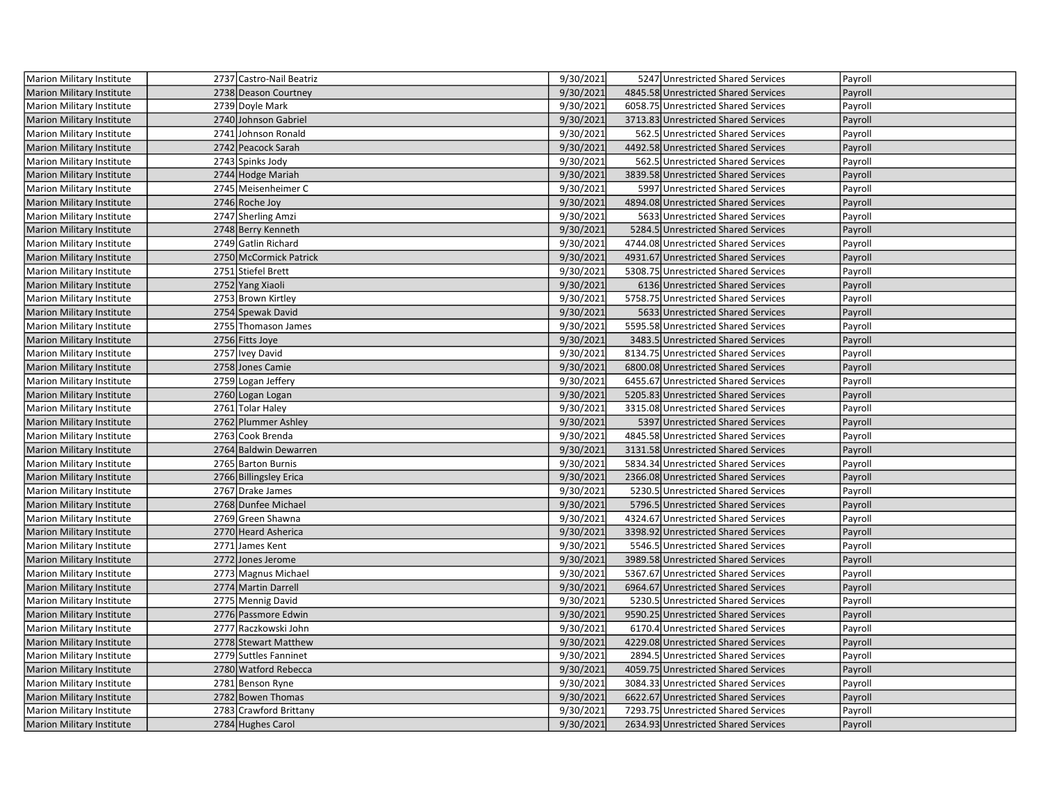| | | | | | | |
|---|---|---|---|---|---|---|
| Marion Military Institute | 2737 | Castro-Nail Beatriz | 9/30/2021 | 5247 | Unrestricted Shared Services | Payroll |
| Marion Military Institute | 2738 | Deason Courtney | 9/30/2021 | 4845.58 | Unrestricted Shared Services | Payroll |
| Marion Military Institute | 2739 | Doyle Mark | 9/30/2021 | 6058.75 | Unrestricted Shared Services | Payroll |
| Marion Military Institute | 2740 | Johnson Gabriel | 9/30/2021 | 3713.83 | Unrestricted Shared Services | Payroll |
| Marion Military Institute | 2741 | Johnson Ronald | 9/30/2021 | 562.5 | Unrestricted Shared Services | Payroll |
| Marion Military Institute | 2742 | Peacock Sarah | 9/30/2021 | 4492.58 | Unrestricted Shared Services | Payroll |
| Marion Military Institute | 2743 | Spinks Jody | 9/30/2021 | 562.5 | Unrestricted Shared Services | Payroll |
| Marion Military Institute | 2744 | Hodge Mariah | 9/30/2021 | 3839.58 | Unrestricted Shared Services | Payroll |
| Marion Military Institute | 2745 | Meisenheimer C | 9/30/2021 | 5997 | Unrestricted Shared Services | Payroll |
| Marion Military Institute | 2746 | Roche Joy | 9/30/2021 | 4894.08 | Unrestricted Shared Services | Payroll |
| Marion Military Institute | 2747 | Sherling Amzi | 9/30/2021 | 5633 | Unrestricted Shared Services | Payroll |
| Marion Military Institute | 2748 | Berry Kenneth | 9/30/2021 | 5284.5 | Unrestricted Shared Services | Payroll |
| Marion Military Institute | 2749 | Gatlin Richard | 9/30/2021 | 4744.08 | Unrestricted Shared Services | Payroll |
| Marion Military Institute | 2750 | McCormick Patrick | 9/30/2021 | 4931.67 | Unrestricted Shared Services | Payroll |
| Marion Military Institute | 2751 | Stiefel Brett | 9/30/2021 | 5308.75 | Unrestricted Shared Services | Payroll |
| Marion Military Institute | 2752 | Yang Xiaoli | 9/30/2021 | 6136 | Unrestricted Shared Services | Payroll |
| Marion Military Institute | 2753 | Brown Kirtley | 9/30/2021 | 5758.75 | Unrestricted Shared Services | Payroll |
| Marion Military Institute | 2754 | Spewak David | 9/30/2021 | 5633 | Unrestricted Shared Services | Payroll |
| Marion Military Institute | 2755 | Thomason James | 9/30/2021 | 5595.58 | Unrestricted Shared Services | Payroll |
| Marion Military Institute | 2756 | Fitts Joye | 9/30/2021 | 3483.5 | Unrestricted Shared Services | Payroll |
| Marion Military Institute | 2757 | Ivey David | 9/30/2021 | 8134.75 | Unrestricted Shared Services | Payroll |
| Marion Military Institute | 2758 | Jones Camie | 9/30/2021 | 6800.08 | Unrestricted Shared Services | Payroll |
| Marion Military Institute | 2759 | Logan Jeffery | 9/30/2021 | 6455.67 | Unrestricted Shared Services | Payroll |
| Marion Military Institute | 2760 | Logan Logan | 9/30/2021 | 5205.83 | Unrestricted Shared Services | Payroll |
| Marion Military Institute | 2761 | Tolar Haley | 9/30/2021 | 3315.08 | Unrestricted Shared Services | Payroll |
| Marion Military Institute | 2762 | Plummer Ashley | 9/30/2021 | 5397 | Unrestricted Shared Services | Payroll |
| Marion Military Institute | 2763 | Cook Brenda | 9/30/2021 | 4845.58 | Unrestricted Shared Services | Payroll |
| Marion Military Institute | 2764 | Baldwin Dewarren | 9/30/2021 | 3131.58 | Unrestricted Shared Services | Payroll |
| Marion Military Institute | 2765 | Barton Burnis | 9/30/2021 | 5834.34 | Unrestricted Shared Services | Payroll |
| Marion Military Institute | 2766 | Billingsley Erica | 9/30/2021 | 2366.08 | Unrestricted Shared Services | Payroll |
| Marion Military Institute | 2767 | Drake James | 9/30/2021 | 5230.5 | Unrestricted Shared Services | Payroll |
| Marion Military Institute | 2768 | Dunfee Michael | 9/30/2021 | 5796.5 | Unrestricted Shared Services | Payroll |
| Marion Military Institute | 2769 | Green Shawna | 9/30/2021 | 4324.67 | Unrestricted Shared Services | Payroll |
| Marion Military Institute | 2770 | Heard Asherica | 9/30/2021 | 3398.92 | Unrestricted Shared Services | Payroll |
| Marion Military Institute | 2771 | James Kent | 9/30/2021 | 5546.5 | Unrestricted Shared Services | Payroll |
| Marion Military Institute | 2772 | Jones Jerome | 9/30/2021 | 3989.58 | Unrestricted Shared Services | Payroll |
| Marion Military Institute | 2773 | Magnus Michael | 9/30/2021 | 5367.67 | Unrestricted Shared Services | Payroll |
| Marion Military Institute | 2774 | Martin Darrell | 9/30/2021 | 6964.67 | Unrestricted Shared Services | Payroll |
| Marion Military Institute | 2775 | Mennig David | 9/30/2021 | 5230.5 | Unrestricted Shared Services | Payroll |
| Marion Military Institute | 2776 | Passmore Edwin | 9/30/2021 | 9590.25 | Unrestricted Shared Services | Payroll |
| Marion Military Institute | 2777 | Raczkowski John | 9/30/2021 | 6170.4 | Unrestricted Shared Services | Payroll |
| Marion Military Institute | 2778 | Stewart Matthew | 9/30/2021 | 4229.08 | Unrestricted Shared Services | Payroll |
| Marion Military Institute | 2779 | Suttles Fanninet | 9/30/2021 | 2894.5 | Unrestricted Shared Services | Payroll |
| Marion Military Institute | 2780 | Watford Rebecca | 9/30/2021 | 4059.75 | Unrestricted Shared Services | Payroll |
| Marion Military Institute | 2781 | Benson Ryne | 9/30/2021 | 3084.33 | Unrestricted Shared Services | Payroll |
| Marion Military Institute | 2782 | Bowen Thomas | 9/30/2021 | 6622.67 | Unrestricted Shared Services | Payroll |
| Marion Military Institute | 2783 | Crawford Brittany | 9/30/2021 | 7293.75 | Unrestricted Shared Services | Payroll |
| Marion Military Institute | 2784 | Hughes Carol | 9/30/2021 | 2634.93 | Unrestricted Shared Services | Payroll |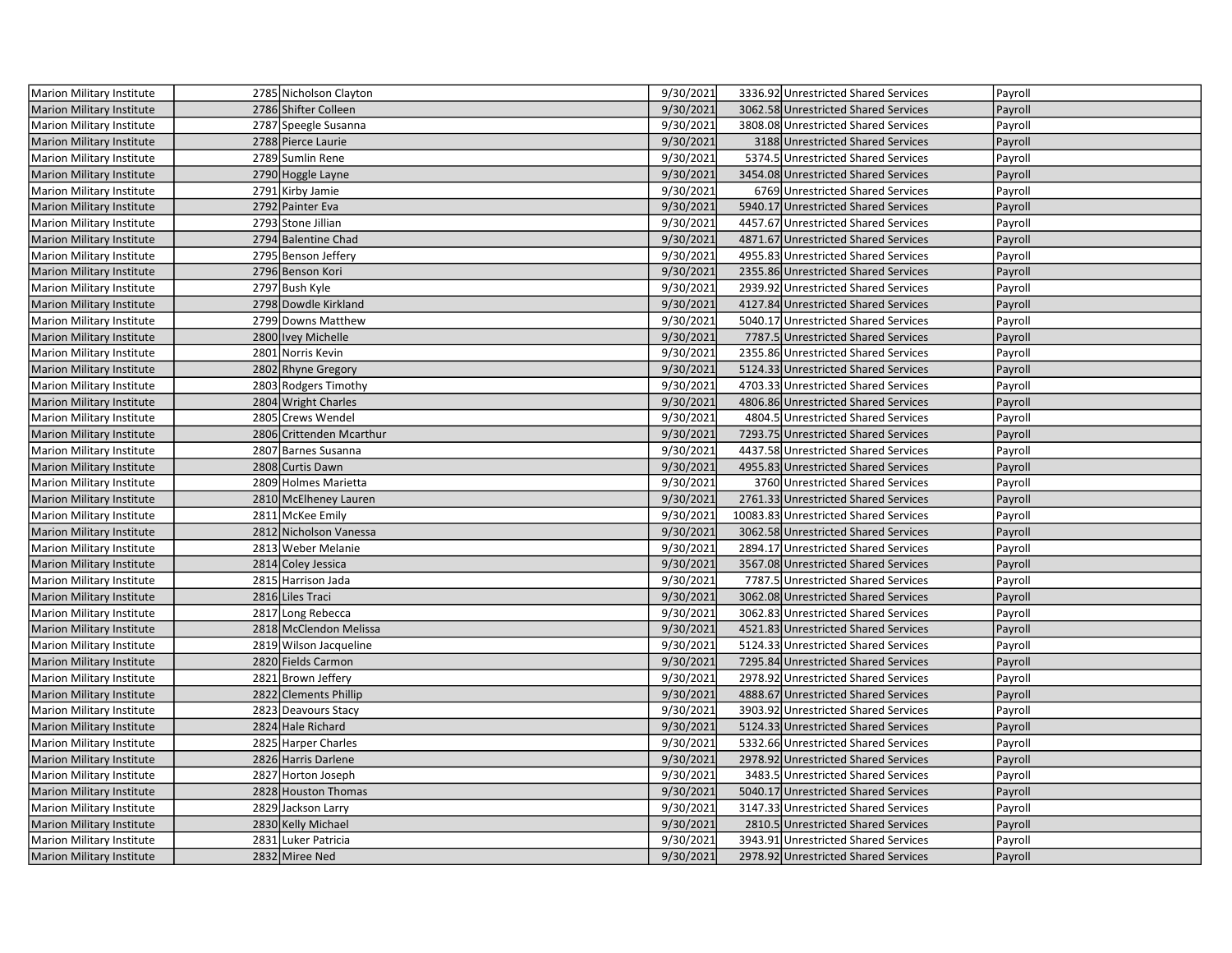| | | | | | | |
|---|---|---|---|---|---|---|
| Marion Military Institute | 2785 | Nicholson Clayton | 9/30/2021 | 3336.92 | Unrestricted Shared Services | Payroll |
| Marion Military Institute | 2786 | Shifter Colleen | 9/30/2021 | 3062.58 | Unrestricted Shared Services | Payroll |
| Marion Military Institute | 2787 | Speegle Susanna | 9/30/2021 | 3808.08 | Unrestricted Shared Services | Payroll |
| Marion Military Institute | 2788 | Pierce Laurie | 9/30/2021 | 3188 | Unrestricted Shared Services | Payroll |
| Marion Military Institute | 2789 | Sumlin Rene | 9/30/2021 | 5374.5 | Unrestricted Shared Services | Payroll |
| Marion Military Institute | 2790 | Hoggle Layne | 9/30/2021 | 3454.08 | Unrestricted Shared Services | Payroll |
| Marion Military Institute | 2791 | Kirby Jamie | 9/30/2021 | 6769 | Unrestricted Shared Services | Payroll |
| Marion Military Institute | 2792 | Painter Eva | 9/30/2021 | 5940.17 | Unrestricted Shared Services | Payroll |
| Marion Military Institute | 2793 | Stone Jillian | 9/30/2021 | 4457.67 | Unrestricted Shared Services | Payroll |
| Marion Military Institute | 2794 | Balentine Chad | 9/30/2021 | 4871.67 | Unrestricted Shared Services | Payroll |
| Marion Military Institute | 2795 | Benson Jeffery | 9/30/2021 | 4955.83 | Unrestricted Shared Services | Payroll |
| Marion Military Institute | 2796 | Benson Kori | 9/30/2021 | 2355.86 | Unrestricted Shared Services | Payroll |
| Marion Military Institute | 2797 | Bush Kyle | 9/30/2021 | 2939.92 | Unrestricted Shared Services | Payroll |
| Marion Military Institute | 2798 | Dowdle Kirkland | 9/30/2021 | 4127.84 | Unrestricted Shared Services | Payroll |
| Marion Military Institute | 2799 | Downs Matthew | 9/30/2021 | 5040.17 | Unrestricted Shared Services | Payroll |
| Marion Military Institute | 2800 | Ivey Michelle | 9/30/2021 | 7787.5 | Unrestricted Shared Services | Payroll |
| Marion Military Institute | 2801 | Norris Kevin | 9/30/2021 | 2355.86 | Unrestricted Shared Services | Payroll |
| Marion Military Institute | 2802 | Rhyne Gregory | 9/30/2021 | 5124.33 | Unrestricted Shared Services | Payroll |
| Marion Military Institute | 2803 | Rodgers Timothy | 9/30/2021 | 4703.33 | Unrestricted Shared Services | Payroll |
| Marion Military Institute | 2804 | Wright Charles | 9/30/2021 | 4806.86 | Unrestricted Shared Services | Payroll |
| Marion Military Institute | 2805 | Crews Wendel | 9/30/2021 | 4804.5 | Unrestricted Shared Services | Payroll |
| Marion Military Institute | 2806 | Crittenden Mcarthur | 9/30/2021 | 7293.75 | Unrestricted Shared Services | Payroll |
| Marion Military Institute | 2807 | Barnes Susanna | 9/30/2021 | 4437.58 | Unrestricted Shared Services | Payroll |
| Marion Military Institute | 2808 | Curtis Dawn | 9/30/2021 | 4955.83 | Unrestricted Shared Services | Payroll |
| Marion Military Institute | 2809 | Holmes Marietta | 9/30/2021 | 3760 | Unrestricted Shared Services | Payroll |
| Marion Military Institute | 2810 | McElheney Lauren | 9/30/2021 | 2761.33 | Unrestricted Shared Services | Payroll |
| Marion Military Institute | 2811 | McKee Emily | 9/30/2021 | 10083.83 | Unrestricted Shared Services | Payroll |
| Marion Military Institute | 2812 | Nicholson Vanessa | 9/30/2021 | 3062.58 | Unrestricted Shared Services | Payroll |
| Marion Military Institute | 2813 | Weber Melanie | 9/30/2021 | 2894.17 | Unrestricted Shared Services | Payroll |
| Marion Military Institute | 2814 | Coley Jessica | 9/30/2021 | 3567.08 | Unrestricted Shared Services | Payroll |
| Marion Military Institute | 2815 | Harrison Jada | 9/30/2021 | 7787.5 | Unrestricted Shared Services | Payroll |
| Marion Military Institute | 2816 | Liles Traci | 9/30/2021 | 3062.08 | Unrestricted Shared Services | Payroll |
| Marion Military Institute | 2817 | Long Rebecca | 9/30/2021 | 3062.83 | Unrestricted Shared Services | Payroll |
| Marion Military Institute | 2818 | McClendon Melissa | 9/30/2021 | 4521.83 | Unrestricted Shared Services | Payroll |
| Marion Military Institute | 2819 | Wilson Jacqueline | 9/30/2021 | 5124.33 | Unrestricted Shared Services | Payroll |
| Marion Military Institute | 2820 | Fields Carmon | 9/30/2021 | 7295.84 | Unrestricted Shared Services | Payroll |
| Marion Military Institute | 2821 | Brown Jeffery | 9/30/2021 | 2978.92 | Unrestricted Shared Services | Payroll |
| Marion Military Institute | 2822 | Clements Phillip | 9/30/2021 | 4888.67 | Unrestricted Shared Services | Payroll |
| Marion Military Institute | 2823 | Deavours Stacy | 9/30/2021 | 3903.92 | Unrestricted Shared Services | Payroll |
| Marion Military Institute | 2824 | Hale Richard | 9/30/2021 | 5124.33 | Unrestricted Shared Services | Payroll |
| Marion Military Institute | 2825 | Harper Charles | 9/30/2021 | 5332.66 | Unrestricted Shared Services | Payroll |
| Marion Military Institute | 2826 | Harris Darlene | 9/30/2021 | 2978.92 | Unrestricted Shared Services | Payroll |
| Marion Military Institute | 2827 | Horton Joseph | 9/30/2021 | 3483.5 | Unrestricted Shared Services | Payroll |
| Marion Military Institute | 2828 | Houston Thomas | 9/30/2021 | 5040.17 | Unrestricted Shared Services | Payroll |
| Marion Military Institute | 2829 | Jackson Larry | 9/30/2021 | 3147.33 | Unrestricted Shared Services | Payroll |
| Marion Military Institute | 2830 | Kelly Michael | 9/30/2021 | 2810.5 | Unrestricted Shared Services | Payroll |
| Marion Military Institute | 2831 | Luker Patricia | 9/30/2021 | 3943.91 | Unrestricted Shared Services | Payroll |
| Marion Military Institute | 2832 | Miree Ned | 9/30/2021 | 2978.92 | Unrestricted Shared Services | Payroll |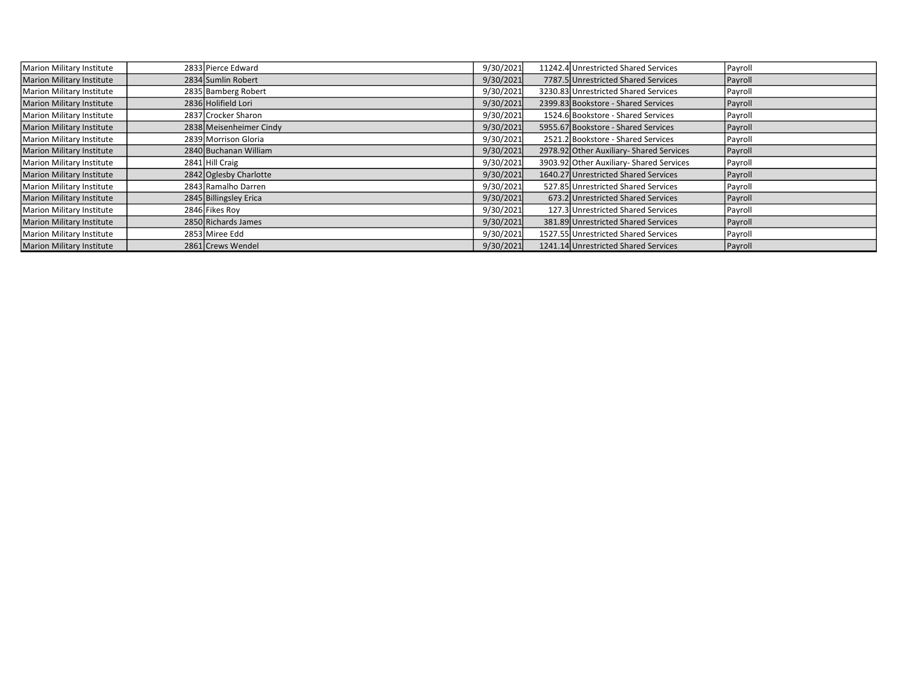| | | | | | | |
|---|---|---|---|---|---|---|
| Marion Military Institute | 2833 | Pierce Edward | 9/30/2021 | 11242.4 | Unrestricted Shared Services | Payroll |
| Marion Military Institute | 2834 | Sumlin Robert | 9/30/2021 | 7787.5 | Unrestricted Shared Services | Payroll |
| Marion Military Institute | 2835 | Bamberg Robert | 9/30/2021 | 3230.83 | Unrestricted Shared Services | Payroll |
| Marion Military Institute | 2836 | Holifield Lori | 9/30/2021 | 2399.83 | Bookstore - Shared Services | Payroll |
| Marion Military Institute | 2837 | Crocker Sharon | 9/30/2021 | 1524.6 | Bookstore - Shared Services | Payroll |
| Marion Military Institute | 2838 | Meisenheimer Cindy | 9/30/2021 | 5955.67 | Bookstore - Shared Services | Payroll |
| Marion Military Institute | 2839 | Morrison Gloria | 9/30/2021 | 2521.2 | Bookstore - Shared Services | Payroll |
| Marion Military Institute | 2840 | Buchanan William | 9/30/2021 | 2978.92 | Other Auxiliary- Shared Services | Payroll |
| Marion Military Institute | 2841 | Hill Craig | 9/30/2021 | 3903.92 | Other Auxiliary- Shared Services | Payroll |
| Marion Military Institute | 2842 | Oglesby Charlotte | 9/30/2021 | 1640.27 | Unrestricted Shared Services | Payroll |
| Marion Military Institute | 2843 | Ramalho Darren | 9/30/2021 | 527.85 | Unrestricted Shared Services | Payroll |
| Marion Military Institute | 2845 | Billingsley Erica | 9/30/2021 | 673.2 | Unrestricted Shared Services | Payroll |
| Marion Military Institute | 2846 | Fikes Roy | 9/30/2021 | 127.3 | Unrestricted Shared Services | Payroll |
| Marion Military Institute | 2850 | Richards James | 9/30/2021 | 381.89 | Unrestricted Shared Services | Payroll |
| Marion Military Institute | 2853 | Miree Edd | 9/30/2021 | 1527.55 | Unrestricted Shared Services | Payroll |
| Marion Military Institute | 2861 | Crews Wendel | 9/30/2021 | 1241.14 | Unrestricted Shared Services | Payroll |